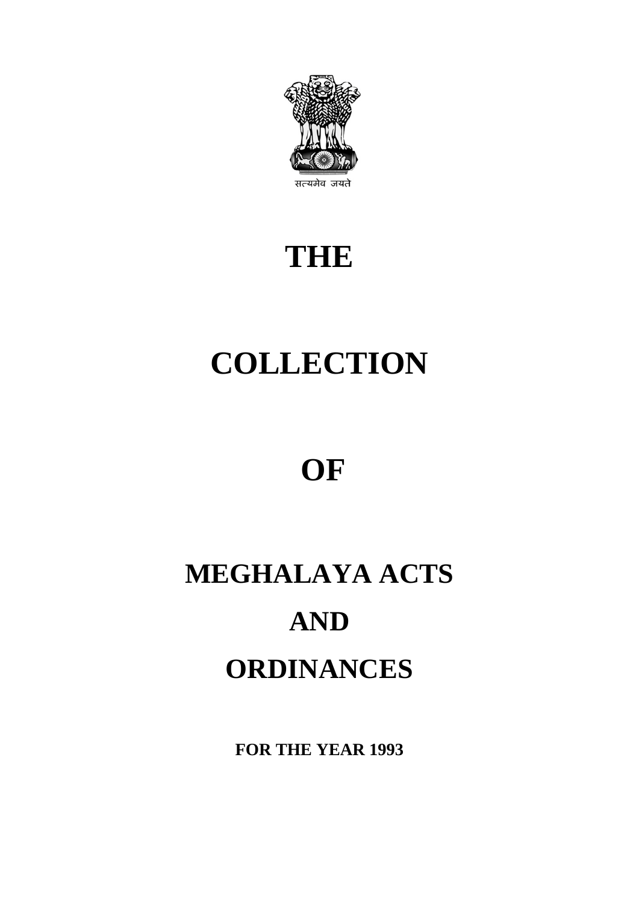सत्यमेव जयते

# THE

# COLLECTION

# OF

# MEGHALAYA ACTS

# AND

# ORDINANCES

**FOR THE YEAR 1993**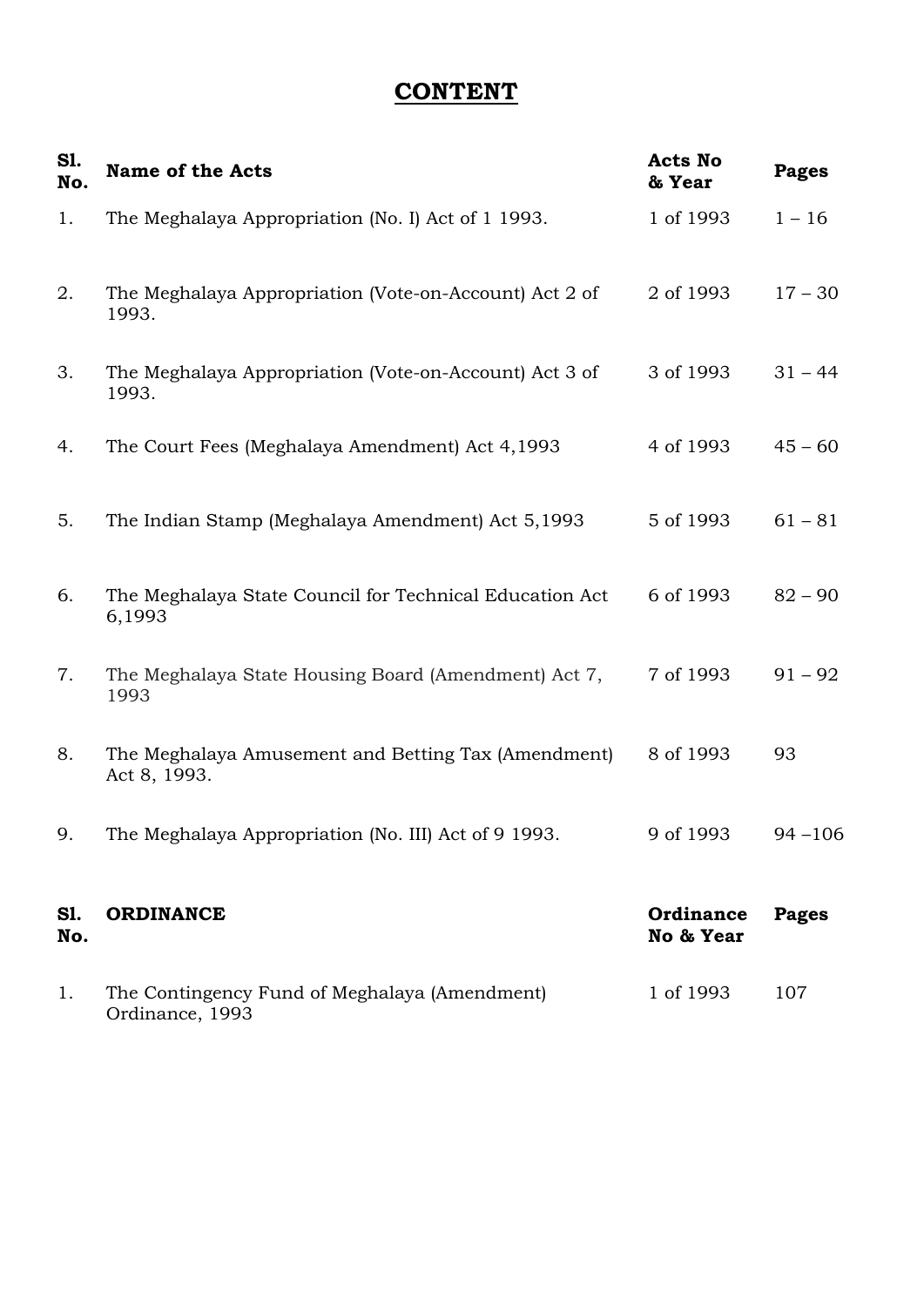# CONTENT

| Sl. No. | Name of the Acts | Acts No & Year | Pages |
|---|---|---|---|
| 1. | The Meghalaya Appropriation (No. I) Act of 1 1993. | 1 of 1993 | 1 – 16 |
| 2. | The Meghalaya Appropriation (Vote-on-Account) Act 2 of 1993. | 2 of 1993 | 17 – 30 |
| 3. | The Meghalaya Appropriation (Vote-on-Account) Act 3 of 1993. | 3 of 1993 | 31 – 44 |
| 4. | The Court Fees (Meghalaya Amendment) Act 4,1993 | 4 of 1993 | 45 – 60 |
| 5. | The Indian Stamp (Meghalaya Amendment) Act 5,1993 | 5 of 1993 | 61 – 81 |
| 6. | The Meghalaya State Council for Technical Education Act 6,1993 | 6 of 1993 | 82 – 90 |
| 7. | The Meghalaya State Housing Board (Amendment) Act 7, 1993 | 7 of 1993 | 91 – 92 |
| 8. | The Meghalaya Amusement and Betting Tax (Amendment) Act 8, 1993. | 8 of 1993 | 93 |
| 9. | The Meghalaya Appropriation (No. III) Act of 9 1993. | 9 of 1993 | 94 –106 |

| Sl. No. | ORDINANCE | Ordinance No & Year | Pages |
|---|---|---|---|
| 1. | The Contingency Fund of Meghalaya (Amendment) Ordinance, 1993 | 1 of 1993 | 107 |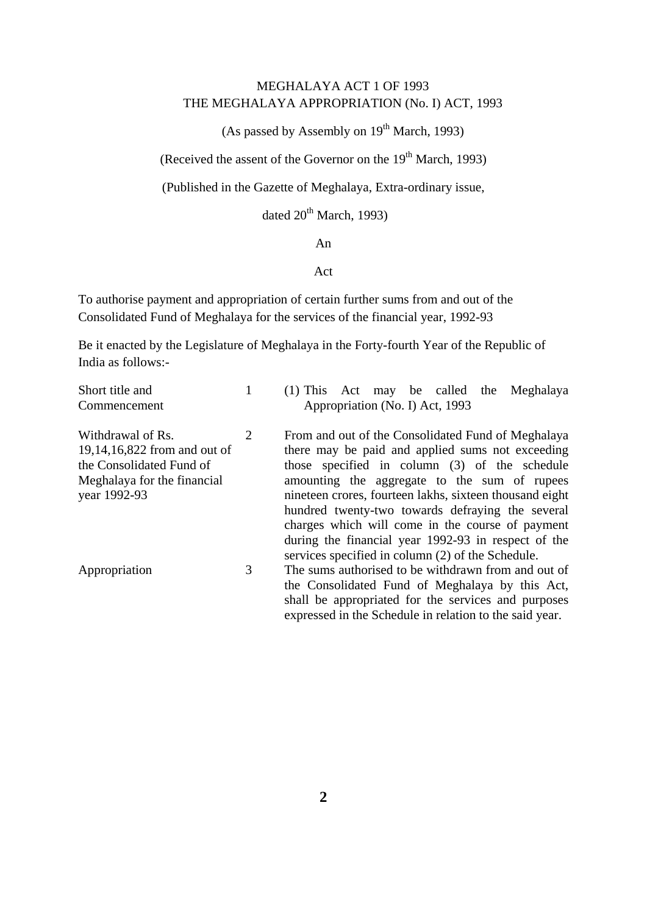# MEGHALAYA ACT 1 OF 1993
## THE MEGHALAYA APPROPRIATION (No. I) ACT, 1993

(As passed by Assembly on 19th March, 1993)

(Received the assent of the Governor on the 19th March, 1993)

(Published in the Gazette of Meghalaya, Extra-ordinary issue, dated 20th March, 1993)

An

Act

To authorise payment and appropriation of certain further sums from and out of the Consolidated Fund of Meghalaya for the services of the financial year, 1992-93

Be it enacted by the Legislature of Meghalaya in the Forty-fourth Year of the Republic of India as follows:-

| | | |
|---|---|---|
| Short title and Commencement | 1 | (1) This Act may be called the Meghalaya Appropriation (No. I) Act, 1993 |
| Withdrawal of Rs. 19,14,16,822 from and out of the Consolidated Fund of Meghalaya for the financial year 1992-93 | 2 | From and out of the Consolidated Fund of Meghalaya there may be paid and applied sums not exceeding those specified in column (3) of the schedule amounting the aggregate to the sum of rupees nineteen crores, fourteen lakhs, sixteen thousand eight hundred twenty-two towards defraying the several charges which will come in the course of payment during the financial year 1992-93 in respect of the services specified in column (2) of the Schedule. |
| Appropriation | 3 | The sums authorised to be withdrawn from and out of the Consolidated Fund of Meghalaya by this Act, shall be appropriated for the services and purposes expressed in the Schedule in relation to the said year. |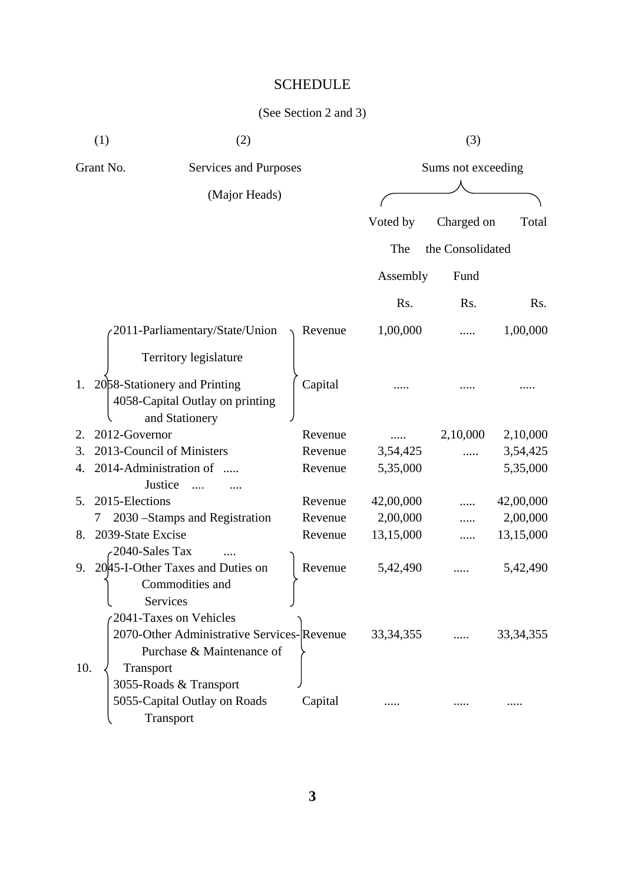# SCHEDULE

(See Section 2 and 3)

| (1) | (2) | | (3) | | |
|---|---|---|---|---|---|
| Grant No. | Services and Purposes (Major Heads) | | Sums not exceeding | | |
| | | | Voted by The Assembly | Charged on the Consolidated Fund | Total |
| | | | Rs. | Rs. | Rs. |
| 1. | 2011-Parliamentary/State/Union Territory legislature | Revenue | 1,00,000 | ..... | 1,00,000 |
| | 2058-Stationery and Printing<br>4058-Capital Outlay on printing and Stationery | Capital | ..... | ..... | ..... |
| 2. | 2012-Governor | Revenue | ..... | 2,10,000 | 2,10,000 |
| 3. | 2013-Council of Ministers | Revenue | 3,54,425 | ..... | 3,54,425 |
| 4. | 2014-Administration of ..... Justice .... .... | Revenue | 5,35,000 | | 5,35,000 |
| 5. | 2015-Elections | Revenue | 42,00,000 | ..... | 42,00,000 |
| 7 | 2030 –Stamps and Registration | Revenue | 2,00,000 | ..... | 2,00,000 |
| 8. | 2039-State Excise | Revenue | 13,15,000 | ..... | 13,15,000 |
| 9. | 2040-Sales Tax ....<br>2045-I-Other Taxes and Duties on Commodities and Services | Revenue | 5,42,490 | ..... | 5,42,490 |
| 10. | 2041-Taxes on Vehicles<br>2070-Other Administrative Services-Purchase & Maintenance of Transport<br>3055-Roads & Transport | Revenue | 33,34,355 | ..... | 33,34,355 |
| | 5055-Capital Outlay on Roads Transport | Capital | ..... | ..... | ..... |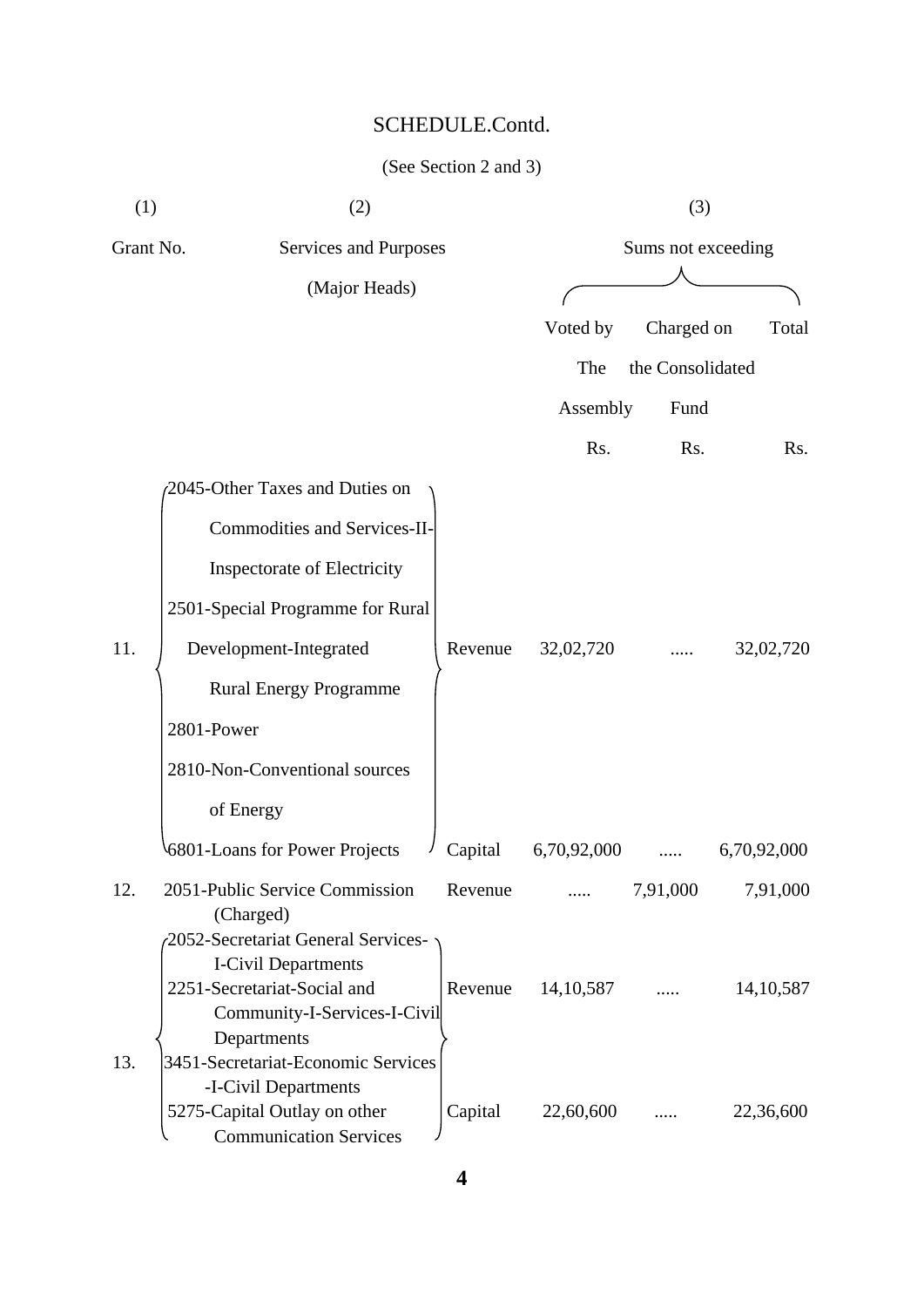# SCHEDULE.Contd.

(See Section 2 and 3)

| (1) | (2) | | (3) | | |
|---|---|---|---|---|---|
| Grant No. | Services and Purposes (Major Heads) | | Sums not exceeding | | |
| | | | Voted by The Assembly | Charged on the Consolidated Fund | Total |
| | | | Rs. | Rs. | Rs. |
| 11. | 2045-Other Taxes and Duties on Commodities and Services-II-Inspectorate of Electricity<br>2501-Special Programme for Rural Development-Integrated Rural Energy Programme<br>2801-Power<br>2810-Non-Conventional sources of Energy | Revenue | 32,02,720 | ..... | 32,02,720 |
| | 6801-Loans for Power Projects | Capital | 6,70,92,000 | ..... | 6,70,92,000 |
| 12. | 2051-Public Service Commission (Charged) | Revenue | ..... | 7,91,000 | 7,91,000 |
| 13. | 2052-Secretariat General Services-I-Civil Departments<br>2251-Secretariat-Social and Community-I-Services-I-Civil Departments<br>3451-Secretariat-Economic Services-I-Civil Departments | Revenue | 14,10,587 | ..... | 14,10,587 |
| | 5275-Capital Outlay on other Communication Services | Capital | 22,60,600 | ..... | 22,36,600 |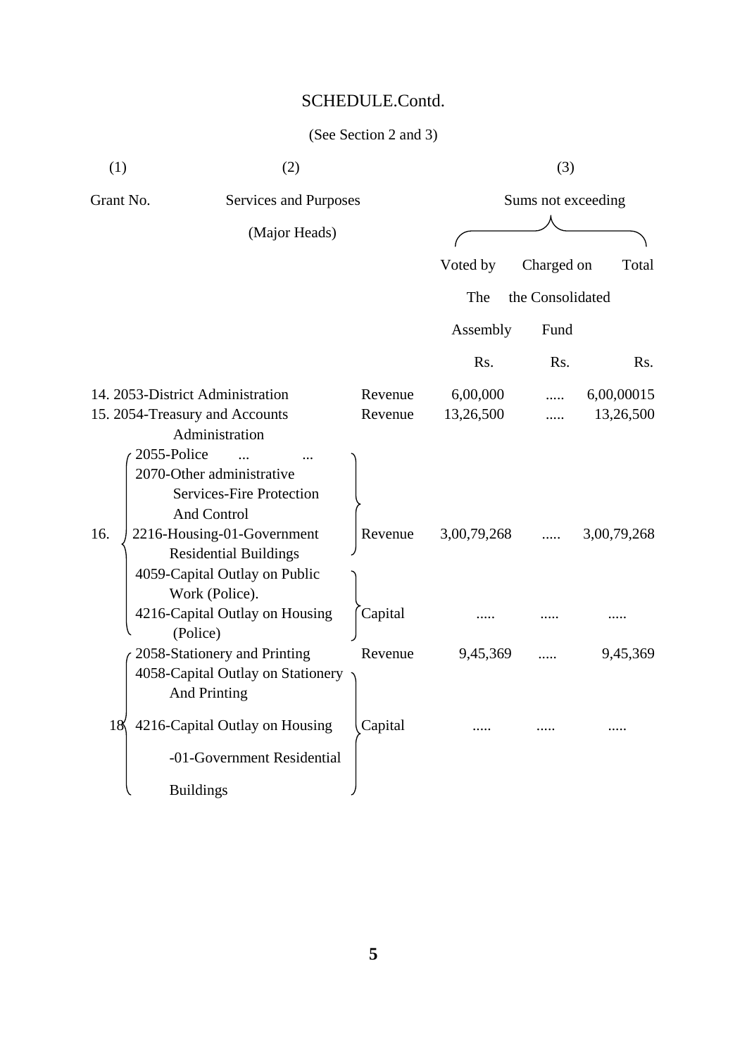# SCHEDULE.Contd.

(See Section 2 and 3)

| (1) | (2) | | (3) | | |
|---|---|---|---|---|---|
| Grant No. | Services and Purposes (Major Heads) | | Sums not exceeding | | |
| | | | Voted by The Assembly | Charged on the Consolidated Fund | Total |
| | | | Rs. | Rs. | Rs. |
| 14. | 2053-District Administration | Revenue | 6,00,000 | ..... | 6,00,00015 |
| 15. | 2054-Treasury and Accounts Administration | Revenue | 13,26,500 | ..... | 13,26,500 |
| 16. | 2055-Police ... ... 2070-Other administrative Services-Fire Protection And Control 2216-Housing-01-Government Residential Buildings | Revenue | 3,00,79,268 | ..... | 3,00,79,268 |
| | 4059-Capital Outlay on Public Work (Police). 4216-Capital Outlay on Housing (Police) | Capital | ..... | ..... | ..... |
| 18 | 2058-Stationery and Printing | Revenue | 9,45,369 | ..... | 9,45,369 |
| | 4058-Capital Outlay on Stationery And Printing 4216-Capital Outlay on Housing -01-Government Residential Buildings | Capital | ..... | ..... | ..... |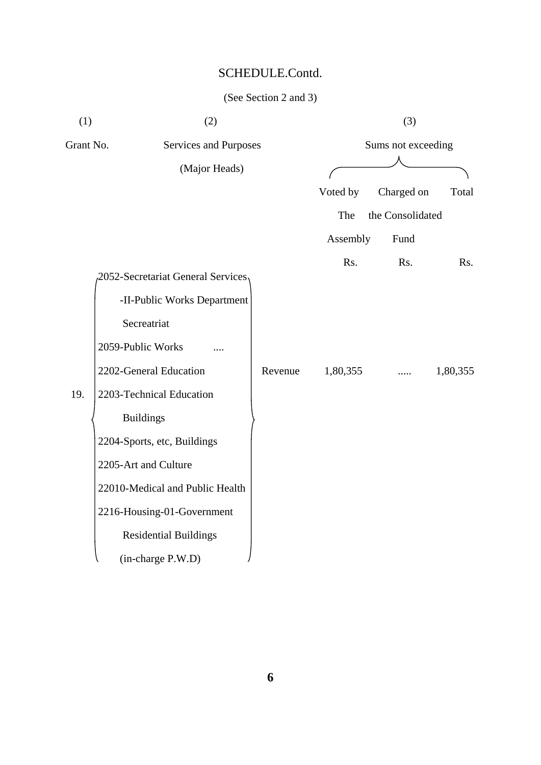SCHEDULE.Contd.

(See Section 2 and 3)

| (1) | (2) | | (3) | | |
|---|---|---|---|---|---|
| Grant No. | Services and Purposes (Major Heads) | | Sums not exceeding | | |
| | | | Voted by The Assembly | Charged on the Consolidated Fund | Total |
| | | | Rs. | Rs. | Rs. |
| 19. | 2052-Secretariat General Services -II-Public Works Department Secreatriat<br>2059-Public Works ....<br>2202-General Education<br>2203-Technical Education Buildings<br>2204-Sports, etc, Buildings<br>2205-Art and Culture<br>22010-Medical and Public Health<br>2216-Housing-01-Government Residential Buildings (in-charge P.W.D) | Revenue | 1,80,355 | ..... | 1,80,355 |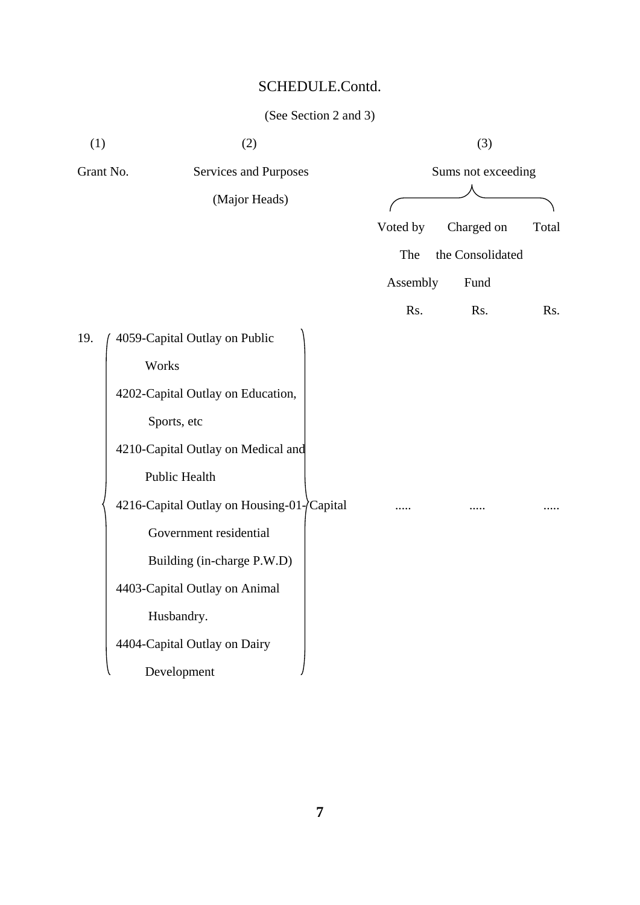SCHEDULE.Contd.

(See Section 2 and 3)

| (1) | (2) | (3) | | |
|---|---|---|---|---|
| Grant No. | Services and Purposes (Major Heads) | Sums not exceeding | | |
| | | Voted by The Assembly | Charged on the Consolidated Fund | Total |
| | | Rs. | Rs. | Rs. |
| 19. | 4059-Capital Outlay on Public Works<br>4202-Capital Outlay on Education, Sports, etc<br>4210-Capital Outlay on Medical and Public Health<br>4216-Capital Outlay on Housing-01-Capital Government residential Building (in-charge P.W.D)<br>4403-Capital Outlay on Animal Husbandry.<br>4404-Capital Outlay on Dairy Development | ..... | ..... | ..... |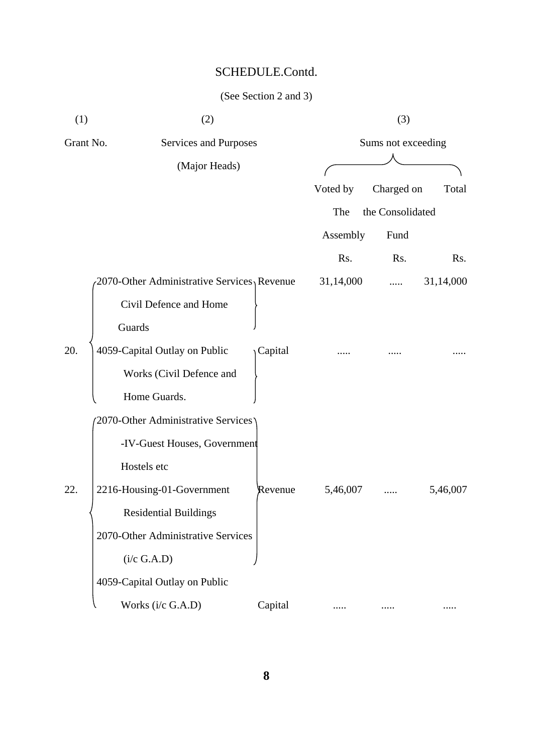SCHEDULE.Contd.

(See Section 2 and 3)

| (1) | (2) | | (3) | | |
|---|---|---|---|---|---|
| Grant No. | Services and Purposes (Major Heads) | | Sums not exceeding | | |
| | | | Voted by The Assembly | Charged on the Consolidated Fund | Total |
| | | | Rs. | Rs. | Rs. |
| 20. | 2070-Other Administrative Services Civil Defence and Home Guards | Revenue | 31,14,000 | ..... | 31,14,000 |
| | 4059-Capital Outlay on Public Works (Civil Defence and Home Guards. | Capital | ..... | ..... | ..... |
| 22. | 2070-Other Administrative Services -IV-Guest Houses, Government Hostels etc 2216-Housing-01-Government Residential Buildings 2070-Other Administrative Services (i/c G.A.D) | Revenue | 5,46,007 | ..... | 5,46,007 |
| | 4059-Capital Outlay on Public Works (i/c G.A.D) | Capital | ..... | ..... | ..... |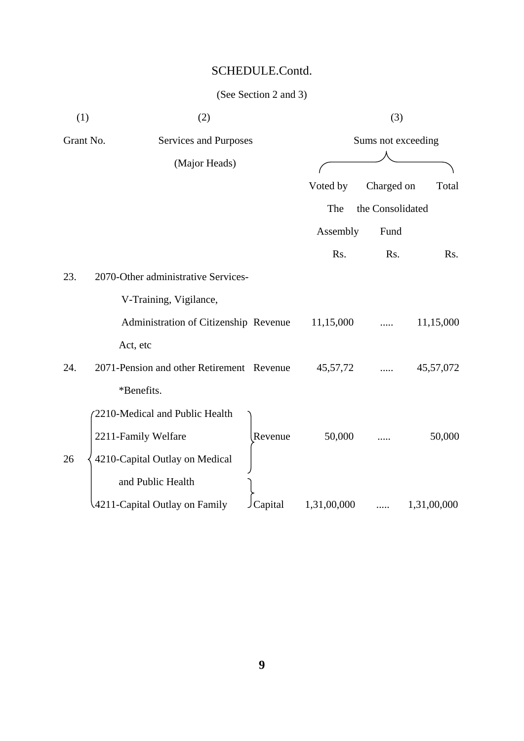SCHEDULE.Contd.

(See Section 2 and 3)

| (1) | (2) | | (3) | | |
|---|---|---|---|---|---|
| Grant No. | Services and Purposes (Major Heads) | | Sums not exceeding | | |
| | | | Voted by The Assembly | Charged on the Consolidated Fund | Total |
| | | | Rs. | Rs. | Rs. |
| 23. | 2070-Other administrative Services- V-Training, Vigilance, Administration of Citizenship Act, etc | Revenue | 11,15,000 | ..... | 11,15,000 |
| 24. | 2071-Pension and other Retirement *Benefits. | Revenue | 45,57,72 | ..... | 45,57,072 |
| 26 | 2210-Medical and Public Health<br>2211-Family Welfare | Revenue | 50,000 | ..... | 50,000 |
| | 4210-Capital Outlay on Medical and Public Health<br>4211-Capital Outlay on Family | Capital | 1,31,00,000 | ..... | 1,31,00,000 |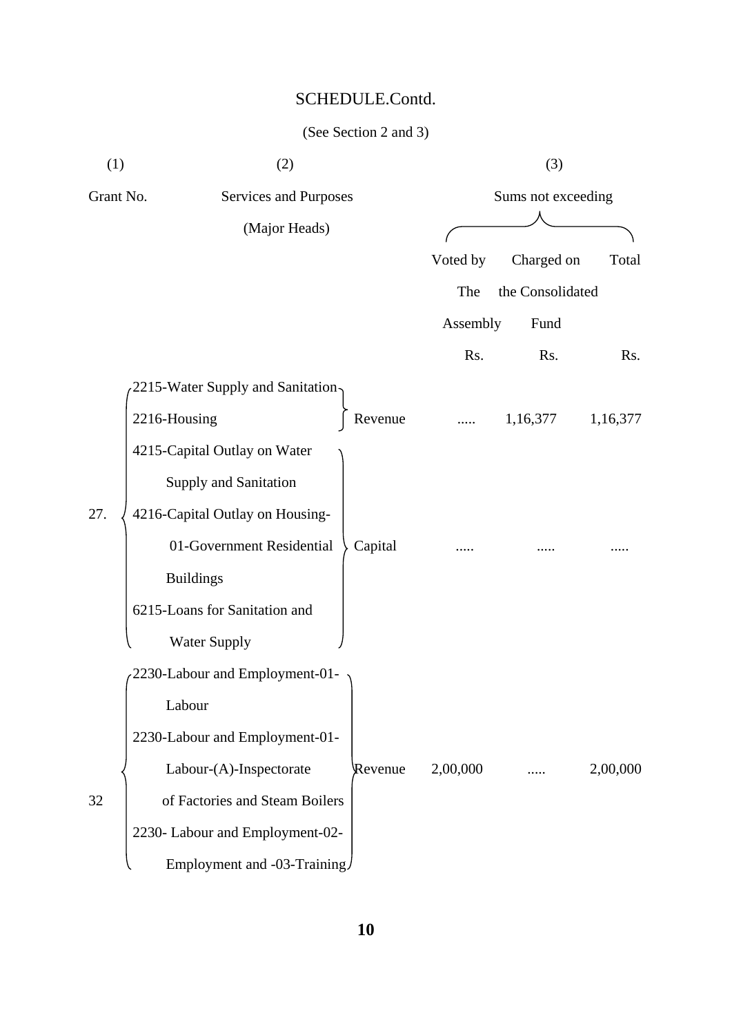# SCHEDULE.Contd.

(See Section 2 and 3)

| (1) | (2) | | (3) | | |
|---|---|---|---|---|---|
| Grant No. | Services and Purposes (Major Heads) | | Sums not exceeding | | |
| | | | Voted by The Assembly | Charged on the Consolidated Fund | Total |
| | | | Rs. | Rs. | Rs. |
| 27. | 2215-Water Supply and Sanitation<br>2216-Housing | Revenue | ..... | 1,16,377 | 1,16,377 |
| | 4215-Capital Outlay on Water Supply and Sanitation<br>4216-Capital Outlay on Housing-01-Government Residential Buildings<br>6215-Loans for Sanitation and Water Supply | Capital | ..... | ..... | ..... |
| 32 | 2230-Labour and Employment-01-Labour<br>2230-Labour and Employment-01-Labour-(A)-Inspectorate of Factories and Steam Boilers<br>2230- Labour and Employment-02-Employment and -03-Training | Revenue | 2,00,000 | ..... | 2,00,000 |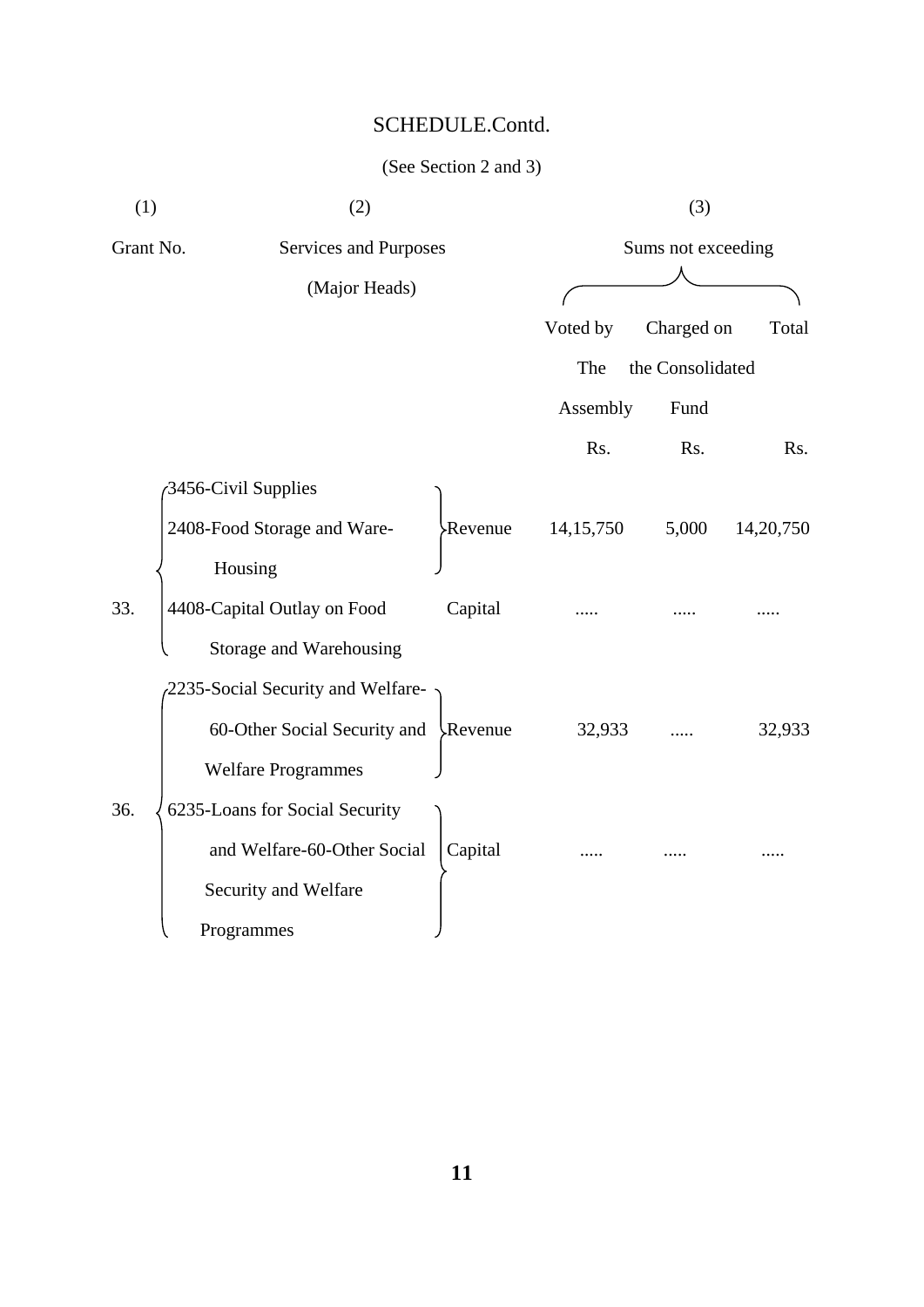SCHEDULE.Contd.

(See Section 2 and 3)

| (1) | (2) | | (3) | | |
|---|---|---|---|---|---|
| Grant No. | Services and Purposes (Major Heads) | | Sums not exceeding | | |
| | | | Voted by The Assembly | Charged on the Consolidated Fund | Total |
| | | | Rs. | Rs. | Rs. |
| 33. | 3456-Civil Supplies<br>2408-Food Storage and Ware-Housing | Revenue | 14,15,750 | 5,000 | 14,20,750 |
| | 4408-Capital Outlay on Food Storage and Warehousing | Capital | ..... | ..... | ..... |
| 36. | 2235-Social Security and Welfare-60-Other Social Security and Welfare Programmes | Revenue | 32,933 | ..... | 32,933 |
| | 6235-Loans for Social Security and Welfare-60-Other Social Security and Welfare Programmes | Capital | ..... | ..... | ..... |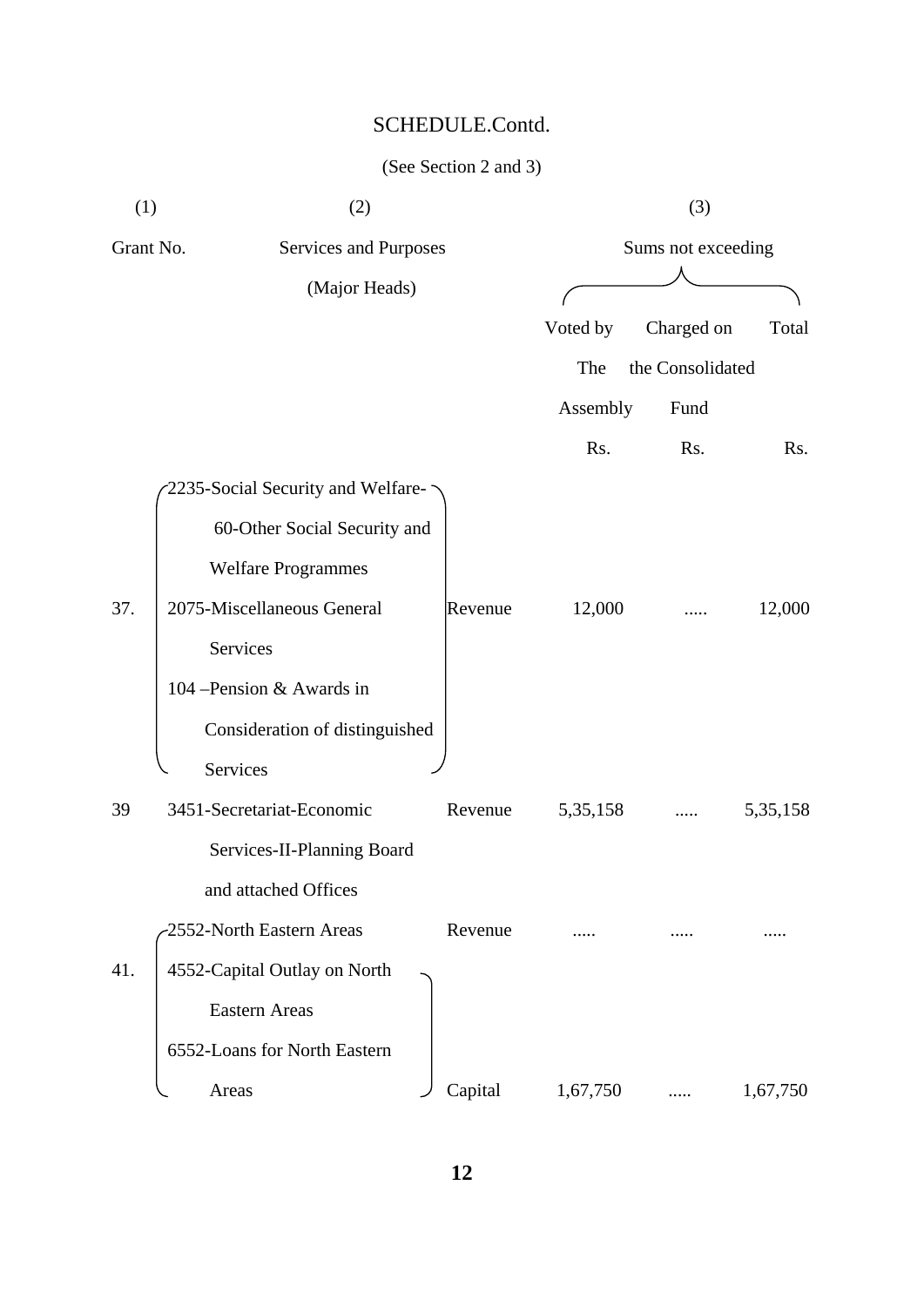SCHEDULE.Contd.

(See Section 2 and 3)

| (1) | (2) | | (3) | | |
|---|---|---|---|---|---|
| Grant No. | Services and Purposes (Major Heads) | | Sums not exceeding | | |
| | | | Voted by The Assembly | Charged on the Consolidated Fund | Total |
| | | | Rs. | Rs. | Rs. |
| 37. | 2235-Social Security and Welfare-60-Other Social Security and Welfare Programmes<br>2075-Miscellaneous General Services<br>104 –Pension & Awards in Consideration of distinguished Services | Revenue | 12,000 | ..... | 12,000 |
| 39 | 3451-Secretariat-Economic Services-II-Planning Board and attached Offices | Revenue | 5,35,158 | ..... | 5,35,158 |
| 41. | 2552-North Eastern Areas | Revenue | ..... | ..... | ..... |
| | 4552-Capital Outlay on North Eastern Areas<br>6552-Loans for North Eastern Areas | Capital | 1,67,750 | ..... | 1,67,750 |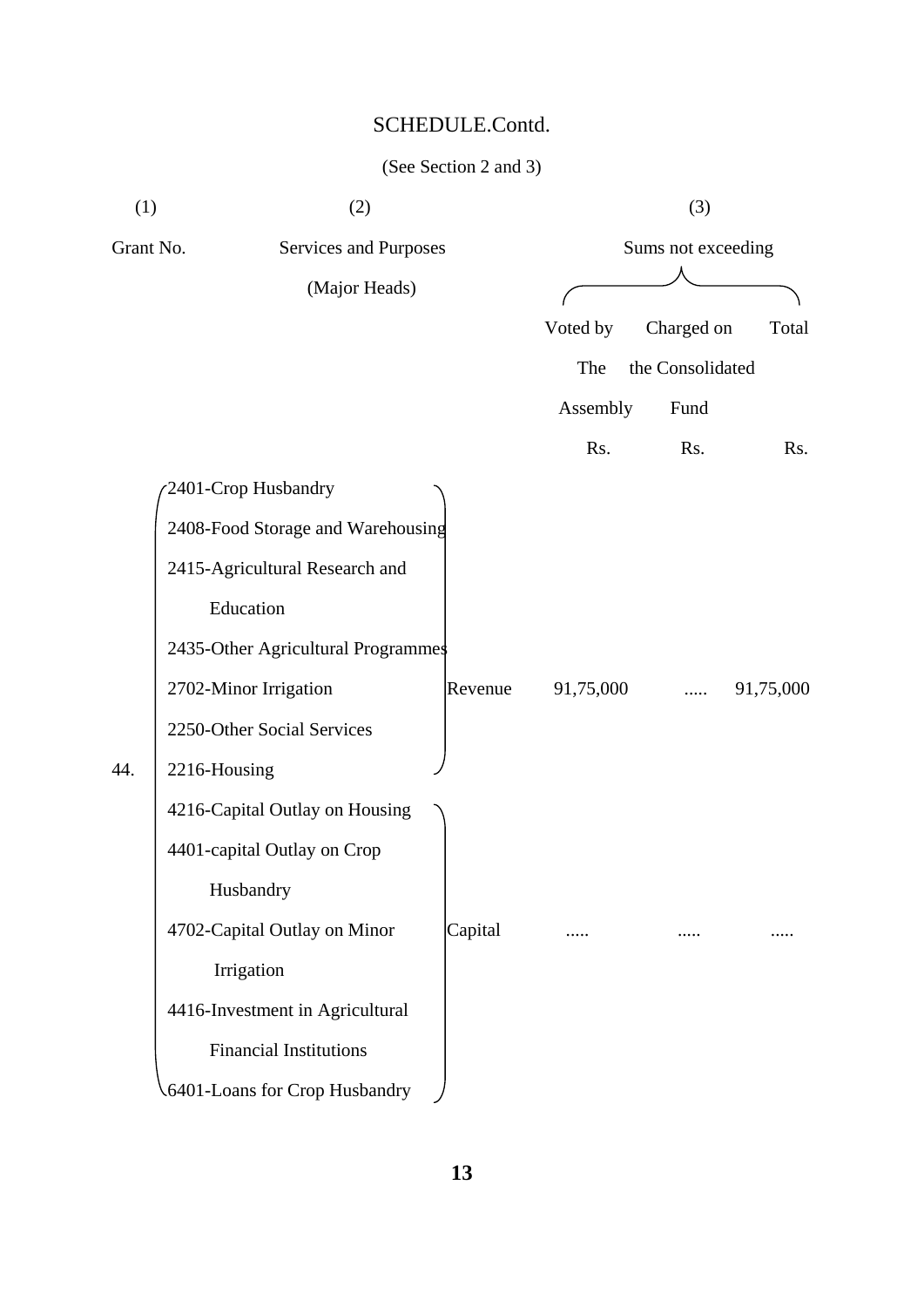# SCHEDULE.Contd.

(See Section 2 and 3)

| (1) | (2) | | (3) | | |
|---|---|---|---|---|---|
| Grant No. | Services and Purposes (Major Heads) | | Sums not exceeding | | |
| | | | Voted by The Assembly | Charged on the Consolidated Fund | Total |
| | | | Rs. | Rs. | Rs. |
| 44. | 2401-Crop Husbandry<br>2408-Food Storage and Warehousing<br>2415-Agricultural Research and Education<br>2435-Other Agricultural Programmes<br>2702-Minor Irrigation<br>2250-Other Social Services<br>2216-Housing | Revenue | 91,75,000 | ..... | 91,75,000 |
| | 4216-Capital Outlay on Housing<br>4401-capital Outlay on Crop Husbandry<br>4702-Capital Outlay on Minor Irrigation<br>4416-Investment in Agricultural Financial Institutions<br>6401-Loans for Crop Husbandry | Capital | ..... | ..... | ..... |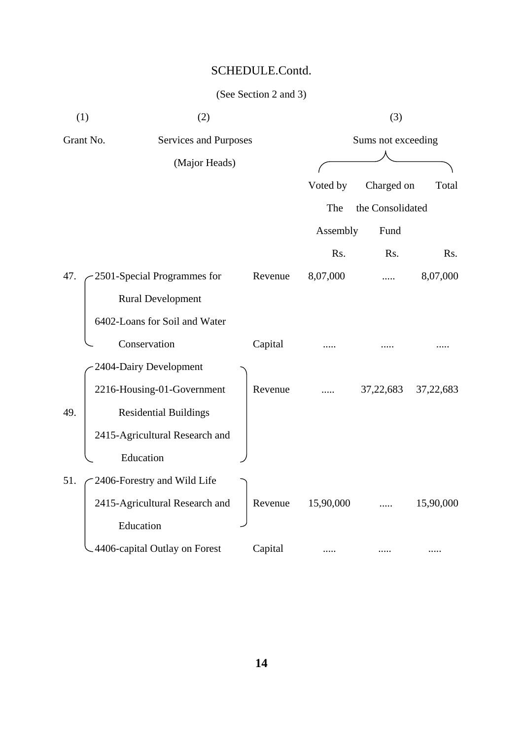# SCHEDULE.Contd.

(See Section 2 and 3)

| (1) | (2) | | (3) | | |
|---|---|---|---|---|---|
| Grant No. | Services and Purposes (Major Heads) | | Sums not exceeding | | |
| | | | Voted by The Assembly | Charged on the Consolidated Fund | Total |
| | | | Rs. | Rs. | Rs. |
| 47. | 2501-Special Programmes for Rural Development | Revenue | 8,07,000 | ..... | 8,07,000 |
| | 6402-Loans for Soil and Water Conservation | Capital | ..... | ..... | ..... |
| 49. | 2404-Dairy Development<br>2216-Housing-01-Government Residential Buildings<br>2415-Agricultural Research and Education | Revenue | ..... | 37,22,683 | 37,22,683 |
| 51. | 2406-Forestry and Wild Life<br>2415-Agricultural Research and Education | Revenue | 15,90,000 | ..... | 15,90,000 |
| | 4406-capital Outlay on Forest | Capital | ..... | ..... | ..... |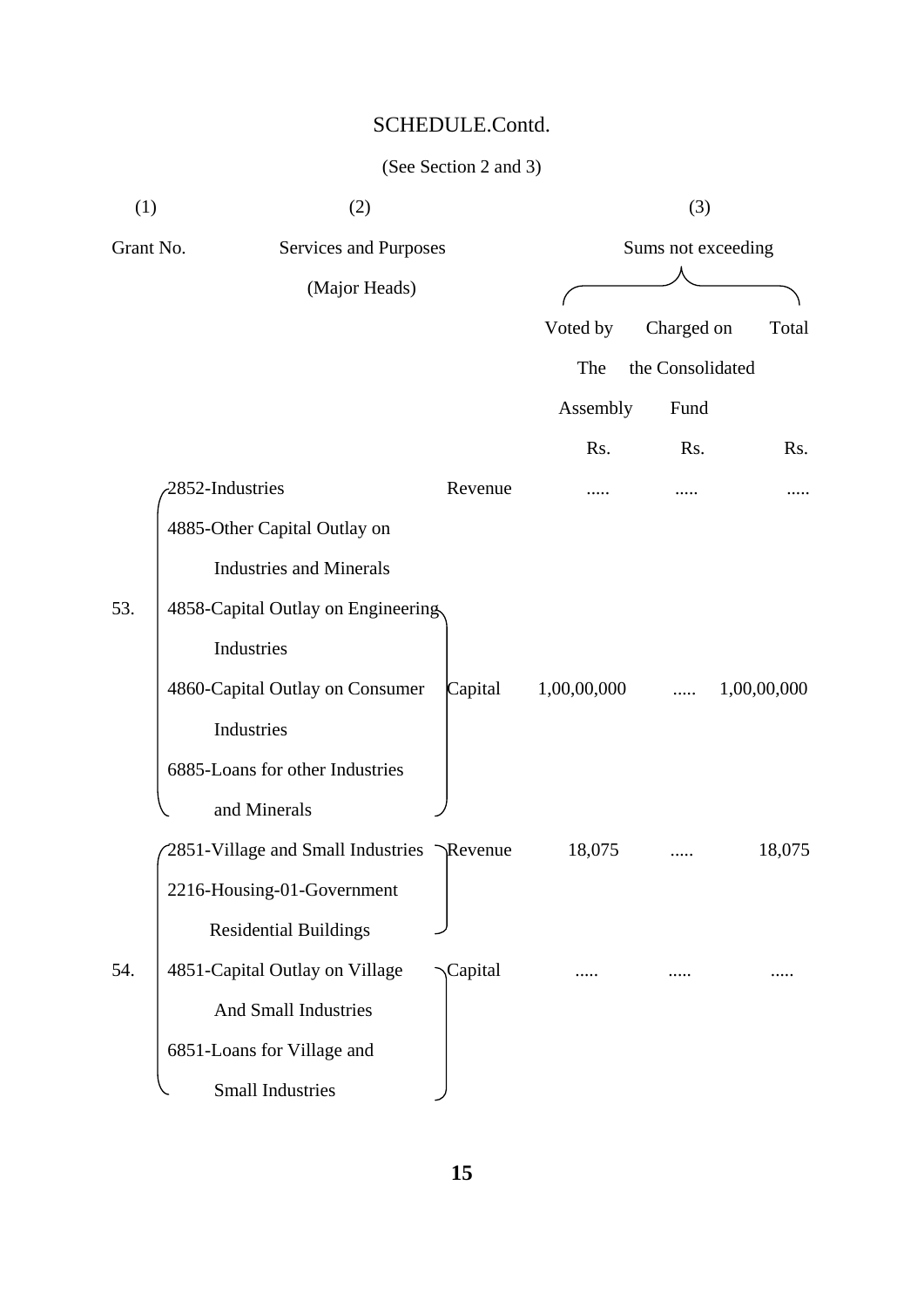SCHEDULE.Contd.

(See Section 2 and 3)

| (1) | (2) | | (3) | | |
|---|---|---|---|---|---|
| Grant No. | Services and Purposes (Major Heads) | | Sums not exceeding | | |
| | | | Voted by The Assembly | Charged on the Consolidated Fund | Total |
| | | | Rs. | Rs. | Rs. |
| 53. | 2852-Industries | Revenue | ..... | ..... | ..... |
| | 4885-Other Capital Outlay on Industries and Minerals<br>4858-Capital Outlay on Engineering Industries<br>4860-Capital Outlay on Consumer Industries<br>6885-Loans for other Industries and Minerals | Capital | 1,00,00,000 | ..... | 1,00,00,000 |
| 54. | 2851-Village and Small Industries<br>2216-Housing-01-Government Residential Buildings | Revenue | 18,075 | ..... | 18,075 |
| | 4851-Capital Outlay on Village And Small Industries<br>6851-Loans for Village and Small Industries | Capital | ..... | ..... | ..... |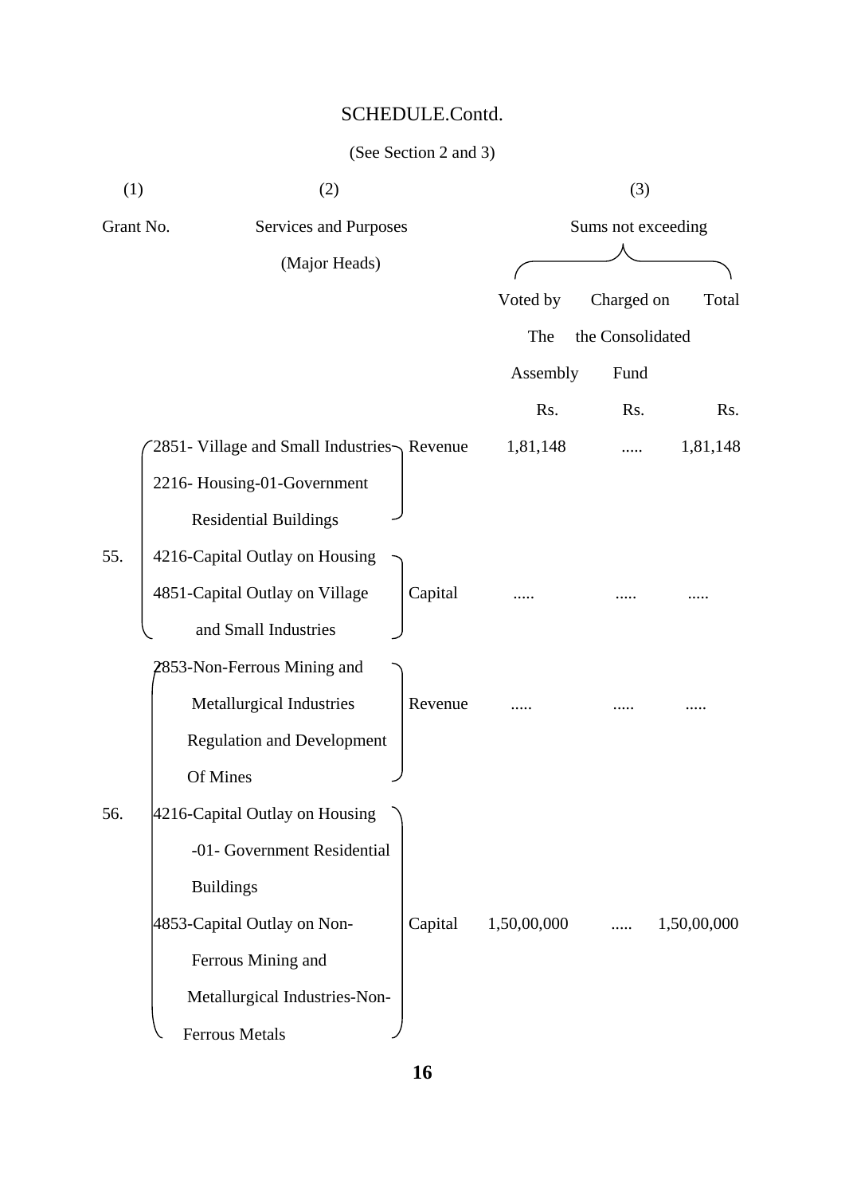SCHEDULE.Contd.

(See Section 2 and 3)

| (1) | (2) | | (3) | | |
|---|---|---|---|---|---|
| Grant No. | Services and Purposes (Major Heads) | | Sums not exceeding | | |
| | | | Voted by The Assembly | Charged on the Consolidated Fund | Total |
| | | | Rs. | Rs. | Rs. |
| 55. | 2851- Village and Small Industries<br>2216- Housing-01-Government Residential Buildings | Revenue | 1,81,148 | ..... | 1,81,148 |
| | 4216-Capital Outlay on Housing<br>4851-Capital Outlay on Village and Small Industries | Capital | ..... | ..... | ..... |
| 56. | 2853-Non-Ferrous Mining and Metallurgical Industries Regulation and Development Of Mines | Revenue | ..... | ..... | ..... |
| | 4216-Capital Outlay on Housing -01- Government Residential Buildings<br>4853-Capital Outlay on Non-Ferrous Mining and Metallurgical Industries-Non-Ferrous Metals | Capital | 1,50,00,000 | ..... | 1,50,00,000 |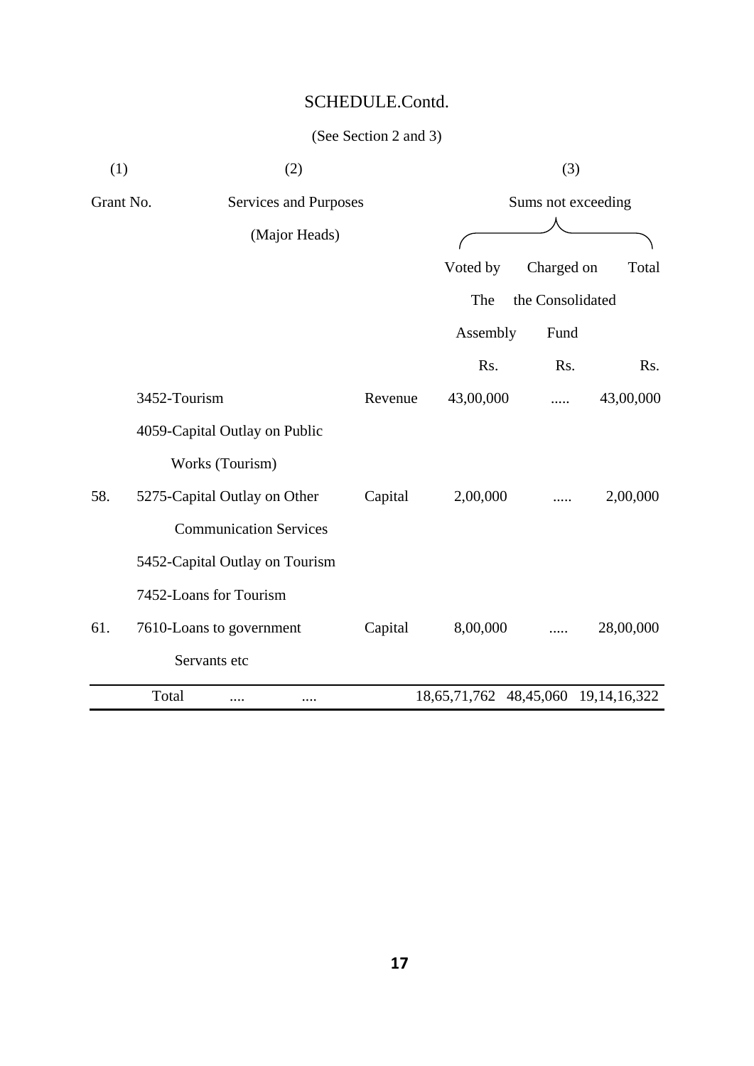SCHEDULE.Contd.

(See Section 2 and 3)

| (1) | (2) | | (3) | | |
|---|---|---|---|---|---|
| Grant No. | Services and Purposes (Major Heads) | | Sums not exceeding | | |
| | | | Voted by The Assembly | Charged on the Consolidated Fund | Total |
| | | | Rs. | Rs. | Rs. |
| | 3452-Tourism | Revenue | 43,00,000 | ..... | 43,00,000 |
| | 4059-Capital Outlay on Public Works (Tourism) | | | | |
| 58. | 5275-Capital Outlay on Other Communication Services | Capital | 2,00,000 | ..... | 2,00,000 |
| | 5452-Capital Outlay on Tourism | | | | |
| | 7452-Loans for Tourism | | | | |
| 61. | 7610-Loans to government Servants etc | Capital | 8,00,000 | ..... | 28,00,000 |
| | Total .... .... | | 18,65,71,762 | 48,45,060 | 19,14,16,322 |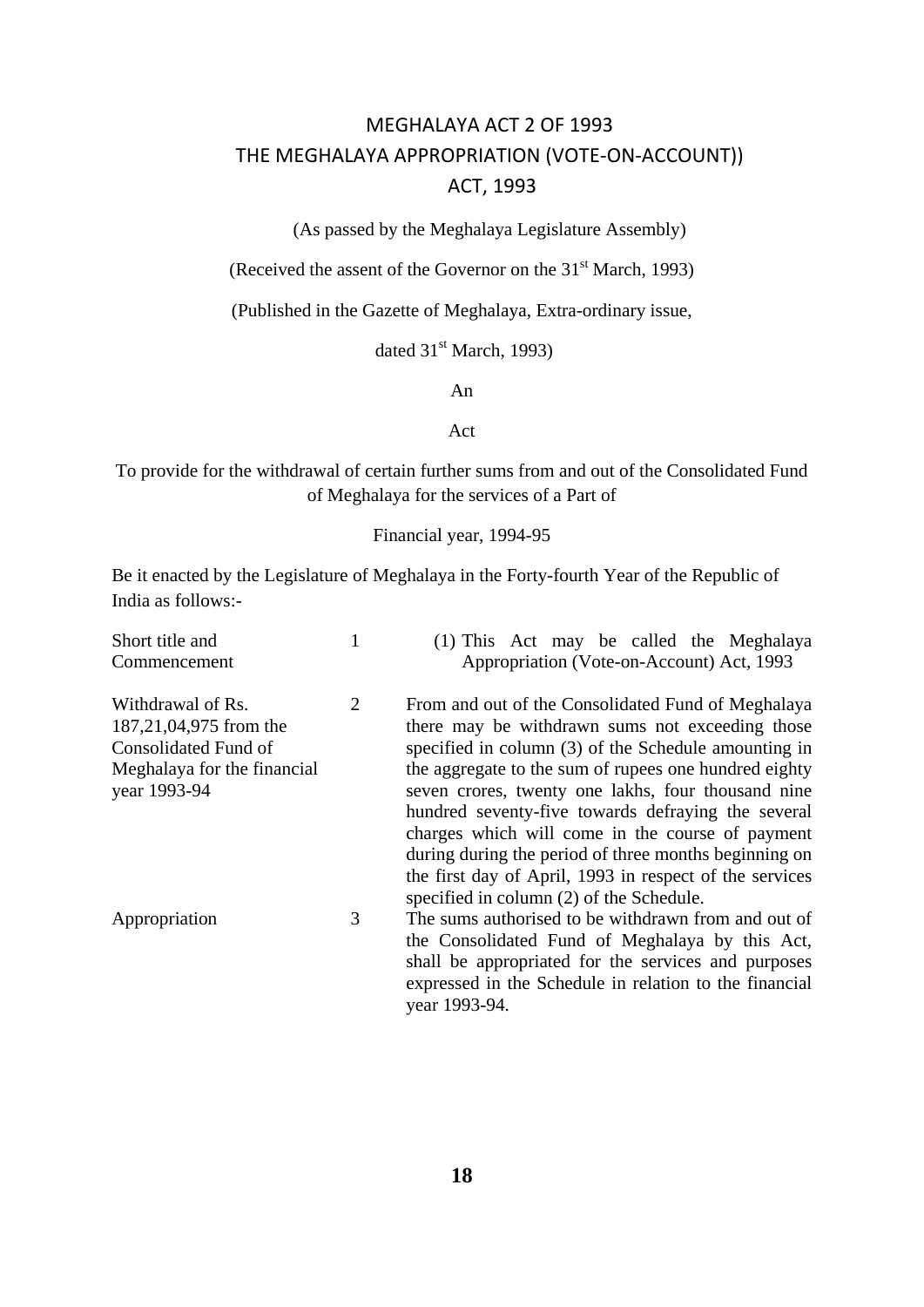# MEGHALAYA ACT 2 OF 1993

# THE MEGHALAYA APPROPRIATION (VOTE-ON-ACCOUNT)) ACT, 1993

(As passed by the Meghalaya Legislature Assembly)

(Received the assent of the Governor on the 31st March, 1993)

(Published in the Gazette of Meghalaya, Extra-ordinary issue, dated 31st March, 1993)

An

Act

To provide for the withdrawal of certain further sums from and out of the Consolidated Fund of Meghalaya for the services of a Part of

Financial year, 1994-95

Be it enacted by the Legislature of Meghalaya in the Forty-fourth Year of the Republic of India as follows:-

| | | |
|---|---|---|
| Short title and Commencement | 1 | (1) This Act may be called the Meghalaya Appropriation (Vote-on-Account) Act, 1993 |
| Withdrawal of Rs. 187,21,04,975 from the Consolidated Fund of Meghalaya for the financial year 1993-94 | 2 | From and out of the Consolidated Fund of Meghalaya there may be withdrawn sums not exceeding those specified in column (3) of the Schedule amounting in the aggregate to the sum of rupees one hundred eighty seven crores, twenty one lakhs, four thousand nine hundred seventy-five towards defraying the several charges which will come in the course of payment during during the period of three months beginning on the first day of April, 1993 in respect of the services specified in column (2) of the Schedule. |
| Appropriation | 3 | The sums authorised to be withdrawn from and out of the Consolidated Fund of Meghalaya by this Act, shall be appropriated for the services and purposes expressed in the Schedule in relation to the financial year 1993-94. |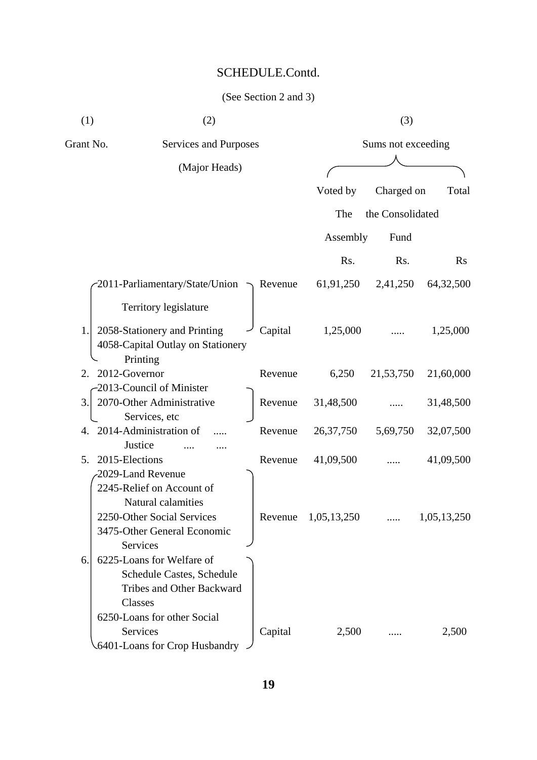# SCHEDULE.Contd.

(See Section 2 and 3)

| (1) | (2) | | (3) | | |
|---|---|---|---|---|---|
| Grant No. | Services and Purposes (Major Heads) | | Sums not exceeding | | |
| | | | Voted by The Assembly | Charged on the Consolidated Fund | Total |
| | | | Rs. | Rs. | Rs |
| 1. | 2011-Parliamentary/State/Union Territory legislature<br>2058-Stationery and Printing | Revenue | 61,91,250 | 2,41,250 | 64,32,500 |
| | 4058-Capital Outlay on Stationery Printing | Capital | 1,25,000 | ..... | 1,25,000 |
| 2. | 2012-Governor | Revenue | 6,250 | 21,53,750 | 21,60,000 |
| 3. | 2013-Council of Minister<br>2070-Other Administrative Services, etc | Revenue | 31,48,500 | ..... | 31,48,500 |
| 4. | 2014-Administration of Justice .... .... .... | Revenue | 26,37,750 | 5,69,750 | 32,07,500 |
| 5. | 2015-Elections | Revenue | 41,09,500 | ..... | 41,09,500 |
| 6. | 2029-Land Revenue<br>2245-Relief on Account of Natural calamities<br>2250-Other Social Services<br>3475-Other General Economic Services | Revenue | 1,05,13,250 | ..... | 1,05,13,250 |
| | 6225-Loans for Welfare of Schedule Castes, Schedule Tribes and Other Backward Classes<br>6250-Loans for other Social Services<br>6401-Loans for Crop Husbandry | Capital | 2,500 | ..... | 2,500 |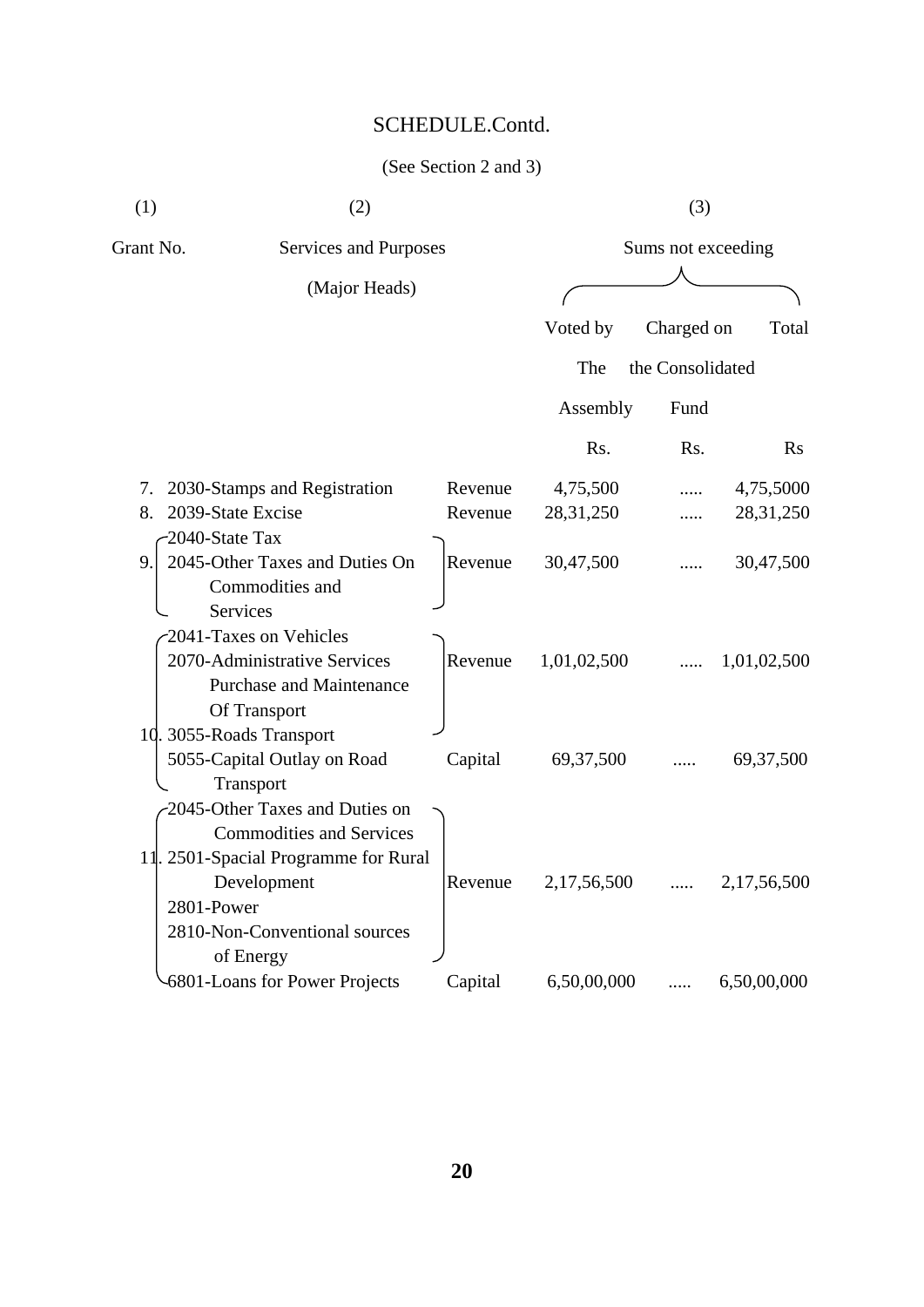SCHEDULE.Contd.

(See Section 2 and 3)

| (1) | (2) | | (3) | | |
|---|---|---|---|---|---|
| Grant No. | Services and Purposes (Major Heads) | | Sums not exceeding | | |
| | | | Voted by The Assembly | Charged on the Consolidated Fund | Total |
| | | | Rs. | Rs. | Rs |
| 7. | 2030-Stamps and Registration | Revenue | 4,75,500 | ..... | 4,75,5000 |
| 8. | 2039-State Excise | Revenue | 28,31,250 | ..... | 28,31,250 |
| 9. | 2040-State Tax<br>2045-Other Taxes and Duties On Commodities and Services | Revenue | 30,47,500 | ..... | 30,47,500 |
| 10. | 2041-Taxes on Vehicles<br>2070-Administrative Services Purchase and Maintenance Of Transport<br>3055-Roads Transport | Revenue | 1,01,02,500 | ..... | 1,01,02,500 |
| | 5055-Capital Outlay on Road Transport | Capital | 69,37,500 | ..... | 69,37,500 |
| 11. | 2045-Other Taxes and Duties on Commodities and Services<br>2501-Spacial Programme for Rural Development<br>2801-Power<br>2810-Non-Conventional sources of Energy | Revenue | 2,17,56,500 | ..... | 2,17,56,500 |
| | 6801-Loans for Power Projects | Capital | 6,50,00,000 | ..... | 6,50,00,000 |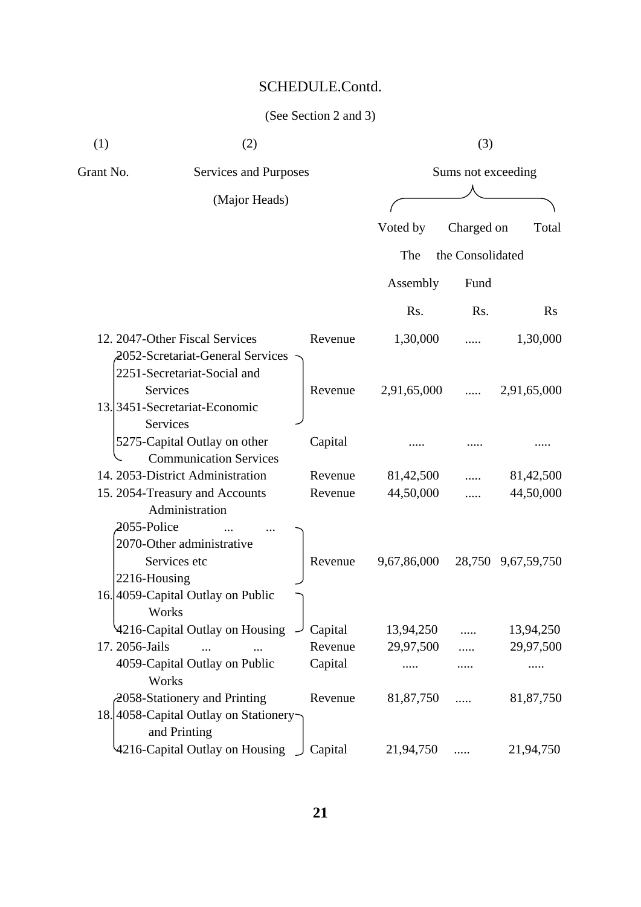# SCHEDULE.Contd.

(See Section 2 and 3)

| (1) | (2) | | (3) | | |
|---|---|---|---|---|---|
| Grant No. | Services and Purposes (Major Heads) | | Sums not exceeding | | |
| | | | Voted by The Assembly | Charged on the Consolidated Fund | Total |
| | | | Rs. | Rs. | Rs |
| 12. | 2047-Other Fiscal Services | Revenue | 1,30,000 | ..... | 1,30,000 |
| 13. | 2052-Scretariat-General Services<br>2251-Secretariat-Social and Services<br>3451-Secretariat-Economic Services | Revenue | 2,91,65,000 | ..... | 2,91,65,000 |
| | 5275-Capital Outlay on other Communication Services | Capital | ..... | ..... | ..... |
| 14. | 2053-District Administration | Revenue | 81,42,500 | ..... | 81,42,500 |
| 15. | 2054-Treasury and Accounts Administration | Revenue | 44,50,000 | ..... | 44,50,000 |
| 16. | 2055-Police ... ...<br>2070-Other administrative Services etc<br>2216-Housing | Revenue | 9,67,86,000 | 28,750 | 9,67,59,750 |
| | 4059-Capital Outlay on Public Works<br>4216-Capital Outlay on Housing | Capital | 13,94,250 | ..... | 13,94,250 |
| 17. | 2056-Jails ... ... | Revenue | 29,97,500 | ..... | 29,97,500 |
| | 4059-Capital Outlay on Public Works | Capital | ..... | ..... | ..... |
| 18. | 2058-Stationery and Printing | Revenue | 81,87,750 | ..... | 81,87,750 |
| | 4058-Capital Outlay on Stationery and Printing<br>4216-Capital Outlay on Housing | Capital | 21,94,750 | ..... | 21,94,750 |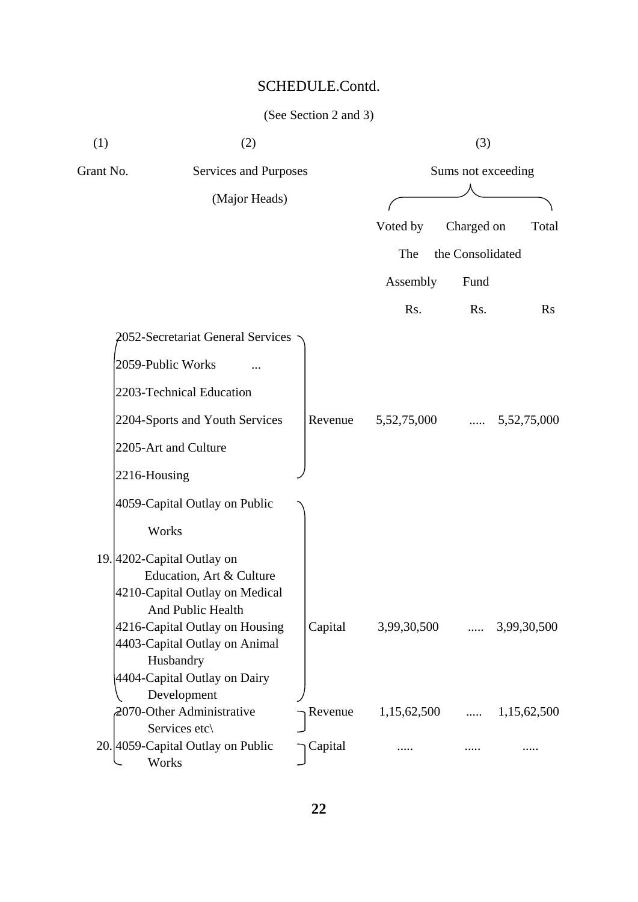# SCHEDULE.Contd.

(See Section 2 and 3)

| (1) | (2) | | (3) | | |
|---|---|---|---|---|---|
| Grant No. | Services and Purposes (Major Heads) | | Sums not exceeding | | |
| | | | Voted by The Assembly | Charged on the Consolidated Fund | Total |
| | | | Rs. | Rs. | Rs |
| 19. | 2052-Secretariat General Services<br>2059-Public Works ...<br>2203-Technical Education<br>2204-Sports and Youth Services<br>2205-Art and Culture<br>2216-Housing | Revenue | 5,52,75,000 | ..... | 5,52,75,000 |
| | 4059-Capital Outlay on Public Works<br>4202-Capital Outlay on Education, Art & Culture<br>4210-Capital Outlay on Medical And Public Health<br>4216-Capital Outlay on Housing<br>4403-Capital Outlay on Animal Husbandry<br>4404-Capital Outlay on Dairy Development | Capital | 3,99,30,500 | ..... | 3,99,30,500 |
| 20. | 2070-Other Administrative Services etc\ | Revenue | 1,15,62,500 | ..... | 1,15,62,500 |
| | 4059-Capital Outlay on Public Works | Capital | ..... | ..... | ..... |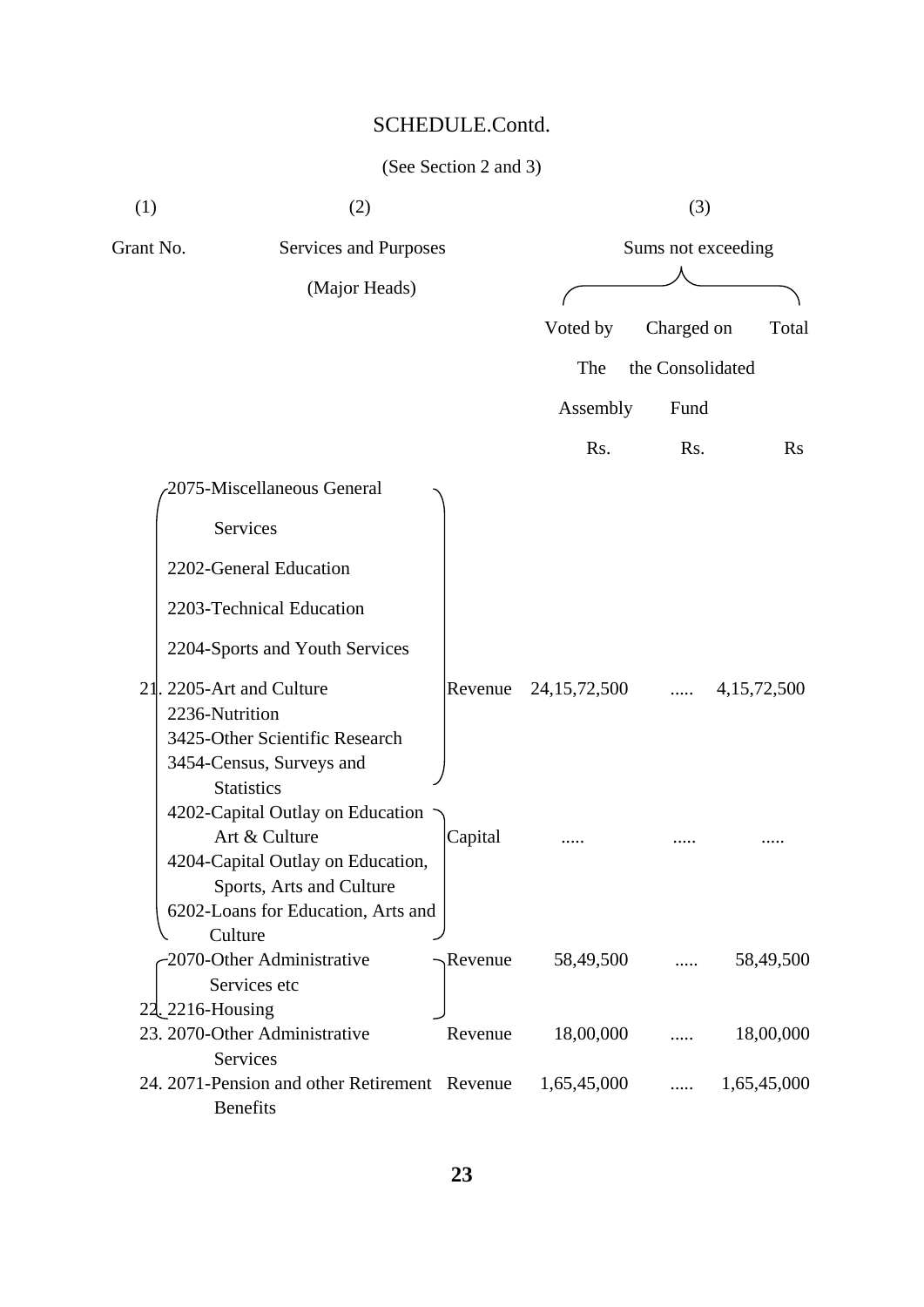SCHEDULE.Contd.

(See Section 2 and 3)

| (1) | (2) | | (3) | | |
|---|---|---|---|---|---|
| Grant No. | Services and Purposes (Major Heads) | | Sums not exceeding | | |
| | | | Voted by The Assembly Rs. | Charged on the Consolidated Fund Rs. | Total Rs |
| 21. | 2075-Miscellaneous General Services<br>2202-General Education<br>2203-Technical Education<br>2204-Sports and Youth Services<br>2205-Art and Culture<br>2236-Nutrition<br>3425-Other Scientific Research<br>3454-Census, Surveys and Statistics | Revenue | 24,15,72,500 | ..... | 4,15,72,500 |
| | 4202-Capital Outlay on Education Art & Culture<br>4204-Capital Outlay on Education, Sports, Arts and Culture<br>6202-Loans for Education, Arts and Culture | Capital | ..... | ..... | ..... |
| 22. | 2070-Other Administrative Services etc<br>2216-Housing | Revenue | 58,49,500 | ..... | 58,49,500 |
| 23. | 2070-Other Administrative Services | Revenue | 18,00,000 | ..... | 18,00,000 |
| 24. | 2071-Pension and other Retirement Benefits | Revenue | 1,65,45,000 | ..... | 1,65,45,000 |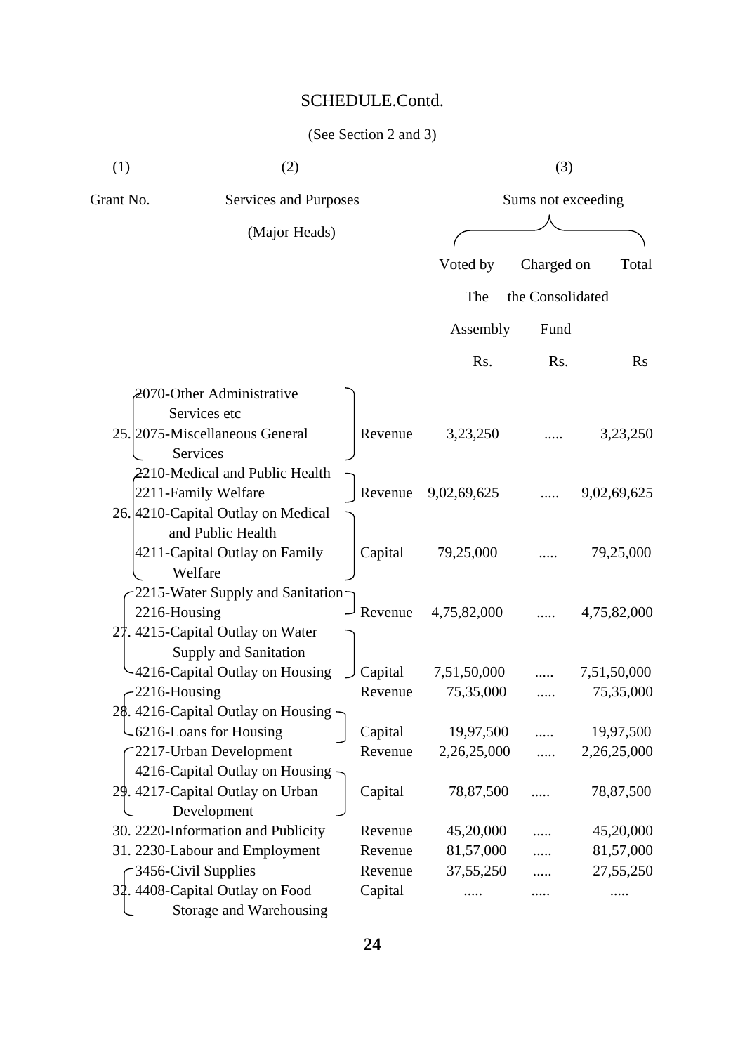# SCHEDULE.Contd.

(See Section 2 and 3)

| (1) | (2) | | (3) | | |
|---|---|---|---|---|---|
| Grant No. | Services and Purposes (Major Heads) | | Sums not exceeding | | |
| | | | Voted by The Assembly | Charged on the Consolidated Fund | Total |
| | | | Rs. | Rs. | Rs |
| 25. | 2070-Other Administrative Services etc<br>2075-Miscellaneous General Services | Revenue | 3,23,250 | ..... | 3,23,250 |
| 26. | 2210-Medical and Public Health<br>2211-Family Welfare | Revenue | 9,02,69,625 | ..... | 9,02,69,625 |
| | 4210-Capital Outlay on Medical and Public Health<br>4211-Capital Outlay on Family Welfare | Capital | 79,25,000 | ..... | 79,25,000 |
| 27. | 2215-Water Supply and Sanitation<br>2216-Housing | Revenue | 4,75,82,000 | ..... | 4,75,82,000 |
| | 4215-Capital Outlay on Water Supply and Sanitation<br>4216-Capital Outlay on Housing | Capital | 7,51,50,000 | ..... | 7,51,50,000 |
| 28. | 2216-Housing | Revenue | 75,35,000 | ..... | 75,35,000 |
| | 4216-Capital Outlay on Housing<br>6216-Loans for Housing | Capital | 19,97,500 | ..... | 19,97,500 |
| 29. | 2217-Urban Development | Revenue | 2,26,25,000 | ..... | 2,26,25,000 |
| | 4216-Capital Outlay on Housing<br>4217-Capital Outlay on Urban Development | Capital | 78,87,500 | ..... | 78,87,500 |
| 30. | 2220-Information and Publicity | Revenue | 45,20,000 | ..... | 45,20,000 |
| 31. | 2230-Labour and Employment | Revenue | 81,57,000 | ..... | 81,57,000 |
| 32. | 3456-Civil Supplies | Revenue | 37,55,250 | ..... | 27,55,250 |
| | 4408-Capital Outlay on Food Storage and Warehousing | Capital | ..... | ..... | ..... |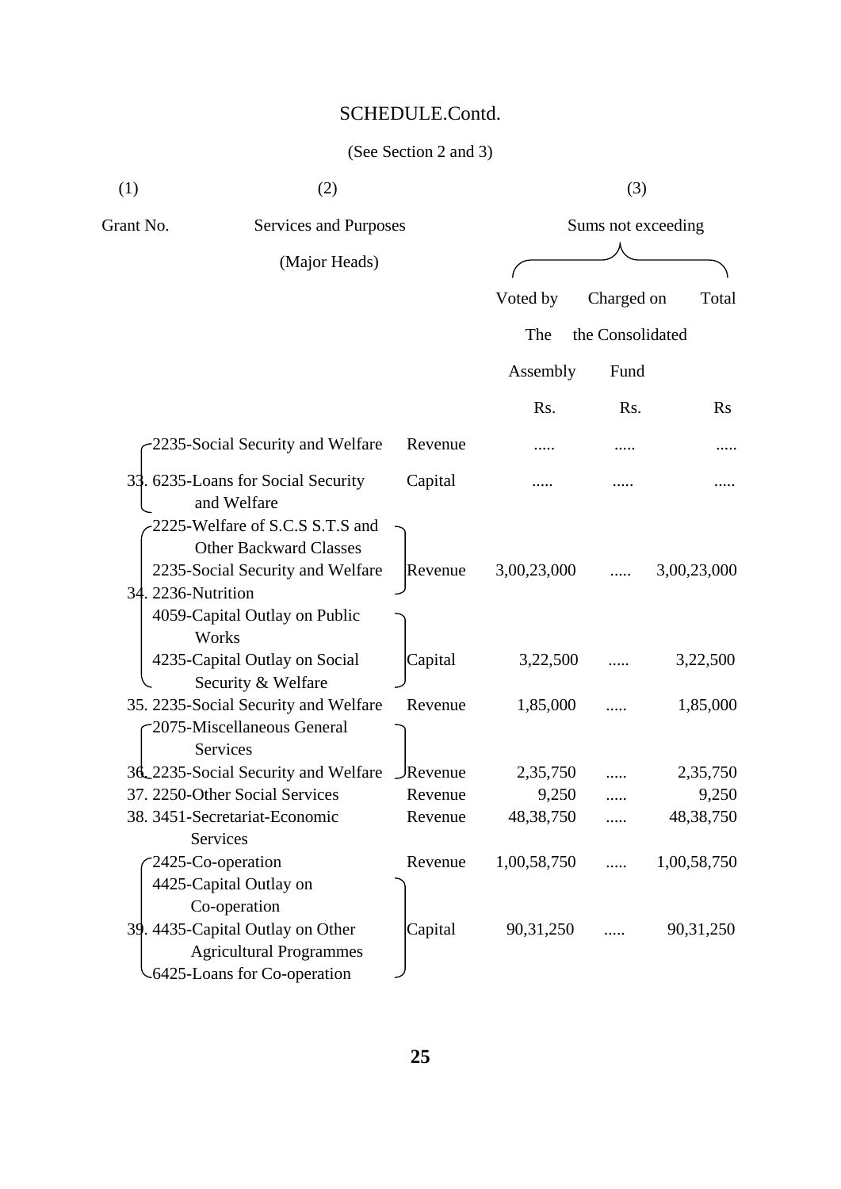# SCHEDULE.Contd.

(See Section 2 and 3)

| (1) | (2) | | (3) | | |
|---|---|---|---|---|---|
| Grant No. | Services and Purposes (Major Heads) | | Sums not exceeding | | |
| | | | Voted by The Assembly | Charged on the Consolidated Fund | Total |
| | | | Rs. | Rs. | Rs |
| 33. | 2235-Social Security and Welfare | Revenue | ..... | ..... | ..... |
| | 6235-Loans for Social Security and Welfare | Capital | ..... | ..... | ..... |
| 34. | 2225-Welfare of S.C.S S.T.S and Other Backward Classes<br>2235-Social Security and Welfare<br>2236-Nutrition | Revenue | 3,00,23,000 | ..... | 3,00,23,000 |
| | 4059-Capital Outlay on Public Works<br>4235-Capital Outlay on Social Security & Welfare | Capital | 3,22,500 | ..... | 3,22,500 |
| 35. | 2235-Social Security and Welfare | Revenue | 1,85,000 | ..... | 1,85,000 |
| 36. | 2075-Miscellaneous General Services<br>2235-Social Security and Welfare | Revenue | 2,35,750 | ..... | 2,35,750 |
| 37. | 2250-Other Social Services | Revenue | 9,250 | ..... | 9,250 |
| 38. | 3451-Secretariat-Economic Services | Revenue | 48,38,750 | ..... | 48,38,750 |
| 39. | 2425-Co-operation | Revenue | 1,00,58,750 | ..... | 1,00,58,750 |
| | 4425-Capital Outlay on Co-operation<br>4435-Capital Outlay on Other Agricultural Programmes<br>6425-Loans for Co-operation | Capital | 90,31,250 | ..... | 90,31,250 |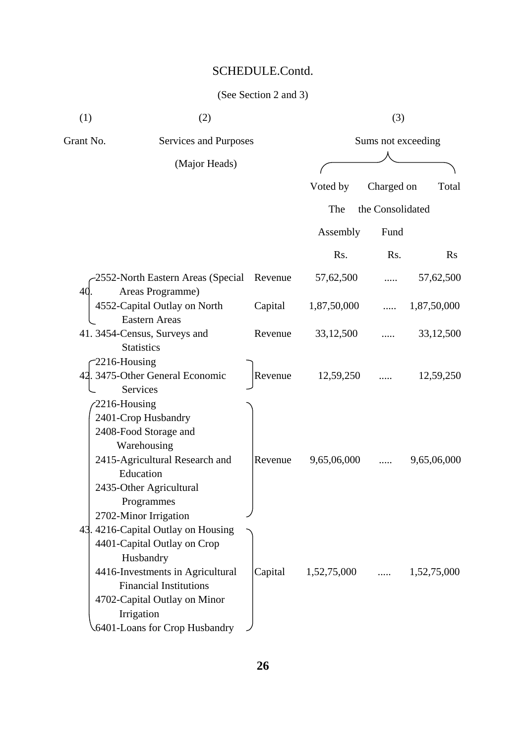# SCHEDULE.Contd.

(See Section 2 and 3)

| (1) | (2) | | (3) | | |
|---|---|---|---|---|---|
| Grant No. | Services and Purposes (Major Heads) | | Sums not exceeding | | |
| | | | Voted by The Assembly | Charged on the Consolidated Fund | Total |
| | | | Rs. | Rs. | Rs |
| 40. | 2552-North Eastern Areas (Special Areas Programme) | Revenue | 57,62,500 | ..... | 57,62,500 |
| | 4552-Capital Outlay on North Eastern Areas | Capital | 1,87,50,000 | ..... | 1,87,50,000 |
| 41. | 3454-Census, Surveys and Statistics | Revenue | 33,12,500 | ..... | 33,12,500 |
| 42. | 2216-Housing<br>3475-Other General Economic Services | Revenue | 12,59,250 | ..... | 12,59,250 |
| 43. | 2216-Housing<br>2401-Crop Husbandry<br>2408-Food Storage and Warehousing<br>2415-Agricultural Research and Education<br>2435-Other Agricultural Programmes<br>2702-Minor Irrigation | Revenue | 9,65,06,000 | ..... | 9,65,06,000 |
| | 4216-Capital Outlay on Housing<br>4401-Capital Outlay on Crop Husbandry<br>4416-Investments in Agricultural Financial Institutions<br>4702-Capital Outlay on Minor Irrigation<br>6401-Loans for Crop Husbandry | Capital | 1,52,75,000 | ..... | 1,52,75,000 |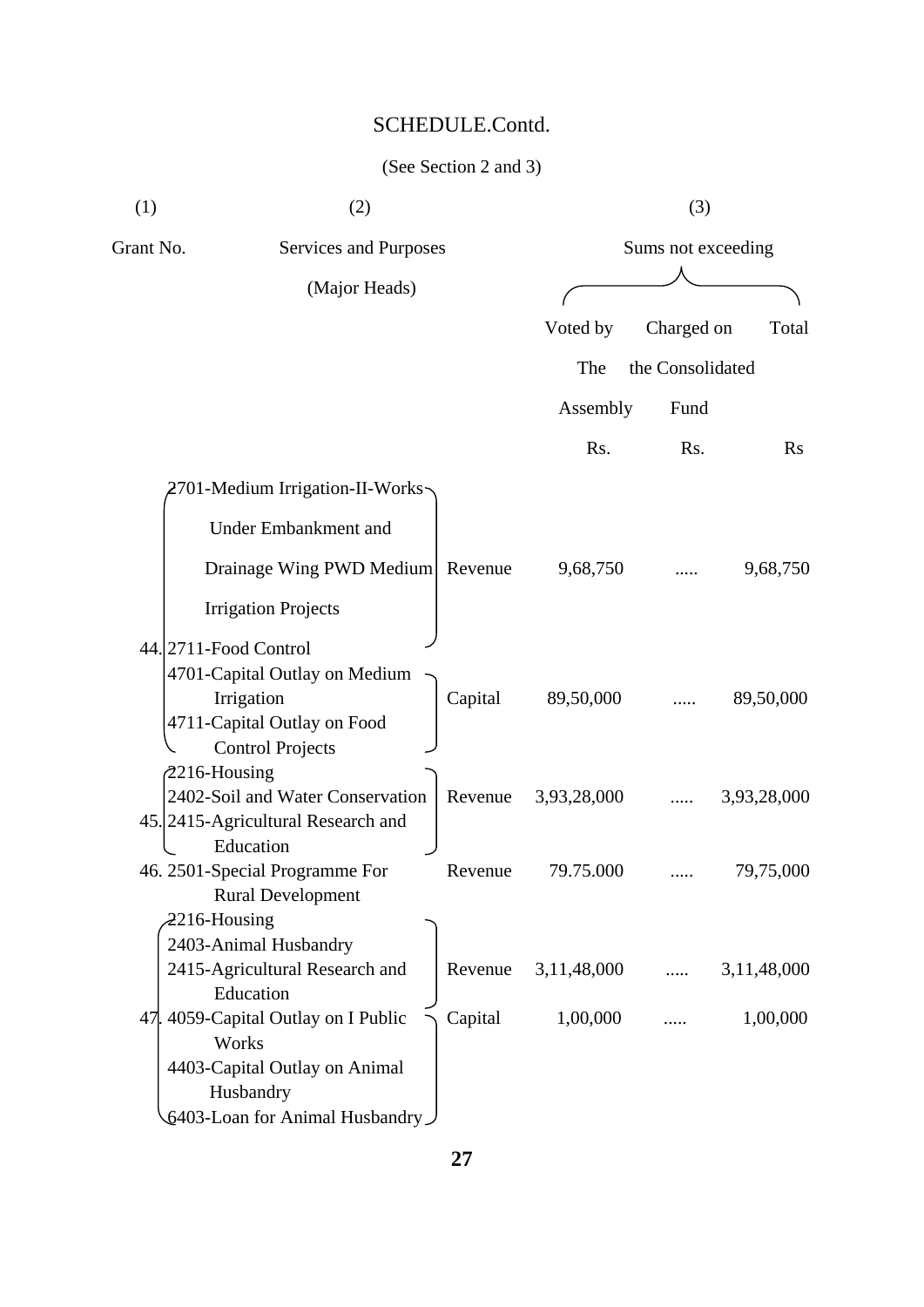SCHEDULE.Contd.

(See Section 2 and 3)

| (1) | (2) | | (3) | | |
|---|---|---|---|---|---|
| Grant No. | Services and Purposes (Major Heads) | | Sums not exceeding | | |
| | | | Voted by The Assembly | Charged on the Consolidated Fund | Total |
| | | | Rs. | Rs. | Rs |
| 44. | 2701-Medium Irrigation-II-Works Under Embankment and Drainage Wing PWD Medium Irrigation Projects<br>2711-Food Control | Revenue | 9,68,750 | ..... | 9,68,750 |
| | 4701-Capital Outlay on Medium Irrigation<br>4711-Capital Outlay on Food Control Projects | Capital | 89,50,000 | ..... | 89,50,000 |
| 45. | 2216-Housing<br>2402-Soil and Water Conservation<br>2415-Agricultural Research and Education | Revenue | 3,93,28,000 | ..... | 3,93,28,000 |
| 46. | 2501-Special Programme For Rural Development | Revenue | 79.75.000 | ..... | 79,75,000 |
| 47. | 2216-Housing<br>2403-Animal Husbandry<br>2415-Agricultural Research and Education | Revenue | 3,11,48,000 | ..... | 3,11,48,000 |
| | 4059-Capital Outlay on I Public Works<br>4403-Capital Outlay on Animal Husbandry<br>6403-Loan for Animal Husbandry | Capital | 1,00,000 | ..... | 1,00,000 |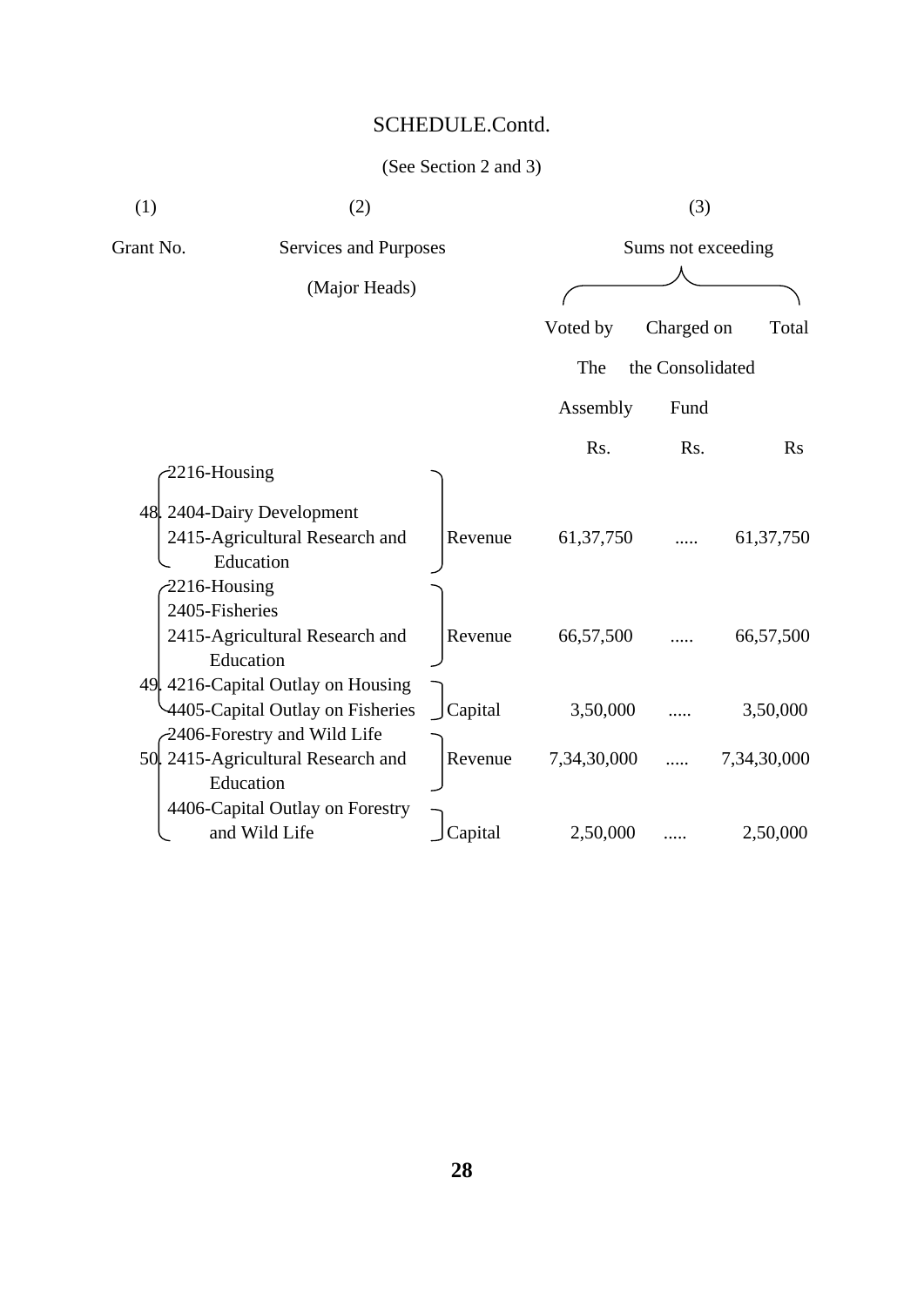SCHEDULE.Contd.

(See Section 2 and 3)

| (1) | (2) | | (3) | | |
|---|---|---|---|---|---|
| Grant No. | Services and Purposes (Major Heads) | | Sums not exceeding | | |
| | | | Voted by The Assembly | Charged on the Consolidated Fund | Total |
| | | | Rs. | Rs. | Rs |
| 48. | 2216-Housing<br>2404-Dairy Development<br>2415-Agricultural Research and Education | Revenue | 61,37,750 | ..... | 61,37,750 |
| 49. | 2216-Housing<br>2405-Fisheries<br>2415-Agricultural Research and Education | Revenue | 66,57,500 | ..... | 66,57,500 |
| | 4216-Capital Outlay on Housing<br>4405-Capital Outlay on Fisheries | Capital | 3,50,000 | ..... | 3,50,000 |
| 50. | 2406-Forestry and Wild Life<br>2415-Agricultural Research and Education | Revenue | 7,34,30,000 | ..... | 7,34,30,000 |
| | 4406-Capital Outlay on Forestry and Wild Life | Capital | 2,50,000 | ..... | 2,50,000 |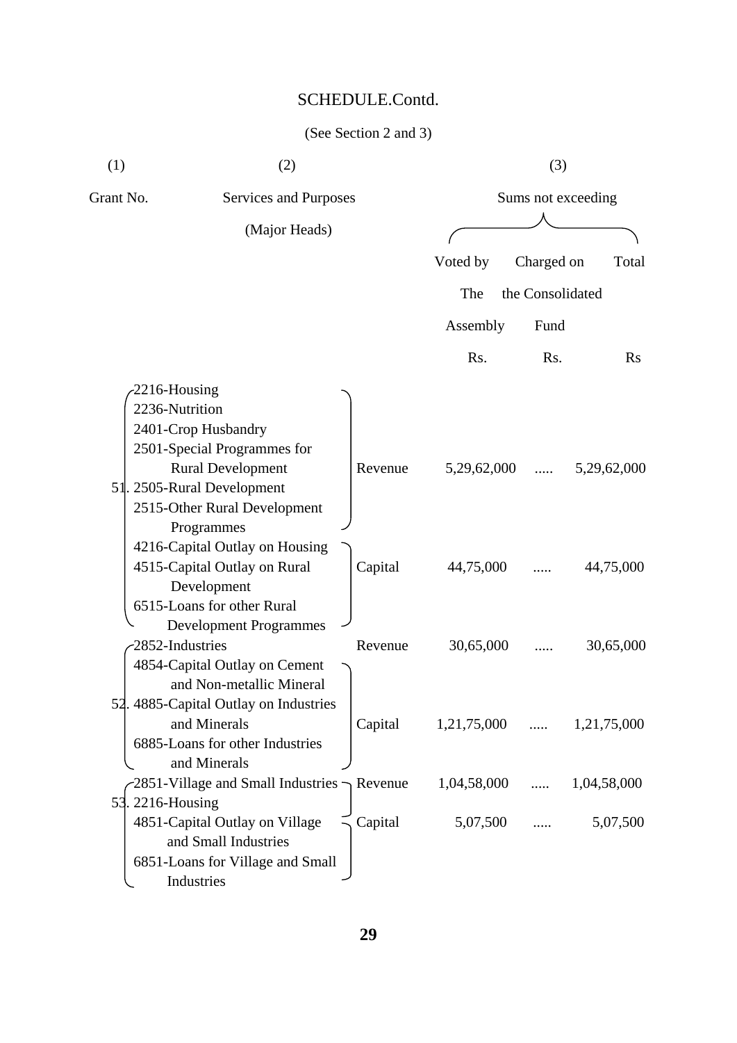# SCHEDULE.Contd.

(See Section 2 and 3)

| (1) | (2) | | (3) | | |
|---|---|---|---|---|---|
| Grant No. | Services and Purposes (Major Heads) | | Sums not exceeding | | |
| | | | Voted by The Assembly | Charged on the Consolidated Fund | Total |
| | | | Rs. | Rs. | Rs |
| 51. | 2216-Housing<br>2236-Nutrition<br>2401-Crop Husbandry<br>2501-Special Programmes for Rural Development<br>2505-Rural Development<br>2515-Other Rural Development Programmes | Revenue | 5,29,62,000 | ..... | 5,29,62,000 |
| | 4216-Capital Outlay on Housing<br>4515-Capital Outlay on Rural Development<br>6515-Loans for other Rural Development Programmes | Capital | 44,75,000 | ..... | 44,75,000 |
| 52. | 2852-Industries | Revenue | 30,65,000 | ..... | 30,65,000 |
| | 4854-Capital Outlay on Cement and Non-metallic Mineral<br>4885-Capital Outlay on Industries and Minerals<br>6885-Loans for other Industries and Minerals | Capital | 1,21,75,000 | ..... | 1,21,75,000 |
| 53. | 2851-Village and Small Industries<br>2216-Housing | Revenue | 1,04,58,000 | ..... | 1,04,58,000 |
| | 4851-Capital Outlay on Village and Small Industries<br>6851-Loans for Village and Small Industries | Capital | 5,07,500 | ..... | 5,07,500 |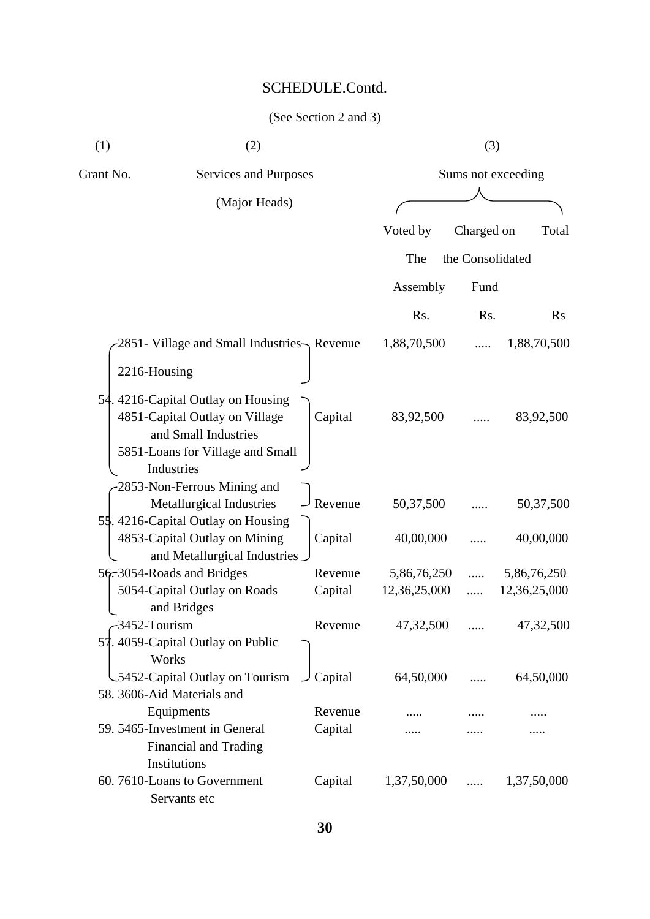# SCHEDULE.Contd.

(See Section 2 and 3)

| (1) | (2) | | (3) | | |
|---|---|---|---|---|---|
| Grant No. | Services and Purposes (Major Heads) | | Sums not exceeding | | |
| | | | Voted by The Assembly | Charged on the Consolidated Fund | Total |
| | | | Rs. | Rs. | Rs |
| 54. | 2851- Village and Small Industries<br>2216-Housing | Revenue | 1,88,70,500 | ..... | 1,88,70,500 |
| | 4216-Capital Outlay on Housing<br>4851-Capital Outlay on Village and Small Industries<br>5851-Loans for Village and Small Industries | Capital | 83,92,500 | ..... | 83,92,500 |
| 55. | 2853-Non-Ferrous Mining and Metallurgical Industries | Revenue | 50,37,500 | ..... | 50,37,500 |
| | 4216-Capital Outlay on Housing<br>4853-Capital Outlay on Mining and Metallurgical Industries | Capital | 40,00,000 | ..... | 40,00,000 |
| 56. | 3054-Roads and Bridges | Revenue | 5,86,76,250 | ..... | 5,86,76,250 |
| | 5054-Capital Outlay on Roads and Bridges | Capital | 12,36,25,000 | ..... | 12,36,25,000 |
| 57. | 3452-Tourism | Revenue | 47,32,500 | ..... | 47,32,500 |
| | 4059-Capital Outlay on Public Works<br>5452-Capital Outlay on Tourism | Capital | 64,50,000 | ..... | 64,50,000 |
| 58. | 3606-Aid Materials and Equipments | Revenue | ..... | ..... | ..... |
| 59. | 5465-Investment in General Financial and Trading Institutions | Capital | ..... | ..... | ..... |
| 60. | 7610-Loans to Government Servants etc | Capital | 1,37,50,000 | ..... | 1,37,50,000 |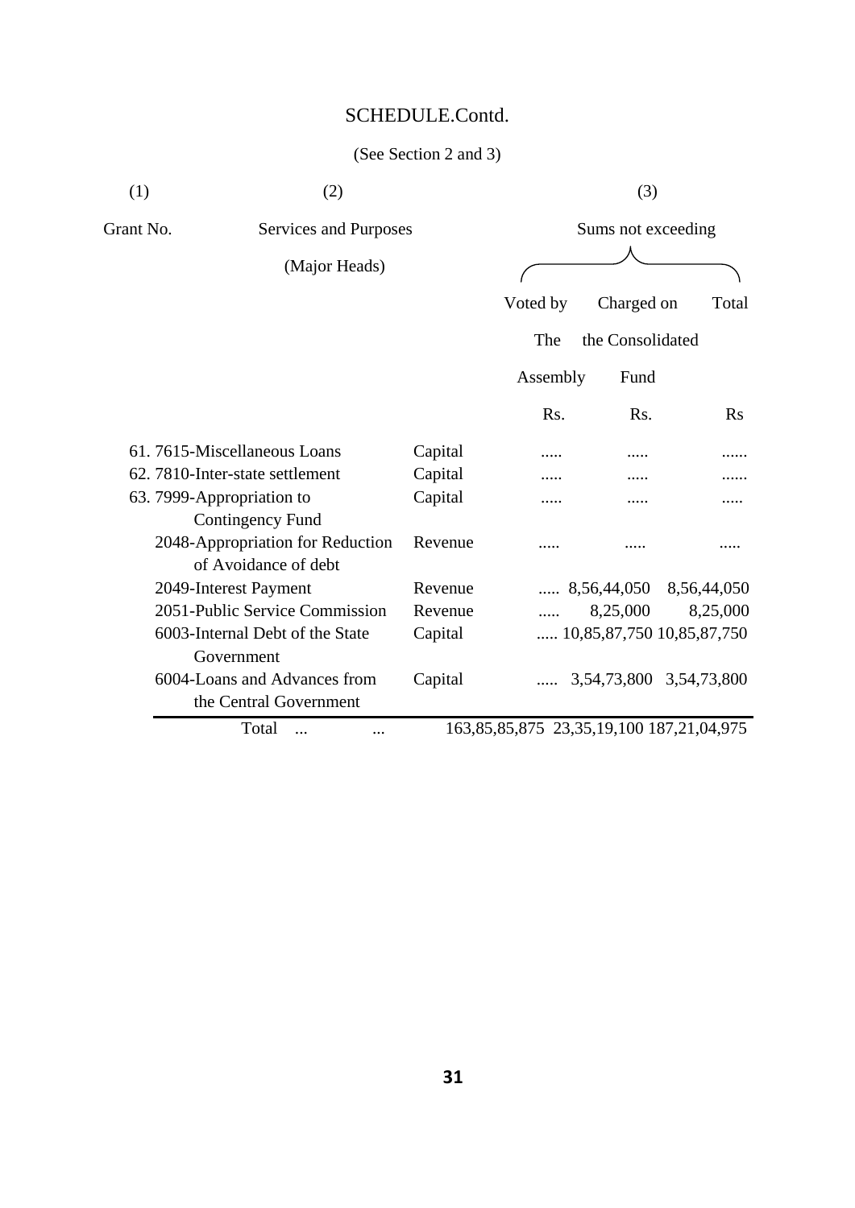SCHEDULE.Contd.

(See Section 2 and 3)

| (1) Grant No. | (2) Services and Purposes (Major Heads) | | (3) Sums not exceeding | | |
|---|---|---|---|---|---|
| | | | Voted by The Assembly | Charged on the Consolidated Fund | Total |
| | | | Rs. | Rs. | Rs |
| 61. | 7615-Miscellaneous Loans | Capital | ..... | ..... | ...... |
| 62. | 7810-Inter-state settlement | Capital | ..... | ..... | ...... |
| 63. | 7999-Appropriation to Contingency Fund | Capital | ..... | ..... | ..... |
| | 2048-Appropriation for Reduction of Avoidance of debt | Revenue | ..... | ..... | ..... |
| | 2049-Interest Payment | Revenue | ..... | 8,56,44,050 | 8,56,44,050 |
| | 2051-Public Service Commission | Revenue | ..... | 8,25,000 | 8,25,000 |
| | 6003-Internal Debt of the State Government | Capital | ..... | 10,85,87,750 | 10,85,87,750 |
| | 6004-Loans and Advances from the Central Government | Capital | ..... | 3,54,73,800 | 3,54,73,800 |
| | Total ... ... | | 163,85,85,875 | 23,35,19,100 | 187,21,04,975 |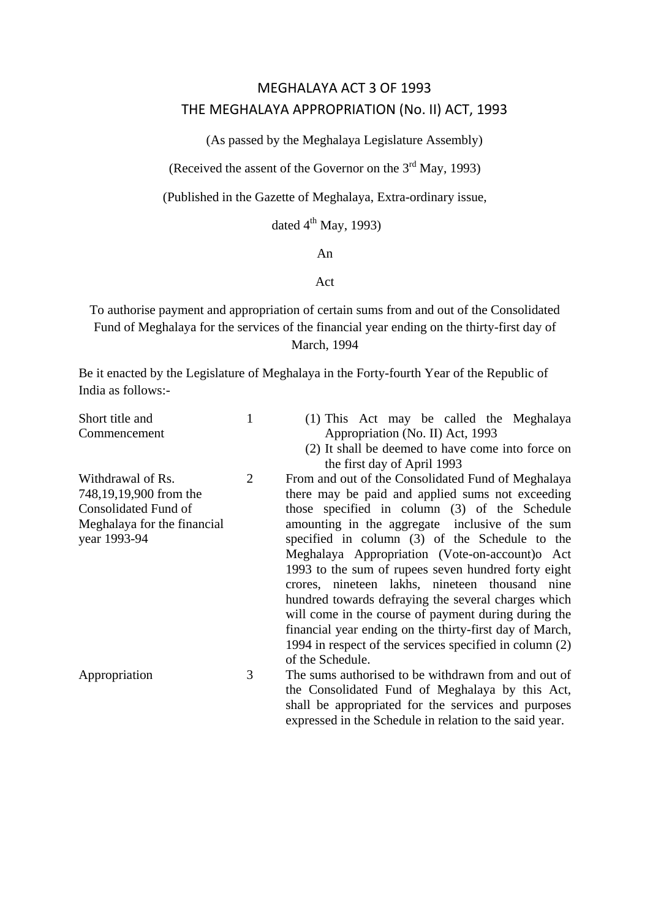# MEGHALAYA ACT 3 OF 1993

# THE MEGHALAYA APPROPRIATION (No. II) ACT, 1993

(As passed by the Meghalaya Legislature Assembly)

(Received the assent of the Governor on the 3rd May, 1993)

(Published in the Gazette of Meghalaya, Extra-ordinary issue, dated 4th May, 1993)

An

Act

To authorise payment and appropriation of certain sums from and out of the Consolidated Fund of Meghalaya for the services of the financial year ending on the thirty-first day of March, 1994

Be it enacted by the Legislature of Meghalaya in the Forty-fourth Year of the Republic of India as follows:-

| | | |
|---|---|---|
| Short title and Commencement | 1 | (1) This Act may be called the Meghalaya Appropriation (No. II) Act, 1993<br>(2) It shall be deemed to have come into force on the first day of April 1993 |
| Withdrawal of Rs. 748,19,19,900 from the Consolidated Fund of Meghalaya for the financial year 1993-94 | 2 | From and out of the Consolidated Fund of Meghalaya there may be paid and applied sums not exceeding those specified in column (3) of the Schedule amounting in the aggregate inclusive of the sum specified in column (3) of the Schedule to the Meghalaya Appropriation (Vote-on-account)o Act 1993 to the sum of rupees seven hundred forty eight crores, nineteen lakhs, nineteen thousand nine hundred towards defraying the several charges which will come in the course of payment during during the financial year ending on the thirty-first day of March, 1994 in respect of the services specified in column (2) of the Schedule. |
| Appropriation | 3 | The sums authorised to be withdrawn from and out of the Consolidated Fund of Meghalaya by this Act, shall be appropriated for the services and purposes expressed in the Schedule in relation to the said year. |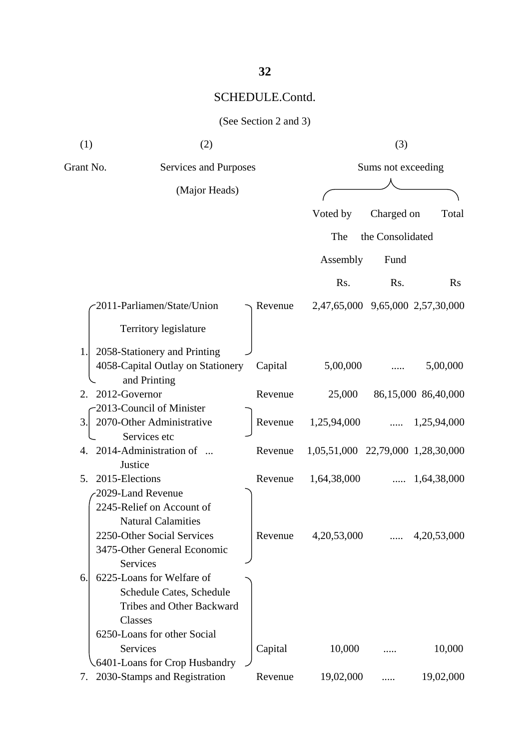## SCHEDULE.Contd.

(See Section 2 and 3)

| (1) | (2) | | (3) | | |
|---|---|---|---|---|---|
| Grant No. | Services and Purposes (Major Heads) | | Sums not exceeding | | |
| | | | Voted by The Assembly | Charged on the Consolidated Fund | Total |
| | | | Rs. | Rs. | Rs |
| 1. | 2011-Parliamen/State/Union Territory legislature<br>2058-Stationery and Printing | Revenue | 2,47,65,000 | 9,65,000 | 2,57,30,000 |
| | 4058-Capital Outlay on Stationery and Printing | Capital | 5,00,000 | ..... | 5,00,000 |
| 2. | 2012-Governor | Revenue | 25,000 | 86,15,000 | 86,40,000 |
| 3. | 2013-Council of Minister<br>2070-Other Administrative Services etc | Revenue | 1,25,94,000 | ..... | 1,25,94,000 |
| 4. | 2014-Administration of ... Justice | Revenue | 1,05,51,000 | 22,79,000 | 1,28,30,000 |
| 5. | 2015-Elections | Revenue | 1,64,38,000 | ..... | 1,64,38,000 |
| 6. | 2029-Land Revenue<br>2245-Relief on Account of Natural Calamities<br>2250-Other Social Services<br>3475-Other General Economic Services | Revenue | 4,20,53,000 | ..... | 4,20,53,000 |
| | 6225-Loans for Welfare of Schedule Cates, Schedule Tribes and Other Backward Classes<br>6250-Loans for other Social Services<br>6401-Loans for Crop Husbandry | Capital | 10,000 | ..... | 10,000 |
| 7. | 2030-Stamps and Registration | Revenue | 19,02,000 | ..... | 19,02,000 |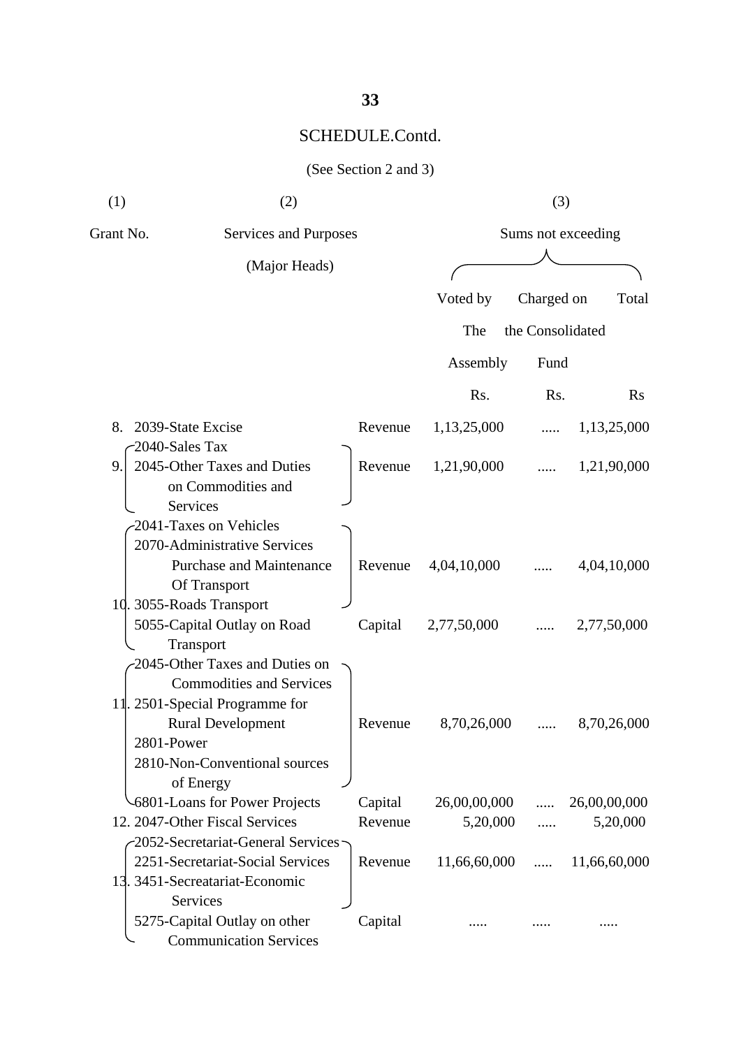## SCHEDULE.Contd.

(See Section 2 and 3)

| (1) | (2) | | (3) | | |
|---|---|---|---|---|---|
| Grant No. | Services and Purposes (Major Heads) | | Sums not exceeding | | |
| | | | Voted by The Assembly | Charged on the Consolidated Fund | Total |
| | | | Rs. | Rs. | Rs |
| 8. | 2039-State Excise | Revenue | 1,13,25,000 | ..... | 1,13,25,000 |
| 9. | 2040-Sales Tax<br>2045-Other Taxes and Duties on Commodities and Services | Revenue | 1,21,90,000 | ..... | 1,21,90,000 |
| 10. | 2041-Taxes on Vehicles<br>2070-Administrative Services Purchase and Maintenance Of Transport<br>3055-Roads Transport | Revenue | 4,04,10,000 | ..... | 4,04,10,000 |
| | 5055-Capital Outlay on Road Transport | Capital | 2,77,50,000 | ..... | 2,77,50,000 |
| 11. | 2045-Other Taxes and Duties on Commodities and Services<br>2501-Special Programme for Rural Development<br>2801-Power<br>2810-Non-Conventional sources of Energy | Revenue | 8,70,26,000 | ..... | 8,70,26,000 |
| | 6801-Loans for Power Projects | Capital | 26,00,00,000 | ..... | 26,00,00,000 |
| 12. | 2047-Other Fiscal Services | Revenue | 5,20,000 | ..... | 5,20,000 |
| 13. | 2052-Secretariat-General Services<br>2251-Secretariat-Social Services<br>3451-Secreatariat-Economic Services | Revenue | 11,66,60,000 | ..... | 11,66,60,000 |
| | 5275-Capital Outlay on other Communication Services | Capital | ..... | ..... | ..... |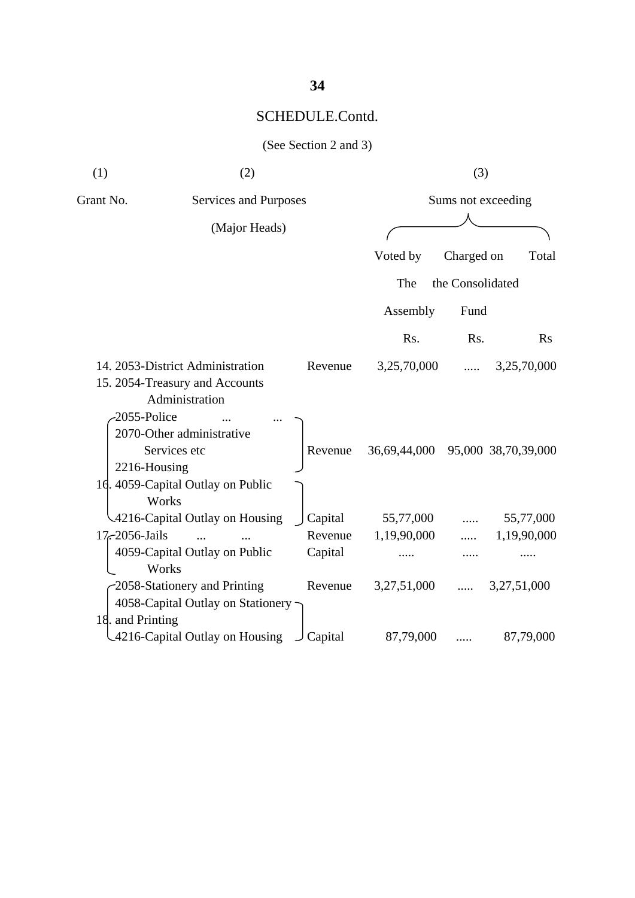## SCHEDULE.Contd.

(See Section 2 and 3)

| (1) | (2) | | (3) | | |
|---|---|---|---|---|---|
| Grant No. | Services and Purposes (Major Heads) | | Sums not exceeding | | |
| | | | Voted by The Assembly | Charged on the Consolidated Fund | Total |
| | | | Rs. | Rs. | Rs |
| 14. | 2053-District Administration | Revenue | 3,25,70,000 | ..... | 3,25,70,000 |
| 15. | 2054-Treasury and Accounts Administration | | | | |
| | 2055-Police ... ... | | | | |
| | 2070-Other administrative Services etc | Revenue | 36,69,44,000 | 95,000 | 38,70,39,000 |
| | 2216-Housing | | | | |
| 16. | 4059-Capital Outlay on Public Works | | | | |
| | 4216-Capital Outlay on Housing | Capital | 55,77,000 | ..... | 55,77,000 |
| 17. | 2056-Jails ... ... | Revenue | 1,19,90,000 | ..... | 1,19,90,000 |
| | 4059-Capital Outlay on Public Works | Capital | ..... | ..... | ..... |
| 18. | 2058-Stationery and Printing | Revenue | 3,27,51,000 | ..... | 3,27,51,000 |
| | 4058-Capital Outlay on Stationery and Printing | | | | |
| | 4216-Capital Outlay on Housing | Capital | 87,79,000 | ..... | 87,79,000 |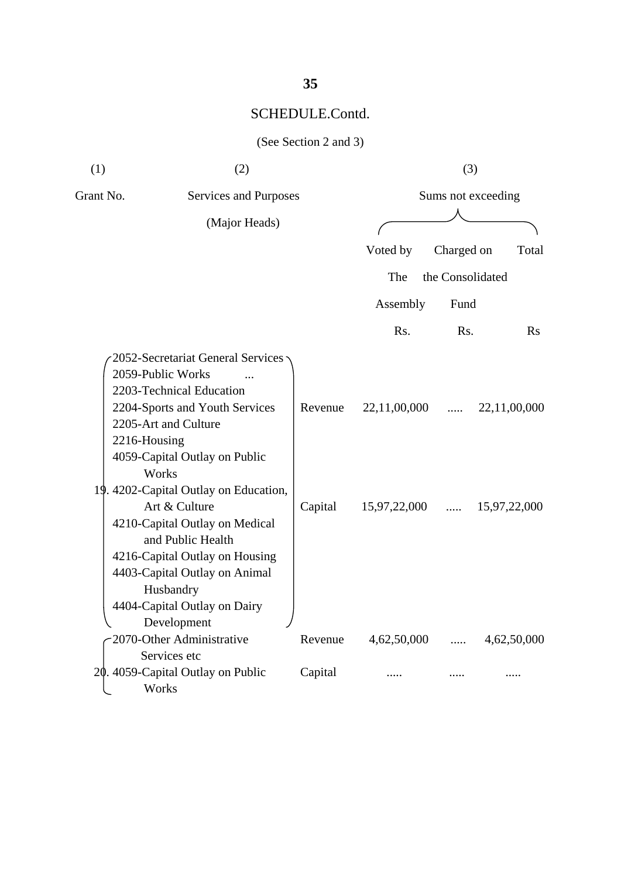SCHEDULE.Contd.

(See Section 2 and 3)

| (1) | (2) | | (3) | | |
|---|---|---|---|---|---|
| Grant No. | Services and Purposes (Major Heads) | | Sums not exceeding | | |
| | | | Voted by The Assembly | Charged on the Consolidated Fund | Total |
| | | | Rs. | Rs. | Rs |
| 19. | 2052-Secretariat General Services<br>2059-Public Works ...<br>2203-Technical Education<br>2204-Sports and Youth Services<br>2205-Art and Culture<br>2216-Housing | Revenue | 22,11,00,000 | ..... | 22,11,00,000 |
| | 4059-Capital Outlay on Public Works<br>4202-Capital Outlay on Education, Art & Culture<br>4210-Capital Outlay on Medical and Public Health<br>4216-Capital Outlay on Housing<br>4403-Capital Outlay on Animal Husbandry<br>4404-Capital Outlay on Dairy Development | Capital | 15,97,22,000 | ..... | 15,97,22,000 |
| 20. | 2070-Other Administrative Services etc | Revenue | 4,62,50,000 | ..... | 4,62,50,000 |
| | 4059-Capital Outlay on Public Works | Capital | ..... | ..... | ..... |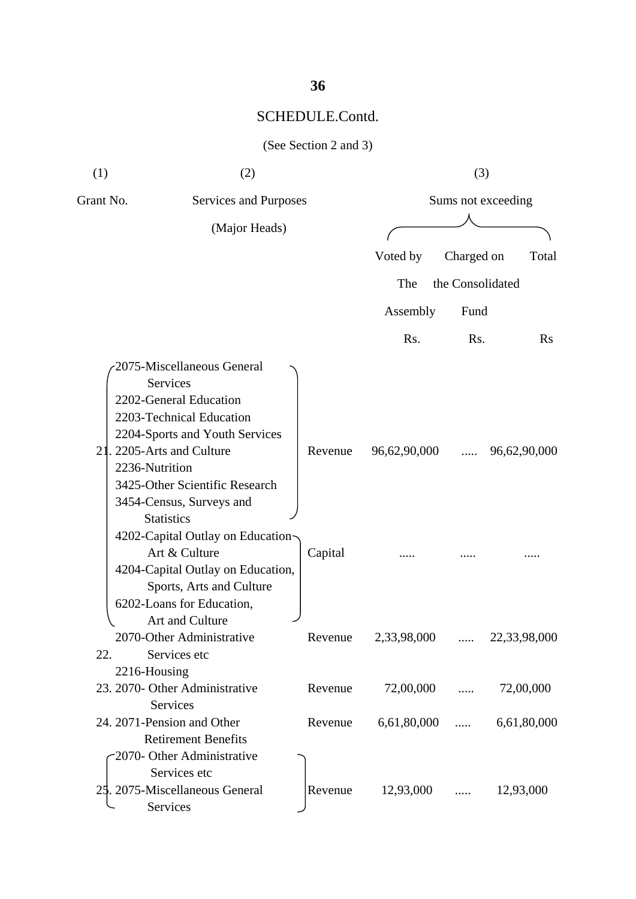## SCHEDULE.Contd.

(See Section 2 and 3)

| (1) | (2) | | (3) | | |
|---|---|---|---|---|---|
| Grant No. | Services and Purposes (Major Heads) | | Sums not exceeding | | |
| | | | Voted by The Assembly | Charged on the Consolidated Fund | Total |
| | | | Rs. | Rs. | Rs |
| 21. | 2075-Miscellaneous General Services<br>2202-General Education<br>2203-Technical Education<br>2204-Sports and Youth Services<br>2205-Arts and Culture<br>2236-Nutrition<br>3425-Other Scientific Research<br>3454-Census, Surveys and Statistics | Revenue | 96,62,90,000 | ..... | 96,62,90,000 |
| | 4202-Capital Outlay on Education Art & Culture<br>4204-Capital Outlay on Education, Sports, Arts and Culture<br>6202-Loans for Education, Art and Culture | Capital | ..... | ..... | ..... |
| 22. | 2070-Other Administrative Services etc<br>2216-Housing | Revenue | 2,33,98,000 | ..... | 22,33,98,000 |
| 23. | 2070- Other Administrative Services | Revenue | 72,00,000 | ..... | 72,00,000 |
| 24. | 2071-Pension and Other Retirement Benefits | Revenue | 6,61,80,000 | ..... | 6,61,80,000 |
| 25. | 2070- Other Administrative Services etc<br>2075-Miscellaneous General Services | Revenue | 12,93,000 | ..... | 12,93,000 |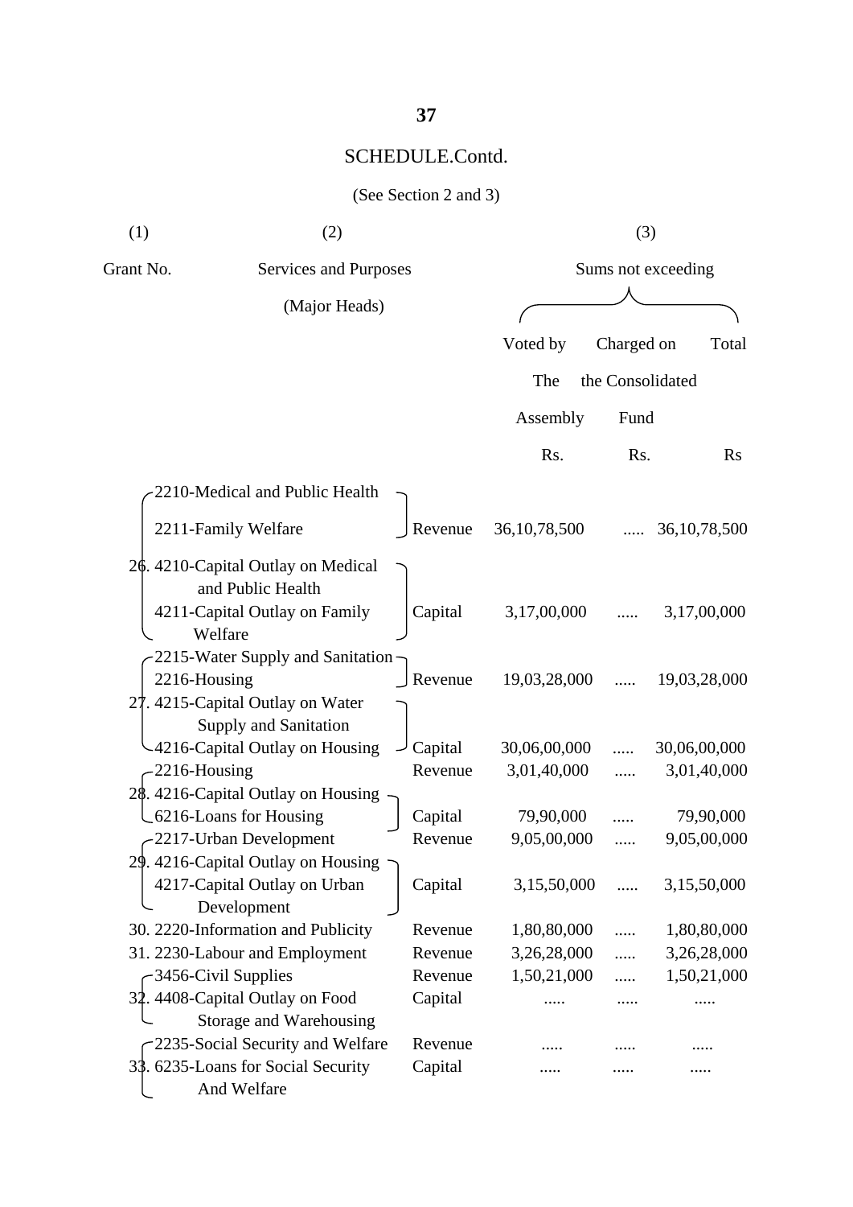# SCHEDULE.Contd.

(See Section 2 and 3)

| (1) | (2) | | (3) | | |
|---|---|---|---|---|---|
| Grant No. | Services and Purposes (Major Heads) | | Sums not exceeding | | |
| | | | Voted by The Assembly | Charged on the Consolidated Fund | Total |
| | | | Rs. | Rs. | Rs |
| 26. | 2210-Medical and Public Health<br>2211-Family Welfare | Revenue | 36,10,78,500 | ..... | 36,10,78,500 |
| | 4210-Capital Outlay on Medical and Public Health<br>4211-Capital Outlay on Family Welfare | Capital | 3,17,00,000 | ..... | 3,17,00,000 |
| 27. | 2215-Water Supply and Sanitation<br>2216-Housing | Revenue | 19,03,28,000 | ..... | 19,03,28,000 |
| | 4215-Capital Outlay on Water Supply and Sanitation<br>4216-Capital Outlay on Housing | Capital | 30,06,00,000 | ..... | 30,06,00,000 |
| 28. | 2216-Housing | Revenue | 3,01,40,000 | ..... | 3,01,40,000 |
| | 4216-Capital Outlay on Housing<br>6216-Loans for Housing | Capital | 79,90,000 | ..... | 79,90,000 |
| 29. | 2217-Urban Development | Revenue | 9,05,00,000 | ..... | 9,05,00,000 |
| | 4216-Capital Outlay on Housing<br>4217-Capital Outlay on Urban Development | Capital | 3,15,50,000 | ..... | 3,15,50,000 |
| 30. | 2220-Information and Publicity | Revenue | 1,80,80,000 | ..... | 1,80,80,000 |
| 31. | 2230-Labour and Employment | Revenue | 3,26,28,000 | ..... | 3,26,28,000 |
| 32. | 3456-Civil Supplies | Revenue | 1,50,21,000 | ..... | 1,50,21,000 |
| | 4408-Capital Outlay on Food Storage and Warehousing | Capital | ..... | ..... | ..... |
| 33. | 2235-Social Security and Welfare | Revenue | ..... | ..... | ..... |
| | 6235-Loans for Social Security And Welfare | Capital | ..... | ..... | ..... |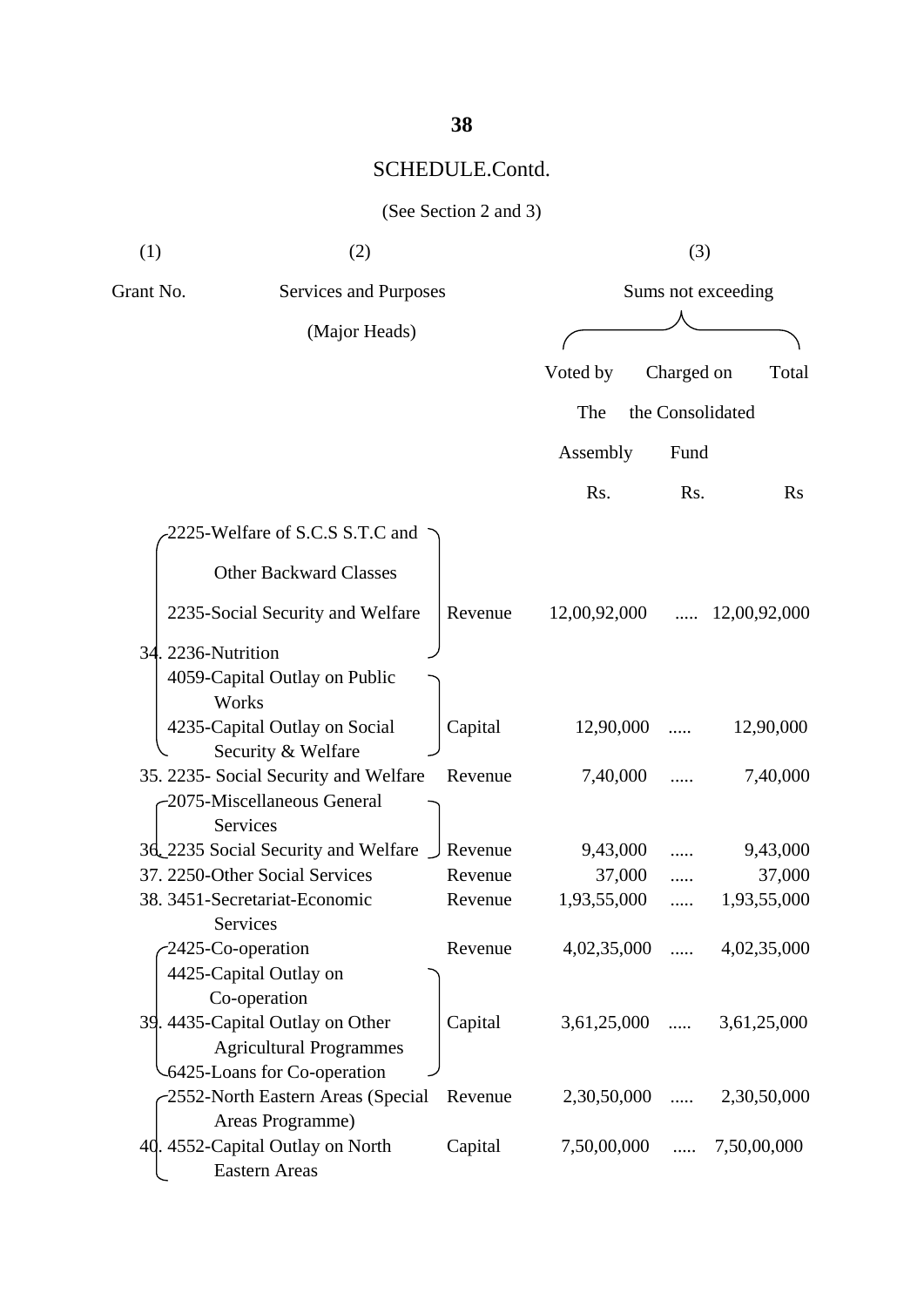SCHEDULE.Contd.

(See Section 2 and 3)

| (1) | (2) | | (3) | | |
|---|---|---|---|---|---|
| Grant No. | Services and Purposes (Major Heads) | | Sums not exceeding | | |
| | | | Voted by The Assembly | Charged on the Consolidated Fund | Total |
| | | | Rs. | Rs. | Rs |
| 34. | 2225-Welfare of S.C.S S.T.C and Other Backward Classes<br>2235-Social Security and Welfare<br>2236-Nutrition | Revenue | 12,00,92,000 | ..... | 12,00,92,000 |
| | 4059-Capital Outlay on Public Works<br>4235-Capital Outlay on Social Security & Welfare | Capital | 12,90,000 | ..... | 12,90,000 |
| 35. | 2235- Social Security and Welfare | Revenue | 7,40,000 | ..... | 7,40,000 |
| 36. | 2075-Miscellaneous General Services<br>2235 Social Security and Welfare | Revenue | 9,43,000 | ..... | 9,43,000 |
| 37. | 2250-Other Social Services | Revenue | 37,000 | ..... | 37,000 |
| 38. | 3451-Secretariat-Economic Services | Revenue | 1,93,55,000 | ..... | 1,93,55,000 |
| 39. | 2425-Co-operation | Revenue | 4,02,35,000 | ..... | 4,02,35,000 |
| | 4425-Capital Outlay on Co-operation<br>4435-Capital Outlay on Other Agricultural Programmes<br>6425-Loans for Co-operation | Capital | 3,61,25,000 | ..... | 3,61,25,000 |
| 40. | 2552-North Eastern Areas (Special Areas Programme) | Revenue | 2,30,50,000 | ..... | 2,30,50,000 |
| | 4552-Capital Outlay on North Eastern Areas | Capital | 7,50,00,000 | ..... | 7,50,00,000 |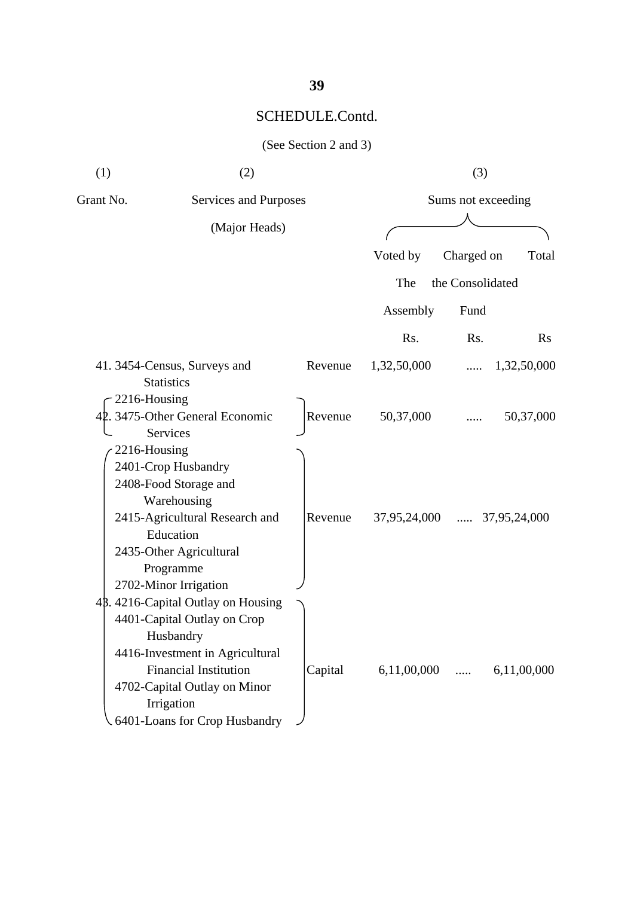## SCHEDULE.Contd.

(See Section 2 and 3)

| (1) | (2) | | (3) | | |
|---|---|---|---|---|---|
| Grant No. | Services and Purposes (Major Heads) | | Sums not exceeding | | |
| | | | Voted by The Assembly | Charged on the Consolidated Fund | Total |
| | | | Rs. | Rs. | Rs |
| 41. | 3454-Census, Surveys and Statistics | Revenue | 1,32,50,000 | ..... | 1,32,50,000 |
| 42. | 2216-Housing<br>3475-Other General Economic Services | Revenue | 50,37,000 | ..... | 50,37,000 |
| 43. | 2216-Housing<br>2401-Crop Husbandry<br>2408-Food Storage and Warehousing<br>2415-Agricultural Research and Education<br>2435-Other Agricultural Programme<br>2702-Minor Irrigation | Revenue | 37,95,24,000 | ..... | 37,95,24,000 |
| | 4216-Capital Outlay on Housing<br>4401-Capital Outlay on Crop Husbandry<br>4416-Investment in Agricultural Financial Institution<br>4702-Capital Outlay on Minor Irrigation<br>6401-Loans for Crop Husbandry | Capital | 6,11,00,000 | ..... | 6,11,00,000 |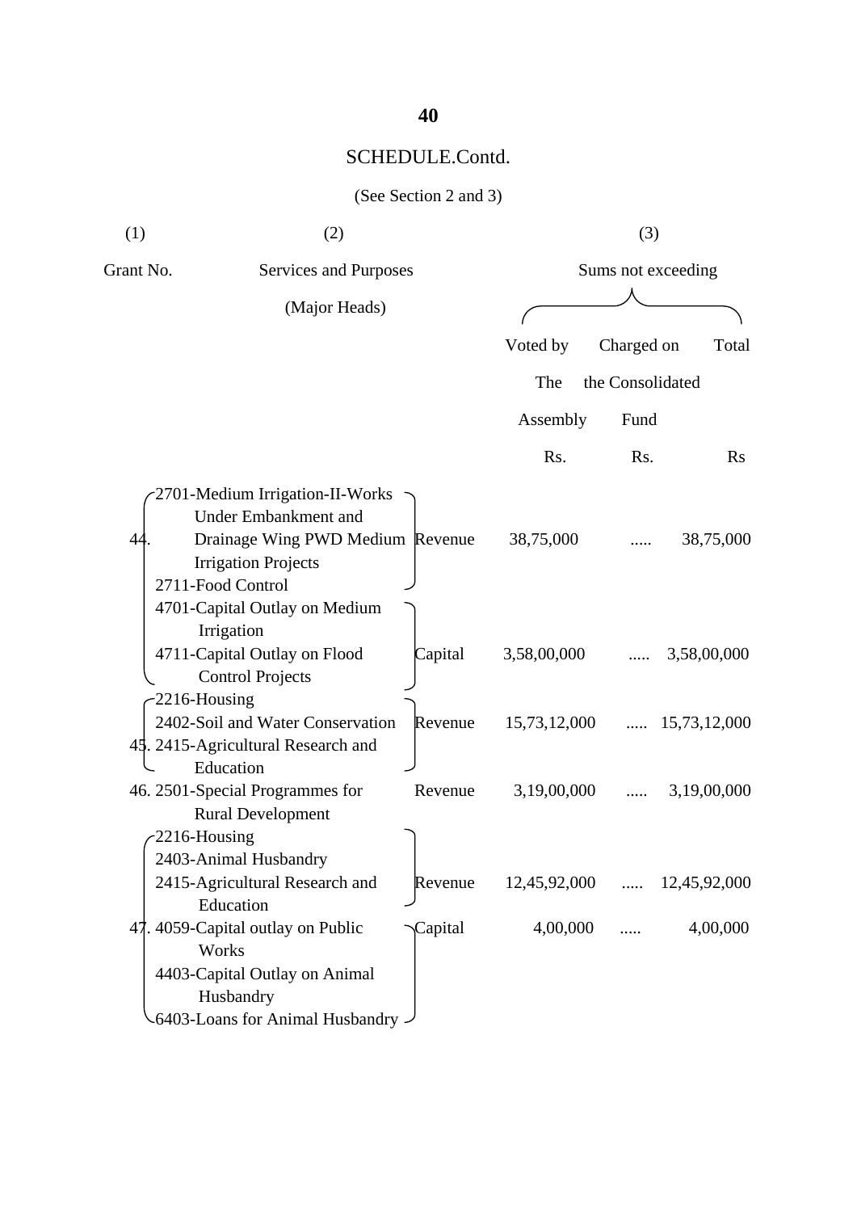## SCHEDULE.Contd.

(See Section 2 and 3)

| (1) | (2) | | (3) | | |
|---|---|---|---|---|---|
| Grant No. | Services and Purposes (Major Heads) | | Sums not exceeding | | |
| | | | Voted by The Assembly | Charged on the Consolidated Fund | Total |
| | | | Rs. | Rs. | Rs |
| 44. | 2701-Medium Irrigation-II-Works Under Embankment and Drainage Wing PWD Medium Irrigation Projects<br>2711-Food Control | Revenue | 38,75,000 | ..... | 38,75,000 |
| | 4701-Capital Outlay on Medium Irrigation<br>4711-Capital Outlay on Flood Control Projects | Capital | 3,58,00,000 | ..... | 3,58,00,000 |
| 45. | 2216-Housing<br>2402-Soil and Water Conservation<br>2415-Agricultural Research and Education | Revenue | 15,73,12,000 | ..... | 15,73,12,000 |
| 46. | 2501-Special Programmes for Rural Development | Revenue | 3,19,00,000 | ..... | 3,19,00,000 |
| 47. | 2216-Housing<br>2403-Animal Husbandry<br>2415-Agricultural Research and Education | Revenue | 12,45,92,000 | ..... | 12,45,92,000 |
| | 4059-Capital outlay on Public Works<br>4403-Capital Outlay on Animal Husbandry<br>6403-Loans for Animal Husbandry | Capital | 4,00,000 | ..... | 4,00,000 |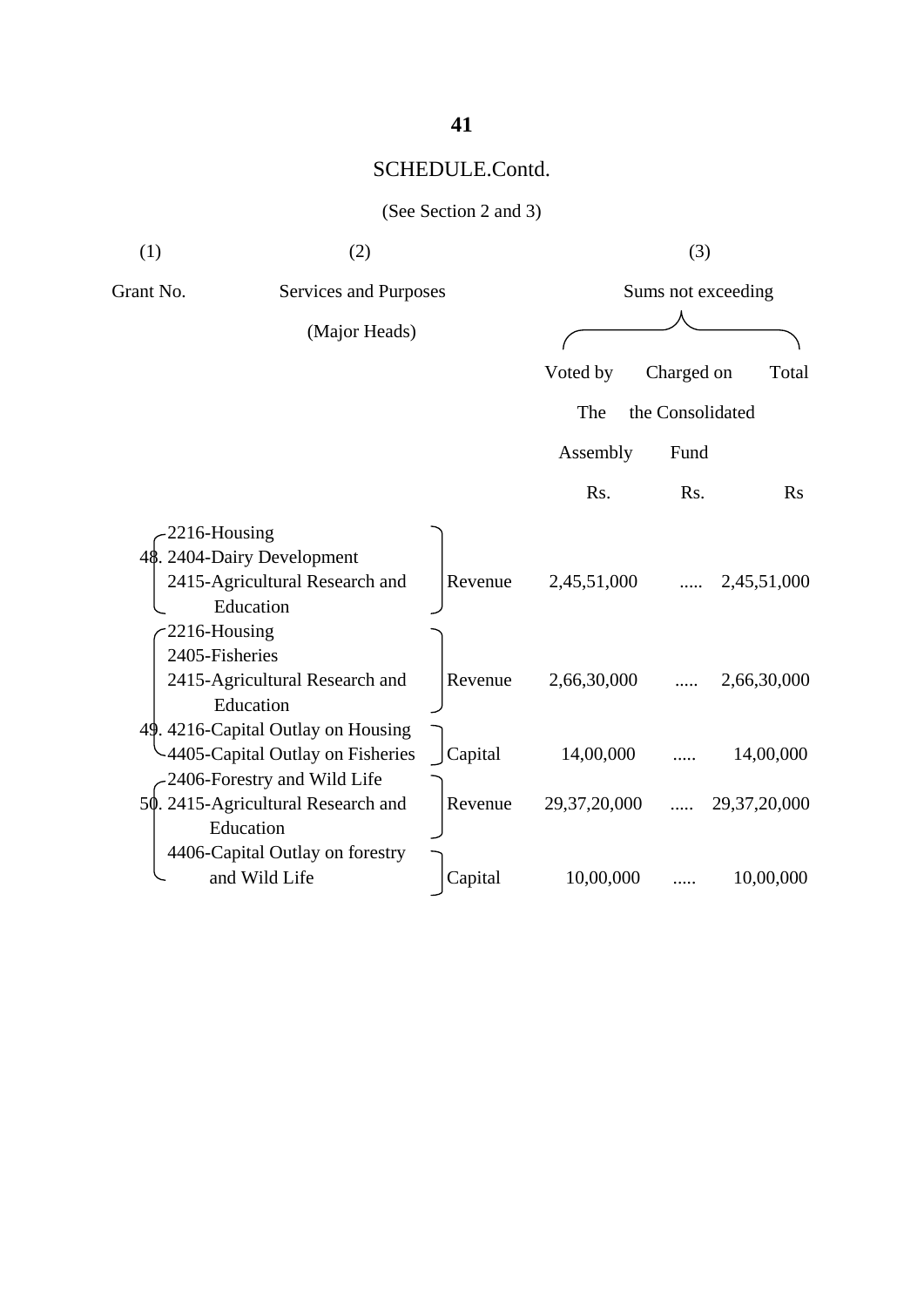SCHEDULE.Contd.

(See Section 2 and 3)

| (1) | (2) | | (3) | | |
|---|---|---|---|---|---|
| Grant No. | Services and Purposes (Major Heads) | | Sums not exceeding | | |
| | | | Voted by The Assembly | Charged on the Consolidated Fund | Total |
| | | | Rs. | Rs. | Rs |
| 48. | 2216-Housing<br>2404-Dairy Development<br>2415-Agricultural Research and Education | Revenue | 2,45,51,000 | ..... | 2,45,51,000 |
| 49. | 2216-Housing<br>2405-Fisheries<br>2415-Agricultural Research and Education | Revenue | 2,66,30,000 | ..... | 2,66,30,000 |
| | 4216-Capital Outlay on Housing<br>4405-Capital Outlay on Fisheries | Capital | 14,00,000 | ..... | 14,00,000 |
| 50. | 2406-Forestry and Wild Life<br>2415-Agricultural Research and Education | Revenue | 29,37,20,000 | ..... | 29,37,20,000 |
| | 4406-Capital Outlay on forestry and Wild Life | Capital | 10,00,000 | ..... | 10,00,000 |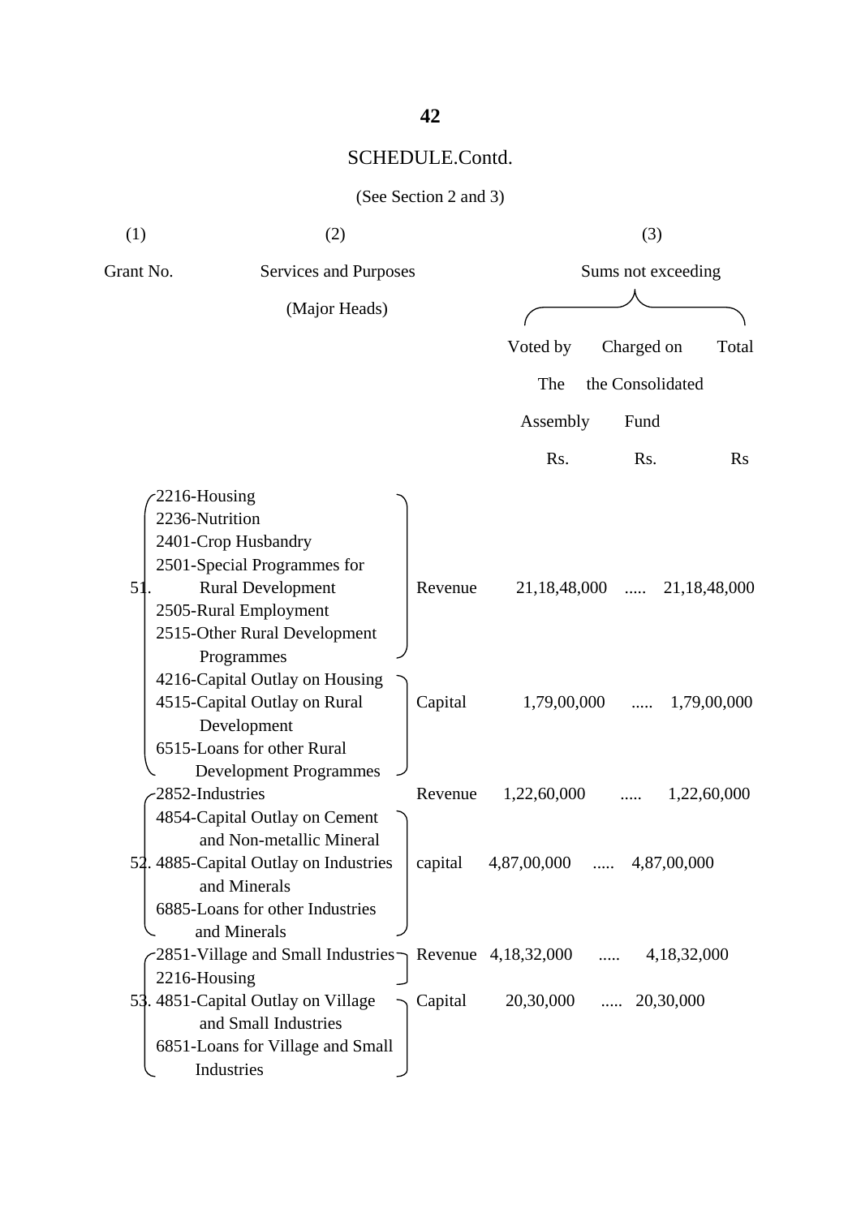## SCHEDULE.Contd.

(See Section 2 and 3)

| (1) | (2) | | (3) | | |
|---|---|---|---|---|---|
| Grant No. | Services and Purposes (Major Heads) | | Sums not exceeding | | |
| | | | Voted by The Assembly | Charged on the Consolidated Fund | Total |
| | | | Rs. | Rs. | Rs |
| 51. | 2216-Housing<br>2236-Nutrition<br>2401-Crop Husbandry<br>2501-Special Programmes for Rural Development<br>2505-Rural Employment<br>2515-Other Rural Development Programmes | Revenue | 21,18,48,000 | ..... | 21,18,48,000 |
| | 4216-Capital Outlay on Housing<br>4515-Capital Outlay on Rural Development<br>6515-Loans for other Rural Development Programmes | Capital | 1,79,00,000 | ..... | 1,79,00,000 |
| 52. | 2852-Industries | Revenue | 1,22,60,000 | ..... | 1,22,60,000 |
| | 4854-Capital Outlay on Cement and Non-metallic Mineral<br>4885-Capital Outlay on Industries and Minerals<br>6885-Loans for other Industries and Minerals | capital | 4,87,00,000 | ..... | 4,87,00,000 |
| 53. | 2851-Village and Small Industries<br>2216-Housing | Revenue | 4,18,32,000 | ..... | 4,18,32,000 |
| | 4851-Capital Outlay on Village and Small Industries<br>6851-Loans for Village and Small Industries | Capital | 20,30,000 | ..... | 20,30,000 |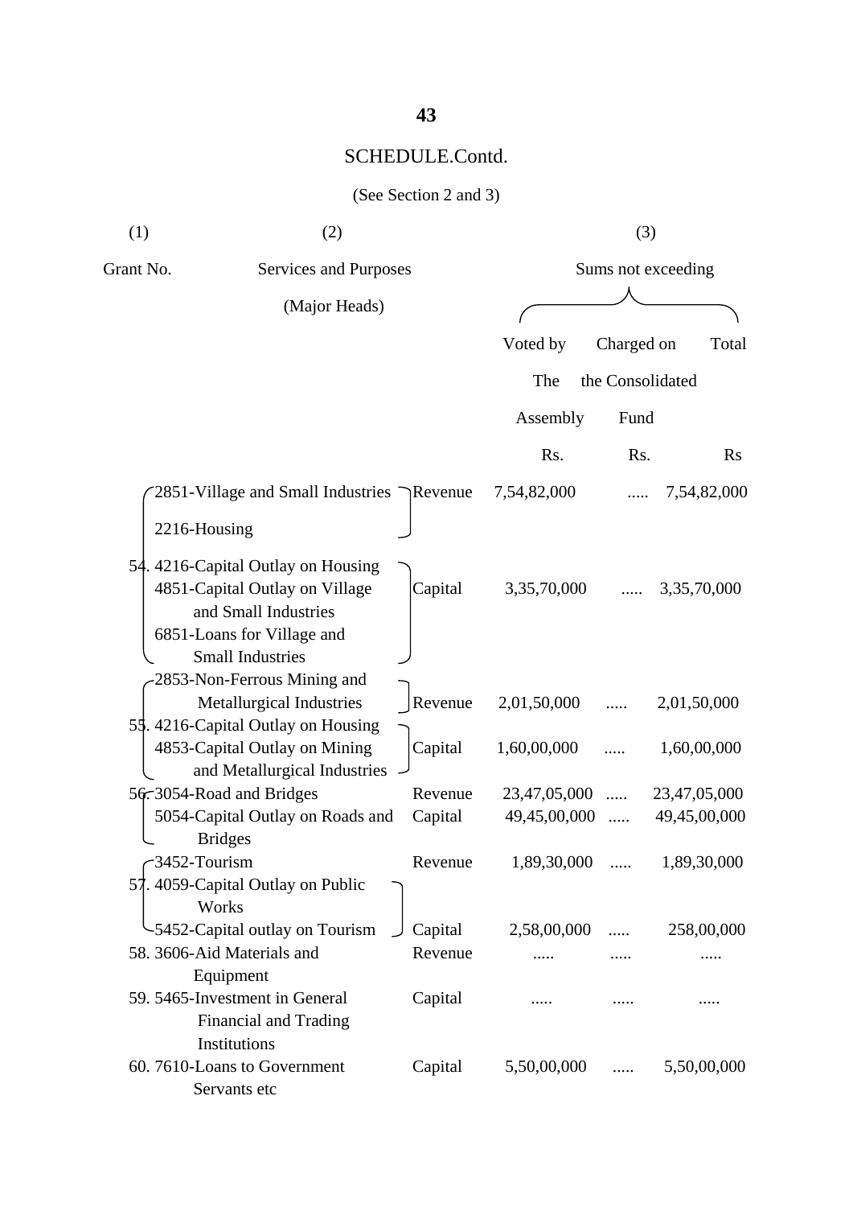# SCHEDULE.Contd.

(See Section 2 and 3)

| (1) | (2) | | (3) | | |
|---|---|---|---|---|---|
| Grant No. | Services and Purposes (Major Heads) | | Sums not exceeding | | |
| | | | Voted by The Assembly | Charged on the Consolidated Fund | Total |
| | | | Rs. | Rs. | Rs |
| 54. | 2851-Village and Small Industries<br>2216-Housing | Revenue | 7,54,82,000 | ..... | 7,54,82,000 |
| | 4216-Capital Outlay on Housing<br>4851-Capital Outlay on Village and Small Industries<br>6851-Loans for Village and Small Industries | Capital | 3,35,70,000 | ..... | 3,35,70,000 |
| 55. | 2853-Non-Ferrous Mining and Metallurgical Industries | Revenue | 2,01,50,000 | ..... | 2,01,50,000 |
| | 4216-Capital Outlay on Housing<br>4853-Capital Outlay on Mining and Metallurgical Industries | Capital | 1,60,00,000 | ..... | 1,60,00,000 |
| 56. | 3054-Road and Bridges | Revenue | 23,47,05,000 | ..... | 23,47,05,000 |
| | 5054-Capital Outlay on Roads and Bridges | Capital | 49,45,00,000 | ..... | 49,45,00,000 |
| 57. | 3452-Tourism | Revenue | 1,89,30,000 | ..... | 1,89,30,000 |
| | 4059-Capital Outlay on Public Works<br>5452-Capital outlay on Tourism | Capital | 2,58,00,000 | ..... | 258,00,000 |
| 58. | 3606-Aid Materials and Equipment | Revenue | ..... | ..... | ..... |
| 59. | 5465-Investment in General Financial and Trading Institutions | Capital | ..... | ..... | ..... |
| 60. | 7610-Loans to Government Servants etc | Capital | 5,50,00,000 | ..... | 5,50,00,000 |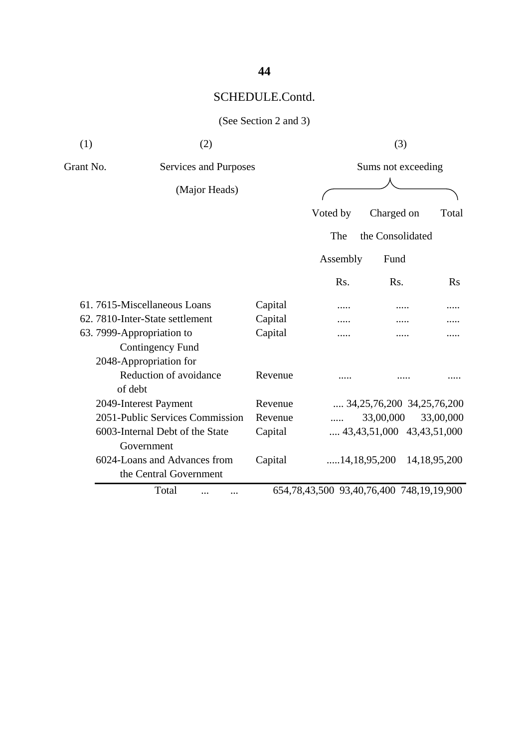SCHEDULE.Contd.

(See Section 2 and 3)

| (1) | (2) | | (3) | | |
|---|---|---|---|---|---|
| Grant No. | Services and Purposes (Major Heads) | | Sums not exceeding | | |
| | | | Voted by The Assembly | Charged on the Consolidated Fund | Total |
| | | | Rs. | Rs. | Rs |
| 61. | 7615-Miscellaneous Loans | Capital | ..... | ..... | ..... |
| 62. | 7810-Inter-State settlement | Capital | ..... | ..... | ..... |
| 63. | 7999-Appropriation to Contingency Fund | Capital | ..... | ..... | ..... |
| | 2048-Appropriation for Reduction of avoidance of debt | Revenue | ..... | ..... | ..... |
| | 2049-Interest Payment | Revenue | .... | 34,25,76,200 | 34,25,76,200 |
| | 2051-Public Services Commission | Revenue | ..... | 33,00,000 | 33,00,000 |
| | 6003-Internal Debt of the State Government | Capital | .... | 43,43,51,000 | 43,43,51,000 |
| | 6024-Loans and Advances from the Central Government | Capital | ..... | 14,18,95,200 | 14,18,95,200 |
| | Total ... ... | | 654,78,43,500 | 93,40,76,400 | 748,19,19,900 |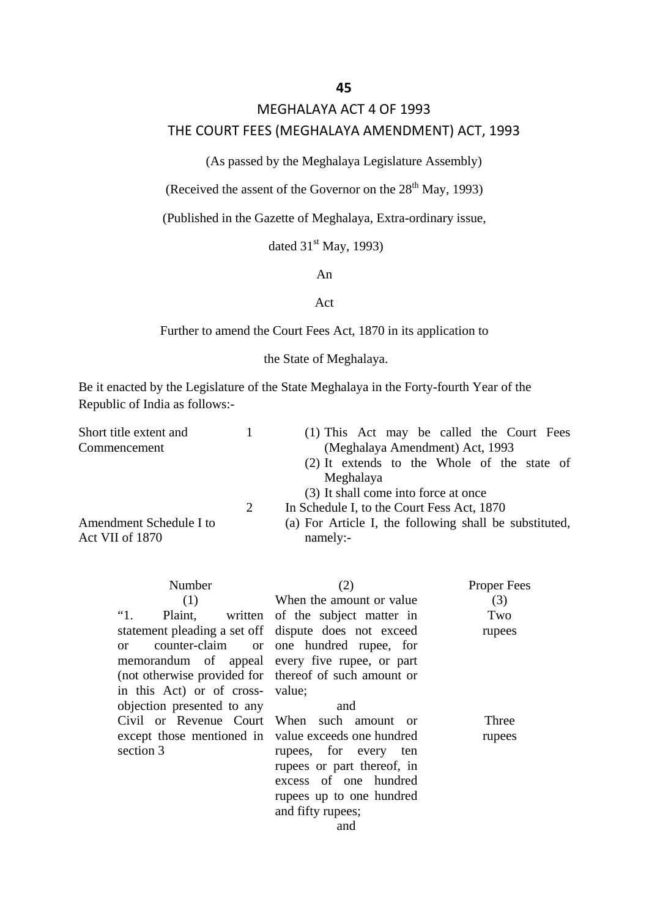45

# MEGHALAYA ACT 4 OF 1993

## THE COURT FEES (MEGHALAYA AMENDMENT) ACT, 1993

(As passed by the Meghalaya Legislature Assembly)

(Received the assent of the Governor on the 28th May, 1993)

(Published in the Gazette of Meghalaya, Extra-ordinary issue,

dated 31st May, 1993)

An

Act

Further to amend the Court Fees Act, 1870 in its application to

the State of Meghalaya.

Be it enacted by the Legislature of the State Meghalaya in the Forty-fourth Year of the Republic of India as follows:-

Short title extent and Commencement

1 (1) This Act may be called the Court Fees (Meghalaya Amendment) Act, 1993

(2) It extends to the Whole of the state of Meghalaya

(3) It shall come into force at once

Amendment Schedule I to Act VII of 1870

2 In Schedule I, to the Court Fess Act, 1870

(a) For Article I, the following shall be substituted, namely:-

| Number (1) | (2) | Proper Fees (3) |
|---|---|---|
| "1. Plaint, written statement pleading a set off or counter-claim or memorandum of appeal (not otherwise provided for in this Act) or of cross-objection presented to any Civil or Revenue Court except those mentioned in section 3 | When the amount or value of the subject matter in dispute does not exceed one hundred rupee, for every five rupee, or part thereof of such amount or value; | Two rupees |
| | and | |
| | When such amount or value exceeds one hundred rupees, for every ten rupees or part thereof, in excess of one hundred rupees up to one hundred and fifty rupees; | Three rupees |
| | and | |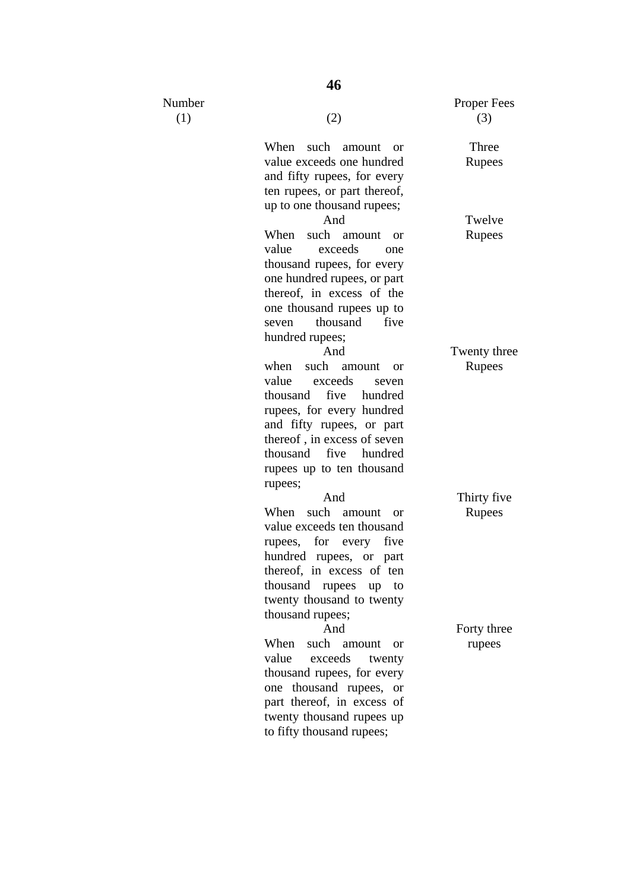| Number (1) | (2) | Proper Fees (3) |
|---|---|---|
| | When such amount or value exceeds one hundred and fifty rupees, for every ten rupees, or part thereof, up to one thousand rupees; | Three Rupees |
| | And | |
| | When such amount or value exceeds one thousand rupees, for every one hundred rupees, or part thereof, in excess of the one thousand rupees up to seven thousand five hundred rupees; | Twelve Rupees |
| | And | |
| | when such amount or value exceeds seven thousand five hundred rupees, for every hundred and fifty rupees, or part thereof , in excess of seven thousand five hundred rupees up to ten thousand rupees; | Twenty three Rupees |
| | And | |
| | When such amount or value exceeds ten thousand rupees, for every five hundred rupees, or part thereof, in excess of ten thousand rupees up to twenty thousand to twenty thousand rupees; | Thirty five Rupees |
| | And | |
| | When such amount or value exceeds twenty thousand rupees, for every one thousand rupees, or part thereof, in excess of twenty thousand rupees up to fifty thousand rupees; | Forty three rupees |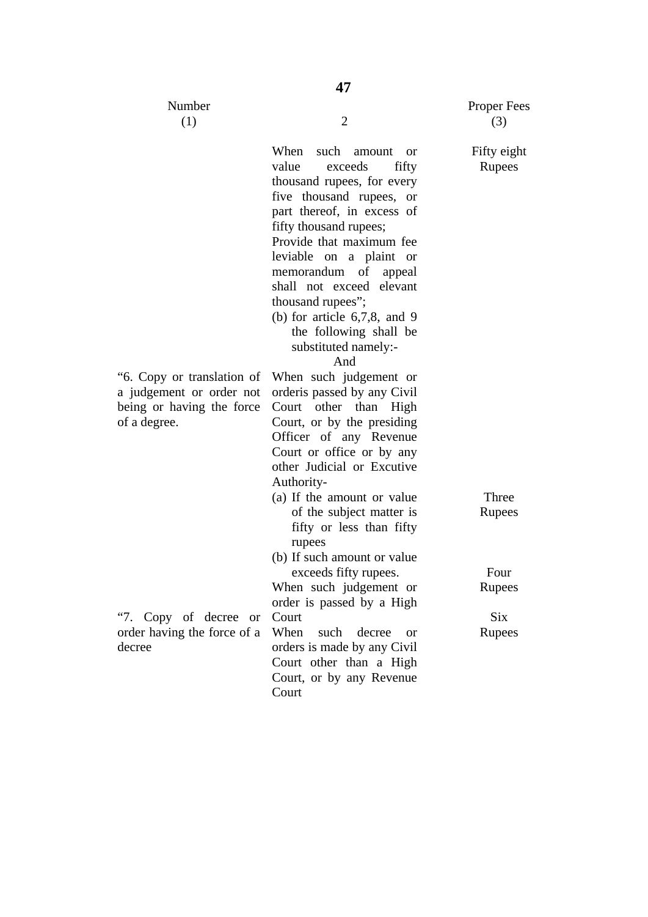| Number (1) | 2 | Proper Fees (3) |
|---|---|---|
| | When such amount or value exceeds fifty thousand rupees, for every five thousand rupees, or part thereof, in excess of fifty thousand rupees; Provide that maximum fee leviable on a plaint or memorandum of appeal shall not exceed elevant thousand rupees"; | Fifty eight Rupees |
| | (b) for article 6,7,8, and 9 the following shall be substituted namely:- And | |
| "6. Copy or translation of a judgement or order not being or having the force of a degree. | When such judgement or orderis passed by any Civil Court other than High Court, or by the presiding Officer of any Revenue Court or office or by any other Judicial or Excutive Authority- | |
| | (a) If the amount or value of the subject matter is fifty or less than fifty rupees | Three Rupees |
| | (b) If such amount or value exceeds fifty rupees. | Four Rupees |
| | When such judgement or order is passed by a High Court | Six Rupees |
| "7. Copy of decree or order having the force of a decree | When such decree or orders is made by any Civil Court other than a High Court, or by any Revenue Court | |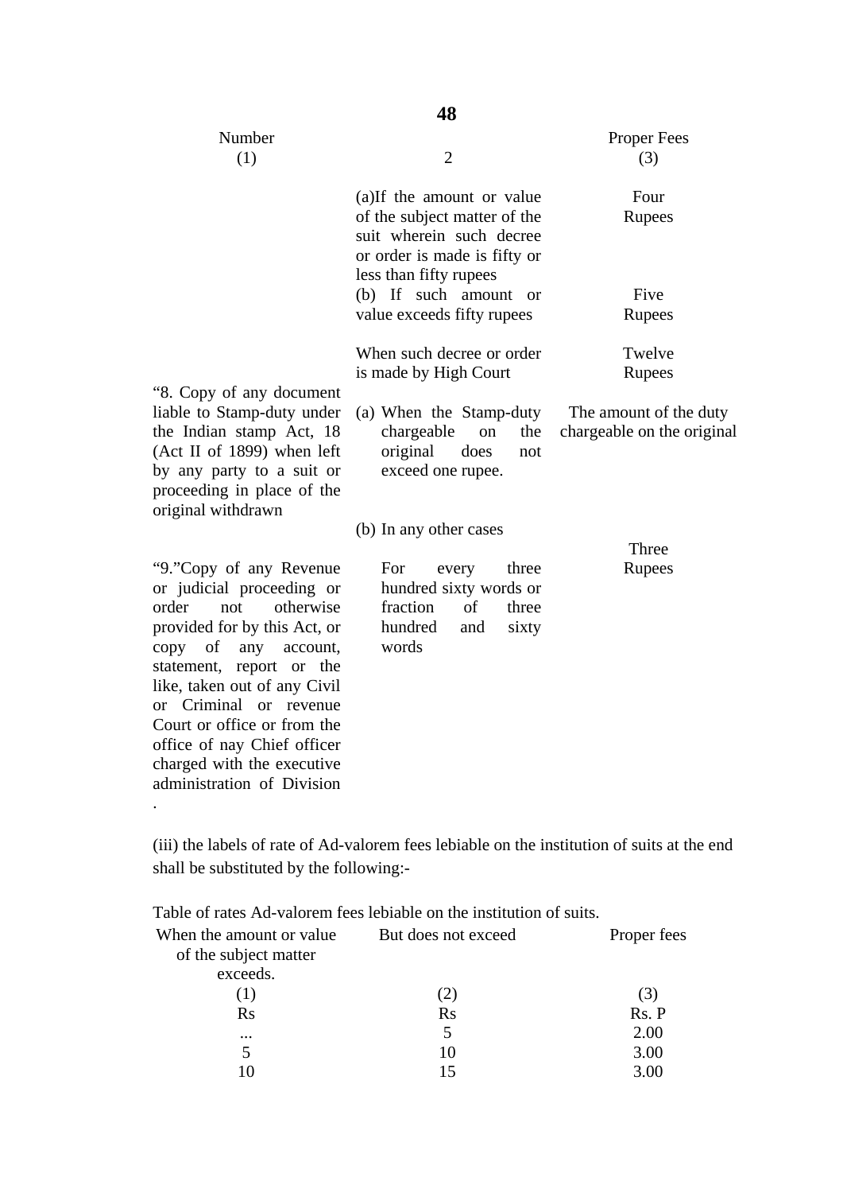| Number (1) | 2 | Proper Fees (3) |
|---|---|---|
| | (a)If the amount or value of the subject matter of the suit wherein such decree or order is made is fifty or less than fifty rupees | Four Rupees |
| | (b) If such amount or value exceeds fifty rupees | Five Rupees |
| | When such decree or order is made by High Court | Twelve Rupees |
| "8. Copy of any document liable to Stamp-duty under the Indian stamp Act, 18 (Act II of 1899) when left by any party to a suit or proceeding in place of the original withdrawn | (a) When the Stamp-duty chargeable on the original does not exceed one rupee. | The amount of the duty chargeable on the original |
| | (b) In any other cases | Three Rupees |
| "9."Copy of any Revenue or judicial proceeding or order not otherwise provided for by this Act, or copy of any account, statement, report or the like, taken out of any Civil or Criminal or revenue Court or office or from the office of nay Chief officer charged with the executive administration of Division . | For every three hundred sixty words or fraction of three hundred and sixty words | |

(iii) the labels of rate of Ad-valorem fees lebiable on the institution of suits at the end shall be substituted by the following:-

Table of rates Ad-valorem fees lebiable on the institution of suits.

| When the amount or value of the subject matter exceeds. | But does not exceed | Proper fees |
|---|---|---|
| (1) | (2) | (3) |
| Rs | Rs | Rs. P |
| ... | 5 | 2.00 |
| 5 | 10 | 3.00 |
| 10 | 15 | 3.00 |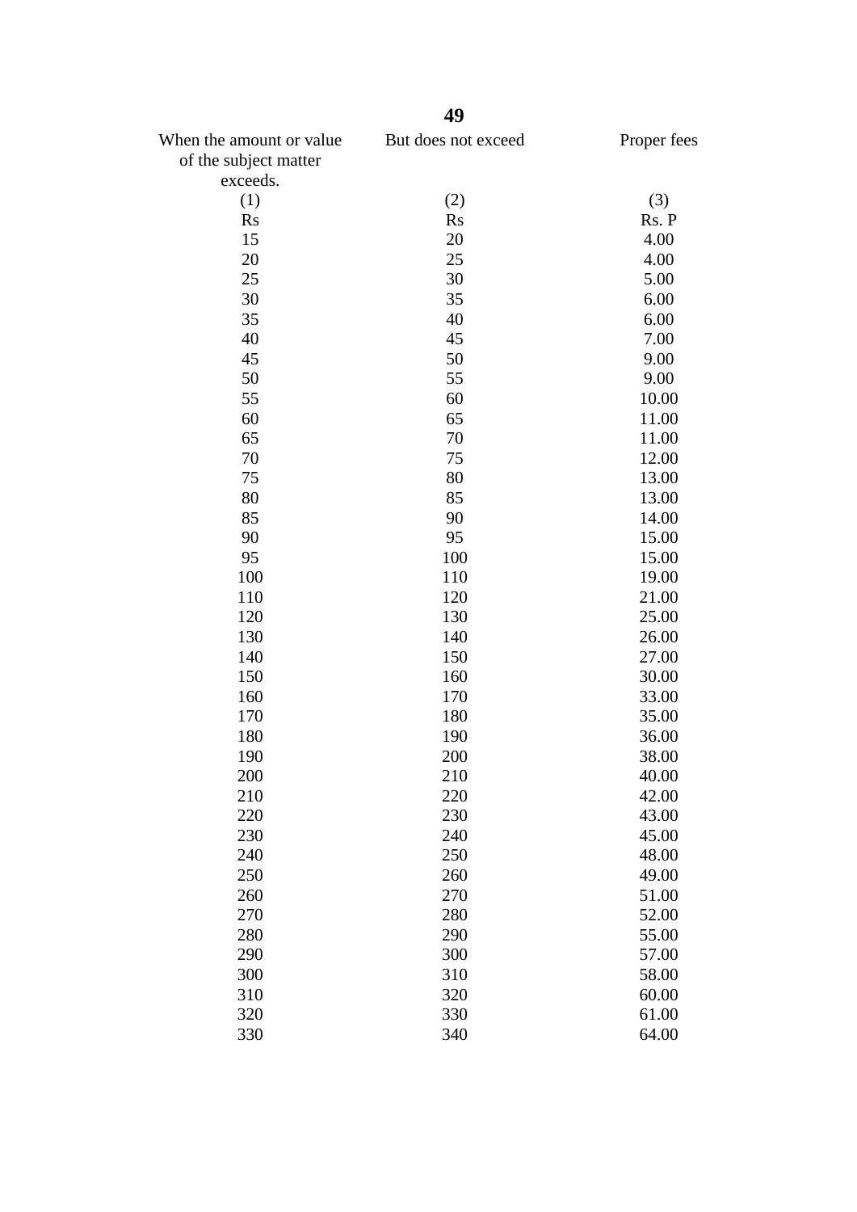| When the amount or value of the subject matter exceeds. | But does not exceed | Proper fees |
|---|---|---|
| (1) | (2) | (3) |
| Rs | Rs | Rs. P |
| 15 | 20 | 4.00 |
| 20 | 25 | 4.00 |
| 25 | 30 | 5.00 |
| 30 | 35 | 6.00 |
| 35 | 40 | 6.00 |
| 40 | 45 | 7.00 |
| 45 | 50 | 9.00 |
| 50 | 55 | 9.00 |
| 55 | 60 | 10.00 |
| 60 | 65 | 11.00 |
| 65 | 70 | 11.00 |
| 70 | 75 | 12.00 |
| 75 | 80 | 13.00 |
| 80 | 85 | 13.00 |
| 85 | 90 | 14.00 |
| 90 | 95 | 15.00 |
| 95 | 100 | 15.00 |
| 100 | 110 | 19.00 |
| 110 | 120 | 21.00 |
| 120 | 130 | 25.00 |
| 130 | 140 | 26.00 |
| 140 | 150 | 27.00 |
| 150 | 160 | 30.00 |
| 160 | 170 | 33.00 |
| 170 | 180 | 35.00 |
| 180 | 190 | 36.00 |
| 190 | 200 | 38.00 |
| 200 | 210 | 40.00 |
| 210 | 220 | 42.00 |
| 220 | 230 | 43.00 |
| 230 | 240 | 45.00 |
| 240 | 250 | 48.00 |
| 250 | 260 | 49.00 |
| 260 | 270 | 51.00 |
| 270 | 280 | 52.00 |
| 280 | 290 | 55.00 |
| 290 | 300 | 57.00 |
| 300 | 310 | 58.00 |
| 310 | 320 | 60.00 |
| 320 | 330 | 61.00 |
| 330 | 340 | 64.00 |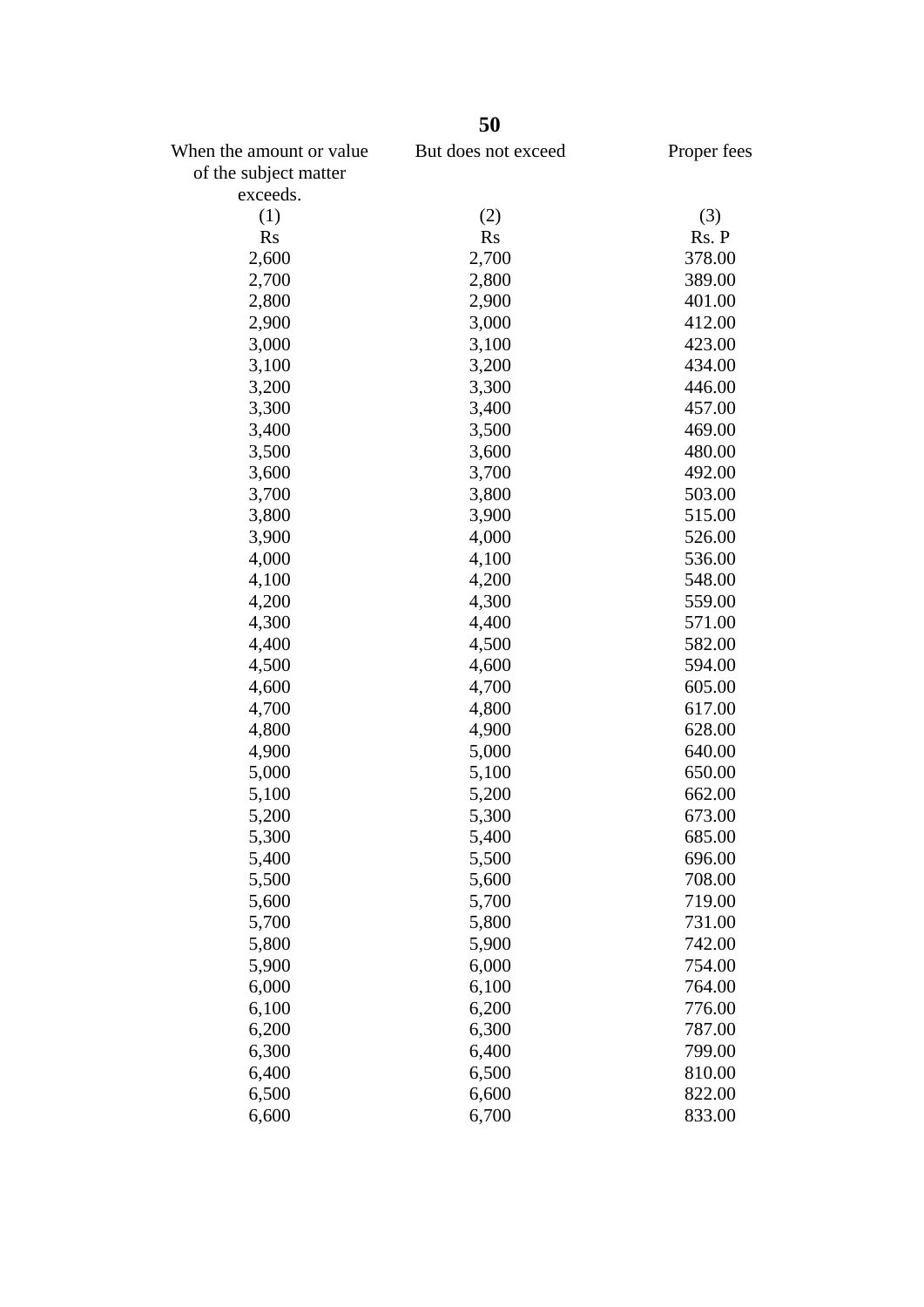| When the amount or value of the subject matter exceeds. | But does not exceed | Proper fees |
|---|---|---|
| (1) | (2) | (3) |
| Rs | Rs | Rs. P |
| 2,600 | 2,700 | 378.00 |
| 2,700 | 2,800 | 389.00 |
| 2,800 | 2,900 | 401.00 |
| 2,900 | 3,000 | 412.00 |
| 3,000 | 3,100 | 423.00 |
| 3,100 | 3,200 | 434.00 |
| 3,200 | 3,300 | 446.00 |
| 3,300 | 3,400 | 457.00 |
| 3,400 | 3,500 | 469.00 |
| 3,500 | 3,600 | 480.00 |
| 3,600 | 3,700 | 492.00 |
| 3,700 | 3,800 | 503.00 |
| 3,800 | 3,900 | 515.00 |
| 3,900 | 4,000 | 526.00 |
| 4,000 | 4,100 | 536.00 |
| 4,100 | 4,200 | 548.00 |
| 4,200 | 4,300 | 559.00 |
| 4,300 | 4,400 | 571.00 |
| 4,400 | 4,500 | 582.00 |
| 4,500 | 4,600 | 594.00 |
| 4,600 | 4,700 | 605.00 |
| 4,700 | 4,800 | 617.00 |
| 4,800 | 4,900 | 628.00 |
| 4,900 | 5,000 | 640.00 |
| 5,000 | 5,100 | 650.00 |
| 5,100 | 5,200 | 662.00 |
| 5,200 | 5,300 | 673.00 |
| 5,300 | 5,400 | 685.00 |
| 5,400 | 5,500 | 696.00 |
| 5,500 | 5,600 | 708.00 |
| 5,600 | 5,700 | 719.00 |
| 5,700 | 5,800 | 731.00 |
| 5,800 | 5,900 | 742.00 |
| 5,900 | 6,000 | 754.00 |
| 6,000 | 6,100 | 764.00 |
| 6,100 | 6,200 | 776.00 |
| 6,200 | 6,300 | 787.00 |
| 6,300 | 6,400 | 799.00 |
| 6,400 | 6,500 | 810.00 |
| 6,500 | 6,600 | 822.00 |
| 6,600 | 6,700 | 833.00 |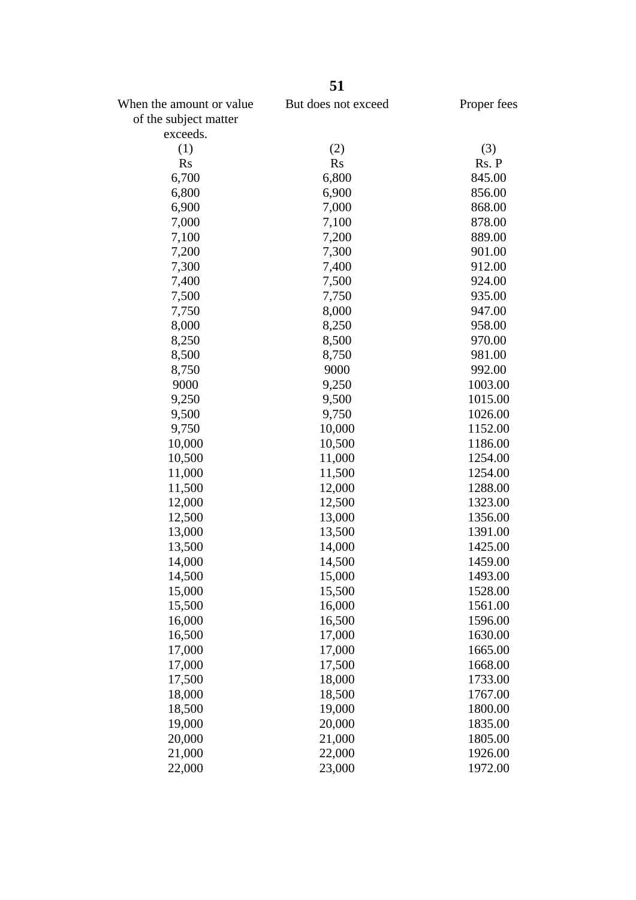| When the amount or value of the subject matter exceeds. | But does not exceed | Proper fees |
|---|---|---|
| (1) | (2) | (3) |
| Rs | Rs | Rs. P |
| 6,700 | 6,800 | 845.00 |
| 6,800 | 6,900 | 856.00 |
| 6,900 | 7,000 | 868.00 |
| 7,000 | 7,100 | 878.00 |
| 7,100 | 7,200 | 889.00 |
| 7,200 | 7,300 | 901.00 |
| 7,300 | 7,400 | 912.00 |
| 7,400 | 7,500 | 924.00 |
| 7,500 | 7,750 | 935.00 |
| 7,750 | 8,000 | 947.00 |
| 8,000 | 8,250 | 958.00 |
| 8,250 | 8,500 | 970.00 |
| 8,500 | 8,750 | 981.00 |
| 8,750 | 9000 | 992.00 |
| 9000 | 9,250 | 1003.00 |
| 9,250 | 9,500 | 1015.00 |
| 9,500 | 9,750 | 1026.00 |
| 9,750 | 10,000 | 1152.00 |
| 10,000 | 10,500 | 1186.00 |
| 10,500 | 11,000 | 1254.00 |
| 11,000 | 11,500 | 1254.00 |
| 11,500 | 12,000 | 1288.00 |
| 12,000 | 12,500 | 1323.00 |
| 12,500 | 13,000 | 1356.00 |
| 13,000 | 13,500 | 1391.00 |
| 13,500 | 14,000 | 1425.00 |
| 14,000 | 14,500 | 1459.00 |
| 14,500 | 15,000 | 1493.00 |
| 15,000 | 15,500 | 1528.00 |
| 15,500 | 16,000 | 1561.00 |
| 16,000 | 16,500 | 1596.00 |
| 16,500 | 17,000 | 1630.00 |
| 17,000 | 17,000 | 1665.00 |
| 17,000 | 17,500 | 1668.00 |
| 17,500 | 18,000 | 1733.00 |
| 18,000 | 18,500 | 1767.00 |
| 18,500 | 19,000 | 1800.00 |
| 19,000 | 20,000 | 1835.00 |
| 20,000 | 21,000 | 1805.00 |
| 21,000 | 22,000 | 1926.00 |
| 22,000 | 23,000 | 1972.00 |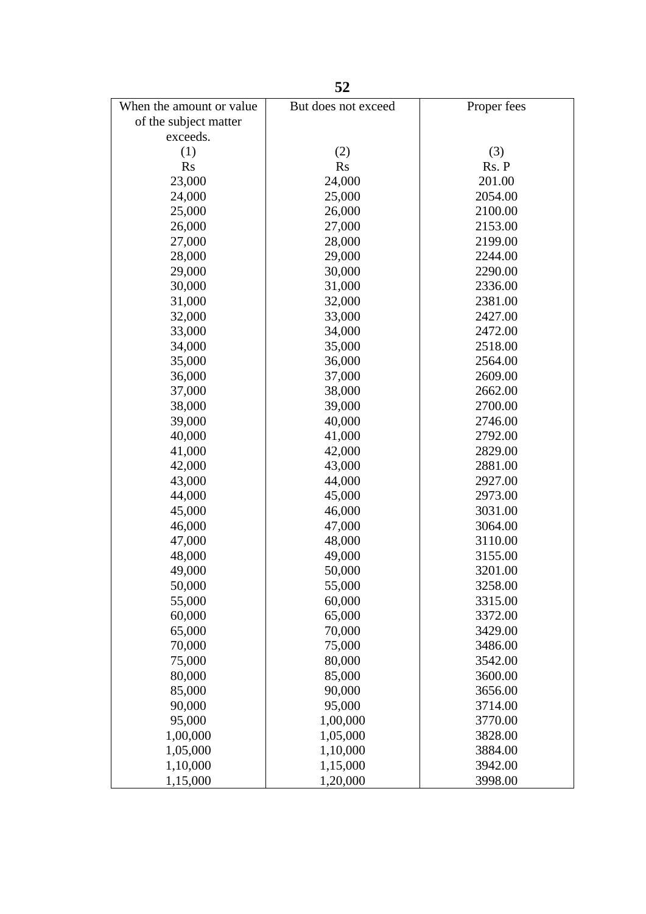| When the amount or value of the subject matter exceeds. | But does not exceed | Proper fees |
|---|---|---|
| (1) | (2) | (3) |
| Rs | Rs | Rs. P |
| 23,000 | 24,000 | 201.00 |
| 24,000 | 25,000 | 2054.00 |
| 25,000 | 26,000 | 2100.00 |
| 26,000 | 27,000 | 2153.00 |
| 27,000 | 28,000 | 2199.00 |
| 28,000 | 29,000 | 2244.00 |
| 29,000 | 30,000 | 2290.00 |
| 30,000 | 31,000 | 2336.00 |
| 31,000 | 32,000 | 2381.00 |
| 32,000 | 33,000 | 2427.00 |
| 33,000 | 34,000 | 2472.00 |
| 34,000 | 35,000 | 2518.00 |
| 35,000 | 36,000 | 2564.00 |
| 36,000 | 37,000 | 2609.00 |
| 37,000 | 38,000 | 2662.00 |
| 38,000 | 39,000 | 2700.00 |
| 39,000 | 40,000 | 2746.00 |
| 40,000 | 41,000 | 2792.00 |
| 41,000 | 42,000 | 2829.00 |
| 42,000 | 43,000 | 2881.00 |
| 43,000 | 44,000 | 2927.00 |
| 44,000 | 45,000 | 2973.00 |
| 45,000 | 46,000 | 3031.00 |
| 46,000 | 47,000 | 3064.00 |
| 47,000 | 48,000 | 3110.00 |
| 48,000 | 49,000 | 3155.00 |
| 49,000 | 50,000 | 3201.00 |
| 50,000 | 55,000 | 3258.00 |
| 55,000 | 60,000 | 3315.00 |
| 60,000 | 65,000 | 3372.00 |
| 65,000 | 70,000 | 3429.00 |
| 70,000 | 75,000 | 3486.00 |
| 75,000 | 80,000 | 3542.00 |
| 80,000 | 85,000 | 3600.00 |
| 85,000 | 90,000 | 3656.00 |
| 90,000 | 95,000 | 3714.00 |
| 95,000 | 1,00,000 | 3770.00 |
| 1,00,000 | 1,05,000 | 3828.00 |
| 1,05,000 | 1,10,000 | 3884.00 |
| 1,10,000 | 1,15,000 | 3942.00 |
| 1,15,000 | 1,20,000 | 3998.00 |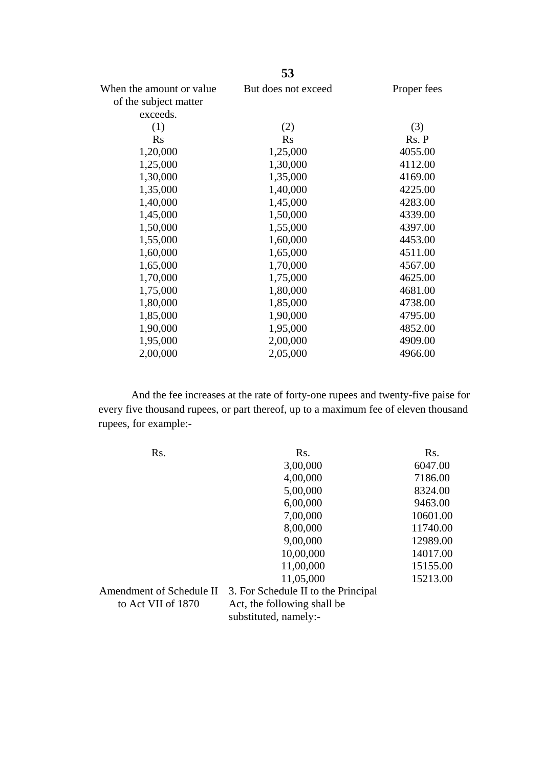| When the amount or value of the subject matter exceeds. | But does not exceed | Proper fees |
|---|---|---|
| (1) | (2) | (3) |
| Rs | Rs | Rs. P |
| 1,20,000 | 1,25,000 | 4055.00 |
| 1,25,000 | 1,30,000 | 4112.00 |
| 1,30,000 | 1,35,000 | 4169.00 |
| 1,35,000 | 1,40,000 | 4225.00 |
| 1,40,000 | 1,45,000 | 4283.00 |
| 1,45,000 | 1,50,000 | 4339.00 |
| 1,50,000 | 1,55,000 | 4397.00 |
| 1,55,000 | 1,60,000 | 4453.00 |
| 1,60,000 | 1,65,000 | 4511.00 |
| 1,65,000 | 1,70,000 | 4567.00 |
| 1,70,000 | 1,75,000 | 4625.00 |
| 1,75,000 | 1,80,000 | 4681.00 |
| 1,80,000 | 1,85,000 | 4738.00 |
| 1,85,000 | 1,90,000 | 4795.00 |
| 1,90,000 | 1,95,000 | 4852.00 |
| 1,95,000 | 2,00,000 | 4909.00 |
| 2,00,000 | 2,05,000 | 4966.00 |

And the fee increases at the rate of forty-one rupees and twenty-five paise for every five thousand rupees, or part thereof, up to a maximum fee of eleven thousand rupees, for example:-

| Rs. | Rs. | Rs. |
|---|---|---|
| | 3,00,000 | 6047.00 |
| | 4,00,000 | 7186.00 |
| | 5,00,000 | 8324.00 |
| | 6,00,000 | 9463.00 |
| | 7,00,000 | 10601.00 |
| | 8,00,000 | 11740.00 |
| | 9,00,000 | 12989.00 |
| | 10,00,000 | 14017.00 |
| | 11,00,000 | 15155.00 |
| | 11,05,000 | 15213.00 |

Amendment of Schedule II to Act VII of 1870

3. For Schedule II to the Principal Act, the following shall be substituted, namely:-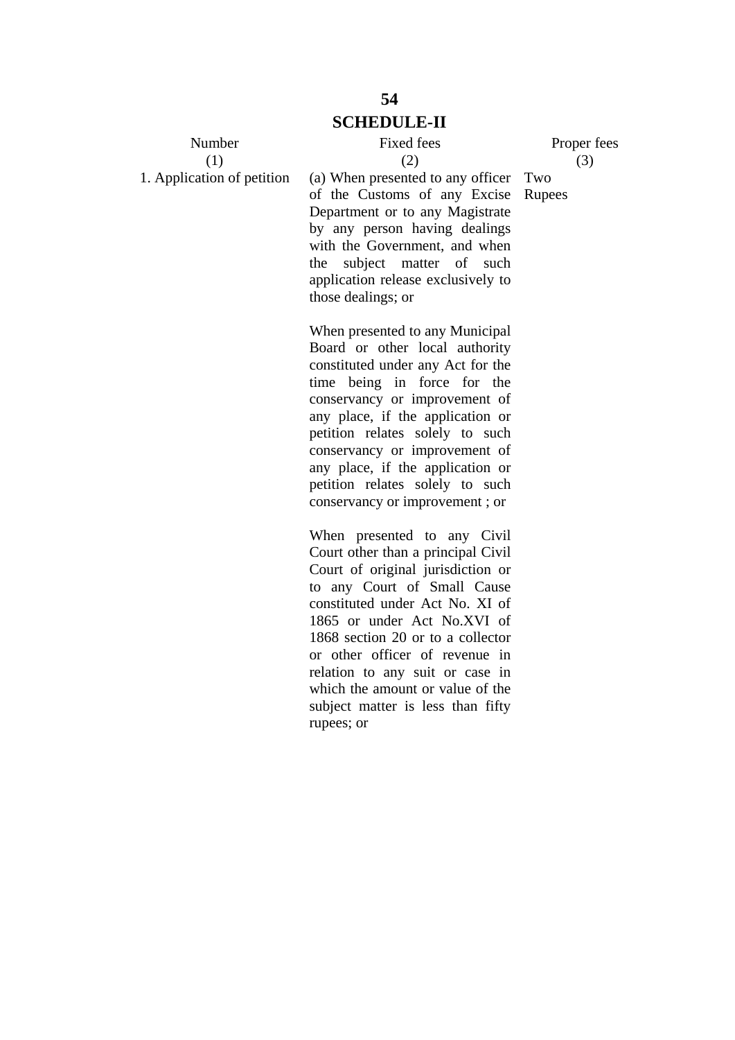## SCHEDULE-II

| Number | Fixed fees | Proper fees |
|---|---|---|
| (1) | (2) | (3) |
| 1. Application of petition | (a) When presented to any officer of the Customs of any Excise Department or to any Magistrate by any person having dealings with the Government, and when the subject matter of such application release exclusively to those dealings; or | Two Rupees |
| | When presented to any Municipal Board or other local authority constituted under any Act for the time being in force for the conservancy or improvement of any place, if the application or petition relates solely to such conservancy or improvement of any place, if the application or petition relates solely to such conservancy or improvement ; or | |
| | When presented to any Civil Court other than a principal Civil Court of original jurisdiction or to any Court of Small Cause constituted under Act No. XI of 1865 or under Act No.XVI of 1868 section 20 or to a collector or other officer of revenue in relation to any suit or case in which the amount or value of the subject matter is less than fifty rupees; or | |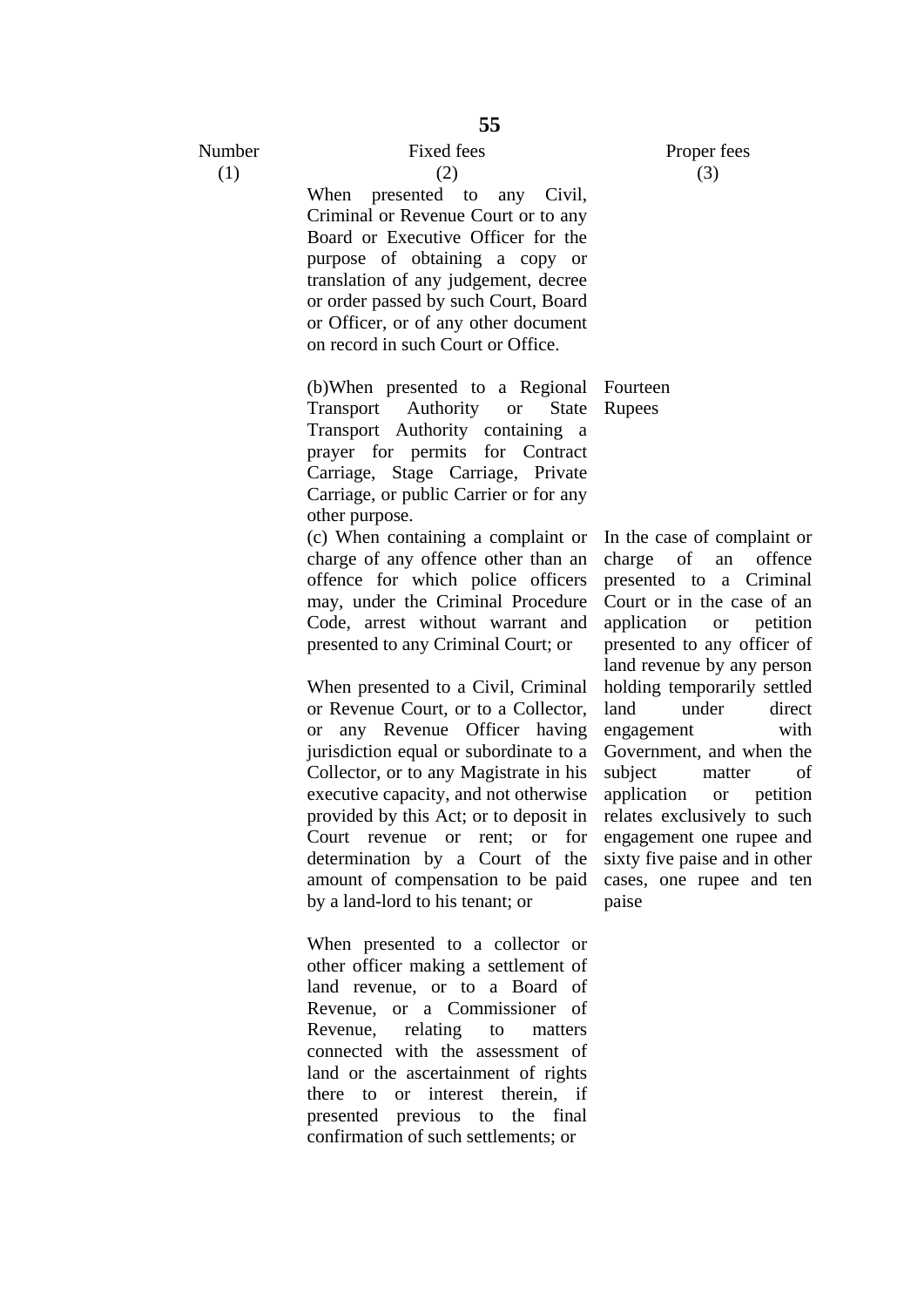| Number (1) | Fixed fees (2) | Proper fees (3) |
|---|---|---|
| | When presented to any Civil, Criminal or Revenue Court or to any Board or Executive Officer for the purpose of obtaining a copy or translation of any judgement, decree or order passed by such Court, Board or Officer, or of any other document on record in such Court or Office. | |
| | (b)When presented to a Regional Transport Authority or State Transport Authority containing a prayer for permits for Contract Carriage, Stage Carriage, Private Carriage, or public Carrier or for any other purpose. | Fourteen Rupees |
| | (c) When containing a complaint or charge of any offence other than an offence for which police officers may, under the Criminal Procedure Code, arrest without warrant and presented to any Criminal Court; or<br><br>When presented to a Civil, Criminal or Revenue Court, or to a Collector, or any Revenue Officer having jurisdiction equal or subordinate to a Collector, or to any Magistrate in his executive capacity, and not otherwise provided by this Act; or to deposit in Court revenue or rent; or for determination by a Court of the amount of compensation to be paid by a land-lord to his tenant; or<br><br>When presented to a collector or other officer making a settlement of land revenue, or to a Board of Revenue, or a Commissioner of Revenue, relating to matters connected with the assessment of land or the ascertainment of rights there to or interest therein, if presented previous to the final confirmation of such settlements; or | In the case of complaint or charge of an offence presented to a Criminal Court or in the case of an application or petition presented to any officer of land revenue by any person holding temporarily settled land under direct engagement with Government, and when the subject matter of application or petition relates exclusively to such engagement one rupee and sixty five paise and in other cases, one rupee and ten paise |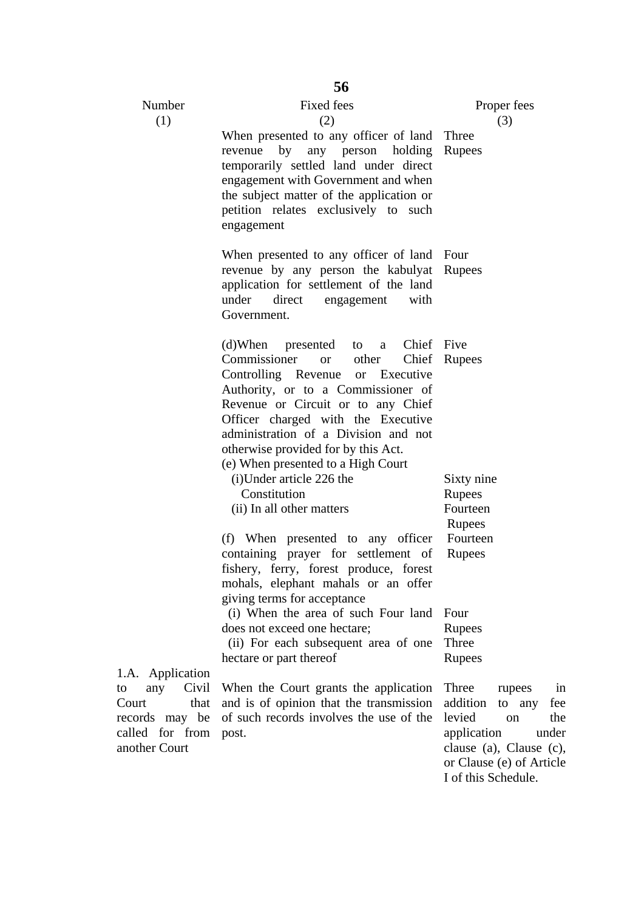| Number (1) | Fixed fees (2) | Proper fees (3) |
|---|---|---|
| | When presented to any officer of land revenue by any person holding temporarily settled land under direct engagement with Government and when the subject matter of the application or petition relates exclusively to such engagement | Three Rupees |
| | When presented to any officer of land revenue by any person the kabulyat application for settlement of the land under direct engagement with Government. | Four Rupees |
| | (d)When presented to a Chief Commissioner or other Chief Controlling Revenue or Executive Authority, or to a Commissioner of Revenue or Circuit or to any Chief Officer charged with the Executive administration of a Division and not otherwise provided for by this Act. | Five Rupees |
| | (e) When presented to a High Court | |
| | (i)Under article 226 the Constitution | Sixty nine Rupees |
| | (ii) In all other matters | Fourteen Rupees |
| | (f) When presented to any officer containing prayer for settlement of fishery, ferry, forest produce, forest mohals, elephant mahals or an offer giving terms for acceptance | Fourteen Rupees |
| | (i) When the area of such Four land does not exceed one hectare; | Four Rupees |
| | (ii) For each subsequent area of one hectare or part thereof | Three Rupees |
| 1.A. Application to any Civil Court that records may be called for from another Court | When the Court grants the application and is of opinion that the transmission of such records involves the use of the post. | Three rupees in addition to any fee levied on the application under clause (a), Clause (c), or Clause (e) of Article I of this Schedule. |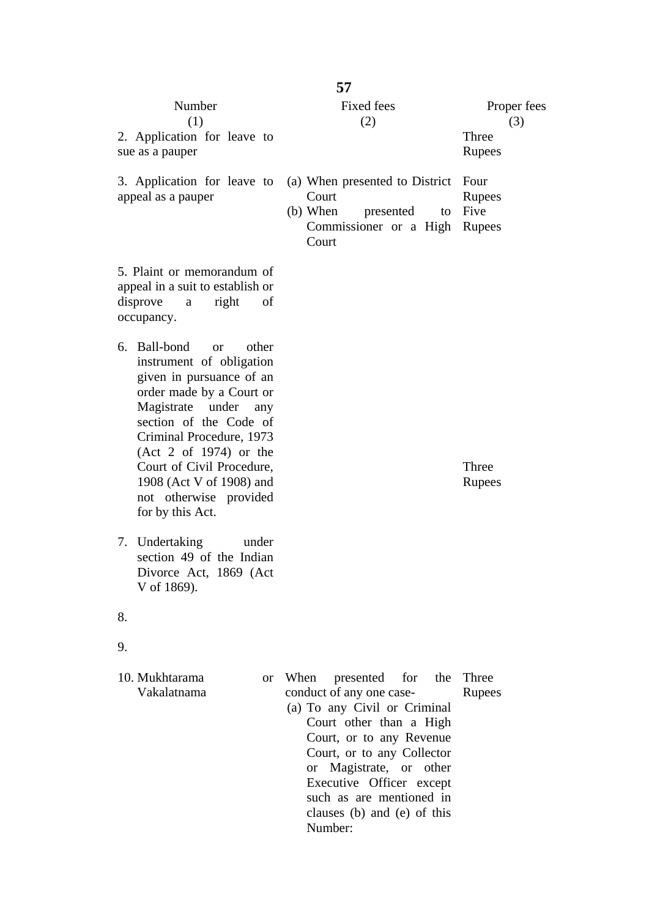| Number (1) | Fixed fees (2) | Proper fees (3) |
|---|---|---|
| 2. Application for leave to sue as a pauper | | Three Rupees |
| 3. Application for leave to appeal as a pauper | (a) When presented to District Court | Four Rupees |
| | (b) When presented to Commissioner or a High Court | Five Rupees |
| 5. Plaint or memorandum of appeal in a suit to establish or disprove a right of occupancy. | | |
| 6. Ball-bond or other instrument of obligation given in pursuance of an order made by a Court or Magistrate under any section of the Code of Criminal Procedure, 1973 (Act 2 of 1974) or the Court of Civil Procedure, 1908 (Act V of 1908) and not otherwise provided for by this Act. | | Three Rupees |
| 7. Undertaking under section 49 of the Indian Divorce Act, 1869 (Act V of 1869). | | |
| 8. | | |
| 9. | | |
| 10. Mukhtarama or Vakalatnama | When presented for the conduct of any one case- (a) To any Civil or Criminal Court other than a High Court, or to any Revenue Court, or to any Collector or Magistrate, or other Executive Officer except such as are mentioned in clauses (b) and (e) of this Number: | Three Rupees |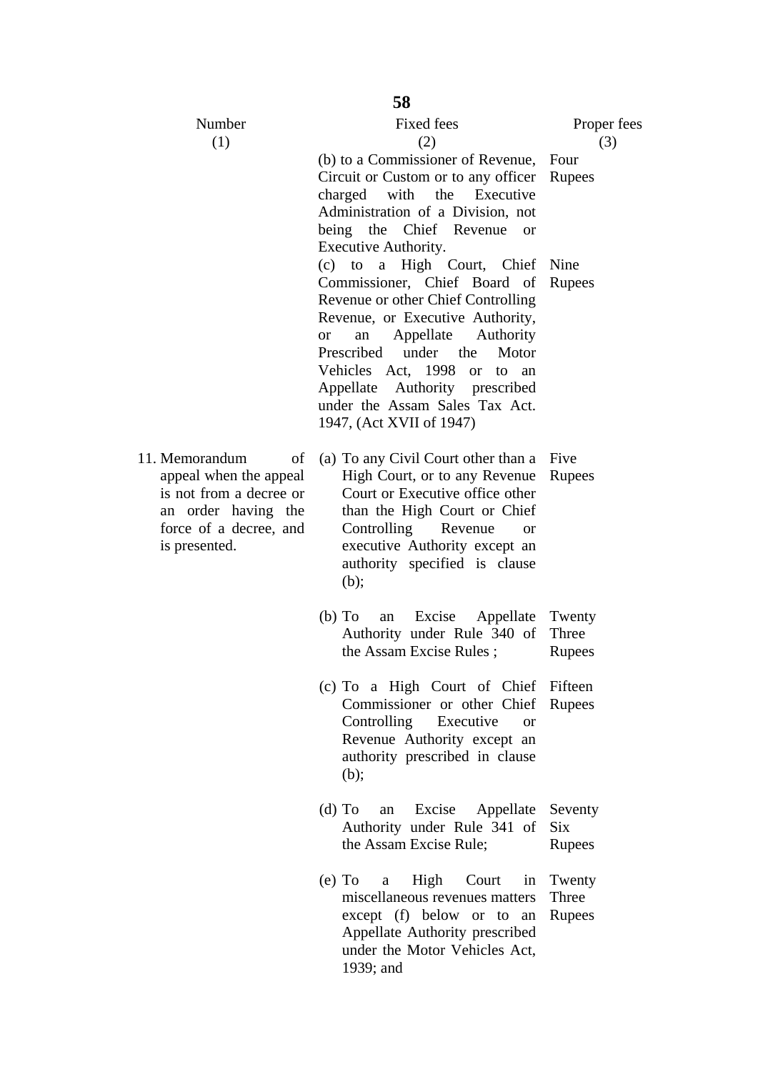| Number (1) | Fixed fees (2) | Proper fees (3) |
|---|---|---|
| | (b) to a Commissioner of Revenue, Circuit or Custom or to any officer charged with the Executive Administration of a Division, not being the Chief Revenue or Executive Authority. | Four Rupees |
| | (c) to a High Court, Chief Commissioner, Chief Board of Revenue or other Chief Controlling Revenue, or Executive Authority, or an Appellate Authority Prescribed under the Motor Vehicles Act, 1998 or to an Appellate Authority prescribed under the Assam Sales Tax Act. 1947, (Act XVII of 1947) | Nine Rupees |
| 11. Memorandum of appeal when the appeal is not from a decree or an order having the force of a decree, and is presented. | (a) To any Civil Court other than a High Court, or to any Revenue Court or Executive office other than the High Court or Chief Controlling Revenue or executive Authority except an authority specified is clause (b); | Five Rupees |
| | (b) To an Excise Appellate Authority under Rule 340 of the Assam Excise Rules ; | Twenty Three Rupees |
| | (c) To a High Court of Chief Commissioner or other Chief Controlling Executive or Revenue Authority except an authority prescribed in clause (b); | Fifteen Rupees |
| | (d) To an Excise Appellate Authority under Rule 341 of the Assam Excise Rule; | Seventy Six Rupees |
| | (e) To a High Court in miscellaneous revenues matters except (f) below or to an Appellate Authority prescribed under the Motor Vehicles Act, 1939; and | Twenty Three Rupees |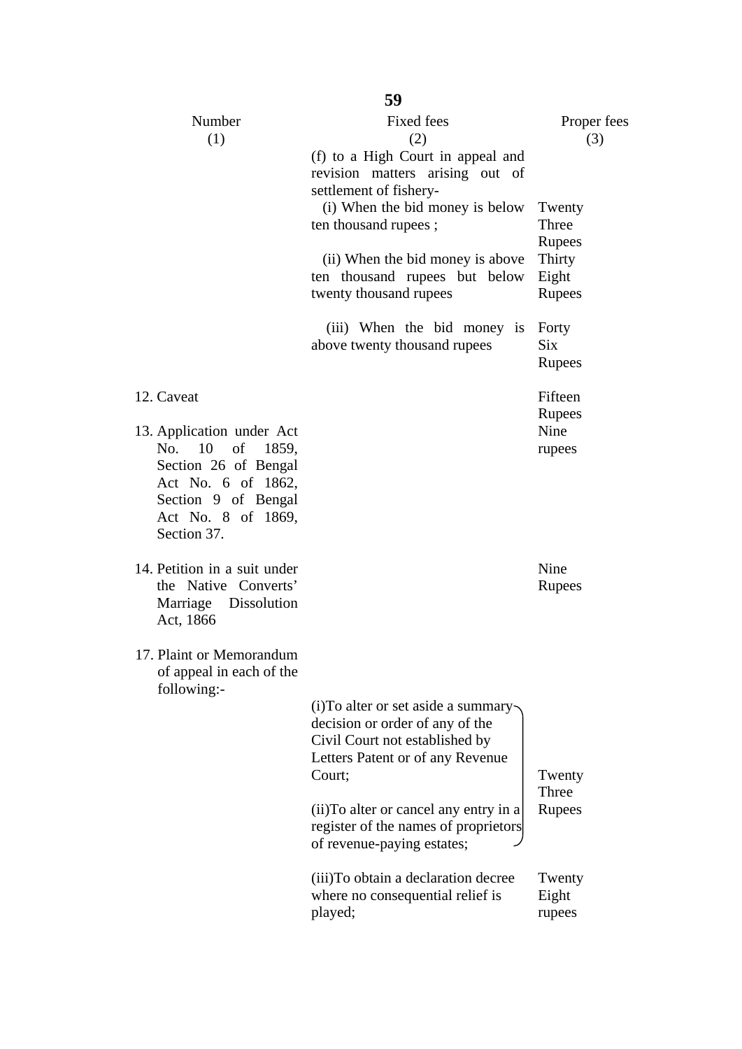| Number (1) | Fixed fees (2) | Proper fees (3) |
|---|---|---|
| | (f) to a High Court in appeal and revision matters arising out of settlement of fishery- | |
| | (i) When the bid money is below ten thousand rupees ; | Twenty Three Rupees |
| | (ii) When the bid money is above ten thousand rupees but below twenty thousand rupees | Thirty Eight Rupees |
| | (iii) When the bid money is above twenty thousand rupees | Forty Six Rupees |
| 12. Caveat | | Fifteen Rupees |
| 13. Application under Act No. 10 of 1859, Section 26 of Bengal Act No. 6 of 1862, Section 9 of Bengal Act No. 8 of 1869, Section 37. | | Nine rupees |
| 14. Petition in a suit under the Native Converts' Marriage Dissolution Act, 1866 | | Nine Rupees |
| 17. Plaint or Memorandum of appeal in each of the following:- | | |
| | (i)To alter or set aside a summary decision or order of any of the Civil Court not established by Letters Patent or of any Revenue Court; (ii)To alter or cancel any entry in a register of the names of proprietors of revenue-paying estates; | Twenty Three Rupees |
| | (iii)To obtain a declaration decree where no consequential relief is played; | Twenty Eight rupees |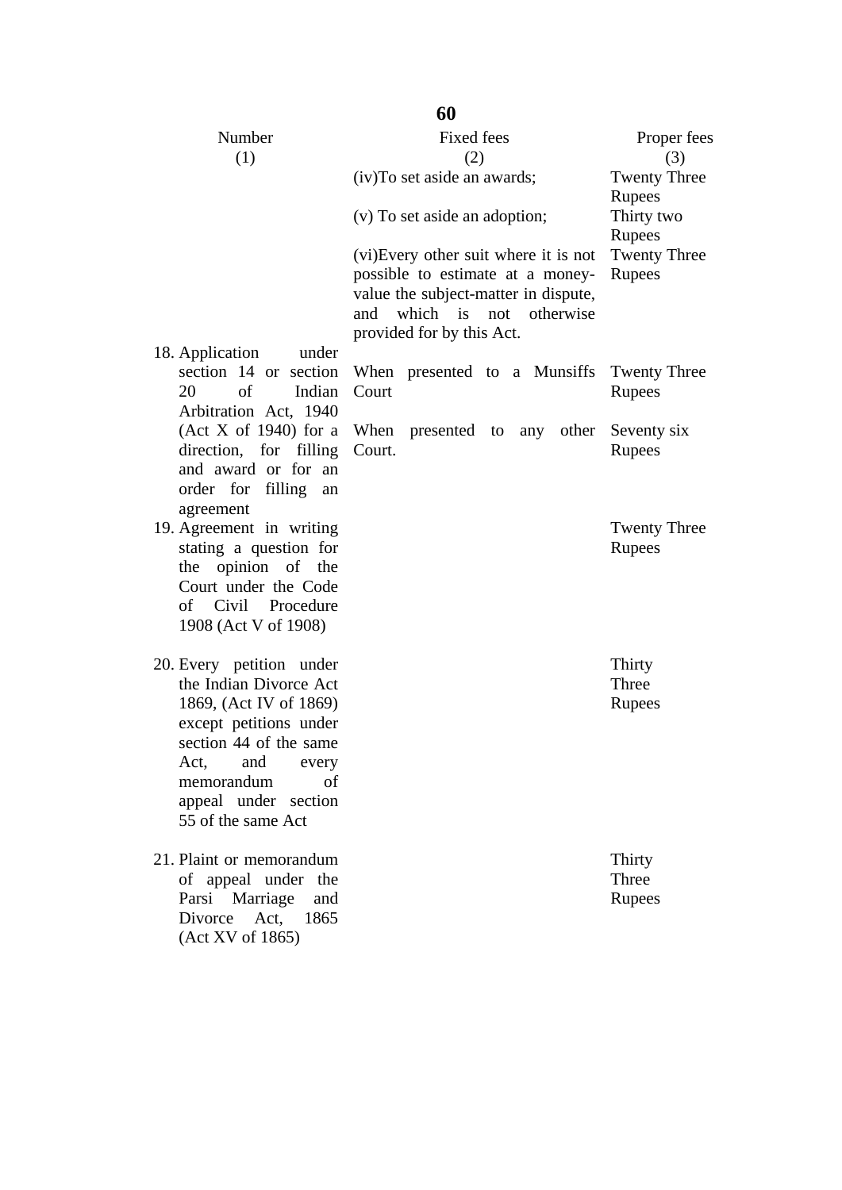| Number (1) | Fixed fees (2) | Proper fees (3) |
|---|---|---|
| | (iv)To set aside an awards; | Twenty Three Rupees |
| | (v) To set aside an adoption; | Thirty two Rupees |
| | (vi)Every other suit where it is not possible to estimate at a money-value the subject-matter in dispute, and which is not otherwise provided for by this Act. | Twenty Three Rupees |
| 18. Application under section 14 or section 20 of Indian Arbitration Act, 1940 (Act X of 1940) for a direction, for filling and award or for an order for filling an agreement | When presented to a Munsiffs Court | Twenty Three Rupees |
| | When presented to any other Court. | Seventy six Rupees |
| 19. Agreement in writing stating a question for the opinion of the Court under the Code of Civil Procedure 1908 (Act V of 1908) | | Twenty Three Rupees |
| 20. Every petition under the Indian Divorce Act 1869, (Act IV of 1869) except petitions under section 44 of the same Act, and every memorandum of appeal under section 55 of the same Act | | Thirty Three Rupees |
| 21. Plaint or memorandum of appeal under the Parsi Marriage and Divorce Act, 1865 (Act XV of 1865) | | Thirty Three Rupees |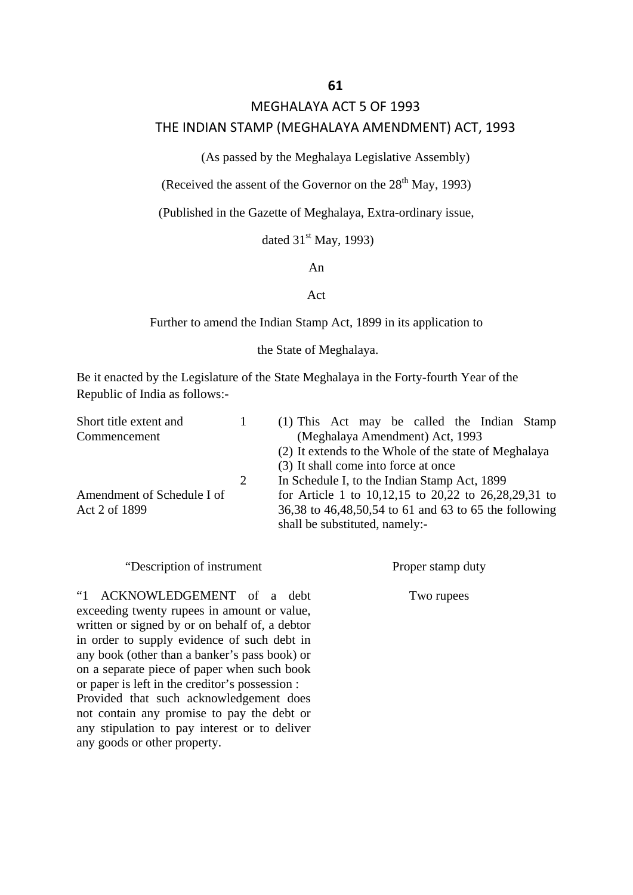**61**

# MEGHALAYA ACT 5 OF 1993

## THE INDIAN STAMP (MEGHALAYA AMENDMENT) ACT, 1993

(As passed by the Meghalaya Legislative Assembly)

(Received the assent of the Governor on the 28th May, 1993)

(Published in the Gazette of Meghalaya, Extra-ordinary issue, dated 31st May, 1993)

An

Act

Further to amend the Indian Stamp Act, 1899 in its application to the State of Meghalaya.

Be it enacted by the Legislature of the State Meghalaya in the Forty-fourth Year of the Republic of India as follows:-

| | | |
|---|---|---|
| Short title extent and Commencement | 1 | (1) This Act may be called the Indian Stamp (Meghalaya Amendment) Act, 1993<br>(2) It extends to the Whole of the state of Meghalaya<br>(3) It shall come into force at once |
| Amendment of Schedule I of Act 2 of 1899 | 2 | In Schedule I, to the Indian Stamp Act, 1899 for Article 1 to 10,12,15 to 20,22 to 26,28,29,31 to 36,38 to 46,48,50,54 to 61 and 63 to 65 the following shall be substituted, namely:- |

| "Description of instrument | Proper stamp duty |
|---|---|
| "1 ACKNOWLEDGEMENT of a debt exceeding twenty rupees in amount or value, written or signed by or on behalf of, a debtor in order to supply evidence of such debt in any book (other than a banker's pass book) or on a separate piece of paper when such book or paper is left in the creditor's possession :<br>Provided that such acknowledgement does not contain any promise to pay the debt or any stipulation to pay interest or to deliver any goods or other property. | Two rupees |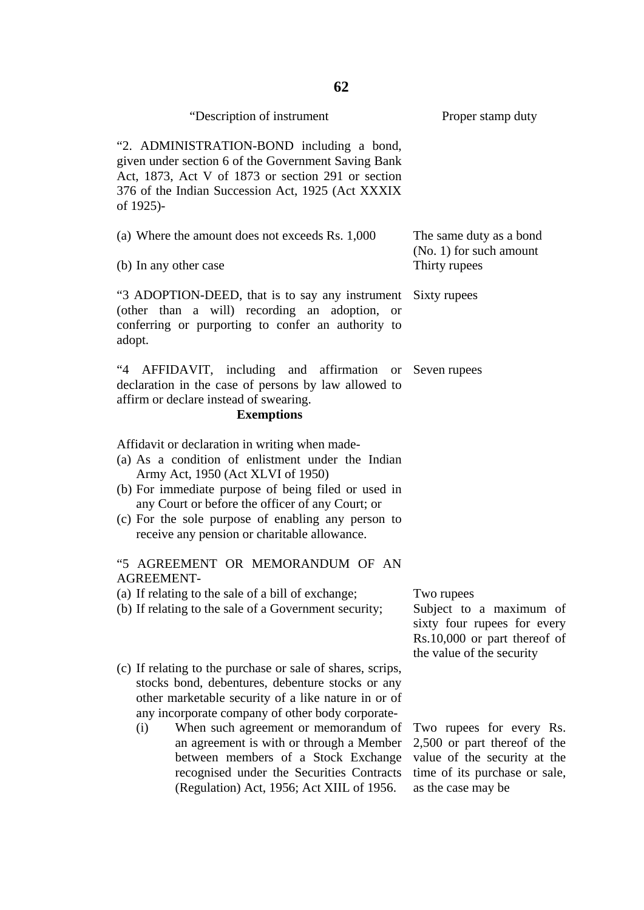| "Description of instrument | Proper stamp duty |
|---|---|
| "2. ADMINISTRATION-BOND including a bond, given under section 6 of the Government Saving Bank Act, 1873, Act V of 1873 or section 291 or section 376 of the Indian Succession Act, 1925 (Act XXXIX of 1925)- | |
| (a) Where the amount does not exceeds Rs. 1,000 | The same duty as a bond (No. 1) for such amount |
| (b) In any other case | Thirty rupees |
| "3 ADOPTION-DEED, that is to say any instrument (other than a will) recording an adoption, or conferring or purporting to confer an authority to adopt. | Sixty rupees |
| "4 AFFIDAVIT, including and affirmation or declaration in the case of persons by law allowed to affirm or declare instead of swearing. | Seven rupees |
| **Exemptions** | |
| Affidavit or declaration in writing when made- | |
| (a) As a condition of enlistment under the Indian Army Act, 1950 (Act XLVI of 1950) | |
| (b) For immediate purpose of being filed or used in any Court or before the officer of any Court; or | |
| (c) For the sole purpose of enabling any person to receive any pension or charitable allowance. | |
| "5 AGREEMENT OR MEMORANDUM OF AN AGREEMENT- | |
| (a) If relating to the sale of a bill of exchange; | Two rupees |
| (b) If relating to the sale of a Government security; | Subject to a maximum of sixty four rupees for every Rs.10,000 or part thereof of the value of the security |
| (c) If relating to the purchase or sale of shares, scrips, stocks bond, debentures, debenture stocks or any other marketable security of a like nature in or of any incorporate company of other body corporate- | |
| (i) When such agreement or memorandum of an agreement is with or through a Member between members of a Stock Exchange recognised under the Securities Contracts (Regulation) Act, 1956; Act XIIL of 1956. | Two rupees for every Rs. 2,500 or part thereof of the value of the security at the time of its purchase or sale, as the case may be |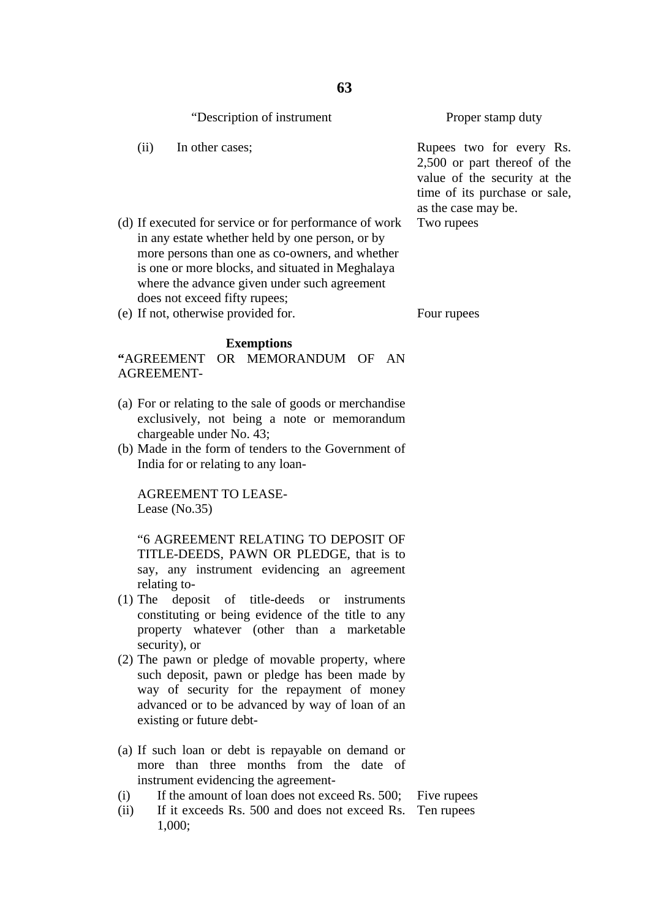| "Description of instrument | Proper stamp duty |
|---|---|
| (ii) In other cases; | Rupees two for every Rs. 2,500 or part thereof of the value of the security at the time of its purchase or sale, as the case may be. |
| (d) If executed for service or for performance of work in any estate whether held by one person, or by more persons than one as co-owners, and whether is one or more blocks, and situated in Meghalaya where the advance given under such agreement does not exceed fifty rupees; | Two rupees |
| (e) If not, otherwise provided for. | Four rupees |

**Exemptions**

**"**AGREEMENT OR MEMORANDUM OF AN AGREEMENT-

(a) For or relating to the sale of goods or merchandise exclusively, not being a note or memorandum chargeable under No. 43;

(b) Made in the form of tenders to the Government of India for or relating to any loan-

AGREEMENT TO LEASE-
Lease (No.35)

"6 AGREEMENT RELATING TO DEPOSIT OF TITLE-DEEDS, PAWN OR PLEDGE, that is to say, any instrument evidencing an agreement relating to-

(1) The deposit of title-deeds or instruments constituting or being evidence of the title to any property whatever (other than a marketable security), or

(2) The pawn or pledge of movable property, where such deposit, pawn or pledge has been made by way of security for the repayment of money advanced or to be advanced by way of loan of an existing or future debt-

(a) If such loan or debt is repayable on demand or more than three months from the date of instrument evidencing the agreement-

| Description of instrument | Proper stamp duty |
|---|---|
| (i) If the amount of loan does not exceed Rs. 500; | Five rupees |
| (ii) If it exceeds Rs. 500 and does not exceed Rs. 1,000; | Ten rupees |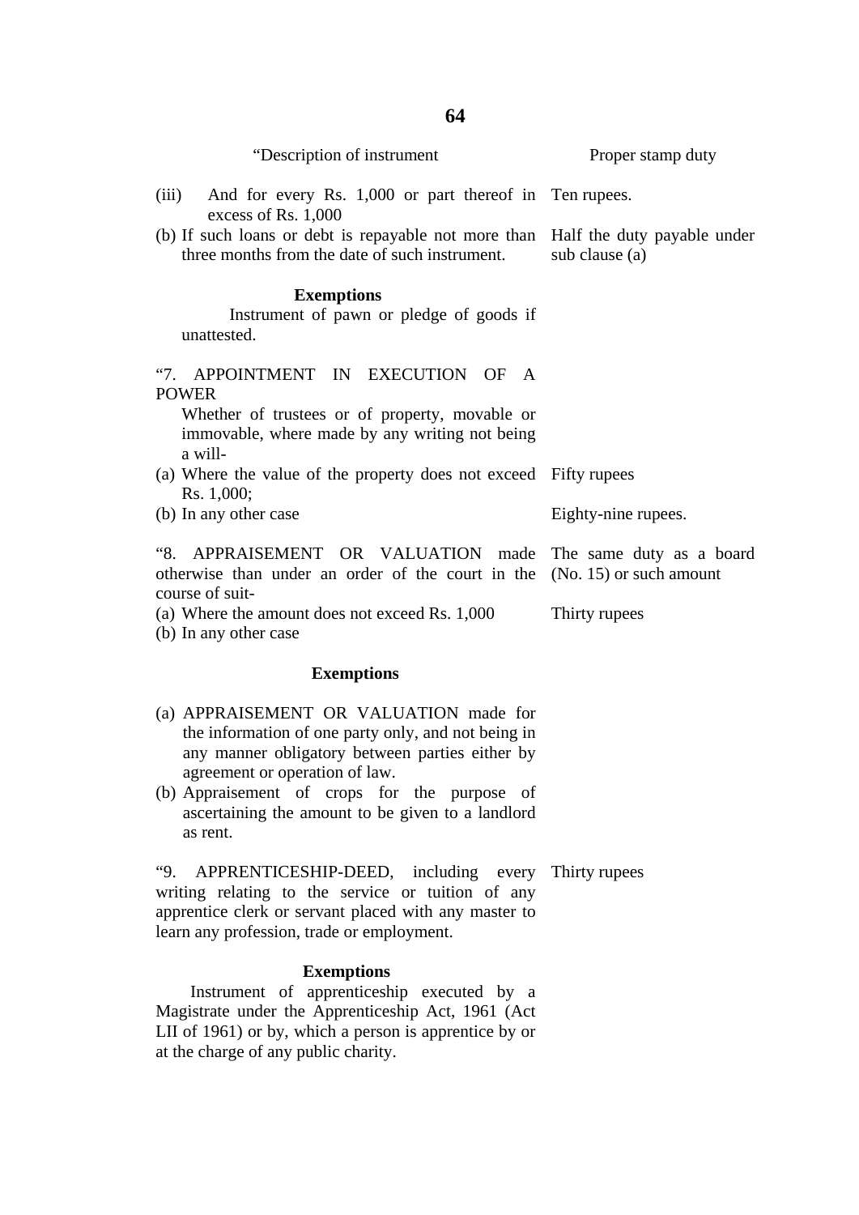| "Description of instrument | Proper stamp duty |
|---|---|
| (iii) And for every Rs. 1,000 or part thereof in excess of Rs. 1,000 | Ten rupees. |
| (b) If such loans or debt is repayable not more than three months from the date of such instrument. | Half the duty payable under sub clause (a) |
| **Exemptions** | |
| Instrument of pawn or pledge of goods if unattested. | |
| "7. APPOINTMENT IN EXECUTION OF A POWER | |
| Whether of trustees or of property, movable or immovable, where made by any writing not being a will- | |
| (a) Where the value of the property does not exceed Rs. 1,000; | Fifty rupees |
| (b) In any other case | Eighty-nine rupees. |
| "8. APPRAISEMENT OR VALUATION made otherwise than under an order of the court in the course of suit- | The same duty as a board (No. 15) or such amount |
| (a) Where the amount does not exceed Rs. 1,000 | Thirty rupees |
| (b) In any other case | |
| **Exemptions** | |
| (a) APPRAISEMENT OR VALUATION made for the information of one party only, and not being in any manner obligatory between parties either by agreement or operation of law. | |
| (b) Appraisement of crops for the purpose of ascertaining the amount to be given to a landlord as rent. | |
| "9. APPRENTICESHIP-DEED, including every writing relating to the service or tuition of any apprentice clerk or servant placed with any master to learn any profession, trade or employment. | Thirty rupees |
| **Exemptions** | |
| Instrument of apprenticeship executed by a Magistrate under the Apprenticeship Act, 1961 (Act LII of 1961) or by, which a person is apprentice by or at the charge of any public charity. | |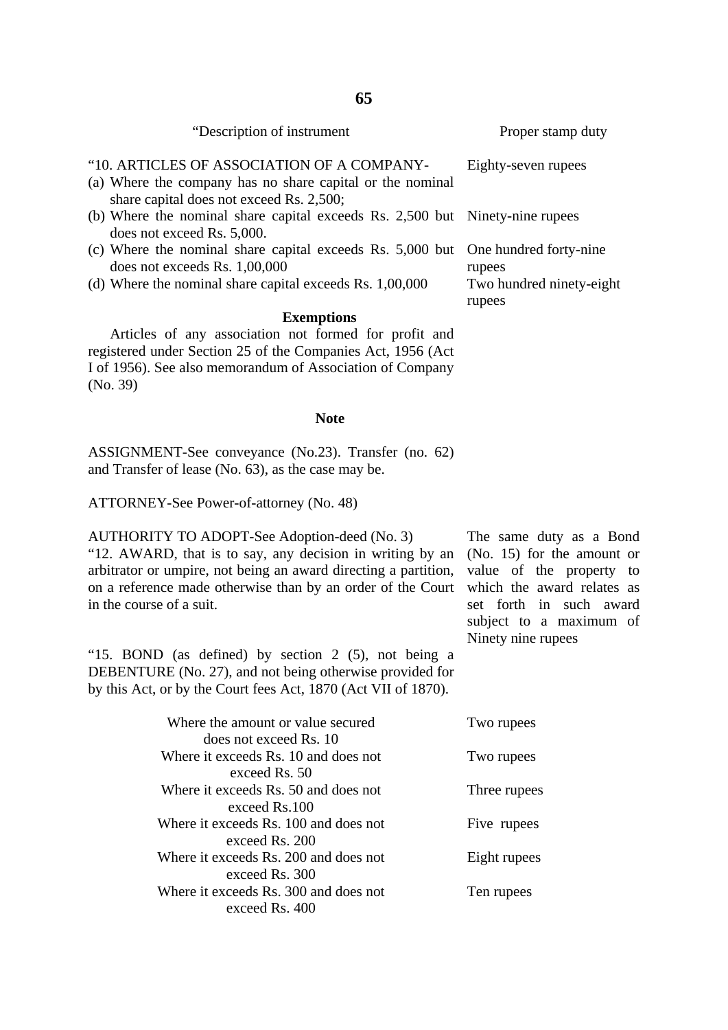| "Description of instrument | Proper stamp duty |
|---|---|
| "10. ARTICLES OF ASSOCIATION OF A COMPANY- | |
| (a) Where the company has no share capital or the nominal share capital does not exceed Rs. 2,500; | Eighty-seven rupees |
| (b) Where the nominal share capital exceeds Rs. 2,500 but does not exceed Rs. 5,000. | Ninety-nine rupees |
| (c) Where the nominal share capital exceeds Rs. 5,000 but does not exceeds Rs. 1,00,000 | One hundred forty-nine rupees |
| (d) Where the nominal share capital exceeds Rs. 1,00,000 | Two hundred ninety-eight rupees |

**Exemptions**

Articles of any association not formed for profit and registered under Section 25 of the Companies Act, 1956 (Act I of 1956). See also memorandum of Association of Company (No. 39)

**Note**

ASSIGNMENT-See conveyance (No.23). Transfer (no. 62) and Transfer of lease (No. 63), as the case may be.

ATTORNEY-See Power-of-attorney (No. 48)

AUTHORITY TO ADOPT-See Adoption-deed (No. 3)

| | |
|---|---|
| "12. AWARD, that is to say, any decision in writing by an arbitrator or umpire, not being an award directing a partition, on a reference made otherwise than by an order of the Court in the course of a suit. | The same duty as a Bond (No. 15) for the amount or value of the property to which the award relates as set forth in such award subject to a maximum of Ninety nine rupees |

"15. BOND (as defined) by section 2 (5), not being a DEBENTURE (No. 27), and not being otherwise provided for by this Act, or by the Court fees Act, 1870 (Act VII of 1870).

| | |
|---|---|
| Where the amount or value secured does not exceed Rs. 10 | Two rupees |
| Where it exceeds Rs. 10 and does not exceed Rs. 50 | Two rupees |
| Where it exceeds Rs. 50 and does not exceed Rs.100 | Three rupees |
| Where it exceeds Rs. 100 and does not exceed Rs. 200 | Five rupees |
| Where it exceeds Rs. 200 and does not exceed Rs. 300 | Eight rupees |
| Where it exceeds Rs. 300 and does not exceed Rs. 400 | Ten rupees |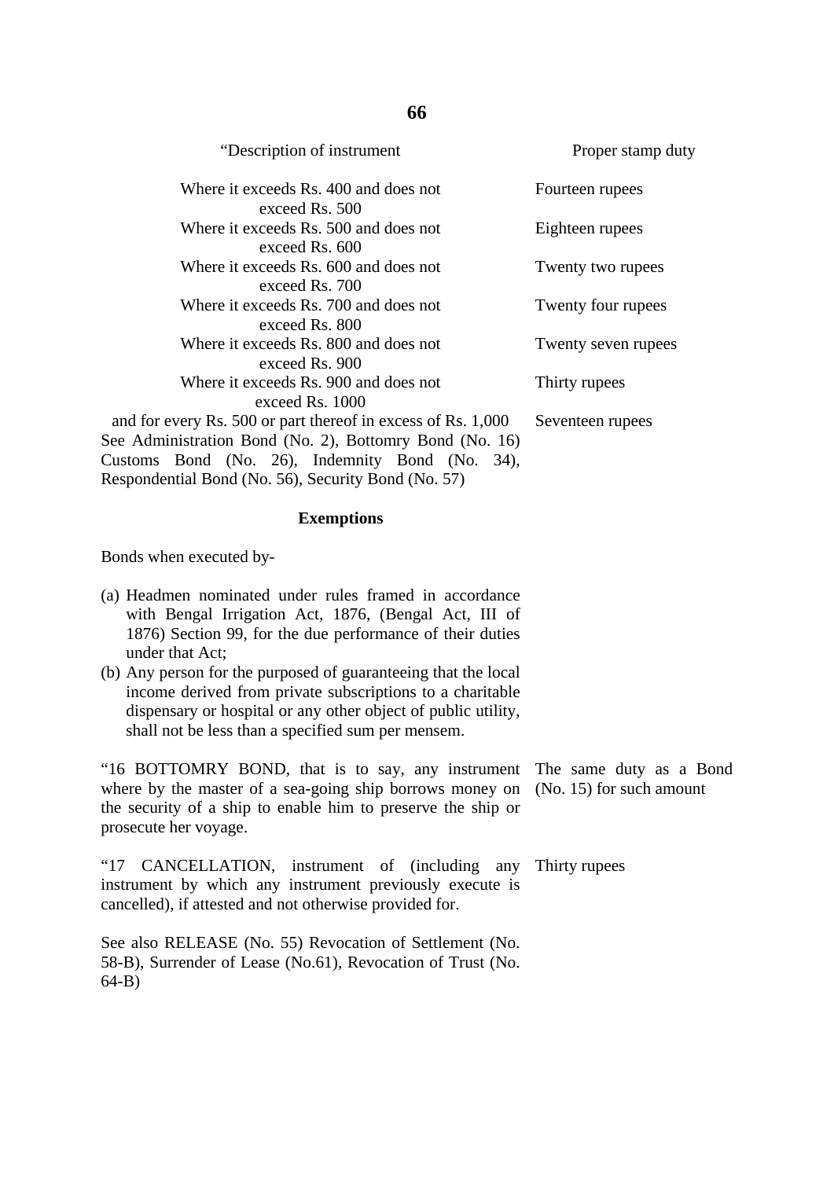| “Description of instrument | Proper stamp duty |
|---|---|
| Where it exceeds Rs. 400 and does not exceed Rs. 500 | Fourteen rupees |
| Where it exceeds Rs. 500 and does not exceed Rs. 600 | Eighteen rupees |
| Where it exceeds Rs. 600 and does not exceed Rs. 700 | Twenty two rupees |
| Where it exceeds Rs. 700 and does not exceed Rs. 800 | Twenty four rupees |
| Where it exceeds Rs. 800 and does not exceed Rs. 900 | Twenty seven rupees |
| Where it exceeds Rs. 900 and does not exceed Rs. 1000 | Thirty rupees |
| and for every Rs. 500 or part thereof in excess of Rs. 1,000 | Seventeen rupees |

See Administration Bond (No. 2), Bottomry Bond (No. 16) Customs Bond (No. 26), Indemnity Bond (No. 34), Respondential Bond (No. 56), Security Bond (No. 57)

**Exemptions**

Bonds when executed by-

(a) Headmen nominated under rules framed in accordance with Bengal Irrigation Act, 1876, (Bengal Act, III of 1876) Section 99, for the due performance of their duties under that Act;

(b) Any person for the purposed of guaranteeing that the local income derived from private subscriptions to a charitable dispensary or hospital or any other object of public utility, shall not be less than a specified sum per mensem.

| | |
|---|---|
| “16 BOTTOMRY BOND, that is to say, any instrument where by the master of a sea-going ship borrows money on the security of a ship to enable him to preserve the ship or prosecute her voyage. | The same duty as a Bond (No. 15) for such amount |
| “17 CANCELLATION, instrument of (including any instrument by which any instrument previously execute is cancelled), if attested and not otherwise provided for. | Thirty rupees |

See also RELEASE (No. 55) Revocation of Settlement (No. 58-B), Surrender of Lease (No.61), Revocation of Trust (No. 64-B)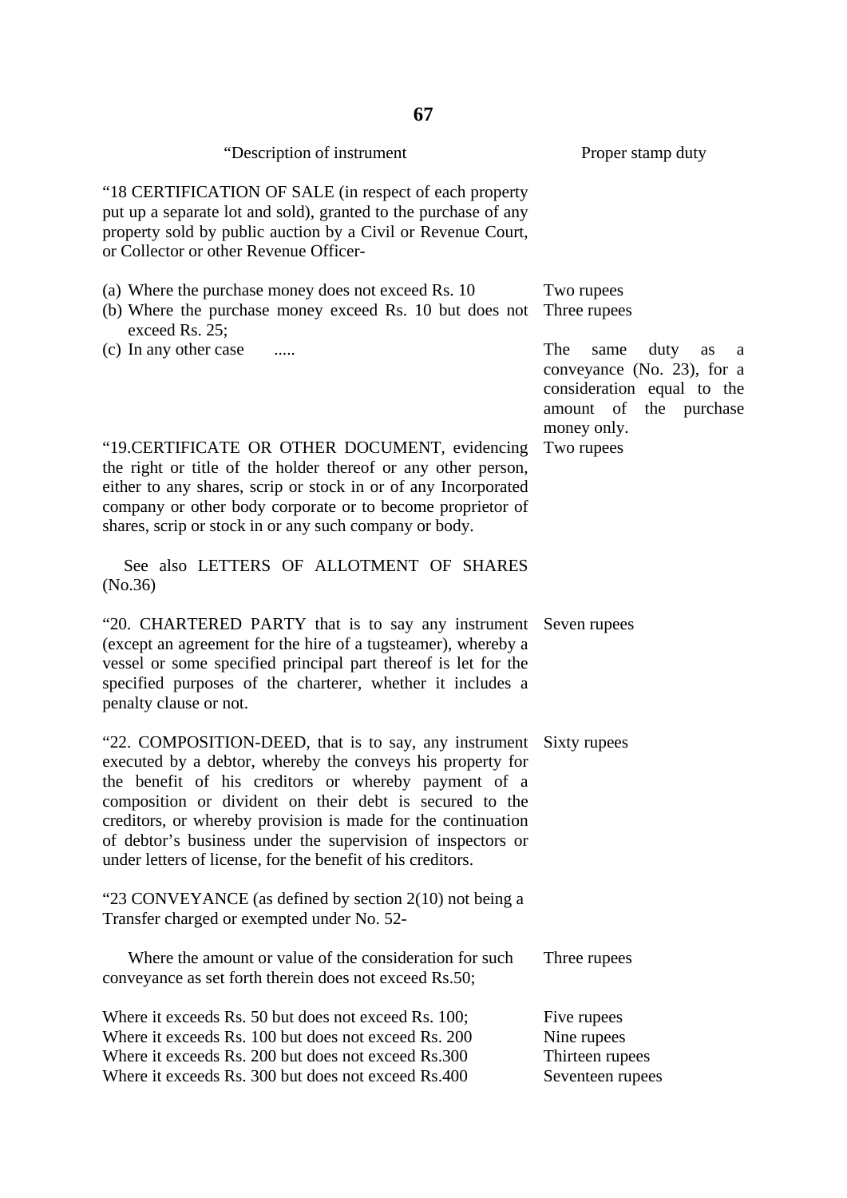| "Description of instrument | Proper stamp duty |
|---|---|
| "18 CERTIFICATION OF SALE (in respect of each property put up a separate lot and sold), granted to the purchase of any property sold by public auction by a Civil or Revenue Court, or Collector or other Revenue Officer- | |
| (a) Where the purchase money does not exceed Rs. 10 | Two rupees |
| (b) Where the purchase money exceed Rs. 10 but does not exceed Rs. 25; | Three rupees |
| (c) In any other case ..... | The same duty as a conveyance (No. 23), for a consideration equal to the amount of the purchase money only. |
| "19.CERTIFICATE OR OTHER DOCUMENT, evidencing the right or title of the holder thereof or any other person, either to any shares, scrip or stock in or of any Incorporated company or other body corporate or to become proprietor of shares, scrip or stock in or any such company or body. | Two rupees |
| See also LETTERS OF ALLOTMENT OF SHARES (No.36) | |
| "20. CHARTERED PARTY that is to say any instrument (except an agreement for the hire of a tugsteamer), whereby a vessel or some specified principal part thereof is let for the specified purposes of the charterer, whether it includes a penalty clause or not. | Seven rupees |
| "22. COMPOSITION-DEED, that is to say, any instrument executed by a debtor, whereby the conveys his property for the benefit of his creditors or whereby payment of a composition or divident on their debt is secured to the creditors, or whereby provision is made for the continuation of debtor's business under the supervision of inspectors or under letters of license, for the benefit of his creditors. | Sixty rupees |
| "23 CONVEYANCE (as defined by section 2(10) not being a Transfer charged or exempted under No. 52- | |
| Where the amount or value of the consideration for such conveyance as set forth therein does not exceed Rs.50; | Three rupees |
| Where it exceeds Rs. 50 but does not exceed Rs. 100; | Five rupees |
| Where it exceeds Rs. 100 but does not exceed Rs. 200 | Nine rupees |
| Where it exceeds Rs. 200 but does not exceed Rs.300 | Thirteen rupees |
| Where it exceeds Rs. 300 but does not exceed Rs.400 | Seventeen rupees |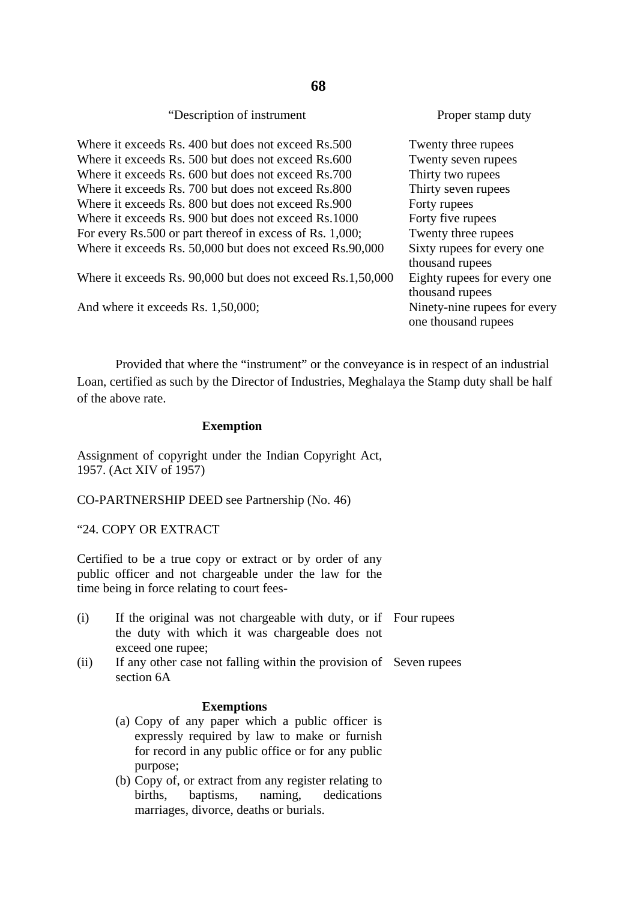| “Description of instrument | Proper stamp duty |
|---|---|
| Where it exceeds Rs. 400 but does not exceed Rs.500 | Twenty three rupees |
| Where it exceeds Rs. 500 but does not exceed Rs.600 | Twenty seven rupees |
| Where it exceeds Rs. 600 but does not exceed Rs.700 | Thirty two rupees |
| Where it exceeds Rs. 700 but does not exceed Rs.800 | Thirty seven rupees |
| Where it exceeds Rs. 800 but does not exceed Rs.900 | Forty rupees |
| Where it exceeds Rs. 900 but does not exceed Rs.1000 | Forty five rupees |
| For every Rs.500 or part thereof in excess of Rs. 1,000; | Twenty three rupees |
| Where it exceeds Rs. 50,000 but does not exceed Rs.90,000 | Sixty rupees for every one thousand rupees |
| Where it exceeds Rs. 90,000 but does not exceed Rs.1,50,000 | Eighty rupees for every one thousand rupees |
| And where it exceeds Rs. 1,50,000; | Ninety-nine rupees for every one thousand rupees |

Provided that where the “instrument” or the conveyance is in respect of an industrial Loan, certified as such by the Director of Industries, Meghalaya the Stamp duty shall be half of the above rate.

**Exemption**

Assignment of copyright under the Indian Copyright Act, 1957. (Act XIV of 1957)

CO-PARTNERSHIP DEED see Partnership (No. 46)

“24. COPY OR EXTRACT

Certified to be a true copy or extract or by order of any public officer and not chargeable under the law for the time being in force relating to court fees-

| | | |
|---|---|---|
| (i) | If the original was not chargeable with duty, or if the duty with which it was chargeable does not exceed one rupee; | Four rupees |
| (ii) | If any other case not falling within the provision of section 6A | Seven rupees |

**Exemptions**

(a) Copy of any paper which a public officer is expressly required by law to make or furnish for record in any public office or for any public purpose;

(b) Copy of, or extract from any register relating to births, baptisms, naming, dedications marriages, divorce, deaths or burials.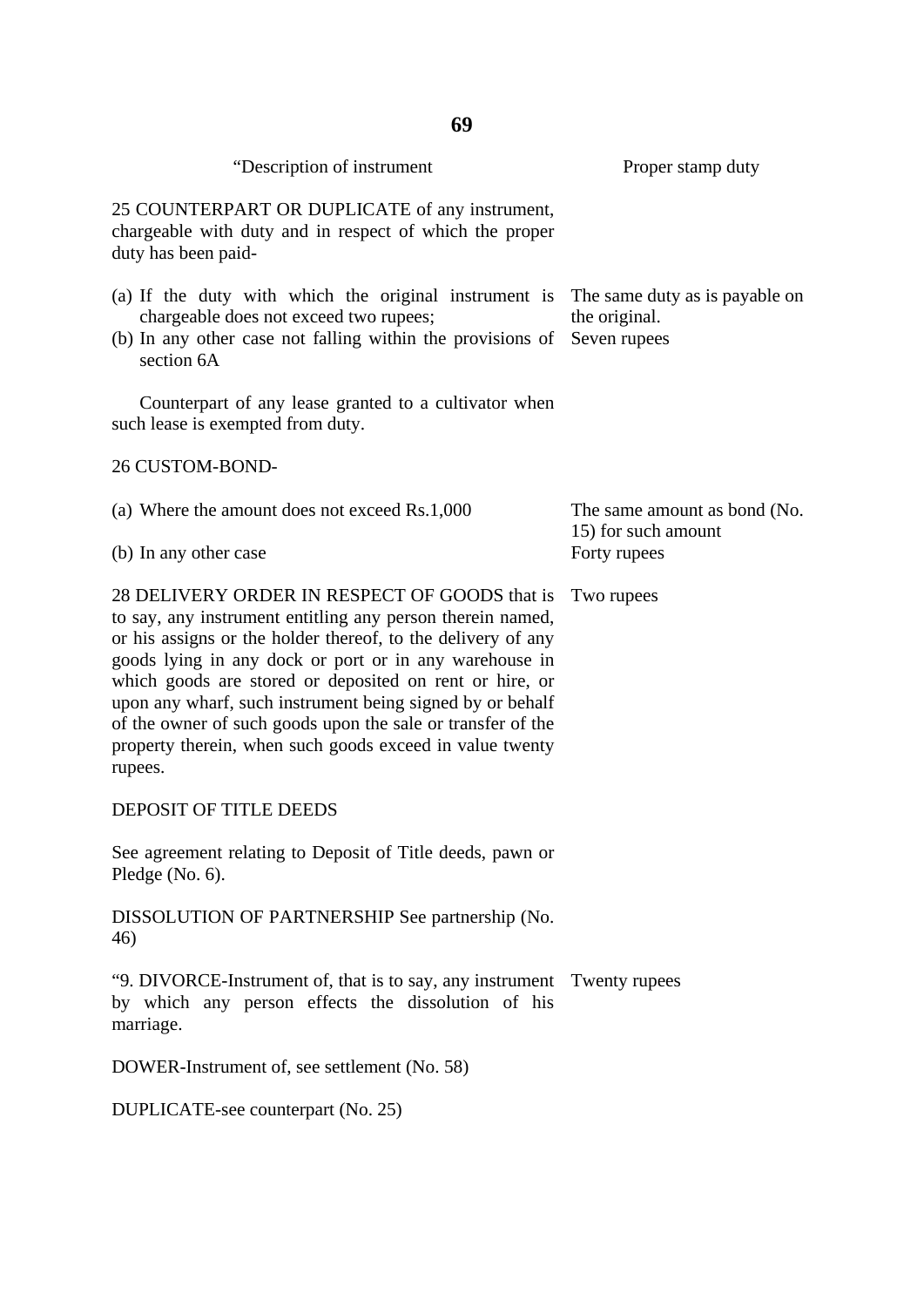| “Description of instrument | Proper stamp duty |
|---|---|
| 25 COUNTERPART OR DUPLICATE of any instrument, chargeable with duty and in respect of which the proper duty has been paid- | |
| (a) If the duty with which the original instrument is chargeable does not exceed two rupees; | The same duty as is payable on the original. |
| (b) In any other case not falling within the provisions of section 6A | Seven rupees |
| Counterpart of any lease granted to a cultivator when such lease is exempted from duty. | |
| 26 CUSTOM-BOND- | |
| (a) Where the amount does not exceed Rs.1,000 | The same amount as bond (No. 15) for such amount |
| (b) In any other case | Forty rupees |
| 28 DELIVERY ORDER IN RESPECT OF GOODS that is to say, any instrument entitling any person therein named, or his assigns or the holder thereof, to the delivery of any goods lying in any dock or port or in any warehouse in which goods are stored or deposited on rent or hire, or upon any wharf, such instrument being signed by or behalf of the owner of such goods upon the sale or transfer of the property therein, when such goods exceed in value twenty rupees. | Two rupees |
| DEPOSIT OF TITLE DEEDS | |
| See agreement relating to Deposit of Title deeds, pawn or Pledge (No. 6). | |
| DISSOLUTION OF PARTNERSHIP See partnership (No. 46) | |
| “9. DIVORCE-Instrument of, that is to say, any instrument by which any person effects the dissolution of his marriage. | Twenty rupees |
| DOWER-Instrument of, see settlement (No. 58) | |
| DUPLICATE-see counterpart (No. 25) | |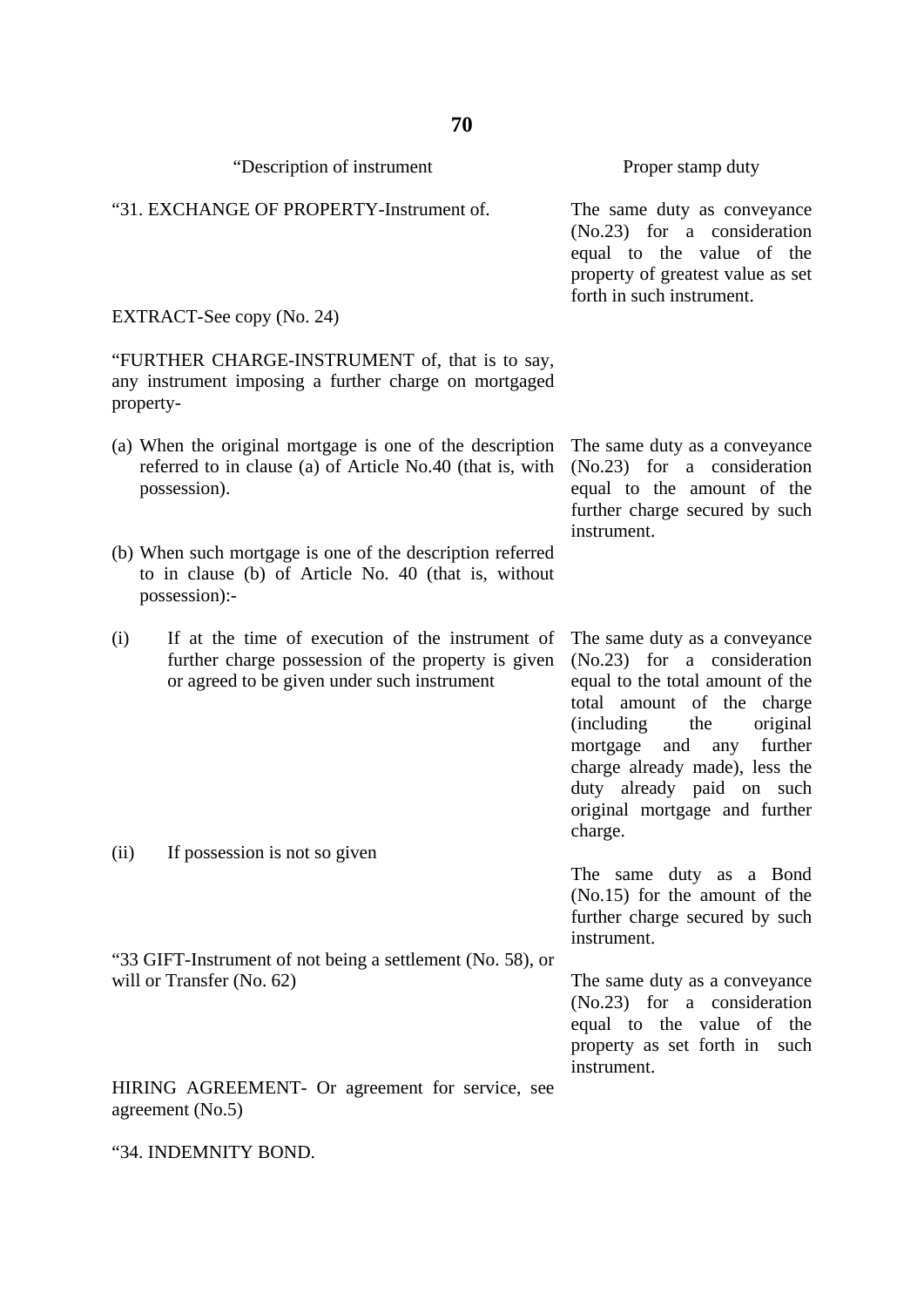| “Description of instrument | Proper stamp duty |
|---|---|
| “31. EXCHANGE OF PROPERTY-Instrument of. | The same duty as conveyance (No.23) for a consideration equal to the value of the property of greatest value as set forth in such instrument. |
| EXTRACT-See copy (No. 24) | |
| “FURTHER CHARGE-INSTRUMENT of, that is to say, any instrument imposing a further charge on mortgaged property- | |
| (a) When the original mortgage is one of the description referred to in clause (a) of Article No.40 (that is, with possession). | The same duty as a conveyance (No.23) for a consideration equal to the amount of the further charge secured by such instrument. |
| (b) When such mortgage is one of the description referred to in clause (b) of Article No. 40 (that is, without possession):- | |
| (i) If at the time of execution of the instrument of further charge possession of the property is given or agreed to be given under such instrument | The same duty as a conveyance (No.23) for a consideration equal to the total amount of the total amount of the charge (including the original mortgage and any further charge already made), less the duty already paid on such original mortgage and further charge. |
| (ii) If possession is not so given | The same duty as a Bond (No.15) for the amount of the further charge secured by such instrument. |
| “33 GIFT-Instrument of not being a settlement (No. 58), or will or Transfer (No. 62) | The same duty as a conveyance (No.23) for a consideration equal to the value of the property as set forth in such instrument. |
| HIRING AGREEMENT- Or agreement for service, see agreement (No.5) | |
| “34. INDEMNITY BOND. | |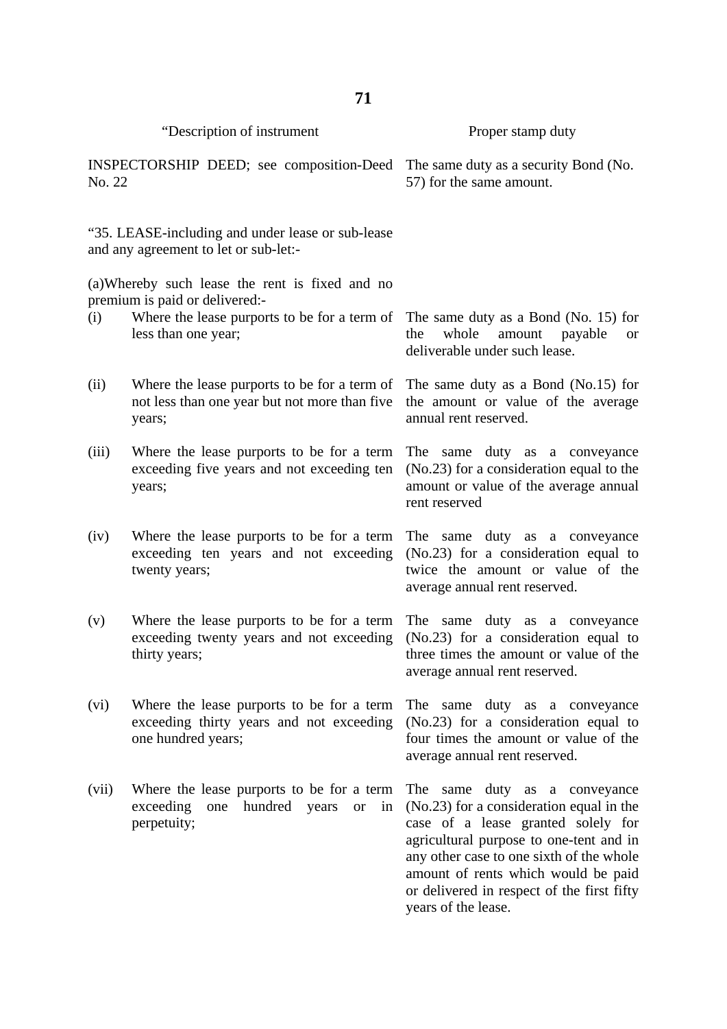| “Description of instrument | Proper stamp duty |
|---|---|
| INSPECTORSHIP DEED; see composition-Deed No. 22 | The same duty as a security Bond (No. 57) for the same amount. |
| “35. LEASE-including and under lease or sub-lease and any agreement to let or sub-let:- | |
| (a)Whereby such lease the rent is fixed and no premium is paid or delivered:- | |
| (i) Where the lease purports to be for a term of less than one year; | The same duty as a Bond (No. 15) for the whole amount payable or deliverable under such lease. |
| (ii) Where the lease purports to be for a term of not less than one year but not more than five years; | The same duty as a Bond (No.15) for the amount or value of the average annual rent reserved. |
| (iii) Where the lease purports to be for a term exceeding five years and not exceeding ten years; | The same duty as a conveyance (No.23) for a consideration equal to the amount or value of the average annual rent reserved |
| (iv) Where the lease purports to be for a term exceeding ten years and not exceeding twenty years; | The same duty as a conveyance (No.23) for a consideration equal to twice the amount or value of the average annual rent reserved. |
| (v) Where the lease purports to be for a term exceeding twenty years and not exceeding thirty years; | The same duty as a conveyance (No.23) for a consideration equal to three times the amount or value of the average annual rent reserved. |
| (vi) Where the lease purports to be for a term exceeding thirty years and not exceeding one hundred years; | The same duty as a conveyance (No.23) for a consideration equal to four times the amount or value of the average annual rent reserved. |
| (vii) Where the lease purports to be for a term exceeding one hundred years or in perpetuity; | The same duty as a conveyance (No.23) for a consideration equal in the case of a lease granted solely for agricultural purpose to one-tent and in any other case to one sixth of the whole amount of rents which would be paid or delivered in respect of the first fifty years of the lease. |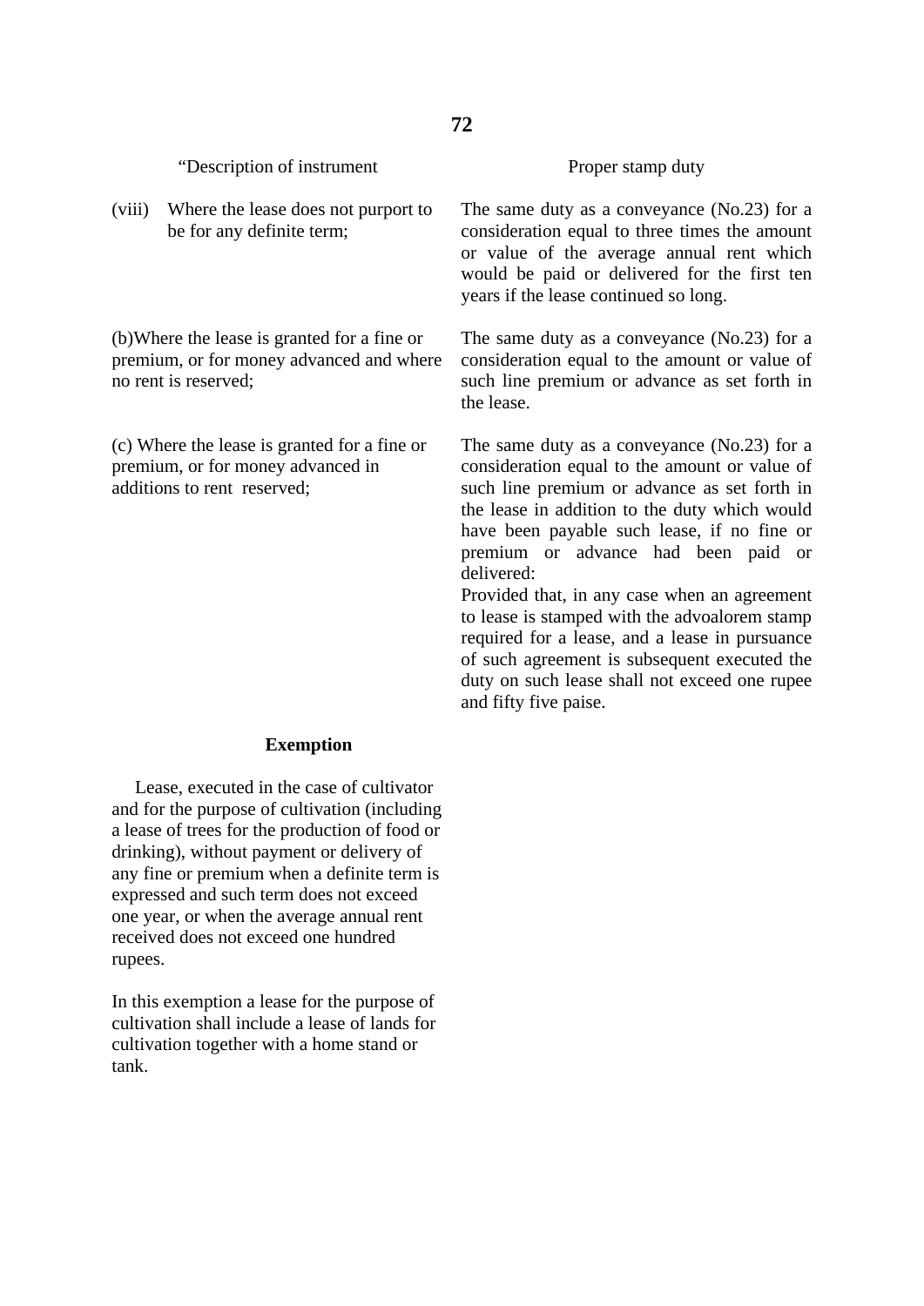| “Description of instrument | Proper stamp duty |
|---|---|
| (viii) Where the lease does not purport to be for any definite term; | The same duty as a conveyance (No.23) for a consideration equal to three times the amount or value of the average annual rent which would be paid or delivered for the first ten years if the lease continued so long. |
| (b)Where the lease is granted for a fine or premium, or for money advanced and where no rent is reserved; | The same duty as a conveyance (No.23) for a consideration equal to the amount or value of such line premium or advance as set forth in the lease. |
| (c) Where the lease is granted for a fine or premium, or for money advanced in additions to rent reserved; | The same duty as a conveyance (No.23) for a consideration equal to the amount or value of such line premium or advance as set forth in the lease in addition to the duty which would have been payable such lease, if no fine or premium or advance had been paid or delivered:<br>Provided that, in any case when an agreement to lease is stamped with the advoalorem stamp required for a lease, and a lease in pursuance of such agreement is subsequent executed the duty on such lease shall not exceed one rupee and fifty five paise. |

**Exemption**

Lease, executed in the case of cultivator and for the purpose of cultivation (including a lease of trees for the production of food or drinking), without payment or delivery of any fine or premium when a definite term is expressed and such term does not exceed one year, or when the average annual rent received does not exceed one hundred rupees.

In this exemption a lease for the purpose of cultivation shall include a lease of lands for cultivation together with a home stand or tank.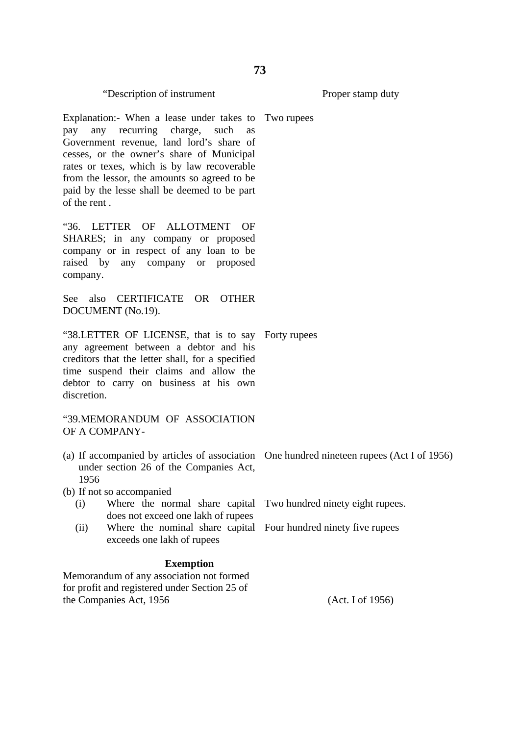| "Description of instrument | Proper stamp duty |
|---|---|
| Explanation:- When a lease under takes to pay any recurring charge, such as Government revenue, land lord's share of cesses, or the owner's share of Municipal rates or texes, which is by law recoverable from the lessor, the amounts so agreed to be paid by the lesse shall be deemed to be part of the rent . | Two rupees |
| "36. LETTER OF ALLOTMENT OF SHARES; in any company or proposed company or in respect of any loan to be raised by any company or proposed company. | |
| See also CERTIFICATE OR OTHER DOCUMENT (No.19). | |
| "38.LETTER OF LICENSE, that is to say any agreement between a debtor and his creditors that the letter shall, for a specified time suspend their claims and allow the debtor to carry on business at his own discretion. | Forty rupees |
| "39.MEMORANDUM OF ASSOCIATION OF A COMPANY- | |
| (a) If accompanied by articles of association under section 26 of the Companies Act, 1956 | One hundred nineteen rupees (Act I of 1956) |
| (b) If not so accompanied | |
| (i) Where the normal share capital does not exceed one lakh of rupees | Two hundred ninety eight rupees. |
| (ii) Where the nominal share capital exceeds one lakh of rupees | Four hundred ninety five rupees |

**Exemption**

Memorandum of any association not formed for profit and registered under Section 25 of the Companies Act, 1956 (Act. I of 1956)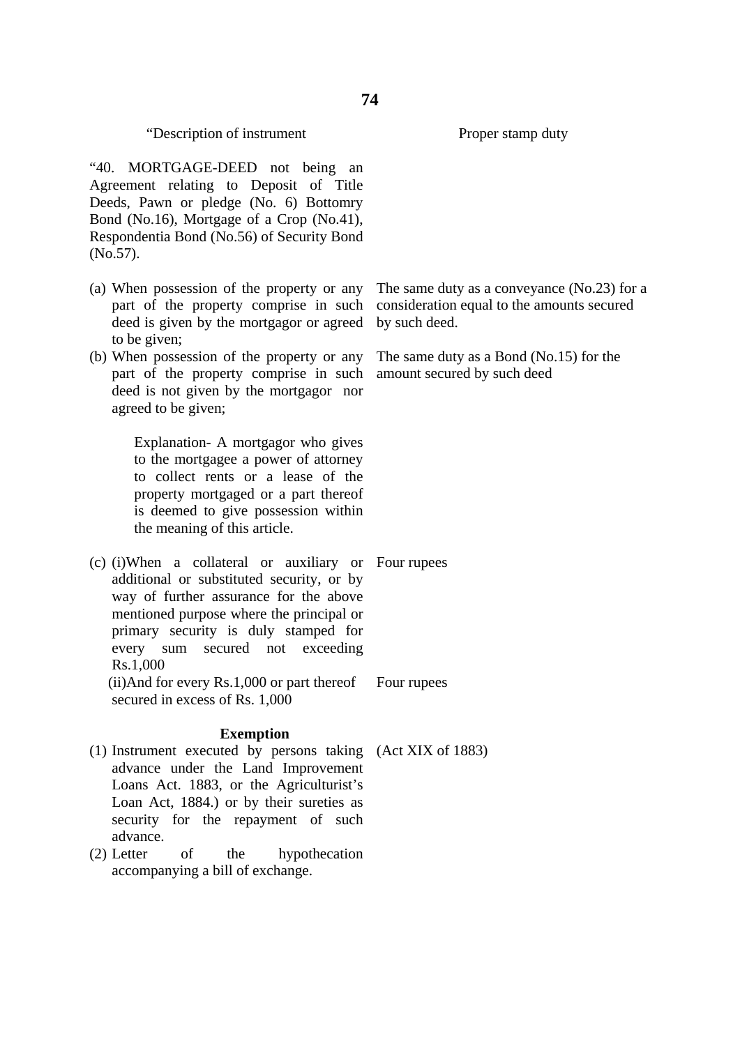| "Description of instrument | Proper stamp duty |
|---|---|
| "40. MORTGAGE-DEED not being an Agreement relating to Deposit of Title Deeds, Pawn or pledge (No. 6) Bottomry Bond (No.16), Mortgage of a Crop (No.41), Respondentia Bond (No.56) of Security Bond (No.57). | |
| (a) When possession of the property or any part of the property comprise in such deed is given by the mortgagor or agreed to be given; | The same duty as a conveyance (No.23) for a consideration equal to the amounts secured by such deed. |
| (b) When possession of the property or any part of the property comprise in such deed is not given by the mortgagor nor agreed to be given; | The same duty as a Bond (No.15) for the amount secured by such deed |
| Explanation- A mortgagor who gives to the mortgagee a power of attorney to collect rents or a lease of the property mortgaged or a part thereof is deemed to give possession within the meaning of this article. | |
| (c) (i)When a collateral or auxiliary or additional or substituted security, or by way of further assurance for the above mentioned purpose where the principal or primary security is duly stamped for every sum secured not exceeding Rs.1,000 | Four rupees |
| (ii)And for every Rs.1,000 or part thereof secured in excess of Rs. 1,000 | Four rupees |
| **Exemption** | |
| (1) Instrument executed by persons taking advance under the Land Improvement Loans Act. 1883, or the Agriculturist's Loan Act, 1884.) or by their sureties as security for the repayment of such advance. | (Act XIX of 1883) |
| (2) Letter of the hypothecation accompanying a bill of exchange. | |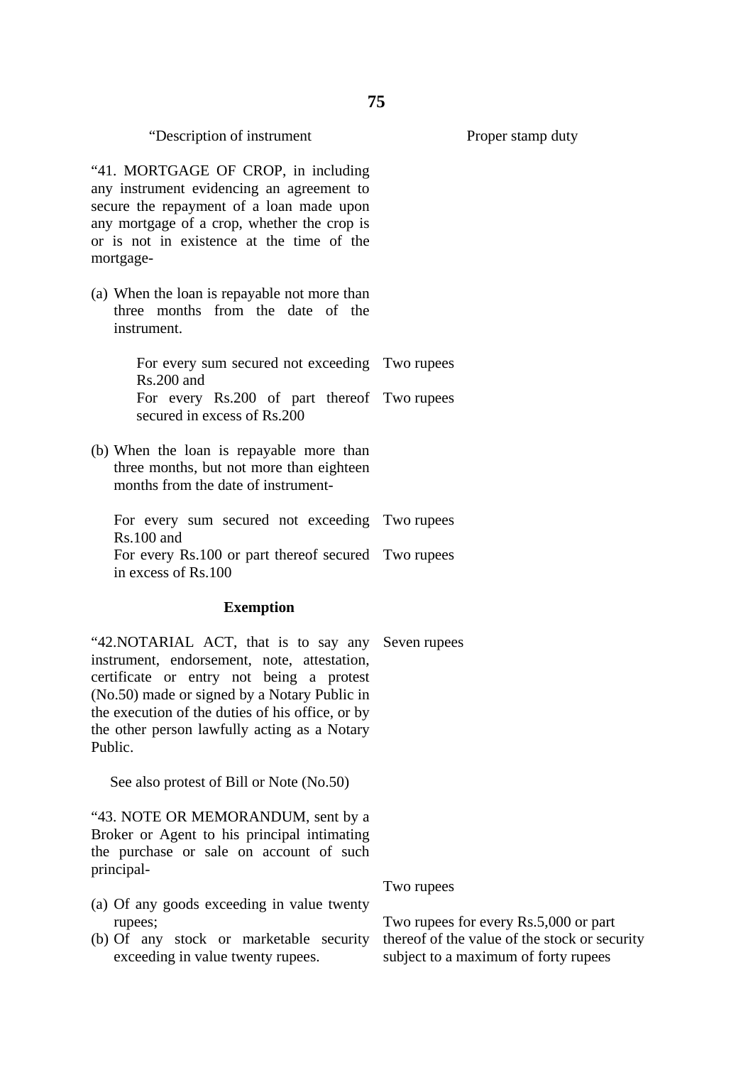| "Description of instrument | Proper stamp duty |
|---|---|
| "41. MORTGAGE OF CROP, in including any instrument evidencing an agreement to secure the repayment of a loan made upon any mortgage of a crop, whether the crop is or is not in existence at the time of the mortgage- | |
| (a) When the loan is repayable not more than three months from the date of the instrument. | |
| For every sum secured not exceeding Rs.200 and | Two rupees |
| For every Rs.200 of part thereof secured in excess of Rs.200 | Two rupees |
| (b) When the loan is repayable more than three months, but not more than eighteen months from the date of instrument- | |
| For every sum secured not exceeding Rs.100 and | Two rupees |
| For every Rs.100 or part thereof secured in excess of Rs.100 | Two rupees |
| **Exemption** | |
| "42.NOTARIAL ACT, that is to say any instrument, endorsement, note, attestation, certificate or entry not being a protest (No.50) made or signed by a Notary Public in the execution of the duties of his office, or by the other person lawfully acting as a Notary Public. | Seven rupees |
| See also protest of Bill or Note (No.50) | |
| "43. NOTE OR MEMORANDUM, sent by a Broker or Agent to his principal intimating the purchase or sale on account of such principal- | |
| (a) Of any goods exceeding in value twenty rupees; | Two rupees |
| (b) Of any stock or marketable security exceeding in value twenty rupees. | Two rupees for every Rs.5,000 or part thereof of the value of the stock or security subject to a maximum of forty rupees |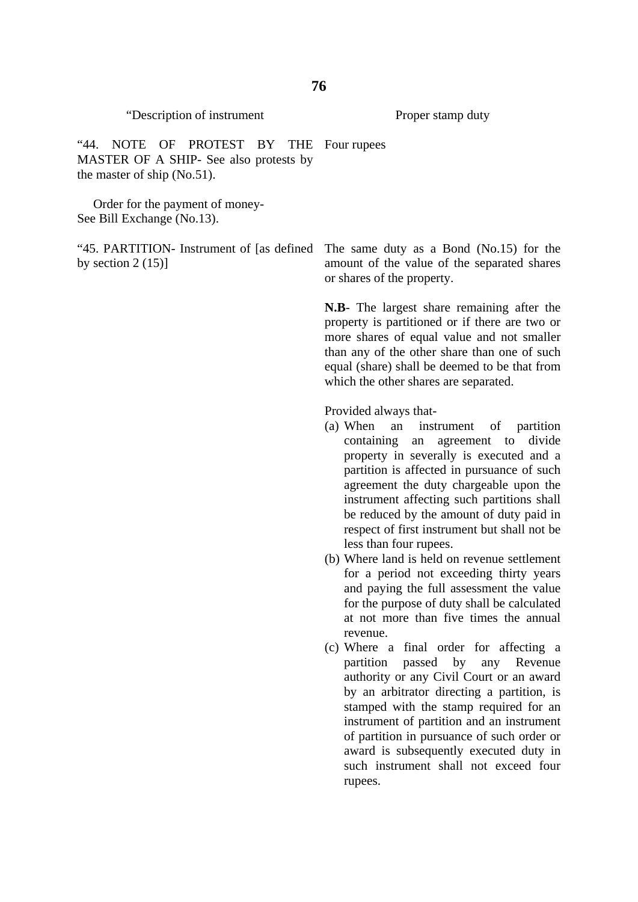| "Description of instrument | Proper stamp duty |
|---|---|
| "44. NOTE OF PROTEST BY THE MASTER OF A SHIP- See also protests by the master of ship (No.51). | Four rupees |
| Order for the payment of money- See Bill Exchange (No.13). | |
| "45. PARTITION- Instrument of [as defined by section 2 (15)] | The same duty as a Bond (No.15) for the amount of the value of the separated shares or shares of the property.<br><br>**N.B**- The largest share remaining after the property is partitioned or if there are two or more shares of equal value and not smaller than any of the other share than one of such equal (share) shall be deemed to be that from which the other shares are separated.<br><br>Provided always that-<br>(a) When an instrument of partition containing an agreement to divide property in severally is executed and a partition is affected in pursuance of such agreement the duty chargeable upon the instrument affecting such partitions shall be reduced by the amount of duty paid in respect of first instrument but shall not be less than four rupees.<br>(b) Where land is held on revenue settlement for a period not exceeding thirty years and paying the full assessment the value for the purpose of duty shall be calculated at not more than five times the annual revenue.<br>(c) Where a final order for affecting a partition passed by any Revenue authority or any Civil Court or an award by an arbitrator directing a partition, is stamped with the stamp required for an instrument of partition and an instrument of partition in pursuance of such order or award is subsequently executed duty in such instrument shall not exceed four rupees. |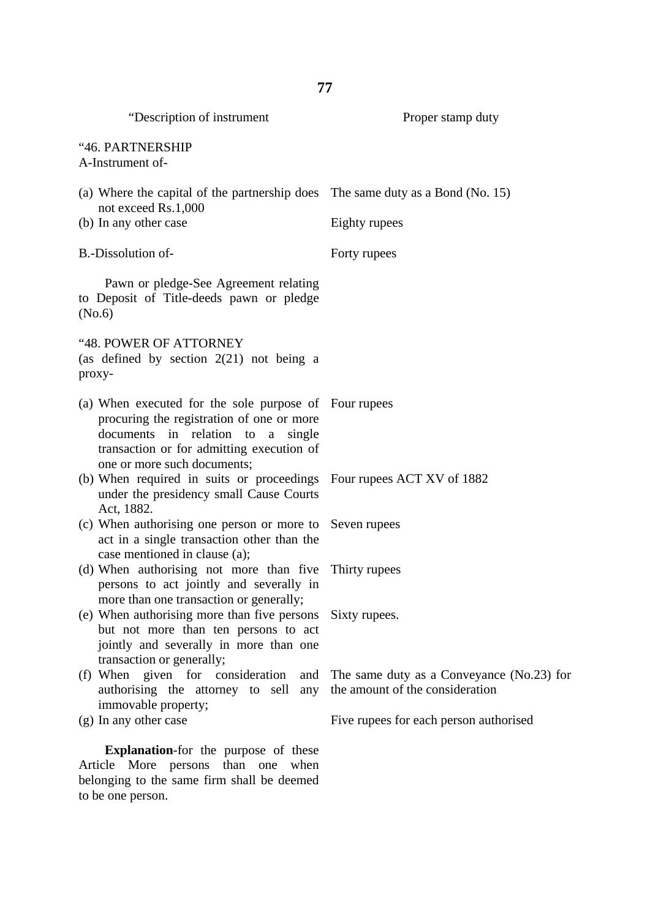| “Description of instrument | Proper stamp duty |
|---|---|
| “46. PARTNERSHIP<br>A-Instrument of- | |
| (a) Where the capital of the partnership does not exceed Rs.1,000 | The same duty as a Bond (No. 15) |
| (b) In any other case | Eighty rupees |
| B.-Dissolution of- | Forty rupees |
| Pawn or pledge-See Agreement relating to Deposit of Title-deeds pawn or pledge (No.6) | |
| “48. POWER OF ATTORNEY<br>(as defined by section 2(21) not being a proxy- | |
| (a) When executed for the sole purpose of procuring the registration of one or more documents in relation to a single transaction or for admitting execution of one or more such documents; | Four rupees |
| (b) When required in suits or proceedings under the presidency small Cause Courts Act, 1882. | Four rupees ACT XV of 1882 |
| (c) When authorising one person or more to act in a single transaction other than the case mentioned in clause (a); | Seven rupees |
| (d) When authorising not more than five persons to act jointly and severally in more than one transaction or generally; | Thirty rupees |
| (e) When authorising more than five persons but not more than ten persons to act jointly and severally in more than one transaction or generally; | Sixty rupees. |
| (f) When given for consideration and authorising the attorney to sell any immovable property; | The same duty as a Conveyance (No.23) for the amount of the consideration |
| (g) In any other case | Five rupees for each person authorised |

**Explanation**-for the purpose of these Article More persons than one when belonging to the same firm shall be deemed to be one person.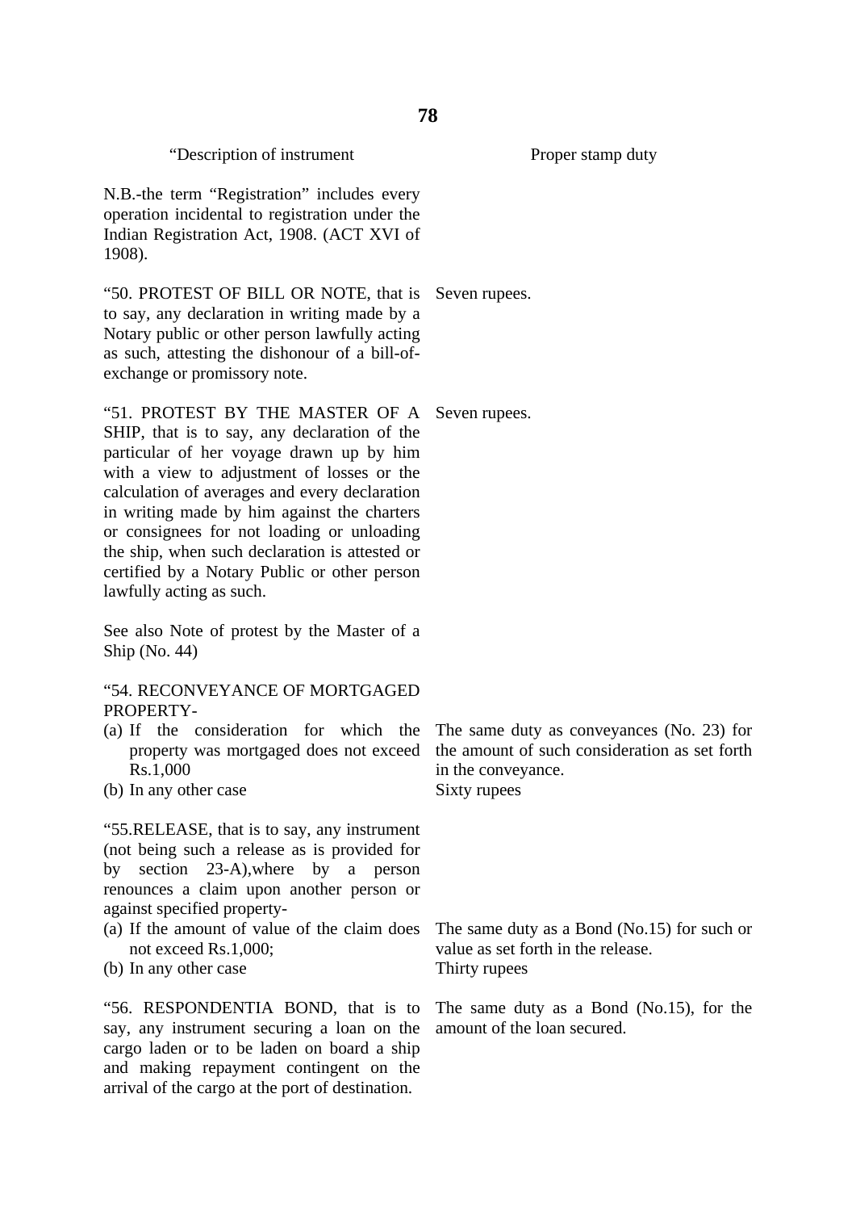| "Description of instrument | Proper stamp duty |
|---|---|
| N.B.-the term "Registration" includes every operation incidental to registration under the Indian Registration Act, 1908. (ACT XVI of 1908). | |
| "50. PROTEST OF BILL OR NOTE, that is to say, any declaration in writing made by a Notary public or other person lawfully acting as such, attesting the dishonour of a bill-of-exchange or promissory note. | Seven rupees. |
| "51. PROTEST BY THE MASTER OF A SHIP, that is to say, any declaration of the particular of her voyage drawn up by him with a view to adjustment of losses or the calculation of averages and every declaration in writing made by him against the charters or consignees for not loading or unloading the ship, when such declaration is attested or certified by a Notary Public or other person lawfully acting as such. | Seven rupees. |
| See also Note of protest by the Master of a Ship (No. 44) | |
| "54. RECONVEYANCE OF MORTGAGED PROPERTY- | |
| (a) If the consideration for which the property was mortgaged does not exceed Rs.1,000 | The same duty as conveyances (No. 23) for the amount of such consideration as set forth in the conveyance. |
| (b) In any other case | Sixty rupees |
| "55.RELEASE, that is to say, any instrument (not being such a release as is provided for by section 23-A),where by a person renounces a claim upon another person or against specified property- | |
| (a) If the amount of value of the claim does not exceed Rs.1,000; | The same duty as a Bond (No.15) for such or value as set forth in the release. |
| (b) In any other case | Thirty rupees |
| "56. RESPONDENTIA BOND, that is to say, any instrument securing a loan on the cargo laden or to be laden on board a ship and making repayment contingent on the arrival of the cargo at the port of destination. | The same duty as a Bond (No.15), for the amount of the loan secured. |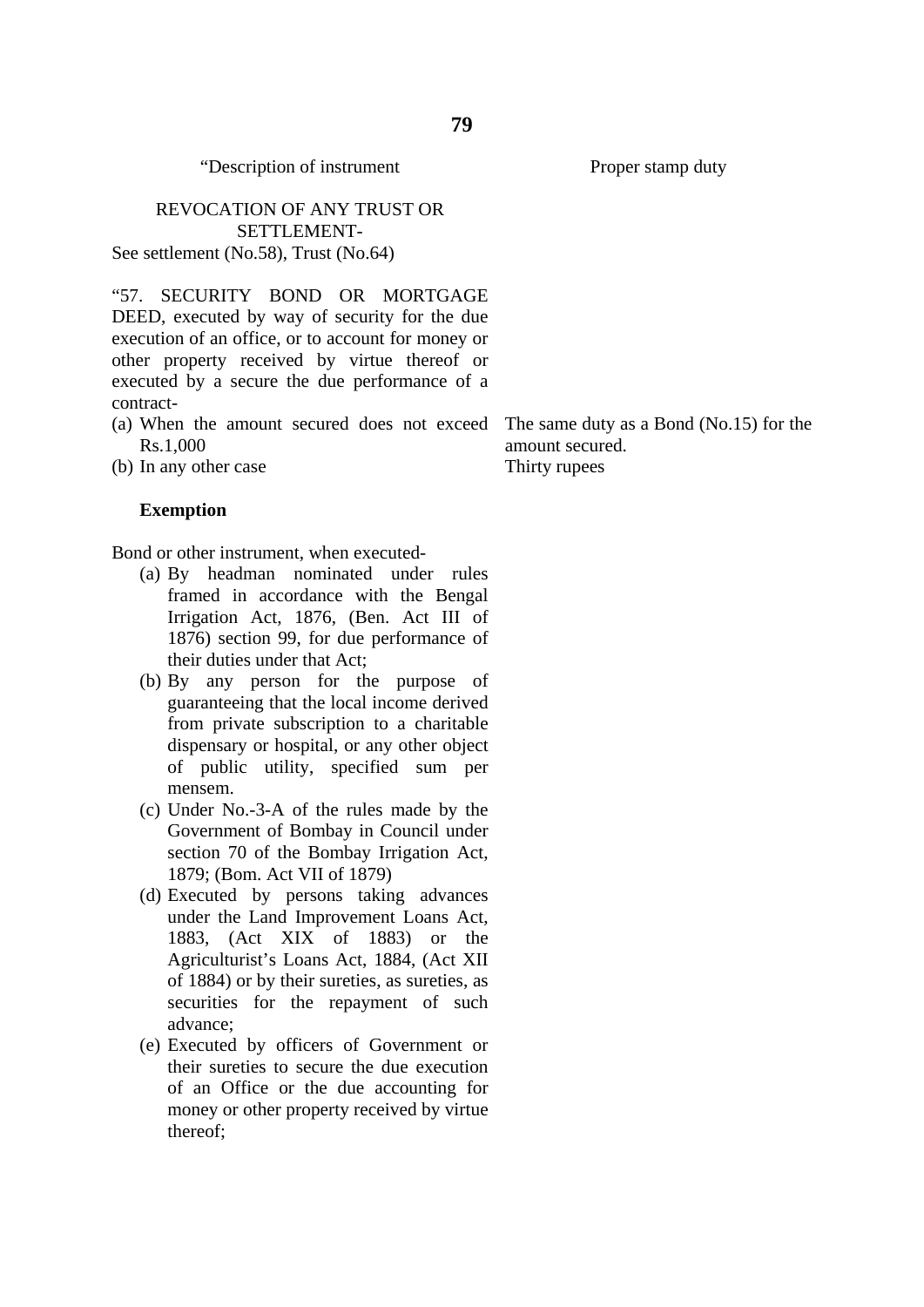| "Description of instrument | Proper stamp duty |
|---|---|
| REVOCATION OF ANY TRUST OR SETTLEMENT- See settlement (No.58), Trust (No.64) | |
| "57. SECURITY BOND OR MORTGAGE DEED, executed by way of security for the due execution of an office, or to account for money or other property received by virtue thereof or executed by a secure the due performance of a contract- | |
| (a) When the amount secured does not exceed Rs.1,000 | The same duty as a Bond (No.15) for the amount secured. |
| (b) In any other case | Thirty rupees |

**Exemption**

Bond or other instrument, when executed-

(a) By headman nominated under rules framed in accordance with the Bengal Irrigation Act, 1876, (Ben. Act III of 1876) section 99, for due performance of their duties under that Act;

(b) By any person for the purpose of guaranteeing that the local income derived from private subscription to a charitable dispensary or hospital, or any other object of public utility, specified sum per mensem.

(c) Under No.-3-A of the rules made by the Government of Bombay in Council under section 70 of the Bombay Irrigation Act, 1879; (Bom. Act VII of 1879)

(d) Executed by persons taking advances under the Land Improvement Loans Act, 1883, (Act XIX of 1883) or the Agriculturist's Loans Act, 1884, (Act XII of 1884) or by their sureties, as sureties, as securities for the repayment of such advance;

(e) Executed by officers of Government or their sureties to secure the due execution of an Office or the due accounting for money or other property received by virtue thereof;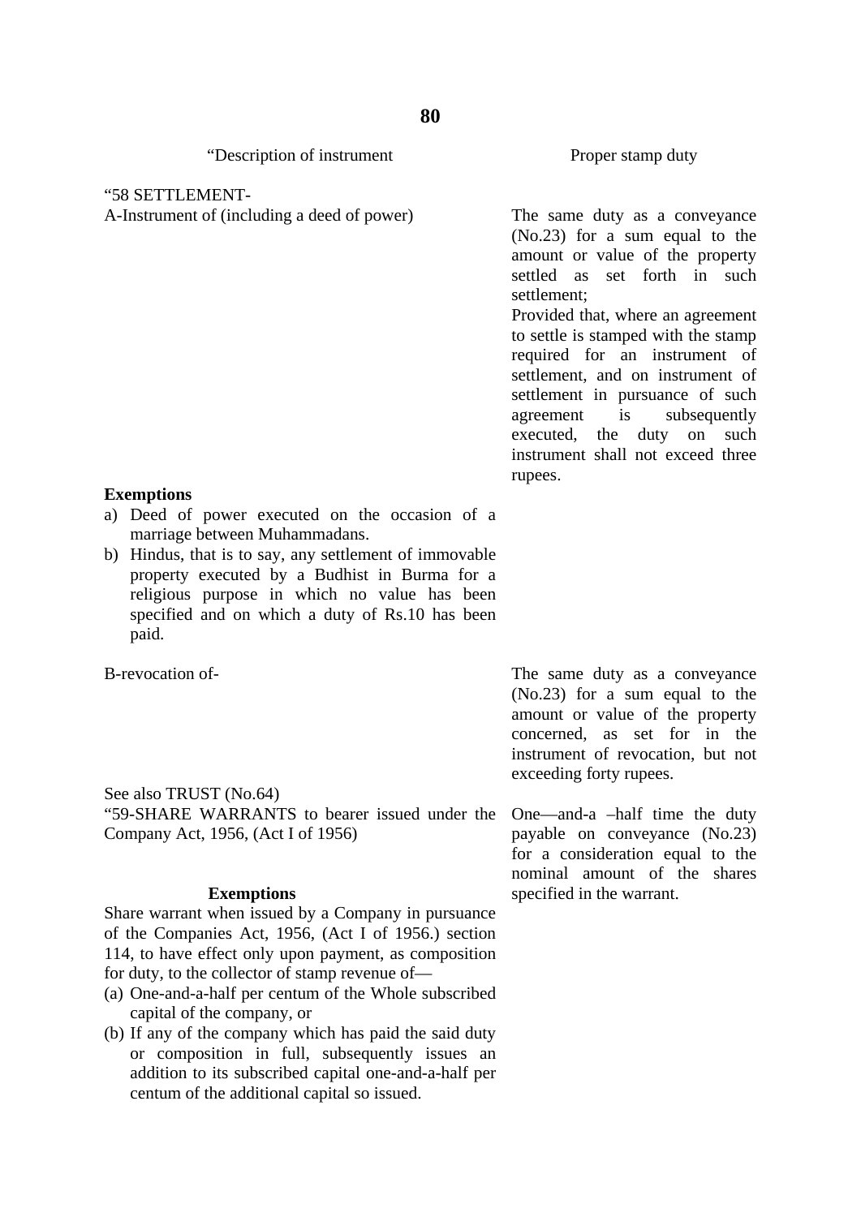| “Description of instrument | Proper stamp duty |
|---|---|
| “58 SETTLEMENT-<br>A-Instrument of (including a deed of power) | The same duty as a conveyance (No.23) for a sum equal to the amount or value of the property settled as set forth in such settlement;<br>Provided that, where an agreement to settle is stamped with the stamp required for an instrument of settlement, and on instrument of settlement in pursuance of such agreement is subsequently executed, the duty on such instrument shall not exceed three rupees. |
| **Exemptions**<br>a) Deed of power executed on the occasion of a marriage between Muhammadans.<br>b) Hindus, that is to say, any settlement of immovable property executed by a Budhist in Burma for a religious purpose in which no value has been specified and on which a duty of Rs.10 has been paid. | |
| B-revocation of- | The same duty as a conveyance (No.23) for a sum equal to the amount or value of the property concerned, as set for in the instrument of revocation, but not exceeding forty rupees. |
| See also TRUST (No.64) | |
| “59-SHARE WARRANTS to bearer issued under the Company Act, 1956, (Act I of 1956) | One—and-a –half time the duty payable on conveyance (No.23) for a consideration equal to the nominal amount of the shares specified in the warrant. |
| **Exemptions**<br>Share warrant when issued by a Company in pursuance of the Companies Act, 1956, (Act I of 1956.) section 114, to have effect only upon payment, as composition for duty, to the collector of stamp revenue of—<br>(a) One-and-a-half per centum of the Whole subscribed capital of the company, or<br>(b) If any of the company which has paid the said duty or composition in full, subsequently issues an addition to its subscribed capital one-and-a-half per centum of the additional capital so issued. | |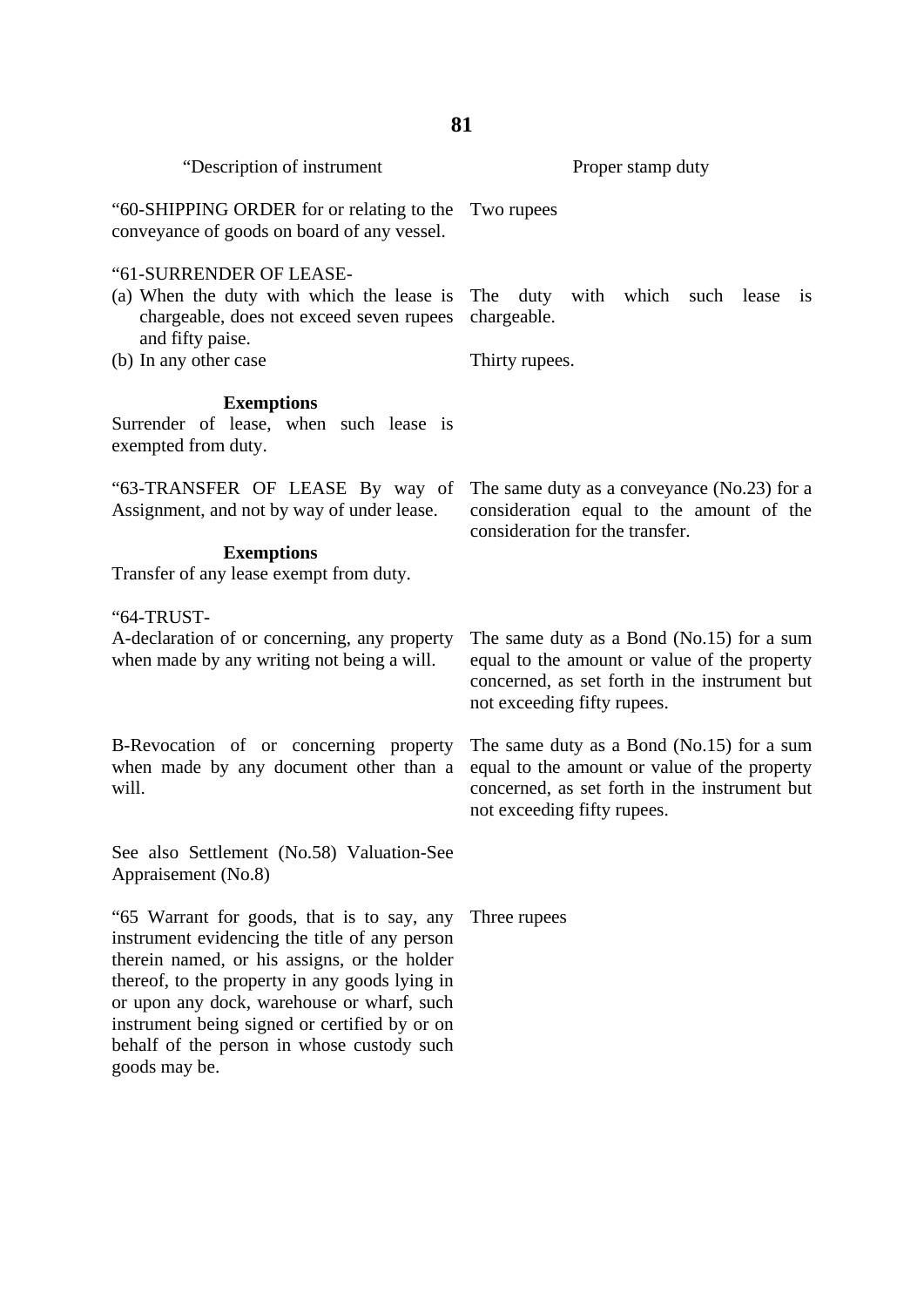| “Description of instrument | Proper stamp duty |
| --- | --- |
| “60-SHIPPING ORDER for or relating to the conveyance of goods on board of any vessel. | Two rupees |
| “61-SURRENDER OF LEASE- | |
| (a) When the duty with which the lease is chargeable, does not exceed seven rupees and fifty paise. | The duty with which such lease is chargeable. |
| (b) In any other case | Thirty rupees. |
| **Exemptions** | |
| Surrender of lease, when such lease is exempted from duty. | |
| “63-TRANSFER OF LEASE By way of Assignment, and not by way of under lease. | The same duty as a conveyance (No.23) for a consideration equal to the amount of the consideration for the transfer. |
| **Exemptions** | |
| Transfer of any lease exempt from duty. | |
| “64-TRUST- | |
| A-declaration of or concerning, any property when made by any writing not being a will. | The same duty as a Bond (No.15) for a sum equal to the amount or value of the property concerned, as set forth in the instrument but not exceeding fifty rupees. |
| B-Revocation of or concerning property when made by any document other than a will. | The same duty as a Bond (No.15) for a sum equal to the amount or value of the property concerned, as set forth in the instrument but not exceeding fifty rupees. |
| See also Settlement (No.58) Valuation-See Appraisement (No.8) | |
| “65 Warrant for goods, that is to say, any instrument evidencing the title of any person therein named, or his assigns, or the holder thereof, to the property in any goods lying in or upon any dock, warehouse or wharf, such instrument being signed or certified by or on behalf of the person in whose custody such goods may be. | Three rupees |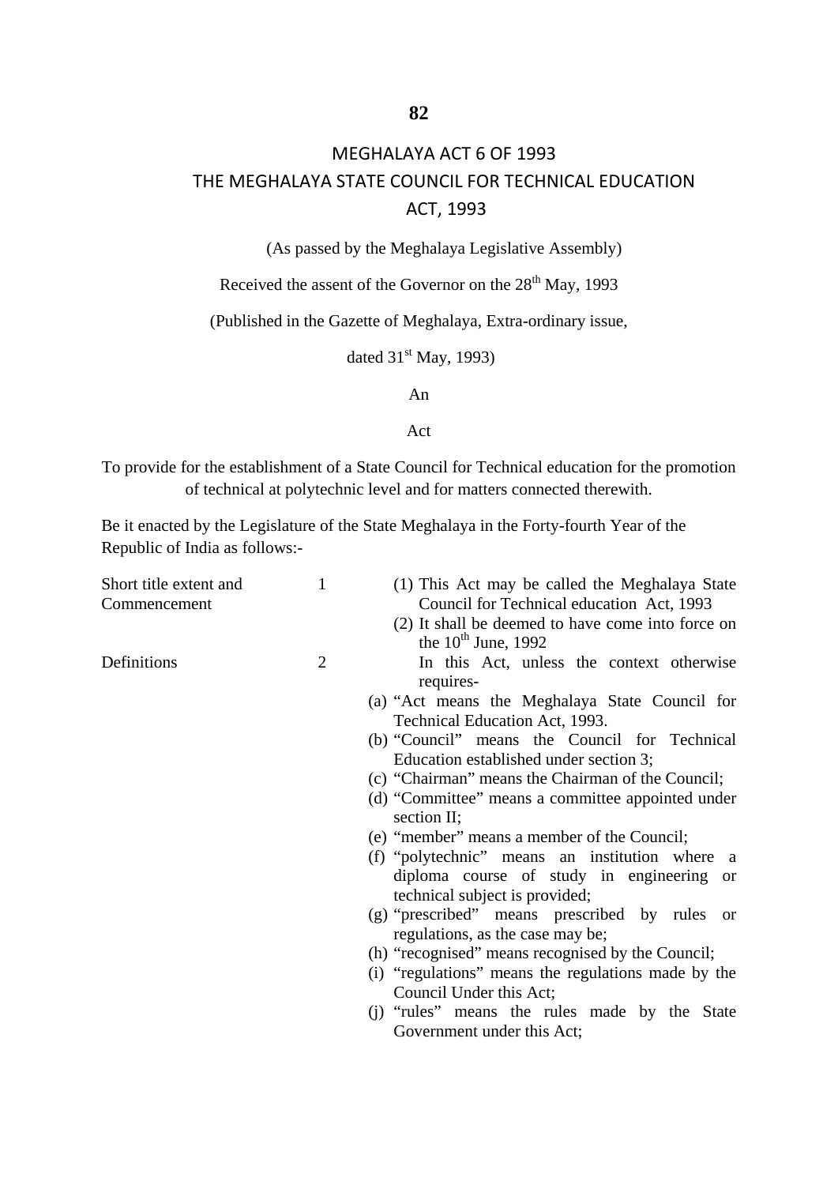# MEGHALAYA ACT 6 OF 1993

# THE MEGHALAYA STATE COUNCIL FOR TECHNICAL EDUCATION ACT, 1993

(As passed by the Meghalaya Legislative Assembly)

Received the assent of the Governor on the 28th May, 1993

(Published in the Gazette of Meghalaya, Extra-ordinary issue,

dated 31st May, 1993)

An

Act

To provide for the establishment of a State Council for Technical education for the promotion of technical at polytechnic level and for matters connected therewith.

Be it enacted by the Legislature of the State Meghalaya in the Forty-fourth Year of the Republic of India as follows:-

**Short title extent and Commencement** **1**

(1) This Act may be called the Meghalaya State Council for Technical education Act, 1993

(2) It shall be deemed to have come into force on the 10th June, 1992

**Definitions** **2**

In this Act, unless the context otherwise requires-

(a) "Act means the Meghalaya State Council for Technical Education Act, 1993.

(b) "Council" means the Council for Technical Education established under section 3;

(c) "Chairman" means the Chairman of the Council;

(d) "Committee" means a committee appointed under section II;

(e) "member" means a member of the Council;

(f) "polytechnic" means an institution where a diploma course of study in engineering or technical subject is provided;

(g) "prescribed" means prescribed by rules or regulations, as the case may be;

(h) "recognised" means recognised by the Council;

(i) "regulations" means the regulations made by the Council Under this Act;

(j) "rules" means the rules made by the State Government under this Act;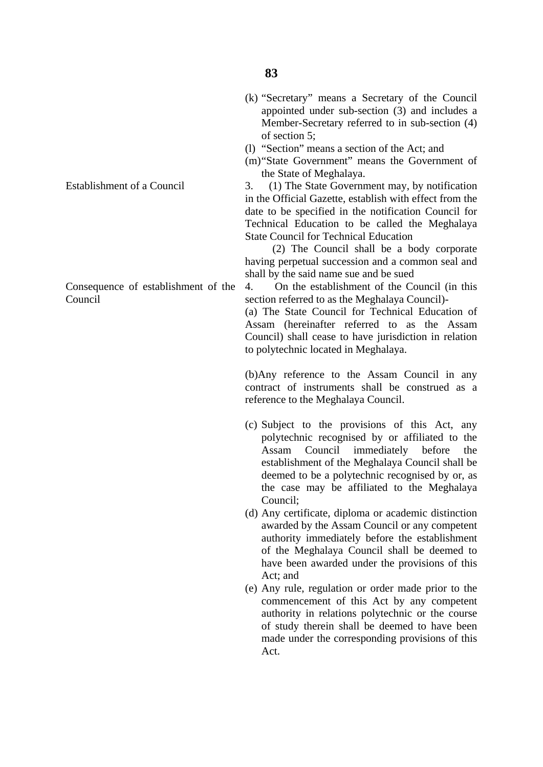(k) "Secretary" means a Secretary of the Council appointed under sub-section (3) and includes a Member-Secretary referred to in sub-section (4) of section 5;

(l) "Section" means a section of the Act; and

(m) "State Government" means the Government of the State of Meghalaya.

**Establishment of a Council**

3. (1) The State Government may, by notification in the Official Gazette, establish with effect from the date to be specified in the notification Council for Technical Education to be called the Meghalaya State Council for Technical Education

(2) The Council shall be a body corporate having perpetual succession and a common seal and shall by the said name sue and be sued

**Consequence of establishment of the Council**

4. On the establishment of the Council (in this section referred to as the Meghalaya Council)-

(a) The State Council for Technical Education of Assam (hereinafter referred to as the Assam Council) shall cease to have jurisdiction in relation to polytechnic located in Meghalaya.

(b) Any reference to the Assam Council in any contract of instruments shall be construed as a reference to the Meghalaya Council.

(c) Subject to the provisions of this Act, any polytechnic recognised by or affiliated to the Assam Council immediately before the establishment of the Meghalaya Council shall be deemed to be a polytechnic recognised by or, as the case may be affiliated to the Meghalaya Council;

(d) Any certificate, diploma or academic distinction awarded by the Assam Council or any competent authority immediately before the establishment of the Meghalaya Council shall be deemed to have been awarded under the provisions of this Act; and

(e) Any rule, regulation or order made prior to the commencement of this Act by any competent authority in relations polytechnic or the course of study therein shall be deemed to have been made under the corresponding provisions of this Act.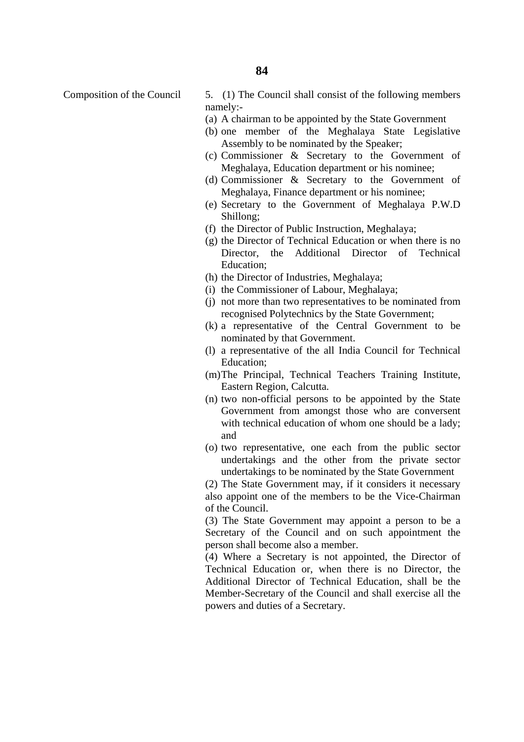Composition of the Council

5. (1) The Council shall consist of the following members namely:-

(a) A chairman to be appointed by the State Government
(b) one member of the Meghalaya State Legislative Assembly to be nominated by the Speaker;
(c) Commissioner & Secretary to the Government of Meghalaya, Education department or his nominee;
(d) Commissioner & Secretary to the Government of Meghalaya, Finance department or his nominee;
(e) Secretary to the Government of Meghalaya P.W.D Shillong;
(f) the Director of Public Instruction, Meghalaya;
(g) the Director of Technical Education or when there is no Director, the Additional Director of Technical Education;
(h) the Director of Industries, Meghalaya;
(i) the Commissioner of Labour, Meghalaya;
(j) not more than two representatives to be nominated from recognised Polytechnics by the State Government;
(k) a representative of the Central Government to be nominated by that Government.
(l) a representative of the all India Council for Technical Education;
(m) The Principal, Technical Teachers Training Institute, Eastern Region, Calcutta.
(n) two non-official persons to be appointed by the State Government from amongst those who are conversent with technical education of whom one should be a lady; and
(o) two representative, one each from the public sector undertakings and the other from the private sector undertakings to be nominated by the State Government

(2) The State Government may, if it considers it necessary also appoint one of the members to be the Vice-Chairman of the Council.

(3) The State Government may appoint a person to be a Secretary of the Council and on such appointment the person shall become also a member.

(4) Where a Secretary is not appointed, the Director of Technical Education or, when there is no Director, the Additional Director of Technical Education, shall be the Member-Secretary of the Council and shall exercise all the powers and duties of a Secretary.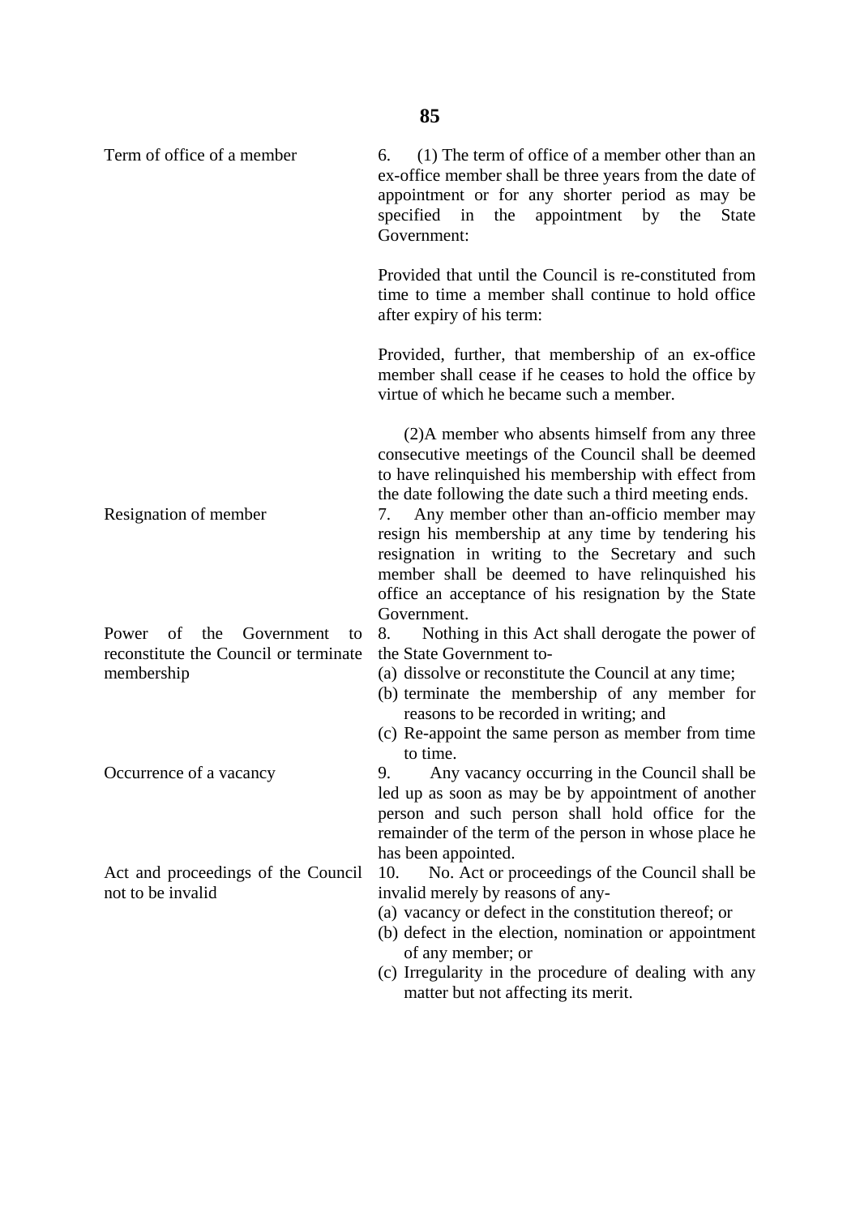**Term of office of a member**

6. (1) The term of office of a member other than an ex-office member shall be three years from the date of appointment or for any shorter period as may be specified in the appointment by the State Government:

Provided that until the Council is re-constituted from time to time a member shall continue to hold office after expiry of his term:

Provided, further, that membership of an ex-office member shall cease if he ceases to hold the office by virtue of which he became such a member.

(2)A member who absents himself from any three consecutive meetings of the Council shall be deemed to have relinquished his membership with effect from the date following the date such a third meeting ends.

**Resignation of member**

7. Any member other than an-officio member may resign his membership at any time by tendering his resignation in writing to the Secretary and such member shall be deemed to have relinquished his office an acceptance of his resignation by the State Government.

**Power of the Government to reconstitute the Council or terminate membership**

8. Nothing in this Act shall derogate the power of the State Government to-

(a) dissolve or reconstitute the Council at any time;
(b) terminate the membership of any member for reasons to be recorded in writing; and
(c) Re-appoint the same person as member from time to time.

**Occurrence of a vacancy**

9. Any vacancy occurring in the Council shall be led up as soon as may be by appointment of another person and such person shall hold office for the remainder of the term of the person in whose place he has been appointed.

**Act and proceedings of the Council not to be invalid**

10. No. Act or proceedings of the Council shall be invalid merely by reasons of any-

(a) vacancy or defect in the constitution thereof; or
(b) defect in the election, nomination or appointment of any member; or
(c) Irregularity in the procedure of dealing with any matter but not affecting its merit.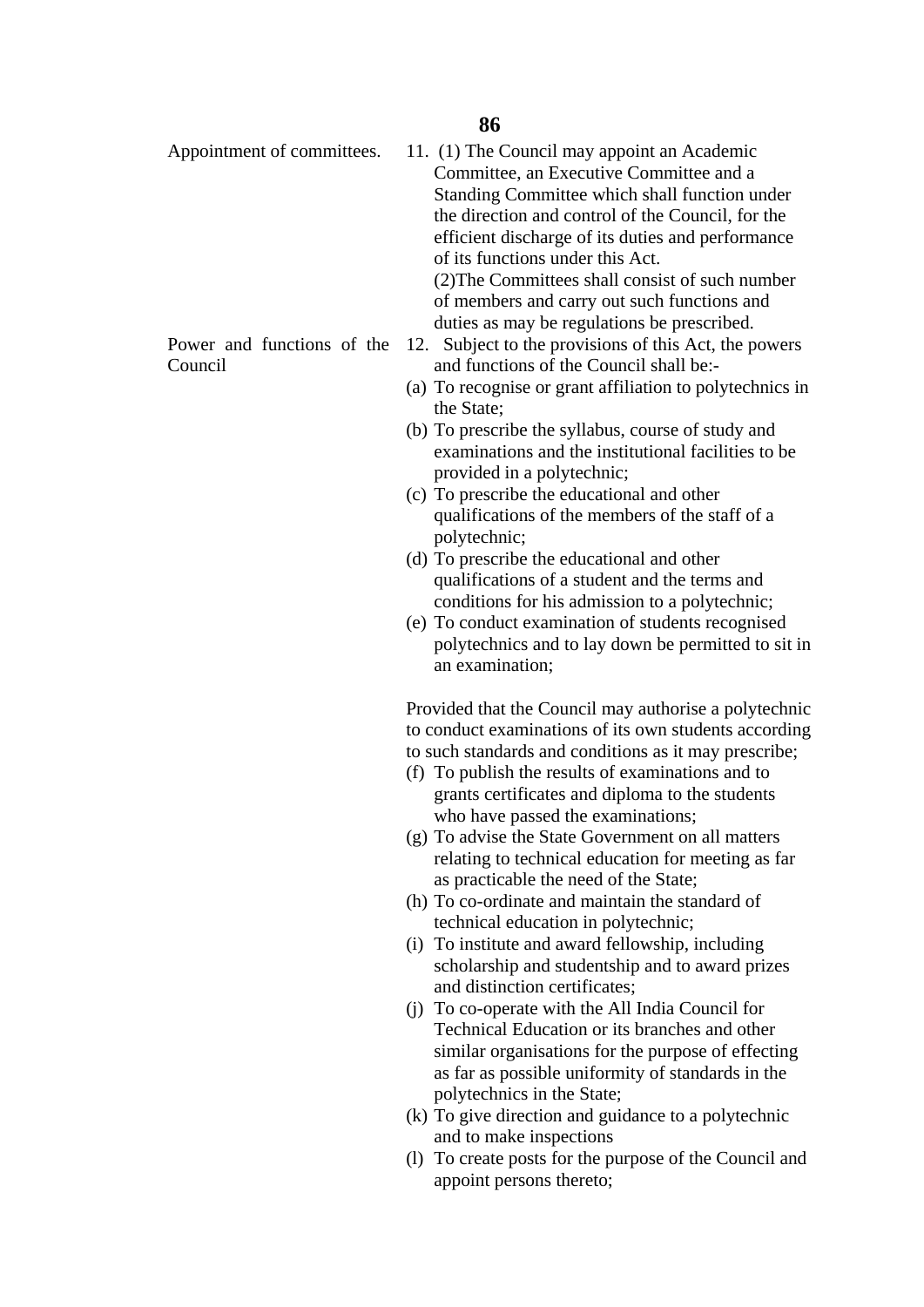**Appointment of committees.**

11. (1) The Council may appoint an Academic Committee, an Executive Committee and a Standing Committee which shall function under the direction and control of the Council, for the efficient discharge of its duties and performance of its functions under this Act.

(2)The Committees shall consist of such number of members and carry out such functions and duties as may be regulations be prescribed.

**Power and functions of the Council**

12. Subject to the provisions of this Act, the powers and functions of the Council shall be:-

(a) To recognise or grant affiliation to polytechnics in the State;

(b) To prescribe the syllabus, course of study and examinations and the institutional facilities to be provided in a polytechnic;

(c) To prescribe the educational and other qualifications of the members of the staff of a polytechnic;

(d) To prescribe the educational and other qualifications of a student and the terms and conditions for his admission to a polytechnic;

(e) To conduct examination of students recognised polytechnics and to lay down be permitted to sit in an examination;

Provided that the Council may authorise a polytechnic to conduct examinations of its own students according to such standards and conditions as it may prescribe;

(f) To publish the results of examinations and to grants certificates and diploma to the students who have passed the examinations;

(g) To advise the State Government on all matters relating to technical education for meeting as far as practicable the need of the State;

(h) To co-ordinate and maintain the standard of technical education in polytechnic;

(i) To institute and award fellowship, including scholarship and studentship and to award prizes and distinction certificates;

(j) To co-operate with the All India Council for Technical Education or its branches and other similar organisations for the purpose of effecting as far as possible uniformity of standards in the polytechnics in the State;

(k) To give direction and guidance to a polytechnic and to make inspections

(l) To create posts for the purpose of the Council and appoint persons thereto;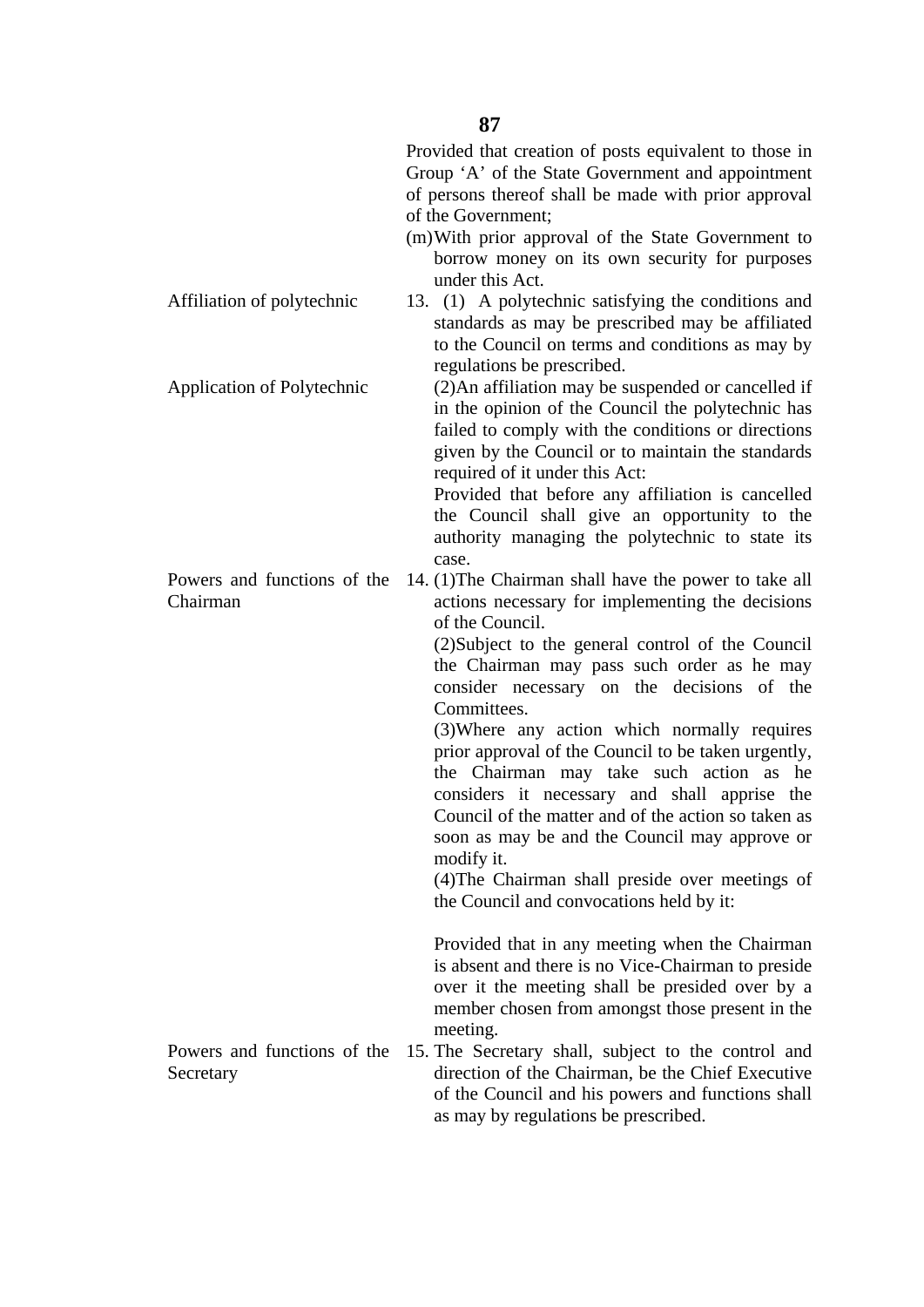Provided that creation of posts equivalent to those in Group 'A' of the State Government and appointment of persons thereof shall be made with prior approval of the Government;

(m) With prior approval of the State Government to borrow money on its own security for purposes under this Act.

**Affiliation of polytechnic**

13. (1) A polytechnic satisfying the conditions and standards as may be prescribed may be affiliated to the Council on terms and conditions as may by regulations be prescribed.

**Application of Polytechnic**

(2) An affiliation may be suspended or cancelled if in the opinion of the Council the polytechnic has failed to comply with the conditions or directions given by the Council or to maintain the standards required of it under this Act:

Provided that before any affiliation is cancelled the Council shall give an opportunity to the authority managing the polytechnic to state its case.

**Powers and functions of the Chairman**

14. (1) The Chairman shall have the power to take all actions necessary for implementing the decisions of the Council.

(2) Subject to the general control of the Council the Chairman may pass such order as he may consider necessary on the decisions of the Committees.

(3) Where any action which normally requires prior approval of the Council to be taken urgently, the Chairman may take such action as he considers it necessary and shall apprise the Council of the matter and of the action so taken as soon as may be and the Council may approve or modify it.

(4) The Chairman shall preside over meetings of the Council and convocations held by it:

Provided that in any meeting when the Chairman is absent and there is no Vice-Chairman to preside over it the meeting shall be presided over by a member chosen from amongst those present in the meeting.

**Powers and functions of the Secretary**

15. The Secretary shall, subject to the control and direction of the Chairman, be the Chief Executive of the Council and his powers and functions shall as may by regulations be prescribed.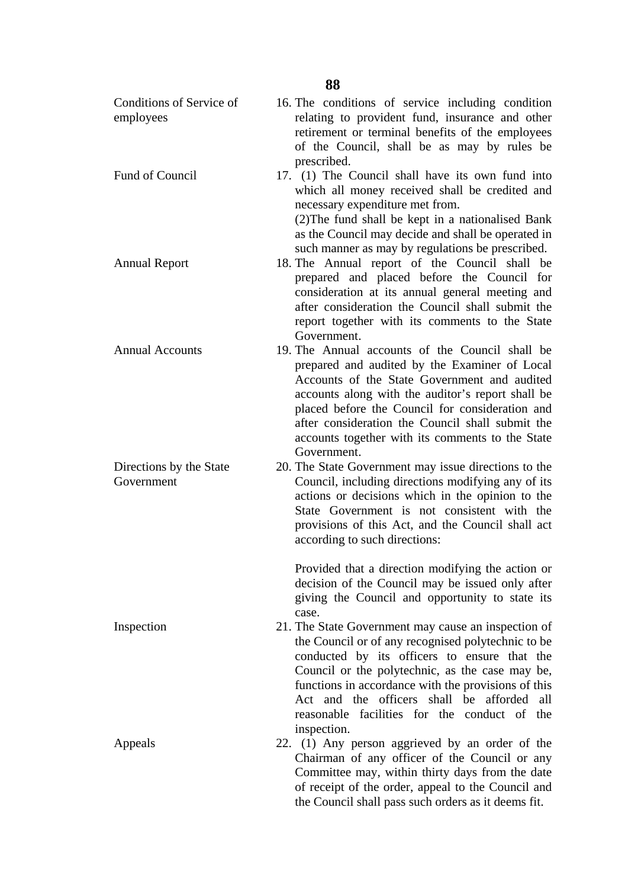| | |
|---|---|
| Conditions of Service of employees | 16. The conditions of service including condition relating to provident fund, insurance and other retirement or terminal benefits of the employees of the Council, shall be as may by rules be prescribed. |
| Fund of Council | 17. (1) The Council shall have its own fund into which all money received shall be credited and necessary expenditure met from.<br>(2)The fund shall be kept in a nationalised Bank as the Council may decide and shall be operated in such manner as may by regulations be prescribed. |
| Annual Report | 18. The Annual report of the Council shall be prepared and placed before the Council for consideration at its annual general meeting and after consideration the Council shall submit the report together with its comments to the State Government. |
| Annual Accounts | 19. The Annual accounts of the Council shall be prepared and audited by the Examiner of Local Accounts of the State Government and audited accounts along with the auditor's report shall be placed before the Council for consideration and after consideration the Council shall submit the accounts together with its comments to the State Government. |
| Directions by the State Government | 20. The State Government may issue directions to the Council, including directions modifying any of its actions or decisions which in the opinion to the State Government is not consistent with the provisions of this Act, and the Council shall act according to such directions:<br><br>Provided that a direction modifying the action or decision of the Council may be issued only after giving the Council and opportunity to state its case. |
| Inspection | 21. The State Government may cause an inspection of the Council or of any recognised polytechnic to be conducted by its officers to ensure that the Council or the polytechnic, as the case may be, functions in accordance with the provisions of this Act and the officers shall be afforded all reasonable facilities for the conduct of the inspection. |
| Appeals | 22. (1) Any person aggrieved by an order of the Chairman of any officer of the Council or any Committee may, within thirty days from the date of receipt of the order, appeal to the Council and the Council shall pass such orders as it deems fit. |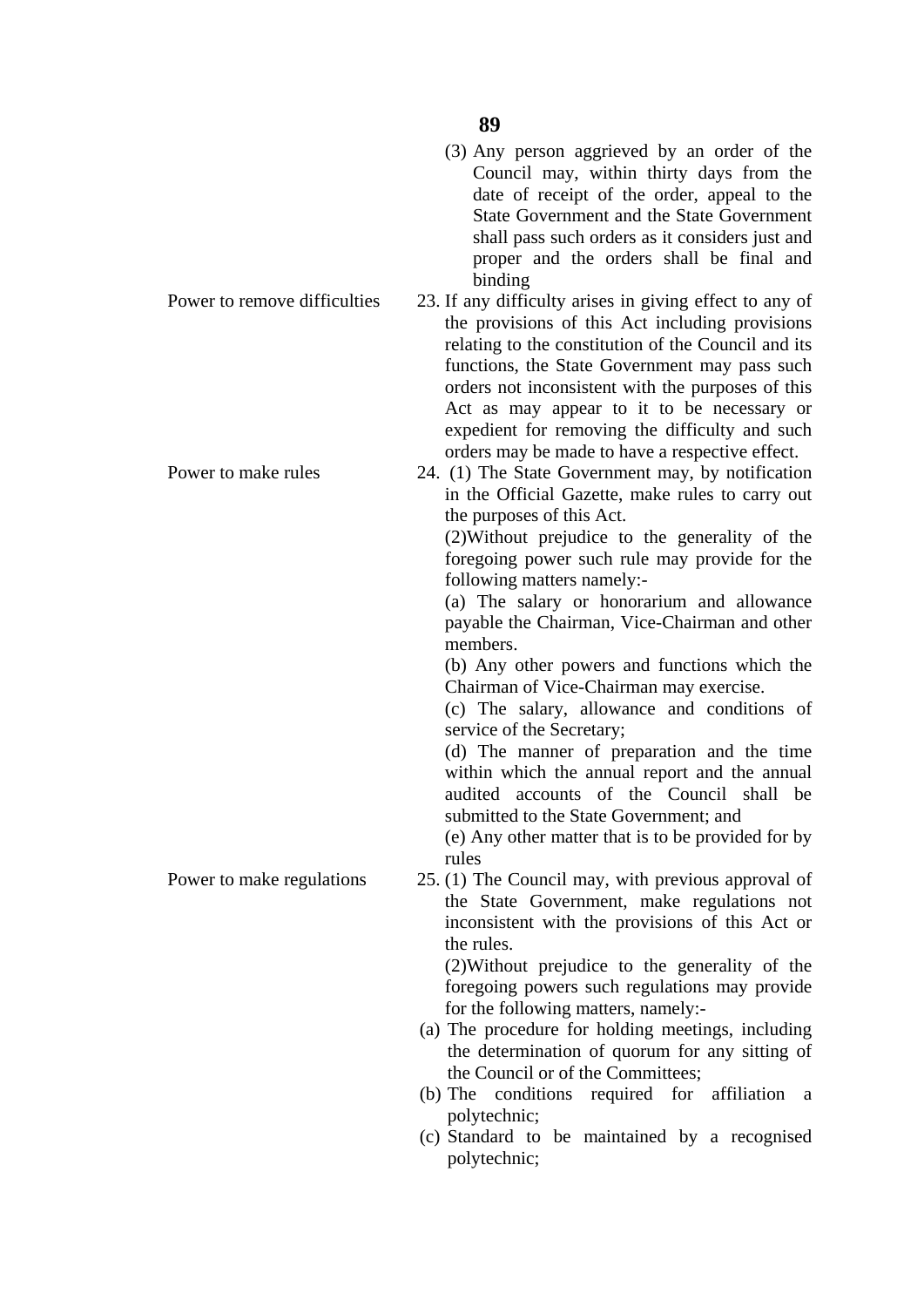(3) Any person aggrieved by an order of the Council may, within thirty days from the date of receipt of the order, appeal to the State Government and the State Government shall pass such orders as it considers just and proper and the orders shall be final and binding

**Power to remove difficulties**

23. If any difficulty arises in giving effect to any of the provisions of this Act including provisions relating to the constitution of the Council and its functions, the State Government may pass such orders not inconsistent with the purposes of this Act as may appear to it to be necessary or expedient for removing the difficulty and such orders may be made to have a respective effect.

**Power to make rules**

24. (1) The State Government may, by notification in the Official Gazette, make rules to carry out the purposes of this Act.

(2)Without prejudice to the generality of the foregoing power such rule may provide for the following matters namely:-

(a) The salary or honorarium and allowance payable the Chairman, Vice-Chairman and other members.

(b) Any other powers and functions which the Chairman of Vice-Chairman may exercise.

(c) The salary, allowance and conditions of service of the Secretary;

(d) The manner of preparation and the time within which the annual report and the annual audited accounts of the Council shall be submitted to the State Government; and

(e) Any other matter that is to be provided for by rules

**Power to make regulations**

25. (1) The Council may, with previous approval of the State Government, make regulations not inconsistent with the provisions of this Act or the rules.

(2)Without prejudice to the generality of the foregoing powers such regulations may provide for the following matters, namely:-

(a) The procedure for holding meetings, including the determination of quorum for any sitting of the Council or of the Committees;
(b) The conditions required for affiliation a polytechnic;
(c) Standard to be maintained by a recognised polytechnic;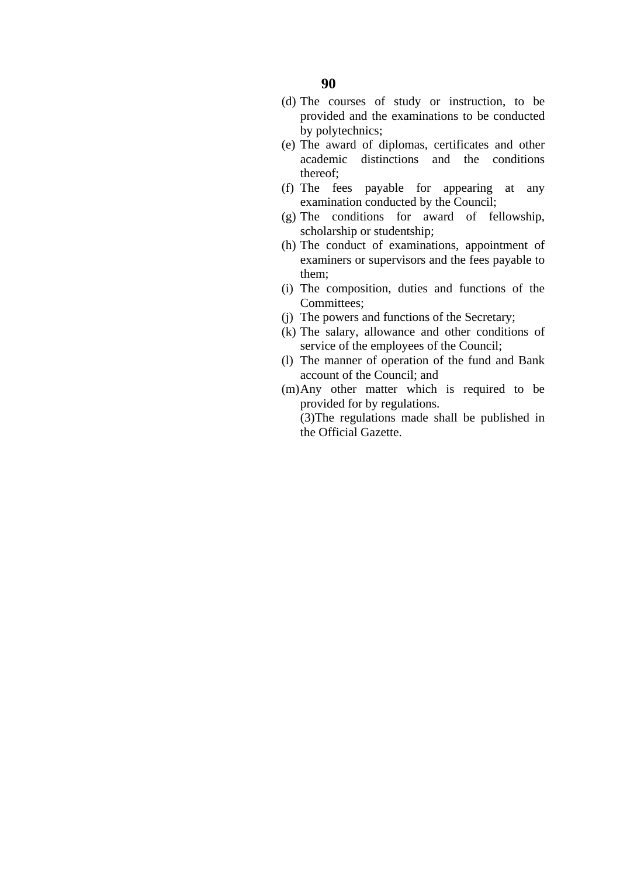(d) The courses of study or instruction, to be provided and the examinations to be conducted by polytechnics;

(e) The award of diplomas, certificates and other academic distinctions and the conditions thereof;

(f) The fees payable for appearing at any examination conducted by the Council;

(g) The conditions for award of fellowship, scholarship or studentship;

(h) The conduct of examinations, appointment of examiners or supervisors and the fees payable to them;

(i) The composition, duties and functions of the Committees;

(j) The powers and functions of the Secretary;

(k) The salary, allowance and other conditions of service of the employees of the Council;

(l) The manner of operation of the fund and Bank account of the Council; and

(m) Any other matter which is required to be provided for by regulations.

(3) The regulations made shall be published in the Official Gazette.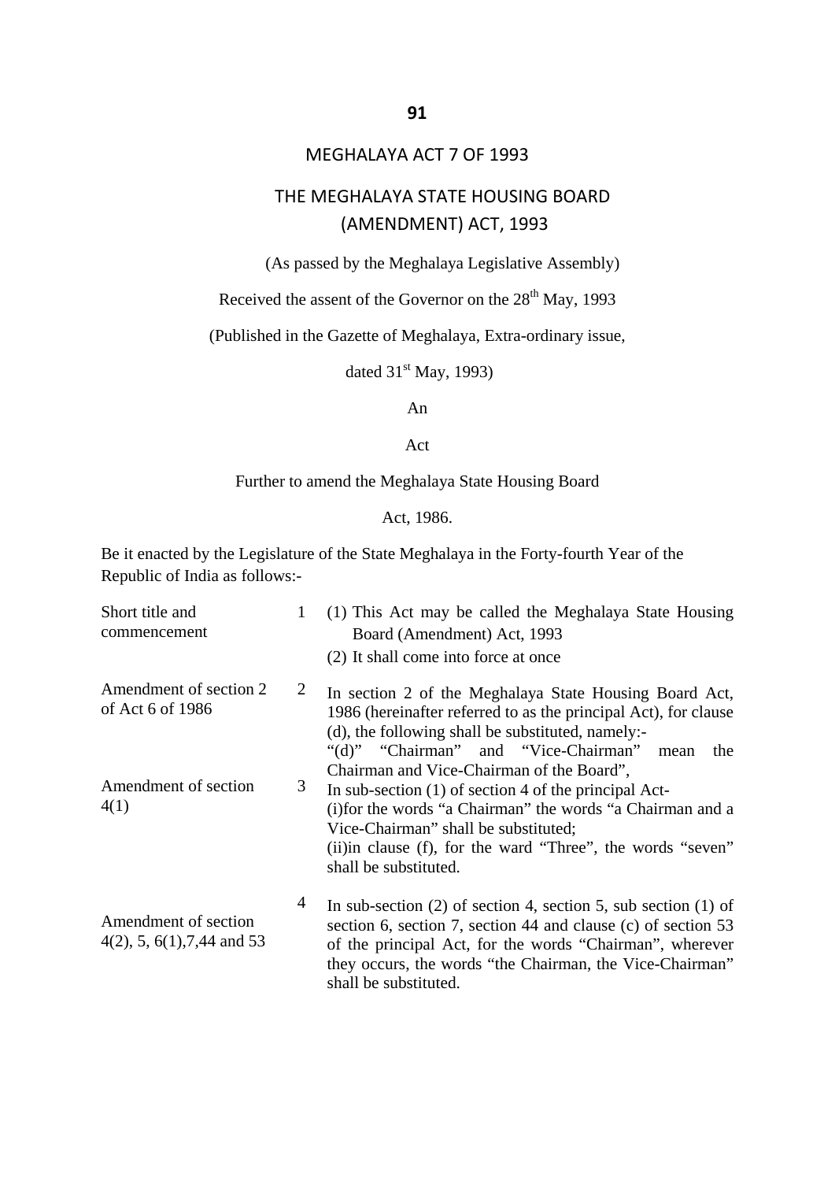# MEGHALAYA ACT 7 OF 1993

## THE MEGHALAYA STATE HOUSING BOARD (AMENDMENT) ACT, 1993

(As passed by the Meghalaya Legislative Assembly)

Received the assent of the Governor on the 28th May, 1993

(Published in the Gazette of Meghalaya, Extra-ordinary issue, dated 31st May, 1993)

An

Act

Further to amend the Meghalaya State Housing Board Act, 1986.

Be it enacted by the Legislature of the State Meghalaya in the Forty-fourth Year of the Republic of India as follows:-

| | | |
|---|---|---|
| Short title and commencement | 1 | (1) This Act may be called the Meghalaya State Housing Board (Amendment) Act, 1993<br>(2) It shall come into force at once |
| Amendment of section 2 of Act 6 of 1986 | 2 | In section 2 of the Meghalaya State Housing Board Act, 1986 (hereinafter referred to as the principal Act), for clause (d), the following shall be substituted, namely:-<br>"(d)" "Chairman" and "Vice-Chairman" mean the Chairman and Vice-Chairman of the Board", |
| Amendment of section 4(1) | 3 | In sub-section (1) of section 4 of the principal Act-<br>(i)for the words "a Chairman" the words "a Chairman and a Vice-Chairman" shall be substituted;<br>(ii)in clause (f), for the ward "Three", the words "seven" shall be substituted. |
| Amendment of section 4(2), 5, 6(1),7,44 and 53 | 4 | In sub-section (2) of section 4, section 5, sub section (1) of section 6, section 7, section 44 and clause (c) of section 53 of the principal Act, for the words "Chairman", wherever they occurs, the words "the Chairman, the Vice-Chairman" shall be substituted. |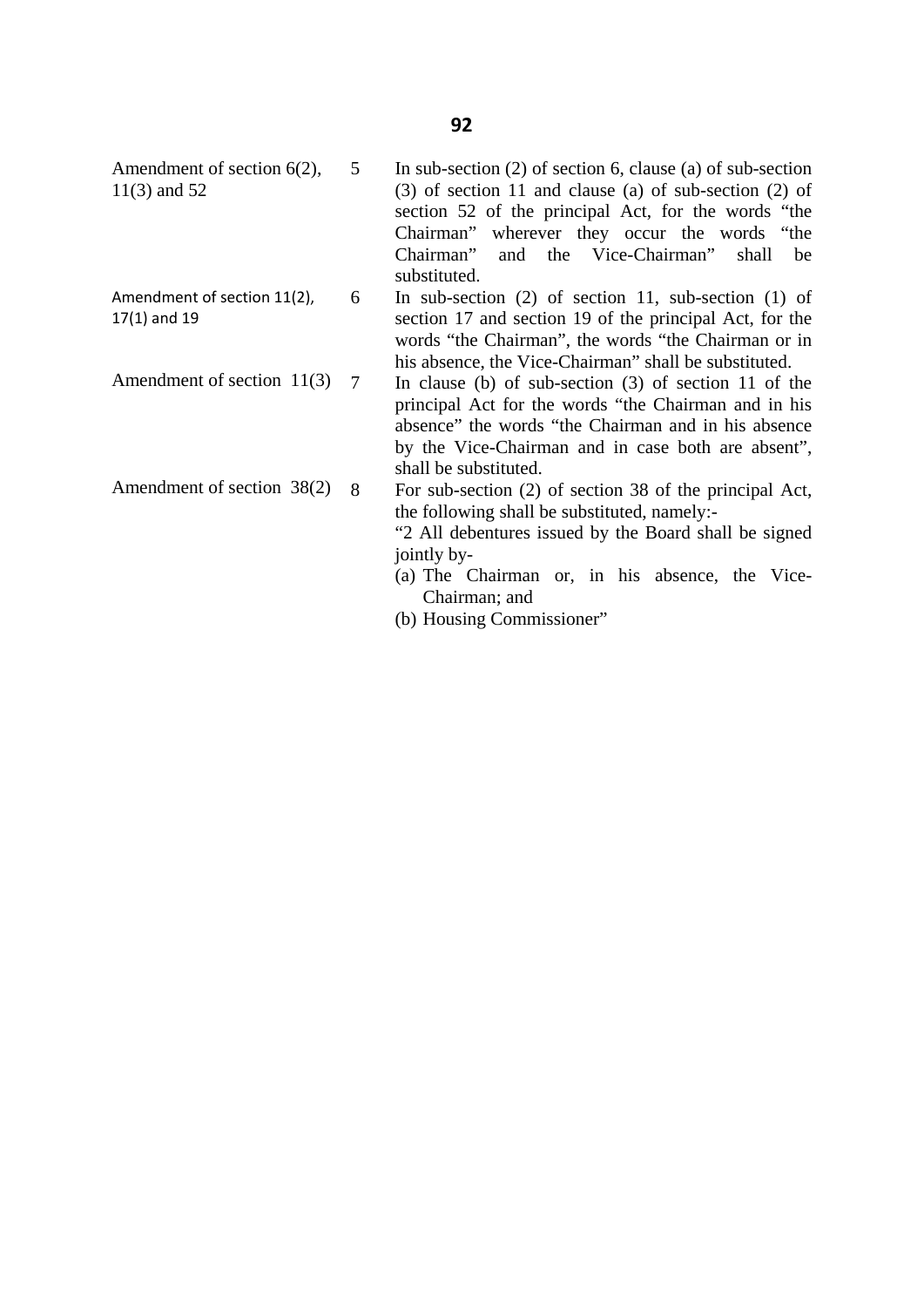**Amendment of section 6(2), 11(3) and 52**

5 In sub-section (2) of section 6, clause (a) of sub-section (3) of section 11 and clause (a) of sub-section (2) of section 52 of the principal Act, for the words "the Chairman" wherever they occur the words "the Chairman" and the Vice-Chairman" shall be substituted.

**Amendment of section 11(2), 17(1) and 19**

6 In sub-section (2) of section 11, sub-section (1) of section 17 and section 19 of the principal Act, for the words "the Chairman", the words "the Chairman or in his absence, the Vice-Chairman" shall be substituted.

**Amendment of section 11(3)**

7 In clause (b) of sub-section (3) of section 11 of the principal Act for the words "the Chairman and in his absence" the words "the Chairman and in his absence by the Vice-Chairman and in case both are absent", shall be substituted.

**Amendment of section 38(2)**

8 For sub-section (2) of section 38 of the principal Act, the following shall be substituted, namely:-

"2 All debentures issued by the Board shall be signed jointly by-

(a) The Chairman or, in his absence, the Vice-Chairman; and

(b) Housing Commissioner"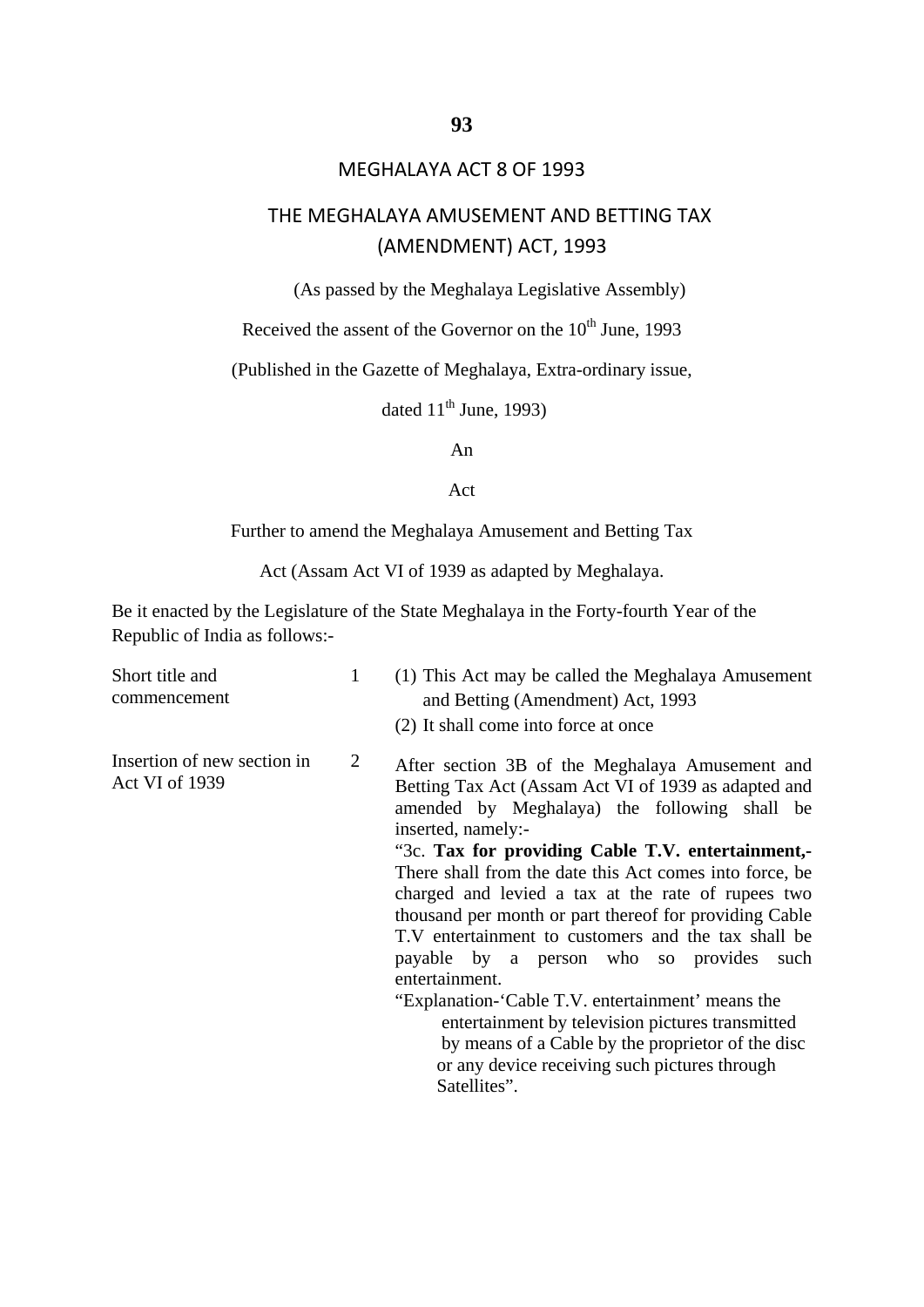# MEGHALAYA ACT 8 OF 1993

## THE MEGHALAYA AMUSEMENT AND BETTING TAX (AMENDMENT) ACT, 1993

(As passed by the Meghalaya Legislative Assembly)

Received the assent of the Governor on the 10th June, 1993

(Published in the Gazette of Meghalaya, Extra-ordinary issue, dated 11th June, 1993)

An

Act

Further to amend the Meghalaya Amusement and Betting Tax Act (Assam Act VI of 1939 as adapted by Meghalaya.

Be it enacted by the Legislature of the State Meghalaya in the Forty-fourth Year of the Republic of India as follows:-

Short title and commencement

1 (1) This Act may be called the Meghalaya Amusement and Betting (Amendment) Act, 1993

(2) It shall come into force at once

Insertion of new section in Act VI of 1939

2 After section 3B of the Meghalaya Amusement and Betting Tax Act (Assam Act VI of 1939 as adapted and amended by Meghalaya) the following shall be inserted, namely:-

"3c. **Tax for providing Cable T.V. entertainment,-** There shall from the date this Act comes into force, be charged and levied a tax at the rate of rupees two thousand per month or part thereof for providing Cable T.V entertainment to customers and the tax shall be payable by a person who so provides such entertainment.

"Explanation-'Cable T.V. entertainment' means the entertainment by television pictures transmitted by means of a Cable by the proprietor of the disc or any device receiving such pictures through Satellites".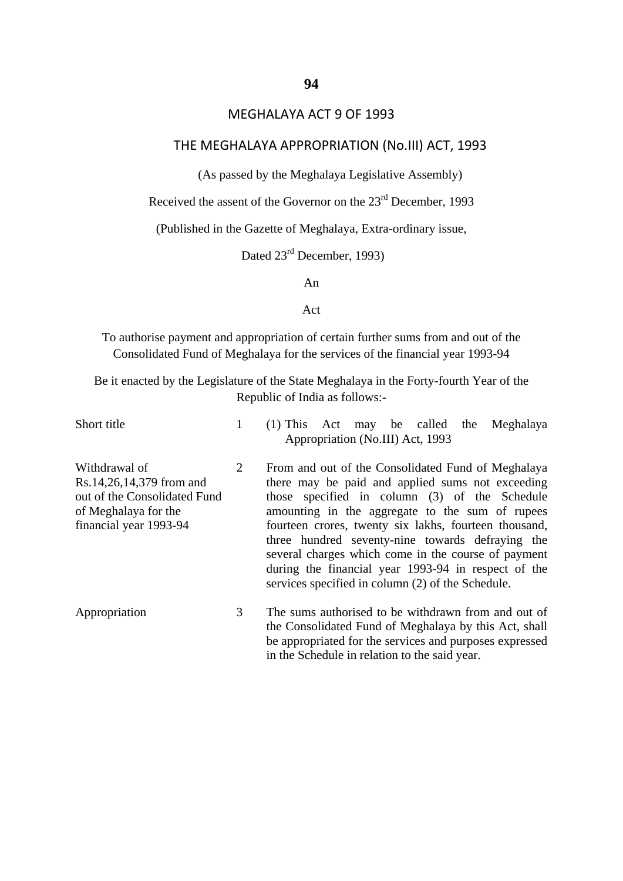# MEGHALAYA ACT 9 OF 1993

## THE MEGHALAYA APPROPRIATION (No.III) ACT, 1993

(As passed by the Meghalaya Legislative Assembly)

Received the assent of the Governor on the 23rd December, 1993

(Published in the Gazette of Meghalaya, Extra-ordinary issue,

Dated 23rd December, 1993)

An

Act

To authorise payment and appropriation of certain further sums from and out of the Consolidated Fund of Meghalaya for the services of the financial year 1993-94

Be it enacted by the Legislature of the State Meghalaya in the Forty-fourth Year of the Republic of India as follows:-

| | | |
|---|---|---|
| Short title | 1 | (1) This Act may be called the Meghalaya Appropriation (No.III) Act, 1993 |
| Withdrawal of Rs.14,26,14,379 from and out of the Consolidated Fund of Meghalaya for the financial year 1993-94 | 2 | From and out of the Consolidated Fund of Meghalaya there may be paid and applied sums not exceeding those specified in column (3) of the Schedule amounting in the aggregate to the sum of rupees fourteen crores, twenty six lakhs, fourteen thousand, three hundred seventy-nine towards defraying the several charges which come in the course of payment during the financial year 1993-94 in respect of the services specified in column (2) of the Schedule. |
| Appropriation | 3 | The sums authorised to be withdrawn from and out of the Consolidated Fund of Meghalaya by this Act, shall be appropriated for the services and purposes expressed in the Schedule in relation to the said year. |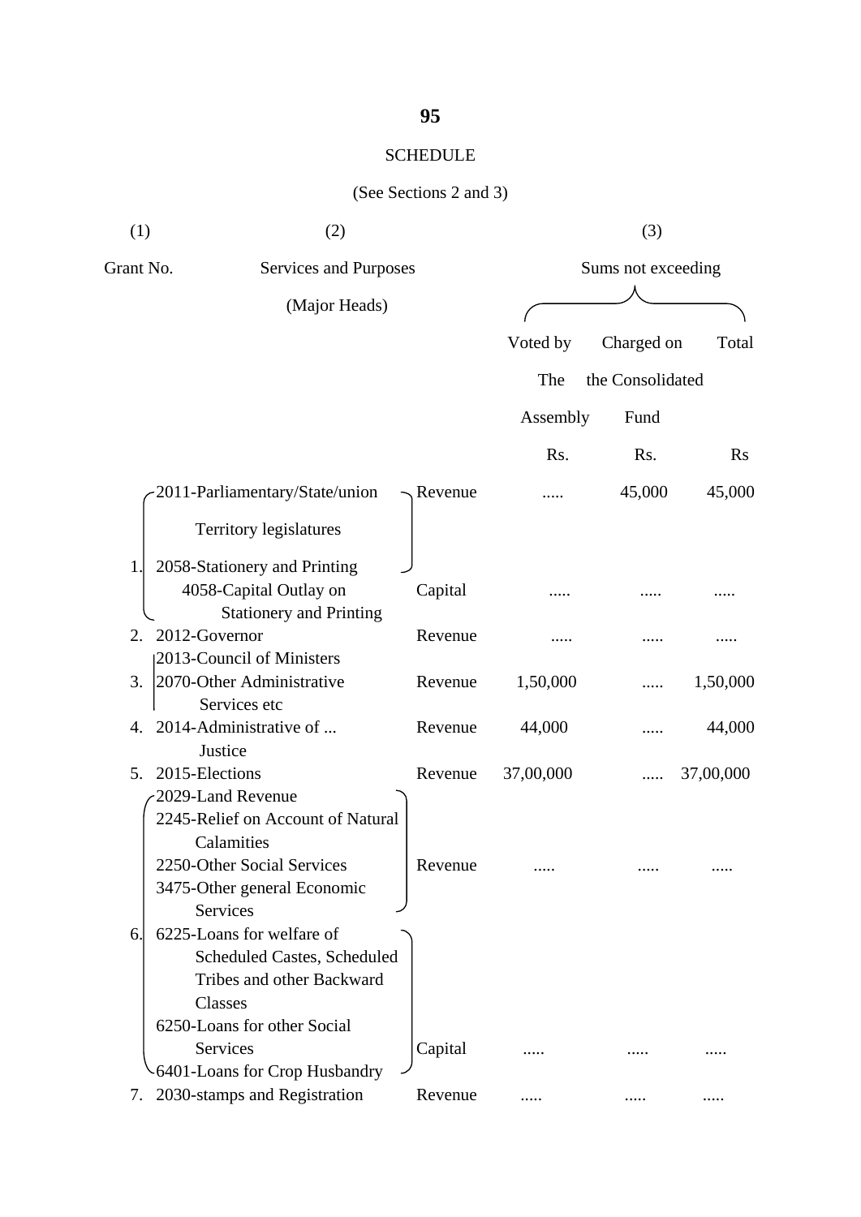## SCHEDULE

(See Sections 2 and 3)

| (1) | (2) | | (3) | | |
|---|---|---|---|---|---|
| Grant No. | Services and Purposes (Major Heads) | | Sums not exceeding | | |
| | | | Voted by The Assembly | Charged on the Consolidated Fund | Total |
| | | | Rs. | Rs. | Rs |
| 1. | 2011-Parliamentary/State/union Territory legislatures<br>2058-Stationery and Printing | Revenue | ..... | 45,000 | 45,000 |
| | 4058-Capital Outlay on Stationery and Printing | Capital | ..... | ..... | ..... |
| 2. | 2012-Governor | Revenue | ..... | ..... | ..... |
| 3. | 2013-Council of Ministers<br>2070-Other Administrative Services etc | Revenue | 1,50,000 | ..... | 1,50,000 |
| 4. | 2014-Administrative of ... Justice | Revenue | 44,000 | ..... | 44,000 |
| 5. | 2015-Elections | Revenue | 37,00,000 | ..... | 37,00,000 |
| 6. | 2029-Land Revenue<br>2245-Relief on Account of Natural Calamities<br>2250-Other Social Services<br>3475-Other general Economic Services | Revenue | ..... | ..... | ..... |
| | 6225-Loans for welfare of Scheduled Castes, Scheduled Tribes and other Backward Classes<br>6250-Loans for other Social Services<br>6401-Loans for Crop Husbandry | Capital | ..... | ..... | ..... |
| 7. | 2030-stamps and Registration | Revenue | ..... | ..... | ..... |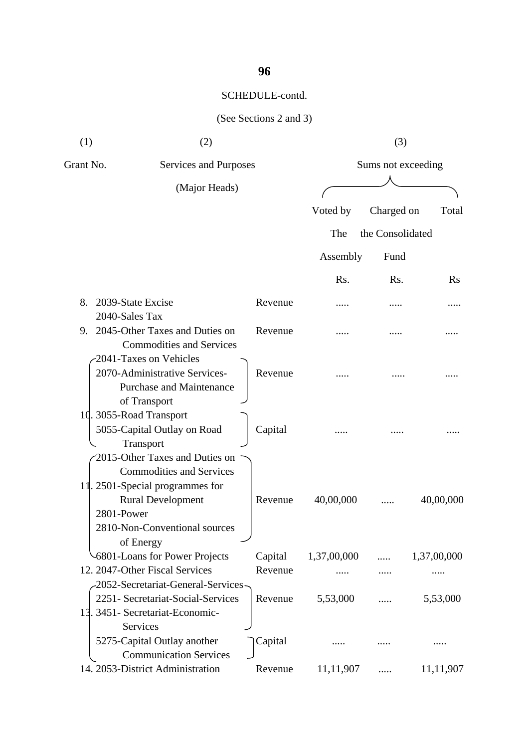SCHEDULE-contd.

(See Sections 2 and 3)

| (1) | (2) | | (3) | | |
|---|---|---|---|---|---|
| Grant No. | Services and Purposes (Major Heads) | | Sums not exceeding | | |
| | | | Voted by The Assembly | Charged on the Consolidated Fund | Total |
| | | | Rs. | Rs. | Rs |
| 8. | 2039-State Excise<br>2040-Sales Tax | Revenue | ..... | ..... | ..... |
| 9. | 2045-Other Taxes and Duties on Commodities and Services | Revenue | ..... | ..... | ..... |
| 10. | 2041-Taxes on Vehicles<br>2070-Administrative Services-Purchase and Maintenance of Transport | Revenue | ..... | ..... | ..... |
| | 3055-Road Transport<br>5055-Capital Outlay on Road Transport | Capital | ..... | ..... | ..... |
| 11. | 2015-Other Taxes and Duties on Commodities and Services<br>2501-Special programmes for Rural Development<br>2801-Power<br>2810-Non-Conventional sources of Energy | Revenue | 40,00,000 | ..... | 40,00,000 |
| | 6801-Loans for Power Projects | Capital | 1,37,00,000 | ..... | 1,37,00,000 |
| 12. | 2047-Other Fiscal Services | Revenue | ..... | ..... | ..... |
| 13. | 2052-Secretariat-General-Services<br>2251- Secretariat-Social-Services<br>3451- Secretariat-Economic-Services | Revenue | 5,53,000 | ..... | 5,53,000 |
| | 5275-Capital Outlay another Communication Services | Capital | ..... | ..... | ..... |
| 14. | 2053-District Administration | Revenue | 11,11,907 | ..... | 11,11,907 |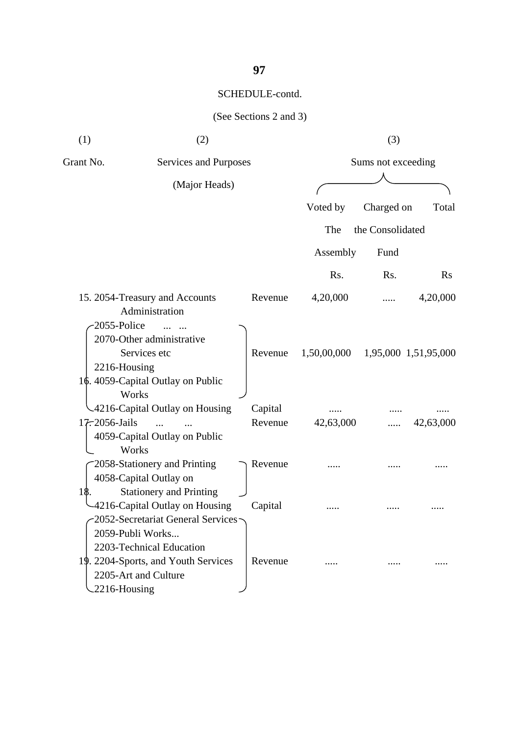SCHEDULE-contd.

(See Sections 2 and 3)

| (1) | (2) | | (3) | | |
|---|---|---|---|---|---|
| Grant No. | Services and Purposes (Major Heads) | | Sums not exceeding | | |
| | | | Voted by The Assembly | Charged on the Consolidated Fund | Total |
| | | | Rs. | Rs. | Rs |
| 15. | 2054-Treasury and Accounts Administration | Revenue | 4,20,000 | ..... | 4,20,000 |
| 16. | 2055-Police ... ... <br> 2070-Other administrative Services etc <br> 2216-Housing <br> 4059-Capital Outlay on Public Works | Revenue | 1,50,00,000 | 1,95,000 | 1,51,95,000 |
| | 4216-Capital Outlay on Housing | Capital | ..... | ..... | ..... |
| 17. | 2056-Jails ... ... <br> 4059-Capital Outlay on Public Works | Revenue | 42,63,000 | ..... | 42,63,000 |
| 18. | 2058-Stationery and Printing <br> 4058-Capital Outlay on Stationery and Printing | Revenue | ..... | ..... | ..... |
| | 4216-Capital Outlay on Housing | Capital | ..... | ..... | ..... |
| 19. | 2052-Secretariat General Services <br> 2059-Publi Works... <br> 2203-Technical Education <br> 2204-Sports, and Youth Services <br> 2205-Art and Culture <br> 2216-Housing | Revenue | ..... | ..... | ..... |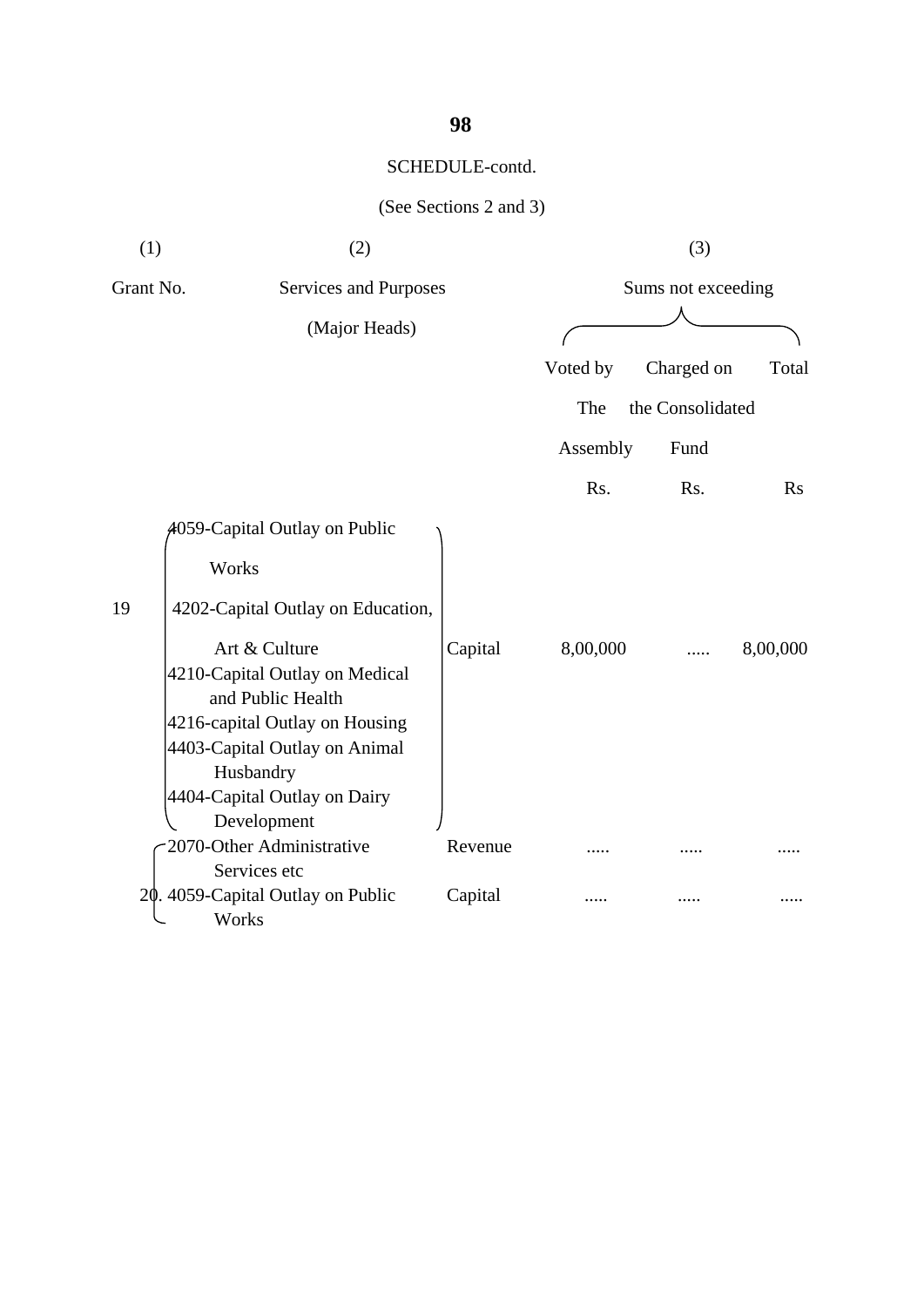SCHEDULE-contd.

(See Sections 2 and 3)

| (1) | (2) | | (3) | | |
|---|---|---|---|---|---|
| Grant No. | Services and Purposes (Major Heads) | | Sums not exceeding | | |
| | | | Voted by The Assembly | Charged on the Consolidated Fund | Total |
| | | | Rs. | Rs. | Rs |
| 19 | 4059-Capital Outlay on Public Works<br>4202-Capital Outlay on Education, Art & Culture<br>4210-Capital Outlay on Medical and Public Health<br>4216-capital Outlay on Housing<br>4403-Capital Outlay on Animal Husbandry<br>4404-Capital Outlay on Dairy Development | Capital | 8,00,000 | ..... | 8,00,000 |
| 20. | 2070-Other Administrative Services etc | Revenue | ..... | ..... | ..... |
| | 4059-Capital Outlay on Public Works | Capital | ..... | ..... | ..... |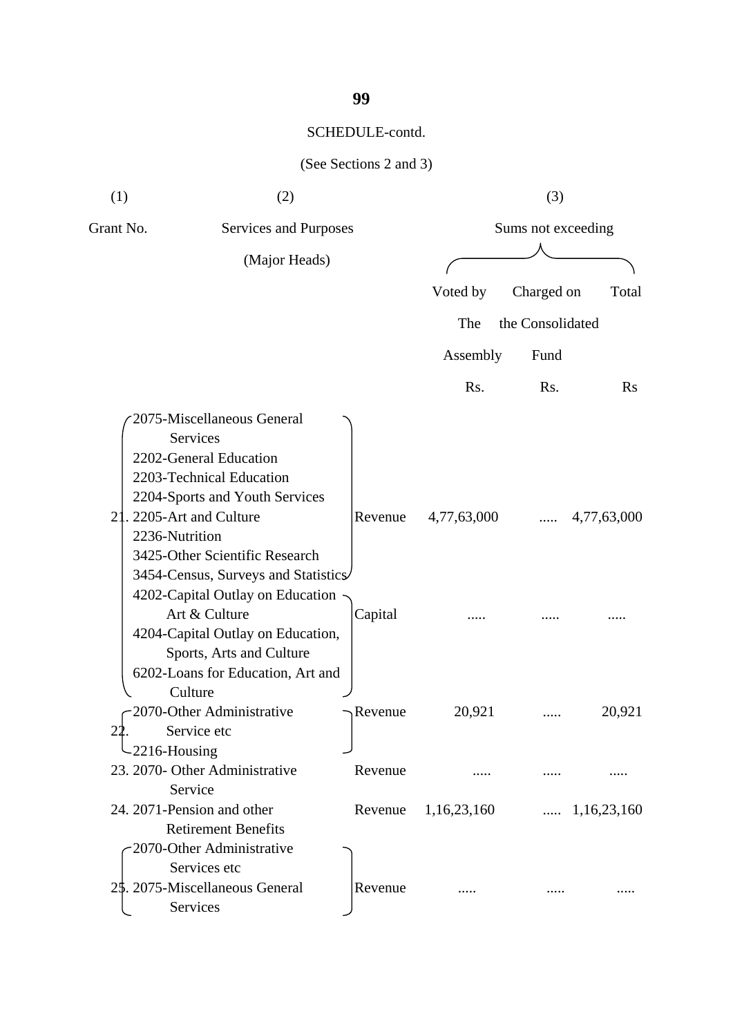SCHEDULE-contd.

(See Sections 2 and 3)

| (1) | (2) | | (3) | | |
|---|---|---|---|---|---|
| Grant No. | Services and Purposes (Major Heads) | | Sums not exceeding | | |
| | | | Voted by The Assembly | Charged on the Consolidated Fund | Total |
| | | | Rs. | Rs. | Rs |
| 21. | 2075-Miscellaneous General Services<br>2202-General Education<br>2203-Technical Education<br>2204-Sports and Youth Services<br>2205-Art and Culture<br>2236-Nutrition<br>3425-Other Scientific Research<br>3454-Census, Surveys and Statistics | Revenue | 4,77,63,000 | ..... | 4,77,63,000 |
| | 4202-Capital Outlay on Education Art & Culture<br>4204-Capital Outlay on Education, Sports, Arts and Culture<br>6202-Loans for Education, Art and Culture | Capital | ..... | ..... | ..... |
| 22. | 2070-Other Administrative Service etc<br>2216-Housing | Revenue | 20,921 | ..... | 20,921 |
| 23. | 2070- Other Administrative Service | Revenue | ..... | ..... | ..... |
| 24. | 2071-Pension and other Retirement Benefits | Revenue | 1,16,23,160 | ..... | 1,16,23,160 |
| 25. | 2070-Other Administrative Services etc<br>2075-Miscellaneous General Services | Revenue | ..... | ..... | ..... |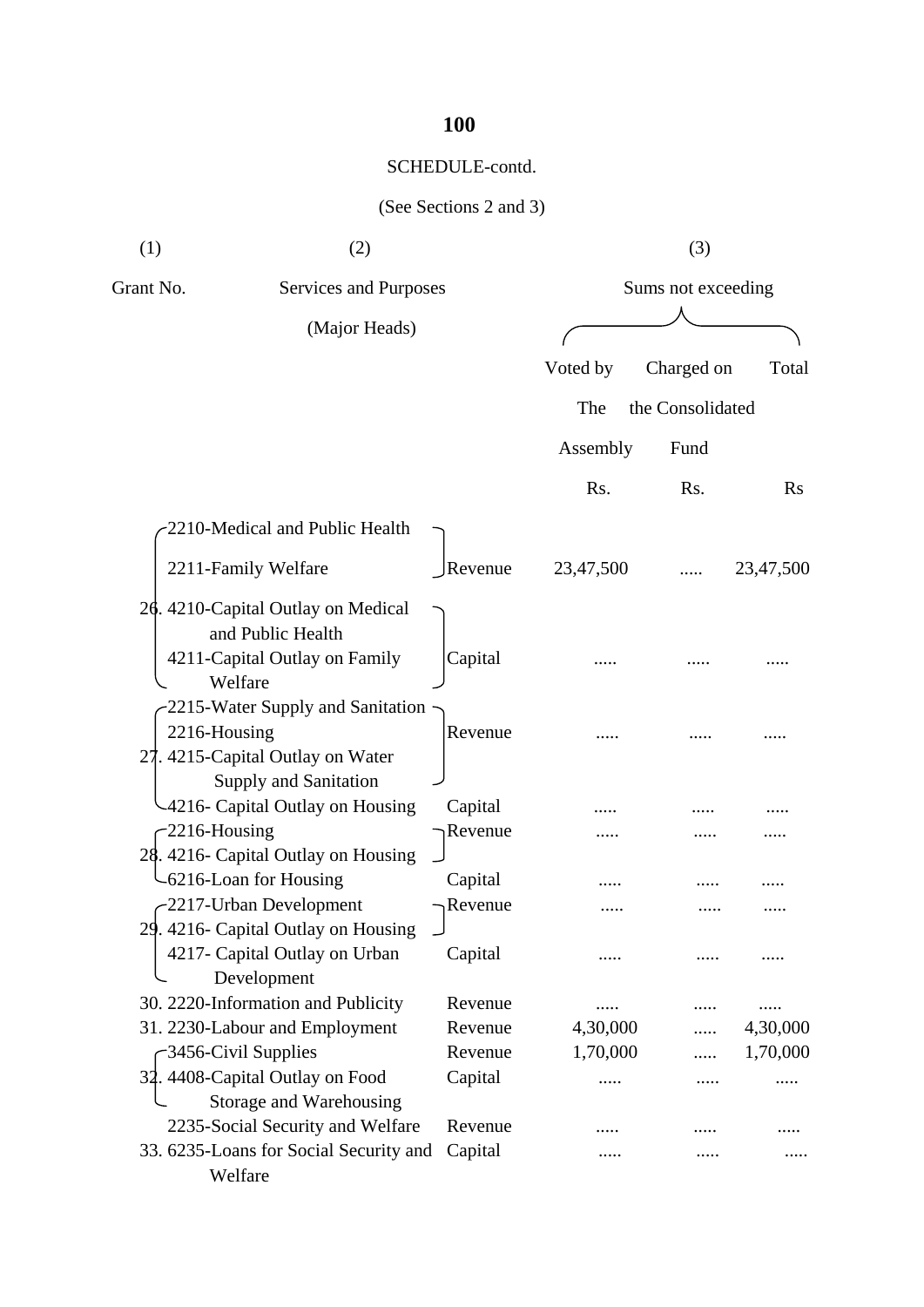SCHEDULE-contd.

(See Sections 2 and 3)

| (1) | (2) | | (3) | | |
|---|---|---|---|---|---|
| Grant No. | Services and Purposes (Major Heads) | | Sums not exceeding | | |
| | | | Voted by The Assembly | Charged on the Consolidated Fund | Total |
| | | | Rs. | Rs. | Rs |
| 26. | 2210-Medical and Public Health<br>2211-Family Welfare | Revenue | 23,47,500 | ..... | 23,47,500 |
| | 4210-Capital Outlay on Medical and Public Health<br>4211-Capital Outlay on Family Welfare | Capital | ..... | ..... | ..... |
| 27. | 2215-Water Supply and Sanitation<br>2216-Housing<br>4215-Capital Outlay on Water Supply and Sanitation | Revenue | ..... | ..... | ..... |
| | 4216- Capital Outlay on Housing | Capital | ..... | ..... | ..... |
| 28. | 2216-Housing<br>4216- Capital Outlay on Housing | Revenue | ..... | ..... | ..... |
| | 6216-Loan for Housing | Capital | ..... | ..... | ..... |
| 29. | 2217-Urban Development<br>4216- Capital Outlay on Housing | Revenue | ..... | ..... | ..... |
| | 4217- Capital Outlay on Urban Development | Capital | ..... | ..... | ..... |
| 30. | 2220-Information and Publicity | Revenue | ..... | ..... | ..... |
| 31. | 2230-Labour and Employment | Revenue | 4,30,000 | ..... | 4,30,000 |
| 32. | 3456-Civil Supplies | Revenue | 1,70,000 | ..... | 1,70,000 |
| | 4408-Capital Outlay on Food Storage and Warehousing | Capital | ..... | ..... | ..... |
| 33. | 2235-Social Security and Welfare | Revenue | ..... | ..... | ..... |
| | 6235-Loans for Social Security and Welfare | Capital | ..... | ..... | ..... |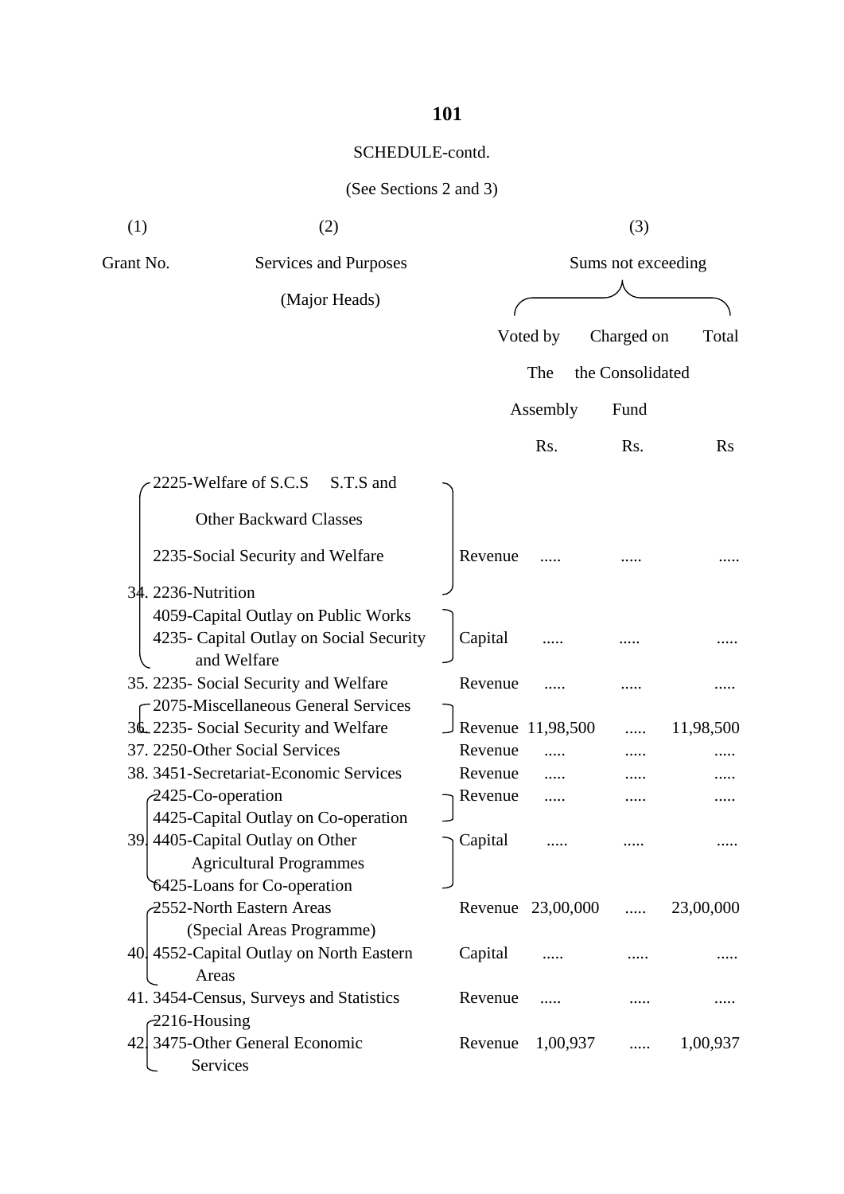SCHEDULE-contd.

(See Sections 2 and 3)

| (1) | (2) | | (3) | | |
|---|---|---|---|---|---|
| Grant No. | Services and Purposes (Major Heads) | | Sums not exceeding | | |
| | | | Voted by The Assembly | Charged on the Consolidated Fund | Total |
| | | | Rs. | Rs. | Rs |
| 34. | 2225-Welfare of S.C.S S.T.S and Other Backward Classes<br>2235-Social Security and Welfare<br>2236-Nutrition | Revenue | ..... | ..... | ..... |
| | 4059-Capital Outlay on Public Works<br>4235- Capital Outlay on Social Security and Welfare | Capital | ..... | ..... | ..... |
| 35. | 2235- Social Security and Welfare | Revenue | ..... | ..... | ..... |
| 36. | 2075-Miscellaneous General Services<br>2235- Social Security and Welfare | Revenue | 11,98,500 | ..... | 11,98,500 |
| 37. | 2250-Other Social Services | Revenue | ..... | ..... | ..... |
| 38. | 3451-Secretariat-Economic Services | Revenue | ..... | ..... | ..... |
| 39. | 2425-Co-operation | Revenue | ..... | ..... | ..... |
| | 4425-Capital Outlay on Co-operation<br>4405-Capital Outlay on Other Agricultural Programmes<br>6425-Loans for Co-operation | Capital | ..... | ..... | ..... |
| 40. | 2552-North Eastern Areas (Special Areas Programme) | Revenue | 23,00,000 | ..... | 23,00,000 |
| | 4552-Capital Outlay on North Eastern Areas | Capital | ..... | ..... | ..... |
| 41. | 3454-Census, Surveys and Statistics | Revenue | ..... | ..... | ..... |
| 42. | 2216-Housing<br>3475-Other General Economic Services | Revenue | 1,00,937 | ..... | 1,00,937 |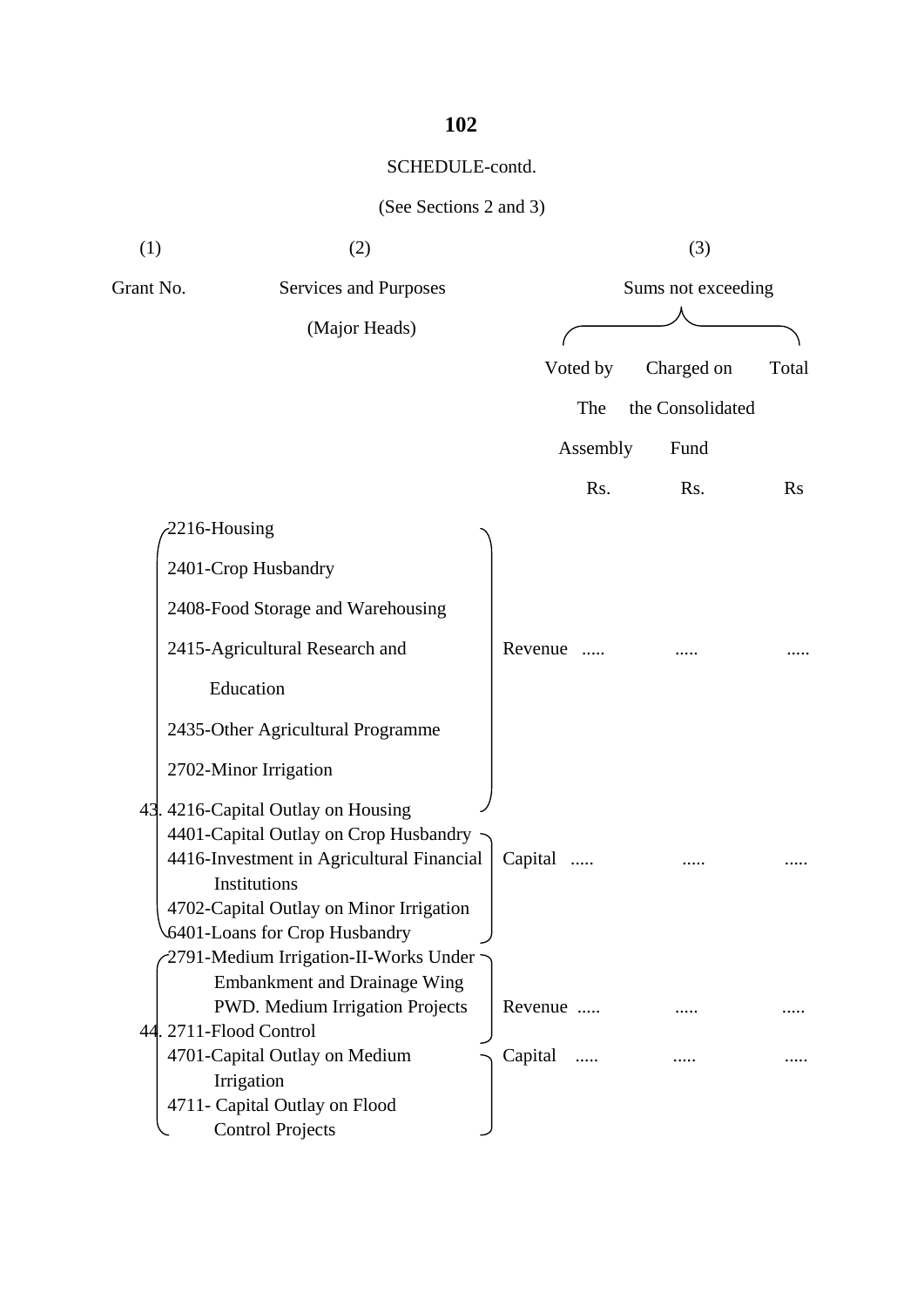SCHEDULE-contd.

(See Sections 2 and 3)

| (1) | (2) | | (3) | | |
|---|---|---|---|---|---|
| Grant No. | Services and Purposes (Major Heads) | | Sums not exceeding | | |
| | | | Voted by The Assembly | Charged on the Consolidated Fund | Total |
| | | | Rs. | Rs. | Rs |
| 43. | 2216-Housing<br>2401-Crop Husbandry<br>2408-Food Storage and Warehousing<br>2415-Agricultural Research and Education<br>2435-Other Agricultural Programme<br>2702-Minor Irrigation<br>4216-Capital Outlay on Housing | Revenue | ..... | ..... | ..... |
| | 4401-Capital Outlay on Crop Husbandry<br>4416-Investment in Agricultural Financial Institutions<br>4702-Capital Outlay on Minor Irrigation<br>6401-Loans for Crop Husbandry | Capital | ..... | ..... | ..... |
| 44. | 2791-Medium Irrigation-II-Works Under Embankment and Drainage Wing PWD. Medium Irrigation Projects<br>2711-Flood Control | Revenue | ..... | ..... | ..... |
| | 4701-Capital Outlay on Medium Irrigation<br>4711- Capital Outlay on Flood Control Projects | Capital | ..... | ..... | ..... |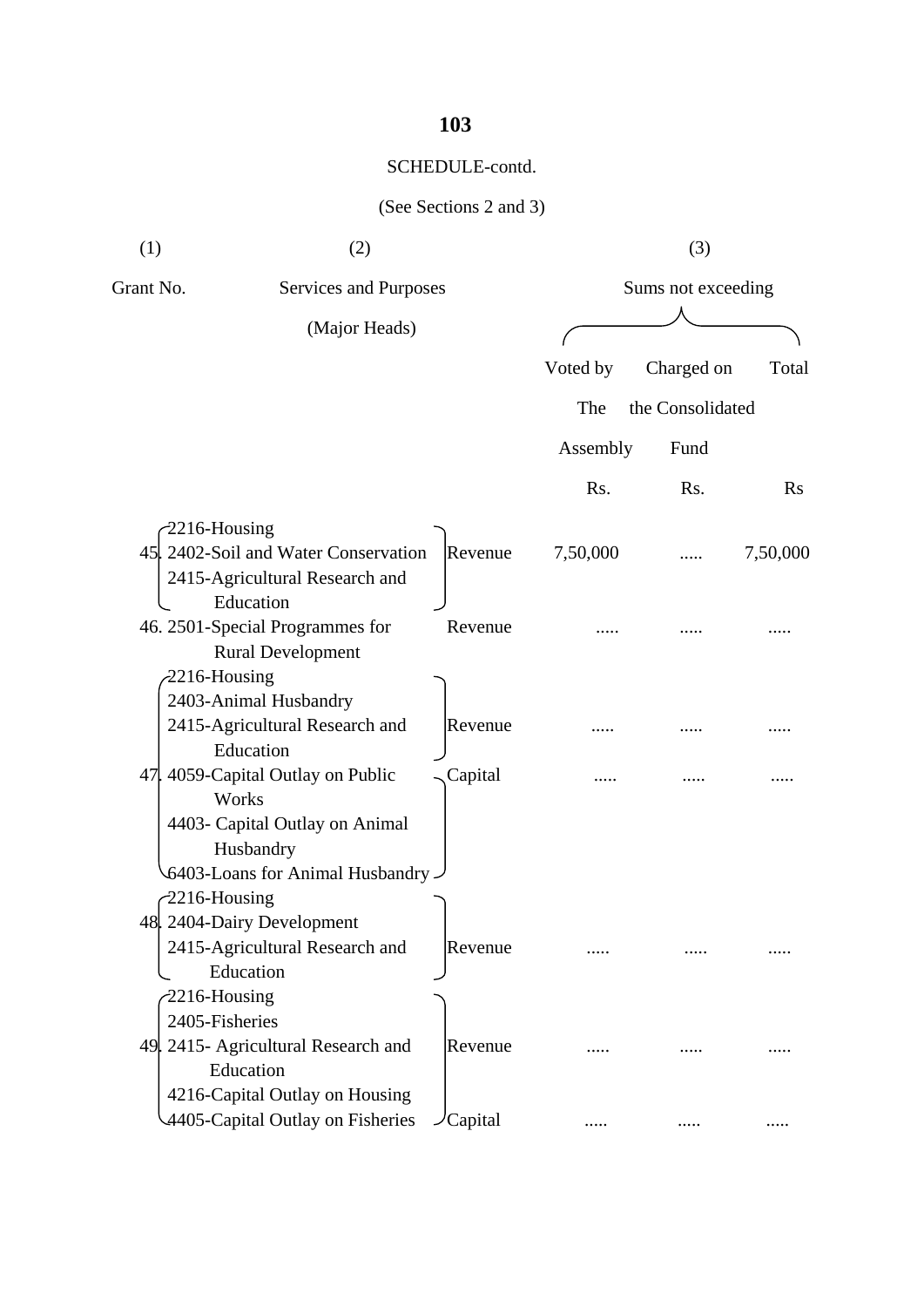SCHEDULE-contd.

(See Sections 2 and 3)

| (1) | (2) | | (3) | | |
|---|---|---|---|---|---|
| Grant No. | Services and Purposes (Major Heads) | | Sums not exceeding | | |
| | | | Voted by The Assembly | Charged on the Consolidated Fund | Total |
| | | | Rs. | Rs. | Rs |
| 45. | 2216-Housing<br>2402-Soil and Water Conservation<br>2415-Agricultural Research and Education | Revenue | 7,50,000 | ..... | 7,50,000 |
| 46. | 2501-Special Programmes for Rural Development | Revenue | ..... | ..... | ..... |
| 47. | 2216-Housing<br>2403-Animal Husbandry<br>2415-Agricultural Research and Education | Revenue | ..... | ..... | ..... |
| | 4059-Capital Outlay on Public Works<br>4403- Capital Outlay on Animal Husbandry<br>6403-Loans for Animal Husbandry | Capital | ..... | ..... | ..... |
| 48. | 2216-Housing<br>2404-Dairy Development<br>2415-Agricultural Research and Education | Revenue | ..... | ..... | ..... |
| 49. | 2216-Housing<br>2405-Fisheries<br>2415- Agricultural Research and Education | Revenue | ..... | ..... | ..... |
| | 4216-Capital Outlay on Housing<br>4405-Capital Outlay on Fisheries | Capital | ..... | ..... | ..... |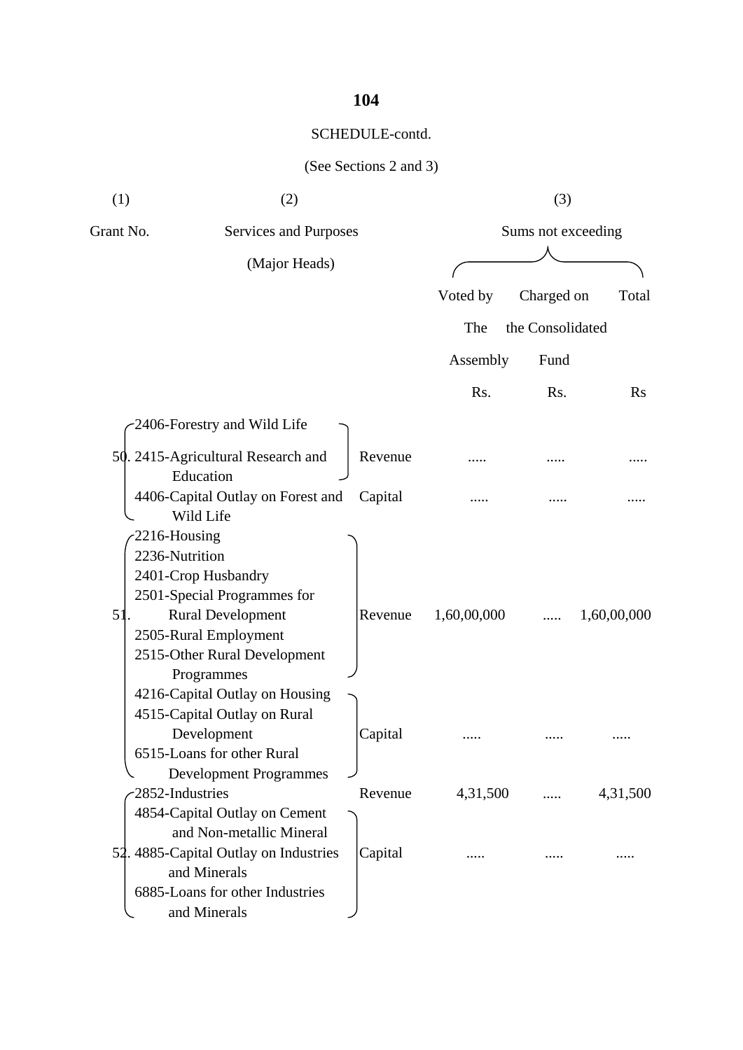SCHEDULE-contd.

(See Sections 2 and 3)

| (1) | (2) | | (3) | | |
|---|---|---|---|---|---|
| Grant No. | Services and Purposes (Major Heads) | | Sums not exceeding | | |
| | | | Voted by The Assembly | Charged on the Consolidated Fund | Total |
| | | | Rs. | Rs. | Rs |
| 50. | 2406-Forestry and Wild Life<br>2415-Agricultural Research and Education | Revenue | ..... | ..... | ..... |
| | 4406-Capital Outlay on Forest and Wild Life | Capital | ..... | ..... | ..... |
| 51. | 2216-Housing<br>2236-Nutrition<br>2401-Crop Husbandry<br>2501-Special Programmes for Rural Development<br>2505-Rural Employment<br>2515-Other Rural Development Programmes | Revenue | 1,60,00,000 | ..... | 1,60,00,000 |
| | 4216-Capital Outlay on Housing<br>4515-Capital Outlay on Rural Development<br>6515-Loans for other Rural Development Programmes | Capital | ..... | ..... | ..... |
| 52. | 2852-Industries | Revenue | 4,31,500 | ..... | 4,31,500 |
| | 4854-Capital Outlay on Cement and Non-metallic Mineral<br>4885-Capital Outlay on Industries and Minerals<br>6885-Loans for other Industries and Minerals | Capital | ..... | ..... | ..... |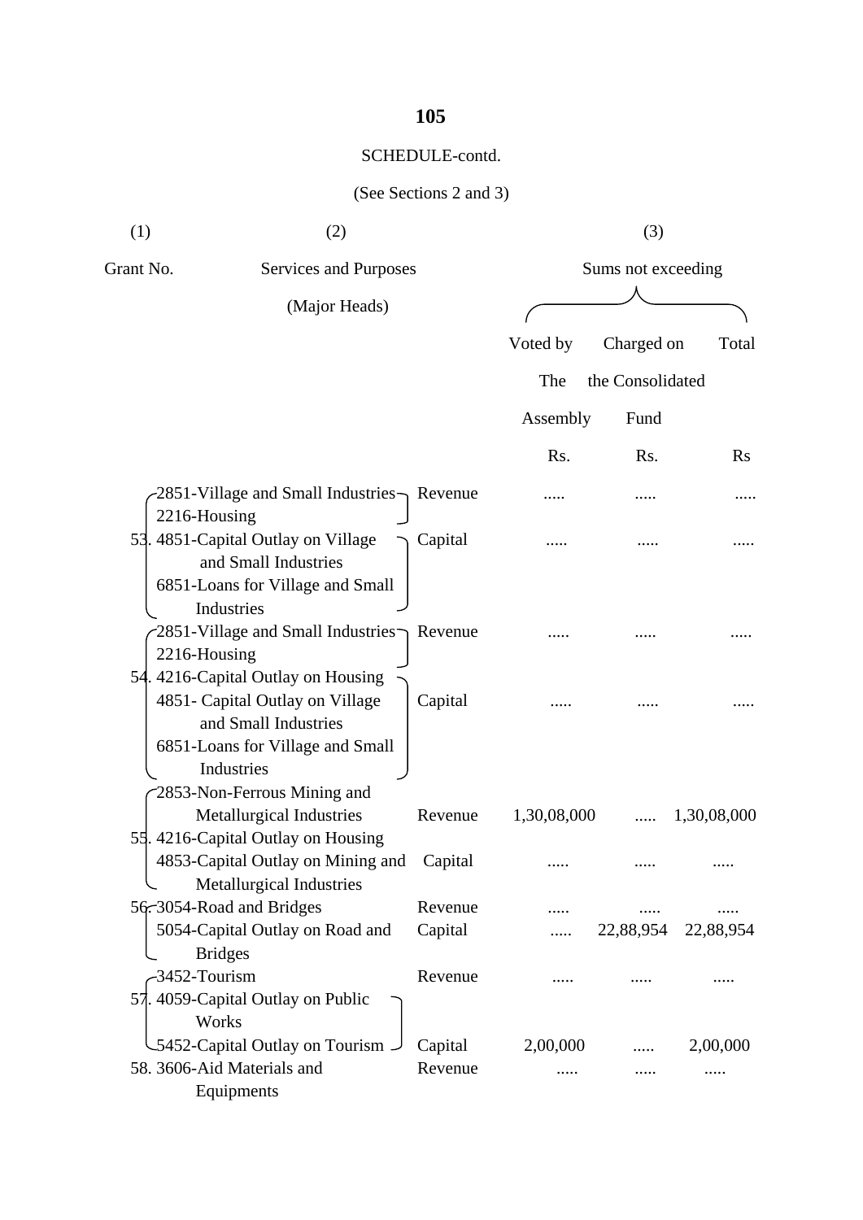SCHEDULE-contd.

(See Sections 2 and 3)

| (1) | (2) | | (3) | | |
|---|---|---|---|---|---|
| Grant No. | Services and Purposes (Major Heads) | | Sums not exceeding | | |
| | | | Voted by The Assembly | Charged on the Consolidated Fund | Total |
| | | | Rs. | Rs. | Rs |
| 53. | 2851-Village and Small Industries<br>2216-Housing | Revenue | ..... | ..... | ..... |
| | 4851-Capital Outlay on Village and Small Industries<br>6851-Loans for Village and Small Industries | Capital | ..... | ..... | ..... |
| 54. | 2851-Village and Small Industries<br>2216-Housing | Revenue | ..... | ..... | ..... |
| | 4216-Capital Outlay on Housing<br>4851- Capital Outlay on Village and Small Industries<br>6851-Loans for Village and Small Industries | Capital | ..... | ..... | ..... |
| 55. | 2853-Non-Ferrous Mining and Metallurgical Industries | Revenue | 1,30,08,000 | ..... | 1,30,08,000 |
| | 4216-Capital Outlay on Housing<br>4853-Capital Outlay on Mining and Metallurgical Industries | Capital | ..... | ..... | ..... |
| 56. | 3054-Road and Bridges | Revenue | ..... | ..... | ..... |
| | 5054-Capital Outlay on Road and Bridges | Capital | ..... | 22,88,954 | 22,88,954 |
| 57. | 3452-Tourism | Revenue | ..... | ..... | ..... |
| | 4059-Capital Outlay on Public Works<br>5452-Capital Outlay on Tourism | Capital | 2,00,000 | ..... | 2,00,000 |
| 58. | 3606-Aid Materials and Equipments | Revenue | ..... | ..... | ..... |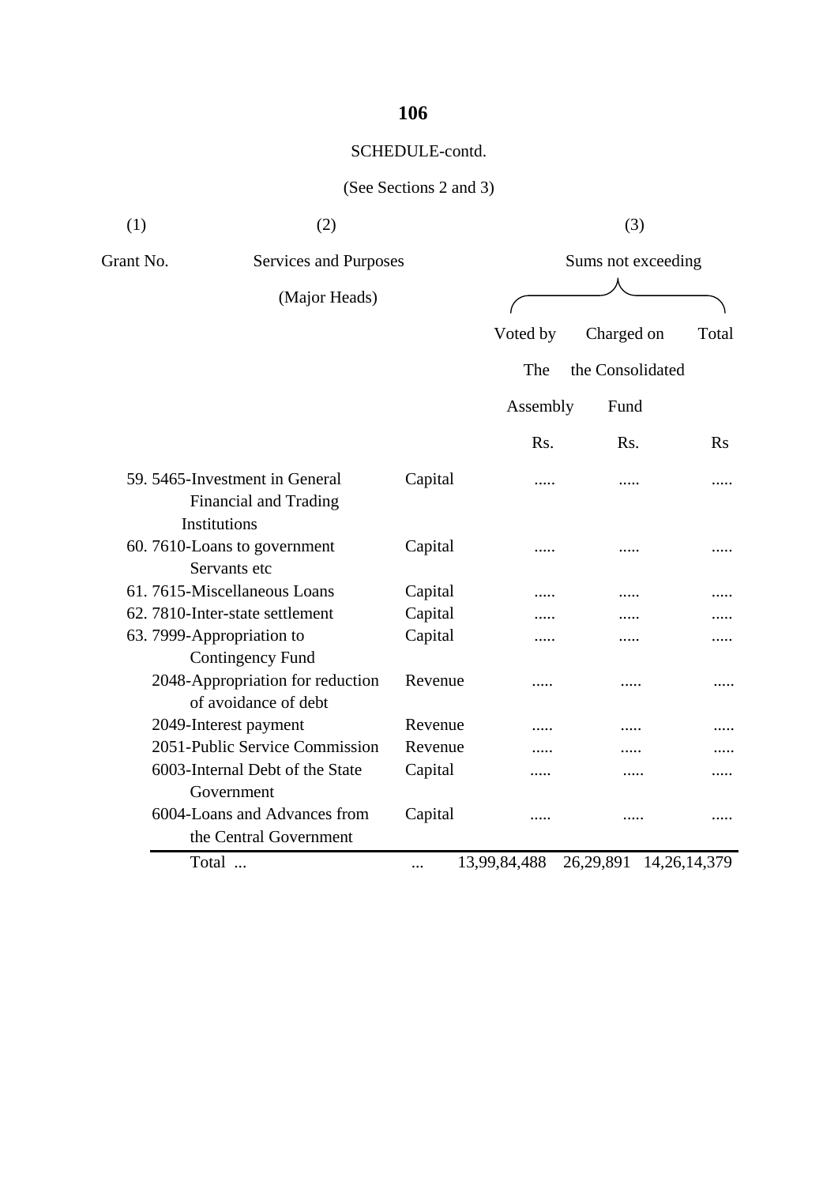SCHEDULE-contd.

(See Sections 2 and 3)

| (1) | (2) | | (3) | | |
|---|---|---|---|---|---|
| Grant No. | Services and Purposes (Major Heads) | | Sums not exceeding | | |
| | | | Voted by The Assembly | Charged on the Consolidated Fund | Total |
| | | | Rs. | Rs. | Rs |
| 59. | 5465-Investment in General Financial and Trading Institutions | Capital | ..... | ..... | ..... |
| 60. | 7610-Loans to government Servants etc | Capital | ..... | ..... | ..... |
| 61. | 7615-Miscellaneous Loans | Capital | ..... | ..... | ..... |
| 62. | 7810-Inter-state settlement | Capital | ..... | ..... | ..... |
| 63. | 7999-Appropriation to Contingency Fund | Capital | ..... | ..... | ..... |
| | 2048-Appropriation for reduction of avoidance of debt | Revenue | ..... | ..... | ..... |
| | 2049-Interest payment | Revenue | ..... | ..... | ..... |
| | 2051-Public Service Commission | Revenue | ..... | ..... | ..... |
| | 6003-Internal Debt of the State Government | Capital | ..... | ..... | ..... |
| | 6004-Loans and Advances from the Central Government | Capital | ..... | ..... | ..... |
| | Total ... | ... | 13,99,84,488 | 26,29,891 | 14,26,14,379 |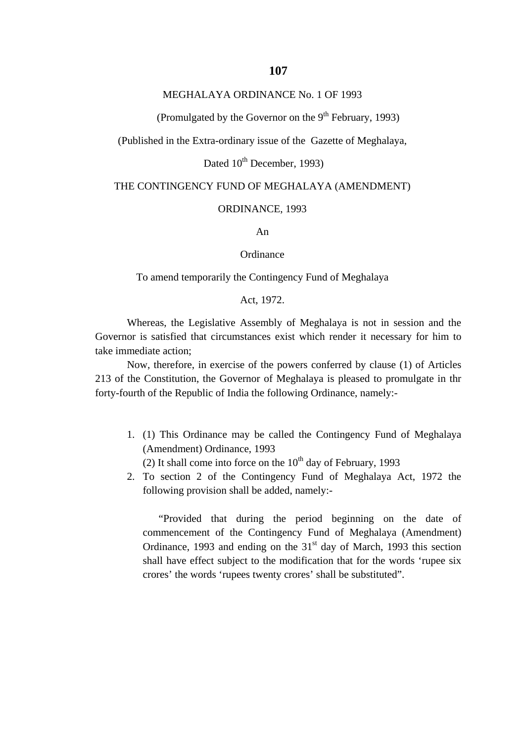MEGHALAYA ORDINANCE No. 1 OF 1993

(Promulgated by the Governor on the 9th February, 1993)

(Published in the Extra-ordinary issue of the Gazette of Meghalaya,

Dated 10th December, 1993)

THE CONTINGENCY FUND OF MEGHALAYA (AMENDMENT)

ORDINANCE, 1993

An

Ordinance

To amend temporarily the Contingency Fund of Meghalaya

Act, 1972.

Whereas, the Legislative Assembly of Meghalaya is not in session and the Governor is satisfied that circumstances exist which render it necessary for him to take immediate action;

Now, therefore, in exercise of the powers conferred by clause (1) of Articles 213 of the Constitution, the Governor of Meghalaya is pleased to promulgate in thr forty-fourth of the Republic of India the following Ordinance, namely:-

1. (1) This Ordinance may be called the Contingency Fund of Meghalaya (Amendment) Ordinance, 1993
   (2) It shall come into force on the 10th day of February, 1993
2. To section 2 of the Contingency Fund of Meghalaya Act, 1972 the following provision shall be added, namely:-

   "Provided that during the period beginning on the date of commencement of the Contingency Fund of Meghalaya (Amendment) Ordinance, 1993 and ending on the 31st day of March, 1993 this section shall have effect subject to the modification that for the words 'rupee six crores' the words 'rupees twenty crores' shall be substituted".